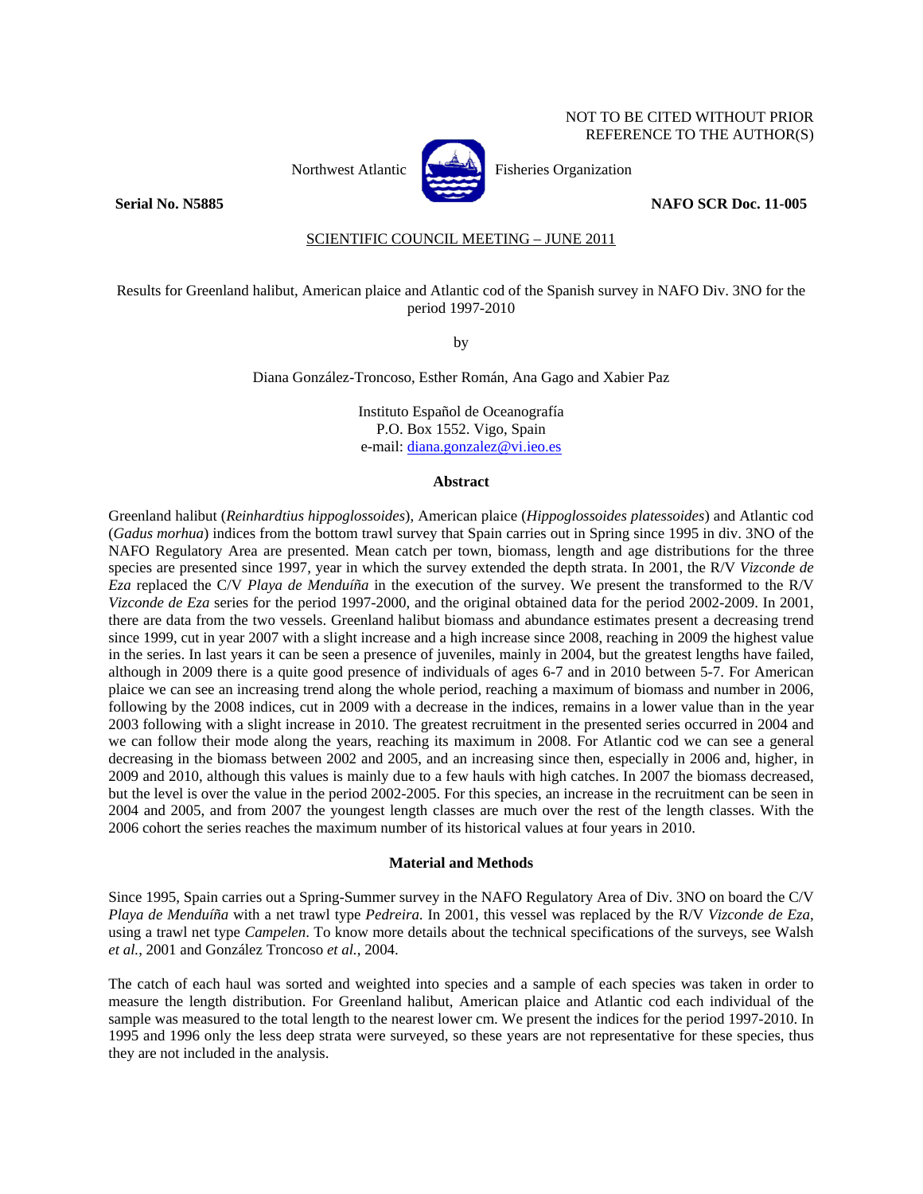NOT TO BE CITED WITHOUT PRIOR REFERENCE TO THE AUTHOR(S)

Northwest Atlantic Fisheries Organization

**Serial No. N5885** **NAFO SCR Doc. 11-005**

SCIENTIFIC COUNCIL MEETING – JUNE 2011

# Results for Greenland halibut, American plaice and Atlantic cod of the Spanish survey in NAFO Div. 3NO for the period 1997-2010

by

Diana González-Troncoso, Esther Román, Ana Gago and Xabier Paz

Instituto Español de Oceanografía
P.O. Box 1552. Vigo, Spain
e-mail: diana.gonzalez@vi.ieo.es

## Abstract

Greenland halibut (*Reinhardtius hippoglossoides*), American plaice (*Hippoglossoides platessoides*) and Atlantic cod (*Gadus morhua*) indices from the bottom trawl survey that Spain carries out in Spring since 1995 in div. 3NO of the NAFO Regulatory Area are presented. Mean catch per town, biomass, length and age distributions for the three species are presented since 1997, year in which the survey extended the depth strata. In 2001, the R/V *Vizconde de Eza* replaced the C/V *Playa de Menduíña* in the execution of the survey. We present the transformed to the R/V *Vizconde de Eza* series for the period 1997-2000, and the original obtained data for the period 2002-2009. In 2001, there are data from the two vessels. Greenland halibut biomass and abundance estimates present a decreasing trend since 1999, cut in year 2007 with a slight increase and a high increase since 2008, reaching in 2009 the highest value in the series. In last years it can be seen a presence of juveniles, mainly in 2004, but the greatest lengths have failed, although in 2009 there is a quite good presence of individuals of ages 6-7 and in 2010 between 5-7. For American plaice we can see an increasing trend along the whole period, reaching a maximum of biomass and number in 2006, following by the 2008 indices, cut in 2009 with a decrease in the indices, remains in a lower value than in the year 2003 following with a slight increase in 2010. The greatest recruitment in the presented series occurred in 2004 and we can follow their mode along the years, reaching its maximum in 2008. For Atlantic cod we can see a general decreasing in the biomass between 2002 and 2005, and an increasing since then, especially in 2006 and, higher, in 2009 and 2010, although this values is mainly due to a few hauls with high catches. In 2007 the biomass decreased, but the level is over the value in the period 2002-2005. For this species, an increase in the recruitment can be seen in 2004 and 2005, and from 2007 the youngest length classes are much over the rest of the length classes. With the 2006 cohort the series reaches the maximum number of its historical values at four years in 2010.

## Material and Methods

Since 1995, Spain carries out a Spring-Summer survey in the NAFO Regulatory Area of Div. 3NO on board the C/V *Playa de Menduíña* with a net trawl type *Pedreira*. In 2001, this vessel was replaced by the R/V *Vizconde de Eza*, using a trawl net type *Campelen*. To know more details about the technical specifications of the surveys, see Walsh *et al.*, 2001 and González Troncoso *et al.*, 2004.

The catch of each haul was sorted and weighted into species and a sample of each species was taken in order to measure the length distribution. For Greenland halibut, American plaice and Atlantic cod each individual of the sample was measured to the total length to the nearest lower cm. We present the indices for the period 1997-2010. In 1995 and 1996 only the less deep strata were surveyed, so these years are not representative for these species, thus they are not included in the analysis.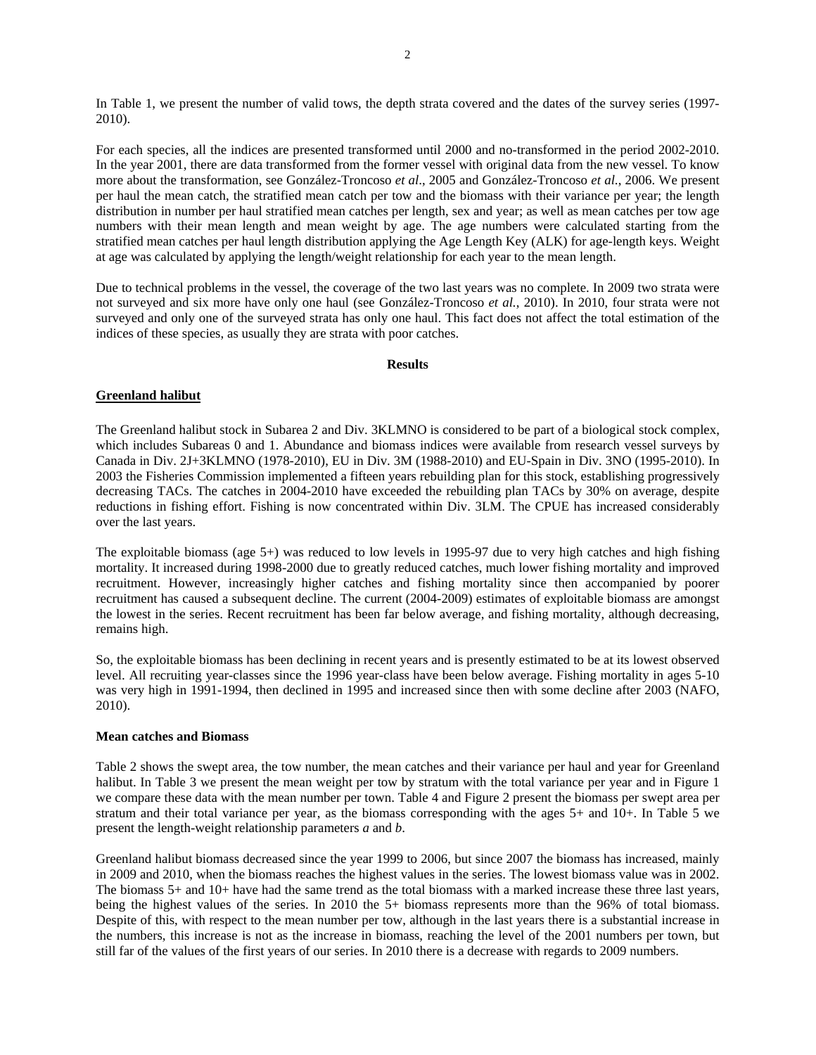In Table 1, we present the number of valid tows, the depth strata covered and the dates of the survey series (1997-2010).

For each species, all the indices are presented transformed until 2000 and no-transformed in the period 2002-2010. In the year 2001, there are data transformed from the former vessel with original data from the new vessel. To know more about the transformation, see González-Troncoso *et al*., 2005 and González-Troncoso *et al.*, 2006. We present per haul the mean catch, the stratified mean catch per tow and the biomass with their variance per year; the length distribution in number per haul stratified mean catches per length, sex and year; as well as mean catches per tow age numbers with their mean length and mean weight by age. The age numbers were calculated starting from the stratified mean catches per haul length distribution applying the Age Length Key (ALK) for age-length keys. Weight at age was calculated by applying the length/weight relationship for each year to the mean length.

Due to technical problems in the vessel, the coverage of the two last years was no complete. In 2009 two strata were not surveyed and six more have only one haul (see González-Troncoso *et al.*, 2010). In 2010, four strata were not surveyed and only one of the surveyed strata has only one haul. This fact does not affect the total estimation of the indices of these species, as usually they are strata with poor catches.

## Results

### Greenland halibut

The Greenland halibut stock in Subarea 2 and Div. 3KLMNO is considered to be part of a biological stock complex, which includes Subareas 0 and 1. Abundance and biomass indices were available from research vessel surveys by Canada in Div. 2J+3KLMNO (1978-2010), EU in Div. 3M (1988-2010) and EU-Spain in Div. 3NO (1995-2010). In 2003 the Fisheries Commission implemented a fifteen years rebuilding plan for this stock, establishing progressively decreasing TACs. The catches in 2004-2010 have exceeded the rebuilding plan TACs by 30% on average, despite reductions in fishing effort. Fishing is now concentrated within Div. 3LM. The CPUE has increased considerably over the last years.

The exploitable biomass (age 5+) was reduced to low levels in 1995-97 due to very high catches and high fishing mortality. It increased during 1998-2000 due to greatly reduced catches, much lower fishing mortality and improved recruitment. However, increasingly higher catches and fishing mortality since then accompanied by poorer recruitment has caused a subsequent decline. The current (2004-2009) estimates of exploitable biomass are amongst the lowest in the series. Recent recruitment has been far below average, and fishing mortality, although decreasing, remains high.

So, the exploitable biomass has been declining in recent years and is presently estimated to be at its lowest observed level. All recruiting year-classes since the 1996 year-class have been below average. Fishing mortality in ages 5-10 was very high in 1991-1994, then declined in 1995 and increased since then with some decline after 2003 (NAFO, 2010).

#### Mean catches and Biomass

Table 2 shows the swept area, the tow number, the mean catches and their variance per haul and year for Greenland halibut. In Table 3 we present the mean weight per tow by stratum with the total variance per year and in Figure 1 we compare these data with the mean number per town. Table 4 and Figure 2 present the biomass per swept area per stratum and their total variance per year, as the biomass corresponding with the ages 5+ and 10+. In Table 5 we present the length-weight relationship parameters *a* and *b*.

Greenland halibut biomass decreased since the year 1999 to 2006, but since 2007 the biomass has increased, mainly in 2009 and 2010, when the biomass reaches the highest values in the series. The lowest biomass value was in 2002. The biomass 5+ and 10+ have had the same trend as the total biomass with a marked increase these three last years, being the highest values of the series. In 2010 the 5+ biomass represents more than the 96% of total biomass. Despite of this, with respect to the mean number per tow, although in the last years there is a substantial increase in the numbers, this increase is not as the increase in biomass, reaching the level of the 2001 numbers per town, but still far of the values of the first years of our series. In 2010 there is a decrease with regards to 2009 numbers.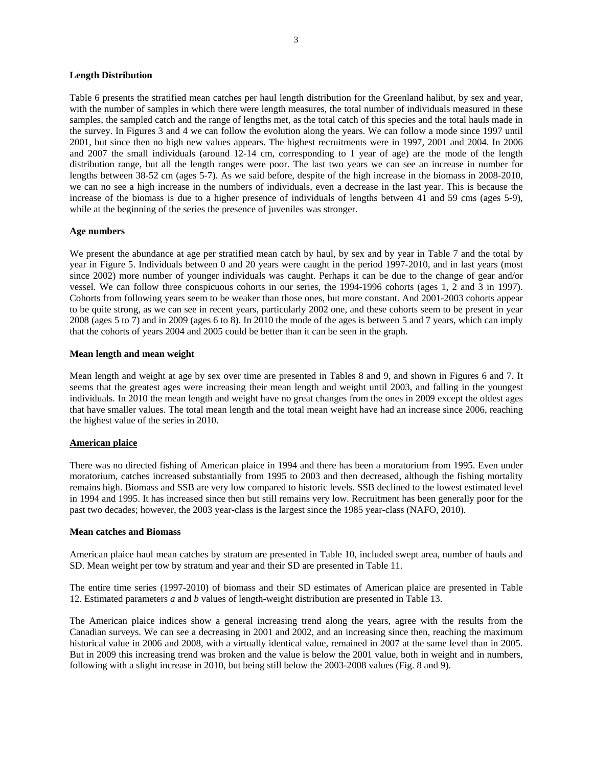**Length Distribution**

Table 6 presents the stratified mean catches per haul length distribution for the Greenland halibut, by sex and year, with the number of samples in which there were length measures, the total number of individuals measured in these samples, the sampled catch and the range of lengths met, as the total catch of this species and the total hauls made in the survey. In Figures 3 and 4 we can follow the evolution along the years. We can follow a mode since 1997 until 2001, but since then no high new values appears. The highest recruitments were in 1997, 2001 and 2004. In 2006 and 2007 the small individuals (around 12-14 cm, corresponding to 1 year of age) are the mode of the length distribution range, but all the length ranges were poor. The last two years we can see an increase in number for lengths between 38-52 cm (ages 5-7). As we said before, despite of the high increase in the biomass in 2008-2010, we can no see a high increase in the numbers of individuals, even a decrease in the last year. This is because the increase of the biomass is due to a higher presence of individuals of lengths between 41 and 59 cms (ages 5-9), while at the beginning of the series the presence of juveniles was stronger.

**Age numbers**

We present the abundance at age per stratified mean catch by haul, by sex and by year in Table 7 and the total by year in Figure 5. Individuals between 0 and 20 years were caught in the period 1997-2010, and in last years (most since 2002) more number of younger individuals was caught. Perhaps it can be due to the change of gear and/or vessel. We can follow three conspicuous cohorts in our series, the 1994-1996 cohorts (ages 1, 2 and 3 in 1997). Cohorts from following years seem to be weaker than those ones, but more constant. And 2001-2003 cohorts appear to be quite strong, as we can see in recent years, particularly 2002 one, and these cohorts seem to be present in year 2008 (ages 5 to 7) and in 2009 (ages 6 to 8). In 2010 the mode of the ages is between 5 and 7 years, which can imply that the cohorts of years 2004 and 2005 could be better than it can be seen in the graph.

**Mean length and mean weight**

Mean length and weight at age by sex over time are presented in Tables 8 and 9, and shown in Figures 6 and 7. It seems that the greatest ages were increasing their mean length and weight until 2003, and falling in the youngest individuals. In 2010 the mean length and weight have no great changes from the ones in 2009 except the oldest ages that have smaller values. The total mean length and the total mean weight have had an increase since 2006, reaching the highest value of the series in 2010.

**American plaice**

There was no directed fishing of American plaice in 1994 and there has been a moratorium from 1995. Even under moratorium, catches increased substantially from 1995 to 2003 and then decreased, although the fishing mortality remains high. Biomass and SSB are very low compared to historic levels. SSB declined to the lowest estimated level in 1994 and 1995. It has increased since then but still remains very low. Recruitment has been generally poor for the past two decades; however, the 2003 year-class is the largest since the 1985 year-class (NAFO, 2010).

**Mean catches and Biomass**

American plaice haul mean catches by stratum are presented in Table 10, included swept area, number of hauls and SD. Mean weight per tow by stratum and year and their SD are presented in Table 11.

The entire time series (1997-2010) of biomass and their SD estimates of American plaice are presented in Table 12. Estimated parameters *a* and *b* values of length-weight distribution are presented in Table 13.

The American plaice indices show a general increasing trend along the years, agree with the results from the Canadian surveys. We can see a decreasing in 2001 and 2002, and an increasing since then, reaching the maximum historical value in 2006 and 2008, with a virtually identical value, remained in 2007 at the same level than in 2005. But in 2009 this increasing trend was broken and the value is below the 2001 value, both in weight and in numbers, following with a slight increase in 2010, but being still below the 2003-2008 values (Fig. 8 and 9).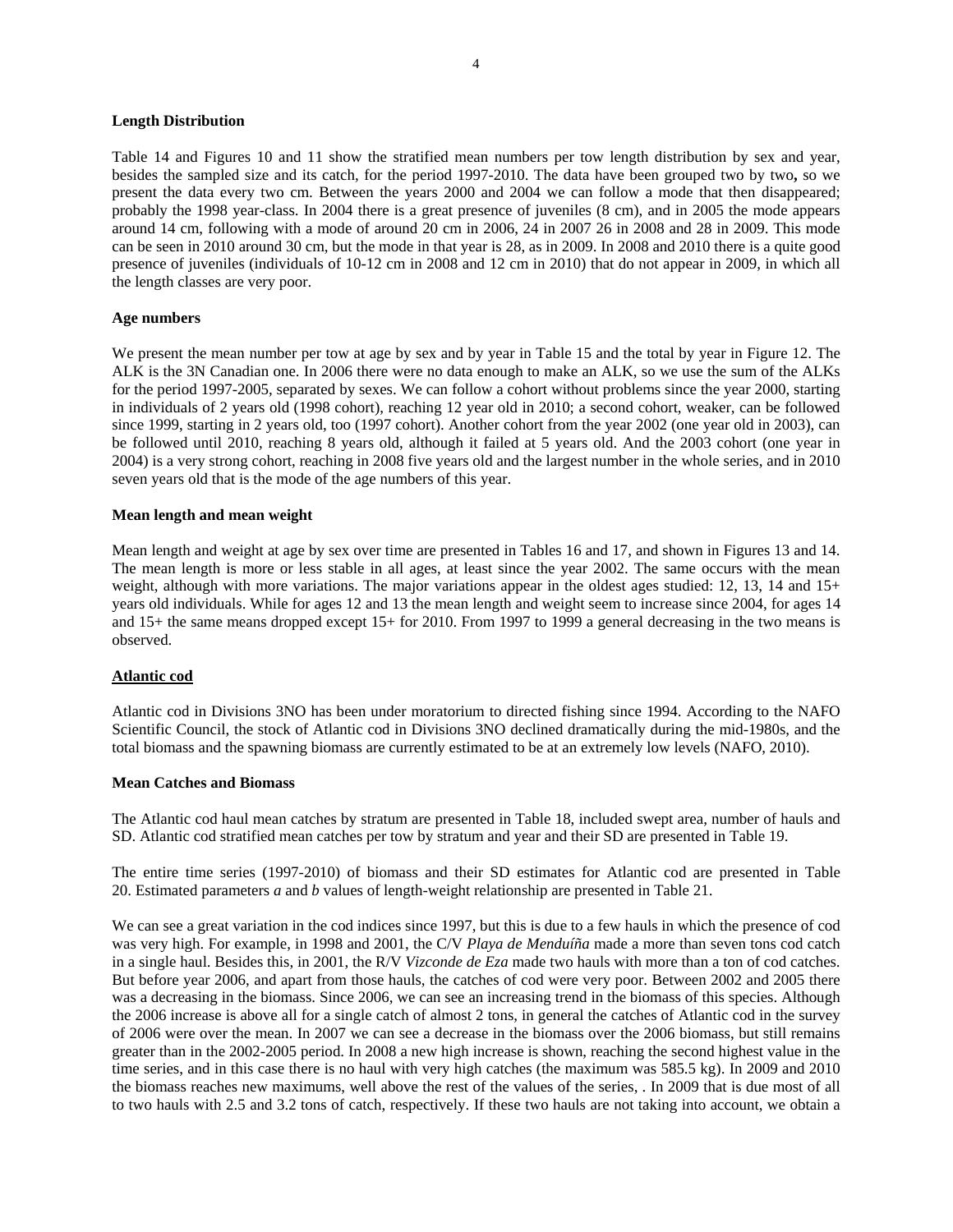**Length Distribution**

Table 14 and Figures 10 and 11 show the stratified mean numbers per tow length distribution by sex and year, besides the sampled size and its catch, for the period 1997-2010. The data have been grouped two by two**,** so we present the data every two cm. Between the years 2000 and 2004 we can follow a mode that then disappeared; probably the 1998 year-class. In 2004 there is a great presence of juveniles (8 cm), and in 2005 the mode appears around 14 cm, following with a mode of around 20 cm in 2006, 24 in 2007 26 in 2008 and 28 in 2009. This mode can be seen in 2010 around 30 cm, but the mode in that year is 28, as in 2009. In 2008 and 2010 there is a quite good presence of juveniles (individuals of 10-12 cm in 2008 and 12 cm in 2010) that do not appear in 2009, in which all the length classes are very poor.

**Age numbers**

We present the mean number per tow at age by sex and by year in Table 15 and the total by year in Figure 12. The ALK is the 3N Canadian one. In 2006 there were no data enough to make an ALK, so we use the sum of the ALKs for the period 1997-2005, separated by sexes. We can follow a cohort without problems since the year 2000, starting in individuals of 2 years old (1998 cohort), reaching 12 year old in 2010; a second cohort, weaker, can be followed since 1999, starting in 2 years old, too (1997 cohort). Another cohort from the year 2002 (one year old in 2003), can be followed until 2010, reaching 8 years old, although it failed at 5 years old. And the 2003 cohort (one year in 2004) is a very strong cohort, reaching in 2008 five years old and the largest number in the whole series, and in 2010 seven years old that is the mode of the age numbers of this year.

**Mean length and mean weight**

Mean length and weight at age by sex over time are presented in Tables 16 and 17, and shown in Figures 13 and 14. The mean length is more or less stable in all ages, at least since the year 2002. The same occurs with the mean weight, although with more variations. The major variations appear in the oldest ages studied: 12, 13, 14 and 15+ years old individuals. While for ages 12 and 13 the mean length and weight seem to increase since 2004, for ages 14 and 15+ the same means dropped except 15+ for 2010. From 1997 to 1999 a general decreasing in the two means is observed.

**Atlantic cod**

Atlantic cod in Divisions 3NO has been under moratorium to directed fishing since 1994. According to the NAFO Scientific Council, the stock of Atlantic cod in Divisions 3NO declined dramatically during the mid-1980s, and the total biomass and the spawning biomass are currently estimated to be at an extremely low levels (NAFO, 2010).

**Mean Catches and Biomass**

The Atlantic cod haul mean catches by stratum are presented in Table 18, included swept area, number of hauls and SD. Atlantic cod stratified mean catches per tow by stratum and year and their SD are presented in Table 19.

The entire time series (1997-2010) of biomass and their SD estimates for Atlantic cod are presented in Table 20. Estimated parameters *a* and *b* values of length-weight relationship are presented in Table 21.

We can see a great variation in the cod indices since 1997, but this is due to a few hauls in which the presence of cod was very high. For example, in 1998 and 2001, the C/V *Playa de Menduíña* made a more than seven tons cod catch in a single haul. Besides this, in 2001, the R/V *Vizconde de Eza* made two hauls with more than a ton of cod catches. But before year 2006, and apart from those hauls, the catches of cod were very poor. Between 2002 and 2005 there was a decreasing in the biomass. Since 2006, we can see an increasing trend in the biomass of this species. Although the 2006 increase is above all for a single catch of almost 2 tons, in general the catches of Atlantic cod in the survey of 2006 were over the mean. In 2007 we can see a decrease in the biomass over the 2006 biomass, but still remains greater than in the 2002-2005 period. In 2008 a new high increase is shown, reaching the second highest value in the time series, and in this case there is no haul with very high catches (the maximum was 585.5 kg). In 2009 and 2010 the biomass reaches new maximums, well above the rest of the values of the series, . In 2009 that is due most of all to two hauls with 2.5 and 3.2 tons of catch, respectively. If these two hauls are not taking into account, we obtain a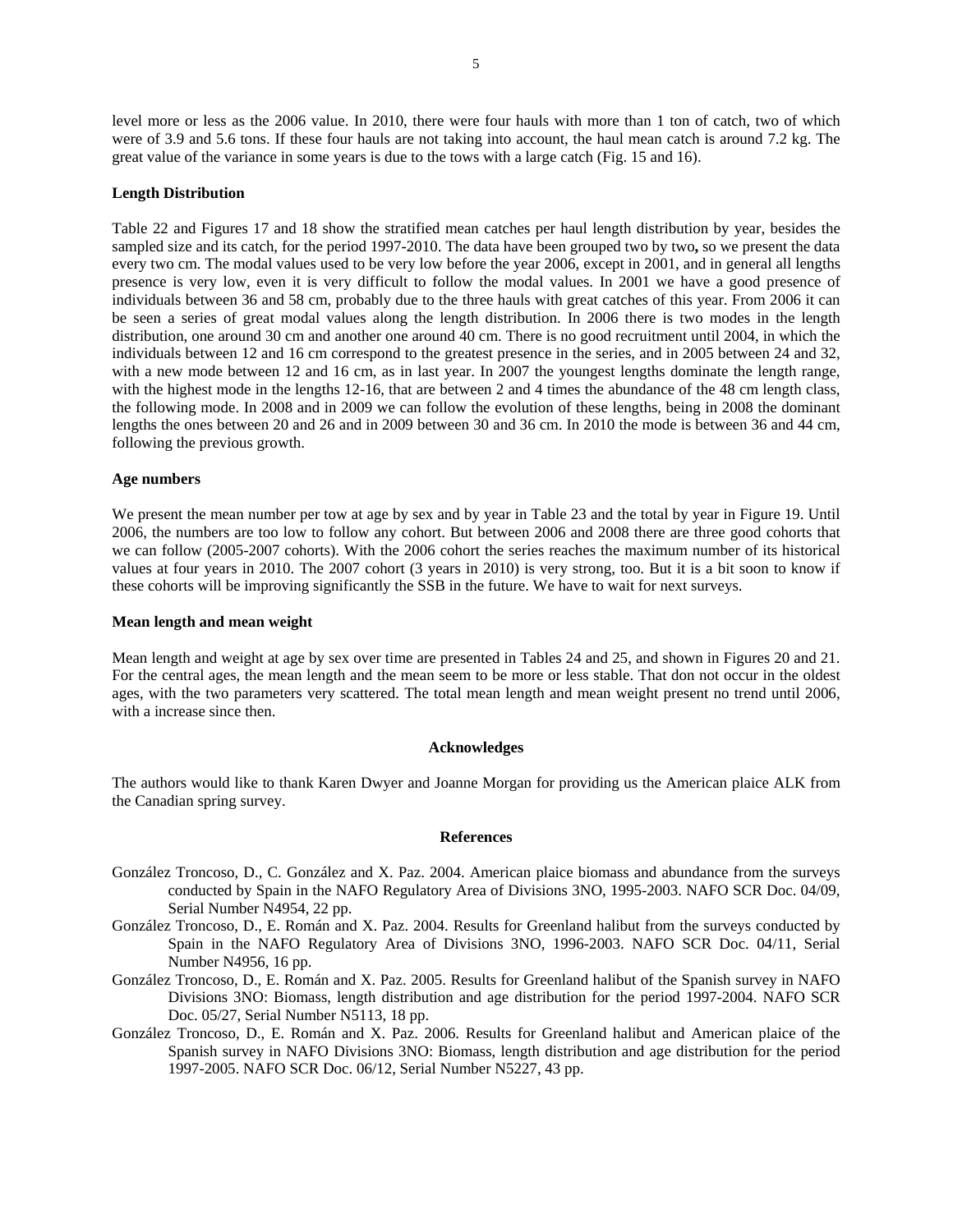level more or less as the 2006 value. In 2010, there were four hauls with more than 1 ton of catch, two of which were of 3.9 and 5.6 tons. If these four hauls are not taking into account, the haul mean catch is around 7.2 kg. The great value of the variance in some years is due to the tows with a large catch (Fig. 15 and 16).

**Length Distribution**

Table 22 and Figures 17 and 18 show the stratified mean catches per haul length distribution by year, besides the sampled size and its catch, for the period 1997-2010. The data have been grouped two by two**,** so we present the data every two cm. The modal values used to be very low before the year 2006, except in 2001, and in general all lengths presence is very low, even it is very difficult to follow the modal values. In 2001 we have a good presence of individuals between 36 and 58 cm, probably due to the three hauls with great catches of this year. From 2006 it can be seen a series of great modal values along the length distribution. In 2006 there is two modes in the length distribution, one around 30 cm and another one around 40 cm. There is no good recruitment until 2004, in which the individuals between 12 and 16 cm correspond to the greatest presence in the series, and in 2005 between 24 and 32, with a new mode between 12 and 16 cm, as in last year. In 2007 the youngest lengths dominate the length range, with the highest mode in the lengths 12-16, that are between 2 and 4 times the abundance of the 48 cm length class, the following mode. In 2008 and in 2009 we can follow the evolution of these lengths, being in 2008 the dominant lengths the ones between 20 and 26 and in 2009 between 30 and 36 cm. In 2010 the mode is between 36 and 44 cm, following the previous growth.

**Age numbers**

We present the mean number per tow at age by sex and by year in Table 23 and the total by year in Figure 19. Until 2006, the numbers are too low to follow any cohort. But between 2006 and 2008 there are three good cohorts that we can follow (2005-2007 cohorts). With the 2006 cohort the series reaches the maximum number of its historical values at four years in 2010. The 2007 cohort (3 years in 2010) is very strong, too. But it is a bit soon to know if these cohorts will be improving significantly the SSB in the future. We have to wait for next surveys.

**Mean length and mean weight**

Mean length and weight at age by sex over time are presented in Tables 24 and 25, and shown in Figures 20 and 21. For the central ages, the mean length and the mean seem to be more or less stable. That don not occur in the oldest ages, with the two parameters very scattered. The total mean length and mean weight present no trend until 2006, with a increase since then.

**Acknowledges**

The authors would like to thank Karen Dwyer and Joanne Morgan for providing us the American plaice ALK from the Canadian spring survey.

**References**

González Troncoso, D., C. González and X. Paz. 2004. American plaice biomass and abundance from the surveys conducted by Spain in the NAFO Regulatory Area of Divisions 3NO, 1995-2003. NAFO SCR Doc. 04/09, Serial Number N4954, 22 pp.

González Troncoso, D., E. Román and X. Paz. 2004. Results for Greenland halibut from the surveys conducted by Spain in the NAFO Regulatory Area of Divisions 3NO, 1996-2003. NAFO SCR Doc. 04/11, Serial Number N4956, 16 pp.

González Troncoso, D., E. Román and X. Paz. 2005. Results for Greenland halibut of the Spanish survey in NAFO Divisions 3NO: Biomass, length distribution and age distribution for the period 1997-2004. NAFO SCR Doc. 05/27, Serial Number N5113, 18 pp.

González Troncoso, D., E. Román and X. Paz. 2006. Results for Greenland halibut and American plaice of the Spanish survey in NAFO Divisions 3NO: Biomass, length distribution and age distribution for the period 1997-2005. NAFO SCR Doc. 06/12, Serial Number N5227, 43 pp.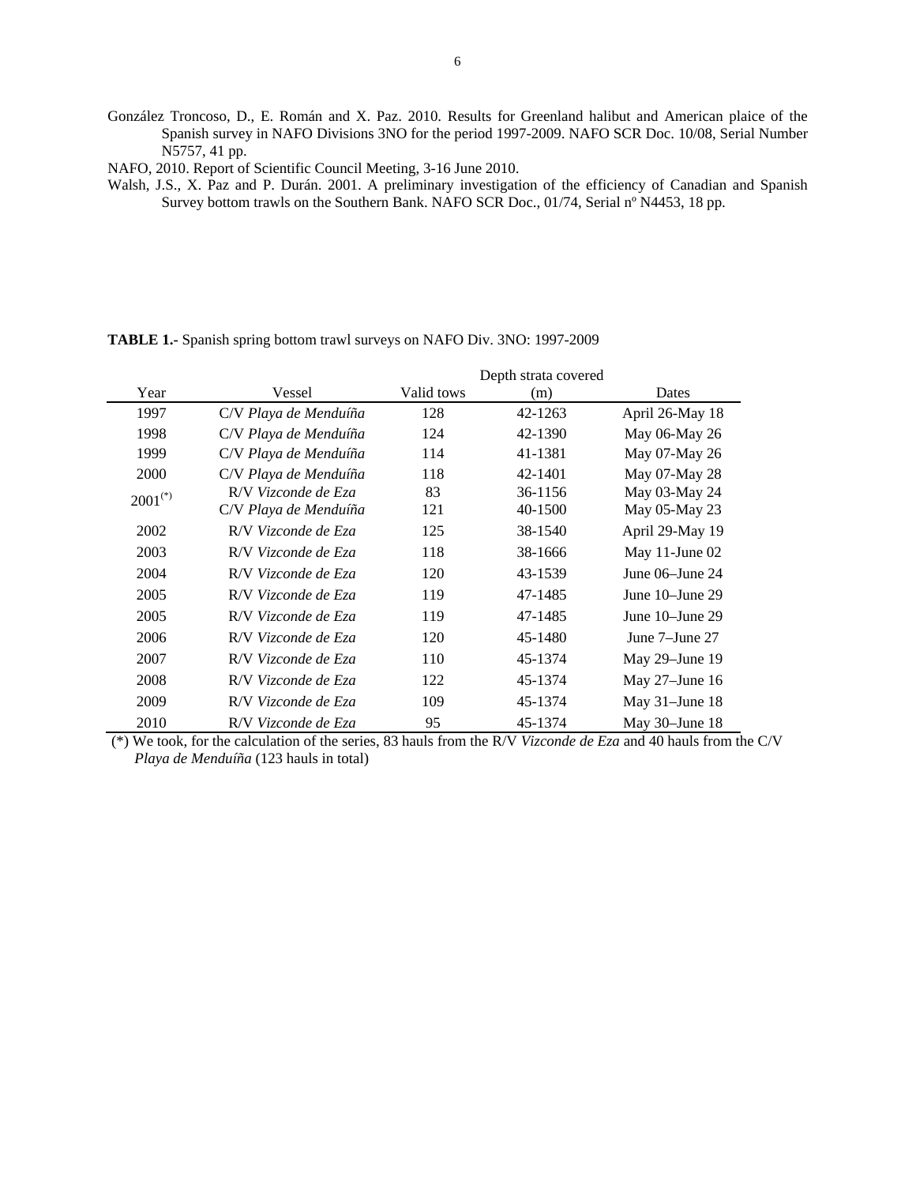González Troncoso, D., E. Román and X. Paz. 2010. Results for Greenland halibut and American plaice of the Spanish survey in NAFO Divisions 3NO for the period 1997-2009. NAFO SCR Doc. 10/08, Serial Number N5757, 41 pp.

NAFO, 2010. Report of Scientific Council Meeting, 3-16 June 2010.

Walsh, J.S., X. Paz and P. Durán. 2001. A preliminary investigation of the efficiency of Canadian and Spanish Survey bottom trawls on the Southern Bank. NAFO SCR Doc., 01/74, Serial nº N4453, 18 pp.

**TABLE 1.-** Spanish spring bottom trawl surveys on NAFO Div. 3NO: 1997-2009

| Year | Vessel | Valid tows | Depth strata covered (m) | Dates |
|---|---|---|---|---|
| 1997 | C/V *Playa de Menduíña* | 128 | 42-1263 | April 26-May 18 |
| 1998 | C/V *Playa de Menduíña* | 124 | 42-1390 | May 06-May 26 |
| 1999 | C/V *Playa de Menduíña* | 114 | 41-1381 | May 07-May 26 |
| 2000 | C/V *Playa de Menduíña* | 118 | 42-1401 | May 07-May 28 |
| 2001(*) | R/V *Vizconde de Eza* | 83 | 36-1156 | May 03-May 24 |
| | C/V *Playa de Menduíña* | 121 | 40-1500 | May 05-May 23 |
| 2002 | R/V *Vizconde de Eza* | 125 | 38-1540 | April 29-May 19 |
| 2003 | R/V *Vizconde de Eza* | 118 | 38-1666 | May 11-June 02 |
| 2004 | R/V *Vizconde de Eza* | 120 | 43-1539 | June 06–June 24 |
| 2005 | R/V *Vizconde de Eza* | 119 | 47-1485 | June 10–June 29 |
| 2005 | R/V *Vizconde de Eza* | 119 | 47-1485 | June 10–June 29 |
| 2006 | R/V *Vizconde de Eza* | 120 | 45-1480 | June 7–June 27 |
| 2007 | R/V *Vizconde de Eza* | 110 | 45-1374 | May 29–June 19 |
| 2008 | R/V *Vizconde de Eza* | 122 | 45-1374 | May 27–June 16 |
| 2009 | R/V *Vizconde de Eza* | 109 | 45-1374 | May 31–June 18 |
| 2010 | R/V *Vizconde de Eza* | 95 | 45-1374 | May 30–June 18 |

(*) We took, for the calculation of the series, 83 hauls from the R/V *Vizconde de Eza* and 40 hauls from the C/V *Playa de Menduíña* (123 hauls in total)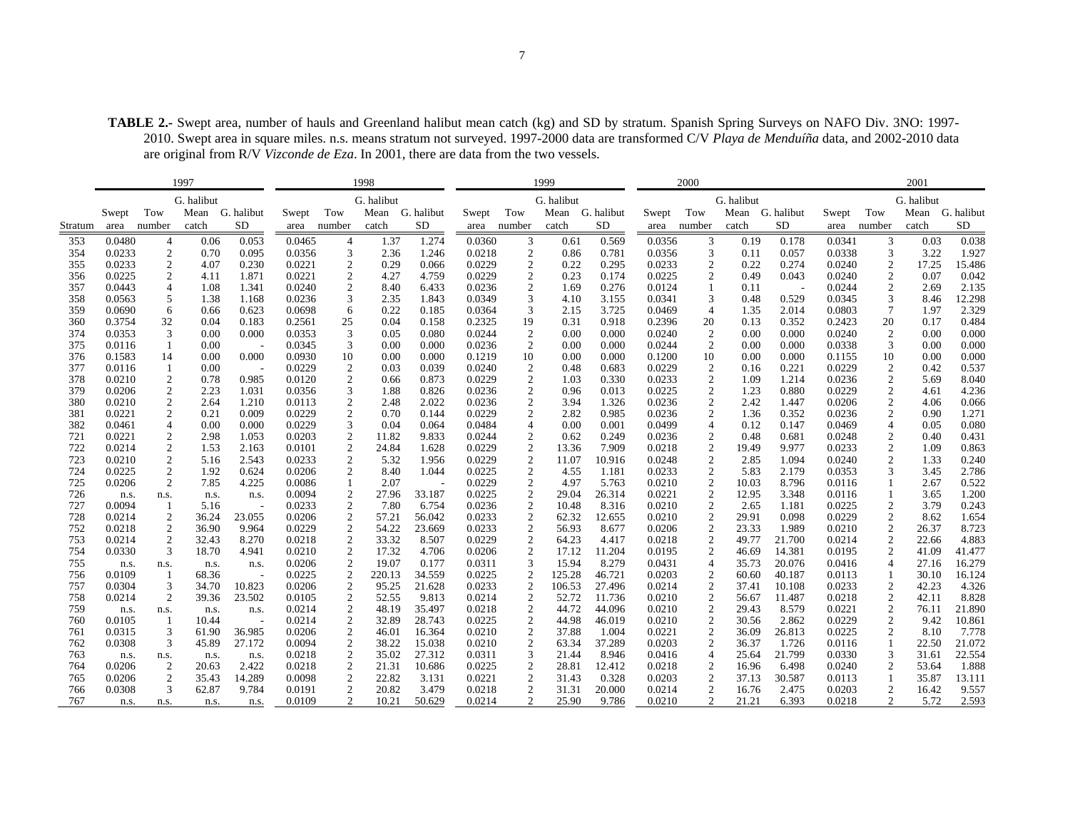**TABLE 2.-** Swept area, number of hauls and Greenland halibut mean catch (kg) and SD by stratum. Spanish Spring Surveys on NAFO Div. 3NO: 1997-2010. Swept area in square miles. n.s. means stratum not surveyed. 1997-2000 data are transformed C/V *Playa de Menduíña* data, and 2002-2010 data are original from R/V *Vizconde de Eza*. In 2001, there are data from the two vessels.

| | 1997 | | | | 1998 | | | | 1999 | | | | 2000 | | | | 2001 | | | |
|---|---|---|---|---|---|---|---|---|---|---|---|---|---|---|---|---|---|---|---|---|
| Stratum | Swept area | Tow number | G. halibut Mean catch | G. halibut SD | Swept area | Tow number | G. halibut Mean catch | G. halibut SD | Swept area | Tow number | G. halibut Mean catch | G. halibut SD | Swept area | Tow number | G. halibut Mean catch | G. halibut SD | Swept area | Tow number | G. halibut Mean catch | G. halibut SD |
| 353 | 0.0480 | 4 | 0.06 | 0.053 | 0.0465 | 4 | 1.37 | 1.274 | 0.0360 | 3 | 0.61 | 0.569 | 0.0356 | 3 | 0.19 | 0.178 | 0.0341 | 3 | 0.03 | 0.038 |
| 354 | 0.0233 | 2 | 0.70 | 0.095 | 0.0356 | 3 | 2.36 | 1.246 | 0.0218 | 2 | 0.86 | 0.781 | 0.0356 | 3 | 0.11 | 0.057 | 0.0338 | 3 | 3.22 | 1.927 |
| 355 | 0.0233 | 2 | 4.07 | 0.230 | 0.0221 | 2 | 0.29 | 0.066 | 0.0229 | 2 | 0.22 | 0.295 | 0.0233 | 2 | 0.22 | 0.274 | 0.0240 | 2 | 17.25 | 15.486 |
| 356 | 0.0225 | 2 | 4.11 | 1.871 | 0.0221 | 2 | 4.27 | 4.759 | 0.0229 | 2 | 0.23 | 0.174 | 0.0225 | 2 | 0.49 | 0.043 | 0.0240 | 2 | 0.07 | 0.042 |
| 357 | 0.0443 | 4 | 1.08 | 1.341 | 0.0240 | 2 | 8.40 | 6.433 | 0.0236 | 2 | 1.69 | 0.276 | 0.0124 | 1 | 0.11 | - | 0.0244 | 2 | 2.69 | 2.135 |
| 358 | 0.0563 | 5 | 1.38 | 1.168 | 0.0236 | 3 | 2.35 | 1.843 | 0.0349 | 3 | 4.10 | 3.155 | 0.0341 | 3 | 0.48 | 0.529 | 0.0345 | 3 | 8.46 | 12.298 |
| 359 | 0.0690 | 6 | 0.66 | 0.623 | 0.0698 | 6 | 0.22 | 0.185 | 0.0364 | 3 | 2.15 | 3.725 | 0.0469 | 4 | 1.35 | 2.014 | 0.0803 | 7 | 1.97 | 2.329 |
| 360 | 0.3754 | 32 | 0.04 | 0.183 | 0.2561 | 25 | 0.04 | 0.158 | 0.2325 | 19 | 0.31 | 0.918 | 0.2396 | 20 | 0.13 | 0.352 | 0.2423 | 20 | 0.17 | 0.484 |
| 374 | 0.0353 | 3 | 0.00 | 0.000 | 0.0353 | 3 | 0.05 | 0.080 | 0.0244 | 2 | 0.00 | 0.000 | 0.0240 | 2 | 0.00 | 0.000 | 0.0240 | 2 | 0.00 | 0.000 |
| 375 | 0.0116 | 1 | 0.00 | - | 0.0345 | 3 | 0.00 | 0.000 | 0.0236 | 2 | 0.00 | 0.000 | 0.0244 | 2 | 0.00 | 0.000 | 0.0338 | 3 | 0.00 | 0.000 |
| 376 | 0.1583 | 14 | 0.00 | 0.000 | 0.0930 | 10 | 0.00 | 0.000 | 0.1219 | 10 | 0.00 | 0.000 | 0.1200 | 10 | 0.00 | 0.000 | 0.1155 | 10 | 0.00 | 0.000 |
| 377 | 0.0116 | 1 | 0.00 | - | 0.0229 | 2 | 0.03 | 0.039 | 0.0240 | 2 | 0.48 | 0.683 | 0.0229 | 2 | 0.16 | 0.221 | 0.0229 | 2 | 0.42 | 0.537 |
| 378 | 0.0210 | 2 | 0.78 | 0.985 | 0.0120 | 2 | 0.66 | 0.873 | 0.0229 | 2 | 1.03 | 0.330 | 0.0233 | 2 | 1.09 | 1.214 | 0.0236 | 2 | 5.69 | 8.040 |
| 379 | 0.0206 | 2 | 2.23 | 1.031 | 0.0356 | 3 | 1.88 | 0.826 | 0.0236 | 2 | 0.96 | 0.013 | 0.0225 | 2 | 1.23 | 0.880 | 0.0229 | 2 | 4.61 | 4.236 |
| 380 | 0.0210 | 2 | 2.64 | 1.210 | 0.0113 | 2 | 2.48 | 2.022 | 0.0236 | 2 | 3.94 | 1.326 | 0.0236 | 2 | 2.42 | 1.447 | 0.0206 | 2 | 4.06 | 0.066 |
| 381 | 0.0221 | 2 | 0.21 | 0.009 | 0.0229 | 2 | 0.70 | 0.144 | 0.0229 | 2 | 2.82 | 0.985 | 0.0236 | 2 | 1.36 | 0.352 | 0.0236 | 2 | 0.90 | 1.271 |
| 382 | 0.0461 | 4 | 0.00 | 0.000 | 0.0229 | 3 | 0.04 | 0.064 | 0.0484 | 4 | 0.00 | 0.001 | 0.0499 | 4 | 0.12 | 0.147 | 0.0469 | 4 | 0.05 | 0.080 |
| 721 | 0.0221 | 2 | 2.98 | 1.053 | 0.0203 | 2 | 11.82 | 9.833 | 0.0244 | 2 | 0.62 | 0.249 | 0.0236 | 2 | 0.48 | 0.681 | 0.0248 | 2 | 0.40 | 0.431 |
| 722 | 0.0214 | 2 | 1.53 | 2.163 | 0.0101 | 2 | 24.84 | 1.628 | 0.0229 | 2 | 13.36 | 7.909 | 0.0218 | 2 | 19.49 | 9.977 | 0.0233 | 2 | 1.09 | 0.863 |
| 723 | 0.0210 | 2 | 5.16 | 2.543 | 0.0233 | 2 | 5.32 | 1.956 | 0.0229 | 2 | 11.07 | 10.916 | 0.0248 | 2 | 2.85 | 1.094 | 0.0240 | 2 | 1.33 | 0.240 |
| 724 | 0.0225 | 2 | 1.92 | 0.624 | 0.0206 | 2 | 8.40 | 1.044 | 0.0225 | 2 | 4.55 | 1.181 | 0.0233 | 2 | 5.83 | 2.179 | 0.0353 | 3 | 3.45 | 2.786 |
| 725 | 0.0206 | 2 | 7.85 | 4.225 | 0.0086 | 1 | 2.07 | - | 0.0229 | 2 | 4.97 | 5.763 | 0.0210 | 2 | 10.03 | 8.796 | 0.0116 | 1 | 2.67 | 0.522 |
| 726 | n.s. | n.s. | n.s. | n.s. | 0.0094 | 2 | 27.96 | 33.187 | 0.0225 | 2 | 29.04 | 26.314 | 0.0221 | 2 | 12.95 | 3.348 | 0.0116 | 1 | 3.65 | 1.200 |
| 727 | 0.0094 | 1 | 5.16 | - | 0.0233 | 2 | 7.80 | 6.754 | 0.0236 | 2 | 10.48 | 8.316 | 0.0210 | 2 | 2.65 | 1.181 | 0.0225 | 2 | 3.79 | 0.243 |
| 728 | 0.0214 | 2 | 36.24 | 23.055 | 0.0206 | 2 | 57.21 | 56.042 | 0.0233 | 2 | 62.32 | 12.655 | 0.0210 | 2 | 29.91 | 0.098 | 0.0229 | 2 | 8.62 | 1.654 |
| 752 | 0.0218 | 2 | 36.90 | 9.964 | 0.0229 | 2 | 54.22 | 23.669 | 0.0233 | 2 | 56.93 | 8.677 | 0.0206 | 2 | 23.33 | 1.989 | 0.0210 | 2 | 26.37 | 8.723 |
| 753 | 0.0214 | 2 | 32.43 | 8.270 | 0.0218 | 2 | 33.32 | 8.507 | 0.0229 | 2 | 64.23 | 4.417 | 0.0218 | 2 | 49.77 | 21.700 | 0.0214 | 2 | 22.66 | 4.883 |
| 754 | 0.0330 | 3 | 18.70 | 4.941 | 0.0210 | 2 | 17.32 | 4.706 | 0.0206 | 2 | 17.12 | 11.204 | 0.0195 | 2 | 46.69 | 14.381 | 0.0195 | 2 | 41.09 | 41.477 |
| 755 | n.s. | n.s. | n.s. | n.s. | 0.0206 | 2 | 19.07 | 0.177 | 0.0311 | 3 | 15.94 | 8.279 | 0.0431 | 4 | 35.73 | 20.076 | 0.0416 | 4 | 27.16 | 16.279 |
| 756 | 0.0109 | 1 | 68.36 | - | 0.0225 | 2 | 220.13 | 34.559 | 0.0225 | 2 | 125.28 | 46.721 | 0.0203 | 2 | 60.60 | 40.187 | 0.0113 | 1 | 30.10 | 16.124 |
| 757 | 0.0304 | 3 | 34.70 | 10.823 | 0.0206 | 2 | 95.25 | 21.628 | 0.0233 | 2 | 106.53 | 27.496 | 0.0214 | 2 | 37.41 | 10.108 | 0.0233 | 2 | 42.23 | 4.326 |
| 758 | 0.0214 | 2 | 39.36 | 23.502 | 0.0105 | 2 | 52.55 | 9.813 | 0.0214 | 2 | 52.72 | 11.736 | 0.0210 | 2 | 56.67 | 11.487 | 0.0218 | 2 | 42.11 | 8.828 |
| 759 | n.s. | n.s. | n.s. | n.s. | 0.0214 | 2 | 48.19 | 35.497 | 0.0218 | 2 | 44.72 | 44.096 | 0.0210 | 2 | 29.43 | 8.579 | 0.0221 | 2 | 76.11 | 21.890 |
| 760 | 0.0105 | 1 | 10.44 | - | 0.0214 | 2 | 32.89 | 28.743 | 0.0225 | 2 | 44.98 | 46.019 | 0.0210 | 2 | 30.56 | 2.862 | 0.0229 | 2 | 9.42 | 10.861 |
| 761 | 0.0315 | 3 | 61.90 | 36.985 | 0.0206 | 2 | 46.01 | 16.364 | 0.0210 | 2 | 37.88 | 1.004 | 0.0221 | 2 | 36.09 | 26.813 | 0.0225 | 2 | 8.10 | 7.778 |
| 762 | 0.0308 | 3 | 45.89 | 27.172 | 0.0094 | 2 | 38.22 | 15.038 | 0.0210 | 2 | 63.34 | 37.289 | 0.0203 | 2 | 36.37 | 1.726 | 0.0116 | 1 | 22.50 | 21.072 |
| 763 | n.s. | n.s. | n.s. | n.s. | 0.0218 | 2 | 35.02 | 27.312 | 0.0311 | 3 | 21.44 | 8.946 | 0.0416 | 4 | 25.64 | 21.799 | 0.0330 | 3 | 31.61 | 22.554 |
| 764 | 0.0206 | 2 | 20.63 | 2.422 | 0.0218 | 2 | 21.31 | 10.686 | 0.0225 | 2 | 28.81 | 12.412 | 0.0218 | 2 | 16.96 | 6.498 | 0.0240 | 2 | 53.64 | 1.888 |
| 765 | 0.0206 | 2 | 35.43 | 14.289 | 0.0098 | 2 | 22.82 | 3.131 | 0.0221 | 2 | 31.43 | 0.328 | 0.0203 | 2 | 37.13 | 30.587 | 0.0113 | 1 | 35.87 | 13.111 |
| 766 | 0.0308 | 3 | 62.87 | 9.784 | 0.0191 | 2 | 20.82 | 3.479 | 0.0218 | 2 | 31.31 | 20.000 | 0.0214 | 2 | 16.76 | 2.475 | 0.0203 | 2 | 16.42 | 9.557 |
| 767 | n.s. | n.s. | n.s. | n.s. | 0.0109 | 2 | 10.21 | 50.629 | 0.0214 | 2 | 25.90 | 9.786 | 0.0210 | 2 | 21.21 | 6.393 | 0.0218 | 2 | 5.72 | 2.593 |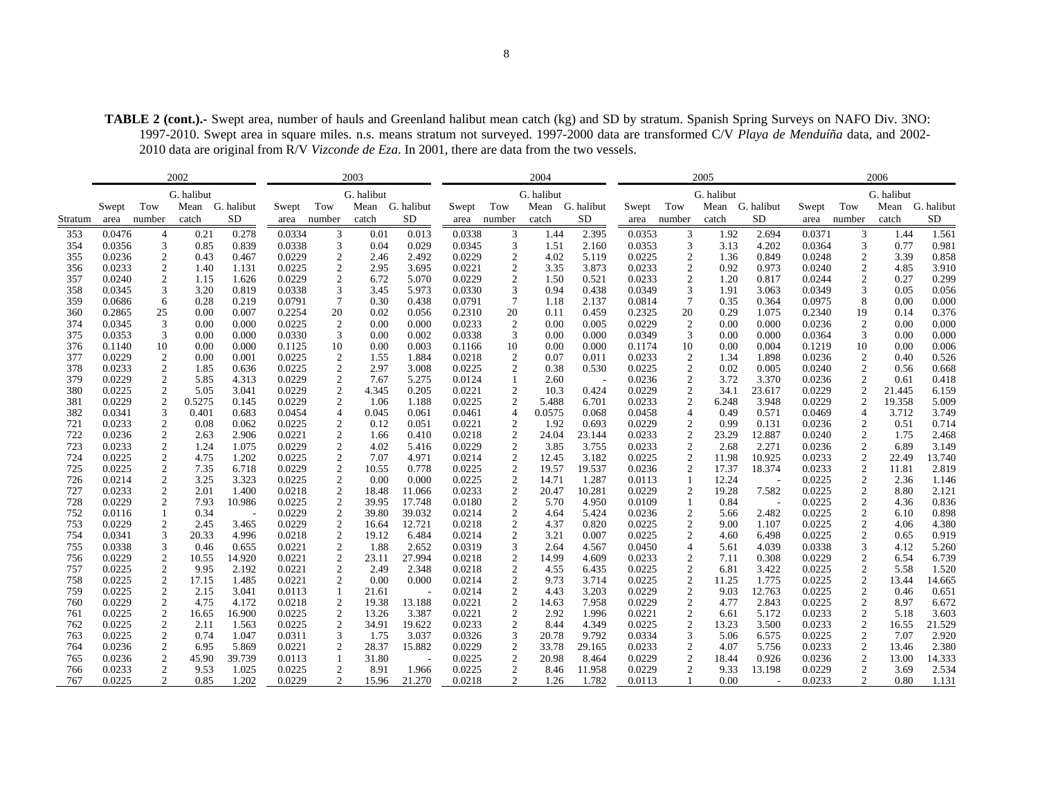**TABLE 2 (cont.).-** Swept area, number of hauls and Greenland halibut mean catch (kg) and SD by stratum. Spanish Spring Surveys on NAFO Div. 3NO: 1997-2010. Swept area in square miles. n.s. means stratum not surveyed. 1997-2000 data are transformed C/V *Playa de Menduíña* data, and 2002-2010 data are original from R/V *Vizconde de Eza*. In 2001, there are data from the two vessels.

| | 2002 | | | | 2003 | | | | 2004 | | | | 2005 | | | | 2006 | | | |
|---|---|---|---|---|---|---|---|---|---|---|---|---|---|---|---|---|---|---|---|---|
| Stratum | Swept area | Tow number | G. halibut Mean catch | G. halibut SD | Swept area | Tow number | G. halibut Mean catch | G. halibut SD | Swept area | Tow number | G. halibut Mean catch | G. halibut SD | Swept area | Tow number | G. halibut Mean catch | G. halibut SD | Swept area | Tow number | G. halibut Mean catch | G. halibut SD |
| 353 | 0.0476 | 4 | 0.21 | 0.278 | 0.0334 | 3 | 0.01 | 0.013 | 0.0338 | 3 | 1.44 | 2.395 | 0.0353 | 3 | 1.92 | 2.694 | 0.0371 | 3 | 1.44 | 1.561 |
| 354 | 0.0356 | 3 | 0.85 | 0.839 | 0.0338 | 3 | 0.04 | 0.029 | 0.0345 | 3 | 1.51 | 2.160 | 0.0353 | 3 | 3.13 | 4.202 | 0.0364 | 3 | 0.77 | 0.981 |
| 355 | 0.0236 | 2 | 0.43 | 0.467 | 0.0229 | 2 | 2.46 | 2.492 | 0.0229 | 2 | 4.02 | 5.119 | 0.0225 | 2 | 1.36 | 0.849 | 0.0248 | 2 | 3.39 | 0.858 |
| 356 | 0.0233 | 2 | 1.40 | 1.131 | 0.0225 | 2 | 2.95 | 3.695 | 0.0221 | 2 | 3.35 | 3.873 | 0.0233 | 2 | 0.92 | 0.973 | 0.0240 | 2 | 4.85 | 3.910 |
| 357 | 0.0240 | 2 | 1.15 | 1.626 | 0.0229 | 2 | 6.72 | 5.070 | 0.0229 | 2 | 1.50 | 0.521 | 0.0233 | 2 | 1.20 | 0.817 | 0.0244 | 2 | 0.27 | 0.299 |
| 358 | 0.0345 | 3 | 3.20 | 0.819 | 0.0338 | 3 | 3.45 | 5.973 | 0.0330 | 3 | 0.94 | 0.438 | 0.0349 | 3 | 1.91 | 3.063 | 0.0349 | 3 | 0.05 | 0.056 |
| 359 | 0.0686 | 6 | 0.28 | 0.219 | 0.0791 | 7 | 0.30 | 0.438 | 0.0791 | 7 | 1.18 | 2.137 | 0.0814 | 7 | 0.35 | 0.364 | 0.0975 | 8 | 0.00 | 0.000 |
| 360 | 0.2865 | 25 | 0.00 | 0.007 | 0.2254 | 20 | 0.02 | 0.056 | 0.2310 | 20 | 0.11 | 0.459 | 0.2325 | 20 | 0.29 | 1.075 | 0.2340 | 19 | 0.14 | 0.376 |
| 374 | 0.0345 | 3 | 0.00 | 0.000 | 0.0225 | 2 | 0.00 | 0.000 | 0.0233 | 2 | 0.00 | 0.005 | 0.0229 | 2 | 0.00 | 0.000 | 0.0236 | 2 | 0.00 | 0.000 |
| 375 | 0.0353 | 3 | 0.00 | 0.000 | 0.0330 | 3 | 0.00 | 0.002 | 0.0338 | 3 | 0.00 | 0.000 | 0.0349 | 3 | 0.00 | 0.000 | 0.0364 | 3 | 0.00 | 0.000 |
| 376 | 0.1140 | 10 | 0.00 | 0.000 | 0.1125 | 10 | 0.00 | 0.003 | 0.1166 | 10 | 0.00 | 0.000 | 0.1174 | 10 | 0.00 | 0.004 | 0.1219 | 10 | 0.00 | 0.006 |
| 377 | 0.0229 | 2 | 0.00 | 0.001 | 0.0225 | 2 | 1.55 | 1.884 | 0.0218 | 2 | 0.07 | 0.011 | 0.0233 | 2 | 1.34 | 1.898 | 0.0236 | 2 | 0.40 | 0.526 |
| 378 | 0.0233 | 2 | 1.85 | 0.636 | 0.0225 | 2 | 2.97 | 3.008 | 0.0225 | 2 | 0.38 | 0.530 | 0.0225 | 2 | 0.02 | 0.005 | 0.0240 | 2 | 0.56 | 0.668 |
| 379 | 0.0229 | 2 | 5.85 | 4.313 | 0.0229 | 2 | 7.67 | 5.275 | 0.0124 | 1 | 2.60 | - | 0.0236 | 2 | 3.72 | 3.370 | 0.0236 | 2 | 0.61 | 0.418 |
| 380 | 0.0225 | 2 | 5.05 | 3.041 | 0.0229 | 2 | 4.345 | 0.205 | 0.0221 | 2 | 10.3 | 0.424 | 0.0229 | 2 | 34.1 | 23.617 | 0.0229 | 2 | 21.445 | 6.159 |
| 381 | 0.0229 | 2 | 0.5275 | 0.145 | 0.0229 | 2 | 1.06 | 1.188 | 0.0225 | 2 | 5.488 | 6.701 | 0.0233 | 2 | 6.248 | 3.948 | 0.0229 | 2 | 19.358 | 5.009 |
| 382 | 0.0341 | 3 | 0.401 | 0.683 | 0.0454 | 4 | 0.045 | 0.061 | 0.0461 | 4 | 0.0575 | 0.068 | 0.0458 | 4 | 0.49 | 0.571 | 0.0469 | 4 | 3.712 | 3.749 |
| 721 | 0.0233 | 2 | 0.08 | 0.062 | 0.0225 | 2 | 0.12 | 0.051 | 0.0221 | 2 | 1.92 | 0.693 | 0.0229 | 2 | 0.99 | 0.131 | 0.0236 | 2 | 0.51 | 0.714 |
| 722 | 0.0236 | 2 | 2.63 | 2.906 | 0.0221 | 2 | 1.66 | 0.410 | 0.0218 | 2 | 24.04 | 23.144 | 0.0233 | 2 | 23.29 | 12.887 | 0.0240 | 2 | 1.75 | 2.468 |
| 723 | 0.0233 | 2 | 1.24 | 1.075 | 0.0229 | 2 | 4.02 | 5.416 | 0.0229 | 2 | 3.85 | 3.755 | 0.0233 | 2 | 2.68 | 2.271 | 0.0236 | 2 | 6.89 | 3.149 |
| 724 | 0.0225 | 2 | 4.75 | 1.202 | 0.0225 | 2 | 7.07 | 4.971 | 0.0214 | 2 | 12.45 | 3.182 | 0.0225 | 2 | 11.98 | 10.925 | 0.0233 | 2 | 22.49 | 13.740 |
| 725 | 0.0225 | 2 | 7.35 | 6.718 | 0.0229 | 2 | 10.55 | 0.778 | 0.0225 | 2 | 19.57 | 19.537 | 0.0236 | 2 | 17.37 | 18.374 | 0.0233 | 2 | 11.81 | 2.819 |
| 726 | 0.0214 | 2 | 3.25 | 3.323 | 0.0225 | 2 | 0.00 | 0.000 | 0.0225 | 2 | 14.71 | 1.287 | 0.0113 | 1 | 12.24 | - | 0.0225 | 2 | 2.36 | 1.146 |
| 727 | 0.0233 | 2 | 2.01 | 1.400 | 0.0218 | 2 | 18.48 | 11.066 | 0.0233 | 2 | 20.47 | 10.281 | 0.0229 | 2 | 19.28 | 7.582 | 0.0225 | 2 | 8.80 | 2.121 |
| 728 | 0.0229 | 2 | 7.93 | 10.986 | 0.0225 | 2 | 39.95 | 17.748 | 0.0180 | 2 | 5.70 | 4.950 | 0.0109 | 1 | 0.84 | - | 0.0225 | 2 | 4.36 | 0.836 |
| 752 | 0.0116 | 1 | 0.34 | - | 0.0229 | 2 | 39.80 | 39.032 | 0.0214 | 2 | 4.64 | 5.424 | 0.0236 | 2 | 5.66 | 2.482 | 0.0225 | 2 | 6.10 | 0.898 |
| 753 | 0.0229 | 2 | 2.45 | 3.465 | 0.0229 | 2 | 16.64 | 12.721 | 0.0218 | 2 | 4.37 | 0.820 | 0.0225 | 2 | 9.00 | 1.107 | 0.0225 | 2 | 4.06 | 4.380 |
| 754 | 0.0341 | 3 | 20.33 | 4.996 | 0.0218 | 2 | 19.12 | 6.484 | 0.0214 | 2 | 3.21 | 0.007 | 0.0225 | 2 | 4.60 | 6.498 | 0.0225 | 2 | 0.65 | 0.919 |
| 755 | 0.0338 | 3 | 0.46 | 0.655 | 0.0221 | 2 | 1.88 | 2.652 | 0.0319 | 3 | 2.64 | 4.567 | 0.0450 | 4 | 5.61 | 4.039 | 0.0338 | 3 | 4.12 | 5.260 |
| 756 | 0.0229 | 2 | 10.55 | 14.920 | 0.0221 | 2 | 23.11 | 27.994 | 0.0218 | 2 | 14.99 | 4.609 | 0.0233 | 2 | 7.11 | 0.308 | 0.0229 | 2 | 6.54 | 6.739 |
| 757 | 0.0225 | 2 | 9.95 | 2.192 | 0.0221 | 2 | 2.49 | 2.348 | 0.0218 | 2 | 4.55 | 6.435 | 0.0225 | 2 | 6.81 | 3.422 | 0.0225 | 2 | 5.58 | 1.520 |
| 758 | 0.0225 | 2 | 17.15 | 1.485 | 0.0221 | 2 | 0.00 | 0.000 | 0.0214 | 2 | 9.73 | 3.714 | 0.0225 | 2 | 11.25 | 1.775 | 0.0225 | 2 | 13.44 | 14.665 |
| 759 | 0.0225 | 2 | 2.15 | 3.041 | 0.0113 | 1 | 21.61 | - | 0.0214 | 2 | 4.43 | 3.203 | 0.0229 | 2 | 9.03 | 12.763 | 0.0225 | 2 | 0.46 | 0.651 |
| 760 | 0.0229 | 2 | 4.75 | 4.172 | 0.0218 | 2 | 19.38 | 13.188 | 0.0221 | 2 | 14.63 | 7.958 | 0.0229 | 2 | 4.77 | 2.843 | 0.0225 | 2 | 8.97 | 6.672 |
| 761 | 0.0225 | 2 | 16.65 | 16.900 | 0.0225 | 2 | 13.26 | 3.387 | 0.0221 | 2 | 2.92 | 1.996 | 0.0221 | 2 | 6.61 | 5.172 | 0.0233 | 2 | 5.18 | 3.603 |
| 762 | 0.0225 | 2 | 2.11 | 1.563 | 0.0225 | 2 | 34.91 | 19.622 | 0.0233 | 2 | 8.44 | 4.349 | 0.0225 | 2 | 13.23 | 3.500 | 0.0233 | 2 | 16.55 | 21.529 |
| 763 | 0.0225 | 2 | 0.74 | 1.047 | 0.0311 | 3 | 1.75 | 3.037 | 0.0326 | 3 | 20.78 | 9.792 | 0.0334 | 3 | 5.06 | 6.575 | 0.0225 | 2 | 7.07 | 2.920 |
| 764 | 0.0236 | 2 | 6.95 | 5.869 | 0.0221 | 2 | 28.37 | 15.882 | 0.0229 | 2 | 33.78 | 29.165 | 0.0233 | 2 | 4.07 | 5.756 | 0.0233 | 2 | 13.46 | 2.380 |
| 765 | 0.0236 | 2 | 45.90 | 39.739 | 0.0113 | 1 | 31.80 | - | 0.0225 | 2 | 20.98 | 8.464 | 0.0229 | 2 | 18.44 | 0.926 | 0.0236 | 2 | 13.00 | 14.333 |
| 766 | 0.0233 | 2 | 9.53 | 1.025 | 0.0225 | 2 | 8.91 | 1.966 | 0.0225 | 2 | 8.46 | 11.958 | 0.0229 | 2 | 9.33 | 13.198 | 0.0229 | 2 | 3.69 | 2.534 |
| 767 | 0.0225 | 2 | 0.85 | 1.202 | 0.0229 | 2 | 15.96 | 21.270 | 0.0218 | 2 | 1.26 | 1.782 | 0.0113 | 1 | 0.00 | - | 0.0233 | 2 | 0.80 | 1.131 |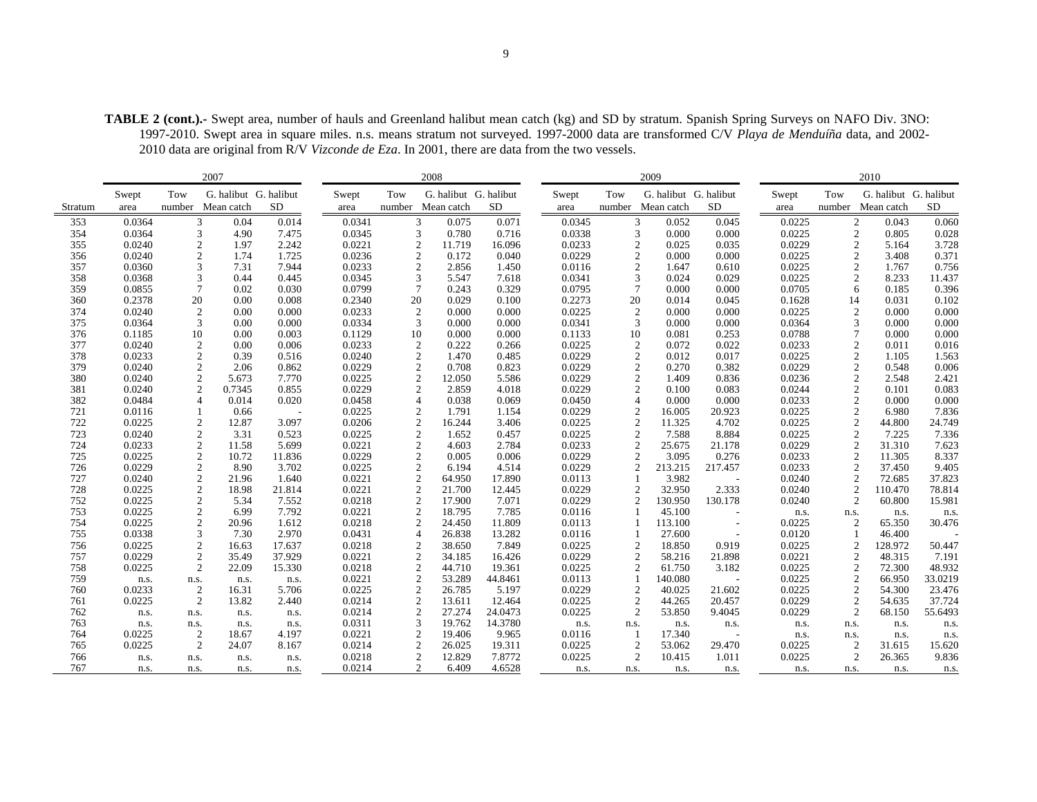**TABLE 2 (cont.).-** Swept area, number of hauls and Greenland halibut mean catch (kg) and SD by stratum. Spanish Spring Surveys on NAFO Div. 3NO: 1997-2010. Swept area in square miles. n.s. means stratum not surveyed. 1997-2000 data are transformed C/V *Playa de Menduíña* data, and 2002-2010 data are original from R/V *Vizconde de Eza*. In 2001, there are data from the two vessels.

| | 2007 | | | | 2008 | | | | 2009 | | | | 2010 | | | |
|---|---|---|---|---|---|---|---|---|---|---|---|---|---|---|---|---|
| Stratum | Swept area | Tow number | G. halibut Mean catch | G. halibut SD | Swept area | Tow number | G. halibut Mean catch | G. halibut SD | Swept area | Tow number | G. halibut Mean catch | G. halibut SD | Swept area | Tow number | G. halibut Mean catch | G. halibut SD |
| 353 | 0.0364 | 3 | 0.04 | 0.014 | 0.0341 | 3 | 0.075 | 0.071 | 0.0345 | 3 | 0.052 | 0.045 | 0.0225 | 2 | 0.043 | 0.060 |
| 354 | 0.0364 | 3 | 4.90 | 7.475 | 0.0345 | 3 | 0.780 | 0.716 | 0.0338 | 3 | 0.000 | 0.000 | 0.0225 | 2 | 0.805 | 0.028 |
| 355 | 0.0240 | 2 | 1.97 | 2.242 | 0.0221 | 2 | 11.719 | 16.096 | 0.0233 | 2 | 0.025 | 0.035 | 0.0229 | 2 | 5.164 | 3.728 |
| 356 | 0.0240 | 2 | 1.74 | 1.725 | 0.0236 | 2 | 0.172 | 0.040 | 0.0229 | 2 | 0.000 | 0.000 | 0.0225 | 2 | 3.408 | 0.371 |
| 357 | 0.0360 | 3 | 7.31 | 7.944 | 0.0233 | 2 | 2.856 | 1.450 | 0.0116 | 2 | 1.647 | 0.610 | 0.0225 | 2 | 1.767 | 0.756 |
| 358 | 0.0368 | 3 | 0.44 | 0.445 | 0.0345 | 3 | 5.547 | 7.618 | 0.0341 | 3 | 0.024 | 0.029 | 0.0225 | 2 | 8.233 | 11.437 |
| 359 | 0.0855 | 7 | 0.02 | 0.030 | 0.0799 | 7 | 0.243 | 0.329 | 0.0795 | 7 | 0.000 | 0.000 | 0.0705 | 6 | 0.185 | 0.396 |
| 360 | 0.2378 | 20 | 0.00 | 0.008 | 0.2340 | 20 | 0.029 | 0.100 | 0.2273 | 20 | 0.014 | 0.045 | 0.1628 | 14 | 0.031 | 0.102 |
| 374 | 0.0240 | 2 | 0.00 | 0.000 | 0.0233 | 2 | 0.000 | 0.000 | 0.0225 | 2 | 0.000 | 0.000 | 0.0225 | 2 | 0.000 | 0.000 |
| 375 | 0.0364 | 3 | 0.00 | 0.000 | 0.0334 | 3 | 0.000 | 0.000 | 0.0341 | 3 | 0.000 | 0.000 | 0.0364 | 3 | 0.000 | 0.000 |
| 376 | 0.1185 | 10 | 0.00 | 0.003 | 0.1129 | 10 | 0.000 | 0.000 | 0.1133 | 10 | 0.081 | 0.253 | 0.0788 | 7 | 0.000 | 0.000 |
| 377 | 0.0240 | 2 | 0.00 | 0.006 | 0.0233 | 2 | 0.222 | 0.266 | 0.0225 | 2 | 0.072 | 0.022 | 0.0233 | 2 | 0.011 | 0.016 |
| 378 | 0.0233 | 2 | 0.39 | 0.516 | 0.0240 | 2 | 1.470 | 0.485 | 0.0229 | 2 | 0.012 | 0.017 | 0.0225 | 2 | 1.105 | 1.563 |
| 379 | 0.0240 | 2 | 2.06 | 0.862 | 0.0229 | 2 | 0.708 | 0.823 | 0.0229 | 2 | 0.270 | 0.382 | 0.0229 | 2 | 0.548 | 0.006 |
| 380 | 0.0240 | 2 | 5.673 | 7.770 | 0.0225 | 2 | 12.050 | 5.586 | 0.0229 | 2 | 1.409 | 0.836 | 0.0236 | 2 | 2.548 | 2.421 |
| 381 | 0.0240 | 2 | 0.7345 | 0.855 | 0.0229 | 2 | 2.859 | 4.018 | 0.0229 | 2 | 0.100 | 0.083 | 0.0244 | 2 | 0.101 | 0.083 |
| 382 | 0.0484 | 4 | 0.014 | 0.020 | 0.0458 | 4 | 0.038 | 0.069 | 0.0450 | 4 | 0.000 | 0.000 | 0.0233 | 2 | 0.000 | 0.000 |
| 721 | 0.0116 | 1 | 0.66 | - | 0.0225 | 2 | 1.791 | 1.154 | 0.0229 | 2 | 16.005 | 20.923 | 0.0225 | 2 | 6.980 | 7.836 |
| 722 | 0.0225 | 2 | 12.87 | 3.097 | 0.0206 | 2 | 16.244 | 3.406 | 0.0225 | 2 | 11.325 | 4.702 | 0.0225 | 2 | 44.800 | 24.749 |
| 723 | 0.0240 | 2 | 3.31 | 0.523 | 0.0225 | 2 | 1.652 | 0.457 | 0.0225 | 2 | 7.588 | 8.884 | 0.0225 | 2 | 7.225 | 7.336 |
| 724 | 0.0233 | 2 | 11.58 | 5.699 | 0.0221 | 2 | 4.603 | 2.784 | 0.0233 | 2 | 25.675 | 21.178 | 0.0229 | 2 | 31.310 | 7.623 |
| 725 | 0.0225 | 2 | 10.72 | 11.836 | 0.0229 | 2 | 0.005 | 0.006 | 0.0229 | 2 | 3.095 | 0.276 | 0.0233 | 2 | 11.305 | 8.337 |
| 726 | 0.0229 | 2 | 8.90 | 3.702 | 0.0225 | 2 | 6.194 | 4.514 | 0.0229 | 2 | 213.215 | 217.457 | 0.0233 | 2 | 37.450 | 9.405 |
| 727 | 0.0240 | 2 | 21.96 | 1.640 | 0.0221 | 2 | 64.950 | 17.890 | 0.0113 | 1 | 3.982 | - | 0.0240 | 2 | 72.685 | 37.823 |
| 728 | 0.0225 | 2 | 18.98 | 21.814 | 0.0221 | 2 | 21.700 | 12.445 | 0.0229 | 2 | 32.950 | 2.333 | 0.0240 | 2 | 110.470 | 78.814 |
| 752 | 0.0225 | 2 | 5.34 | 7.552 | 0.0218 | 2 | 17.900 | 7.071 | 0.0229 | 2 | 130.950 | 130.178 | 0.0240 | 2 | 60.800 | 15.981 |
| 753 | 0.0225 | 2 | 6.99 | 7.792 | 0.0221 | 2 | 18.795 | 7.785 | 0.0116 | 1 | 45.100 | - | n.s. | n.s. | n.s. | n.s. |
| 754 | 0.0225 | 2 | 20.96 | 1.612 | 0.0218 | 2 | 24.450 | 11.809 | 0.0113 | 1 | 113.100 | - | 0.0225 | 2 | 65.350 | 30.476 |
| 755 | 0.0338 | 3 | 7.30 | 2.970 | 0.0431 | 4 | 26.838 | 13.282 | 0.0116 | 1 | 27.600 | - | 0.0120 | 1 | 46.400 | - |
| 756 | 0.0225 | 2 | 16.63 | 17.637 | 0.0218 | 2 | 38.650 | 7.849 | 0.0225 | 2 | 18.850 | 0.919 | 0.0225 | 2 | 128.972 | 50.447 |
| 757 | 0.0229 | 2 | 35.49 | 37.929 | 0.0221 | 2 | 34.185 | 16.426 | 0.0229 | 2 | 58.216 | 21.898 | 0.0221 | 2 | 48.315 | 7.191 |
| 758 | 0.0225 | 2 | 22.09 | 15.330 | 0.0218 | 2 | 44.710 | 19.361 | 0.0225 | 2 | 61.750 | 3.182 | 0.0225 | 2 | 72.300 | 48.932 |
| 759 | n.s. | n.s. | n.s. | n.s. | 0.0221 | 2 | 53.289 | 44.8461 | 0.0113 | 1 | 140.080 | - | 0.0225 | 2 | 66.950 | 33.0219 |
| 760 | 0.0233 | 2 | 16.31 | 5.706 | 0.0225 | 2 | 26.785 | 5.197 | 0.0229 | 2 | 40.025 | 21.602 | 0.0225 | 2 | 54.300 | 23.476 |
| 761 | 0.0225 | 2 | 13.82 | 2.440 | 0.0214 | 2 | 13.611 | 12.464 | 0.0225 | 2 | 44.265 | 20.457 | 0.0229 | 2 | 54.635 | 37.724 |
| 762 | n.s. | n.s. | n.s. | n.s. | 0.0214 | 2 | 27.274 | 24.0473 | 0.0225 | 2 | 53.850 | 9.4045 | 0.0229 | 2 | 68.150 | 55.6493 |
| 763 | n.s. | n.s. | n.s. | n.s. | 0.0311 | 3 | 19.762 | 14.3780 | n.s. | n.s. | n.s. | n.s. | n.s. | n.s. | n.s. | n.s. |
| 764 | 0.0225 | 2 | 18.67 | 4.197 | 0.0221 | 2 | 19.406 | 9.965 | 0.0116 | 1 | 17.340 | - | n.s. | n.s. | n.s. | n.s. |
| 765 | 0.0225 | 2 | 24.07 | 8.167 | 0.0214 | 2 | 26.025 | 19.311 | 0.0225 | 2 | 53.062 | 29.470 | 0.0225 | 2 | 31.615 | 15.620 |
| 766 | n.s. | n.s. | n.s. | n.s. | 0.0218 | 2 | 12.829 | 7.8772 | 0.0225 | 2 | 10.415 | 1.011 | 0.0225 | 2 | 26.365 | 9.836 |
| 767 | n.s. | n.s. | n.s. | n.s. | 0.0214 | 2 | 6.409 | 4.6528 | n.s. | n.s. | n.s. | n.s. | n.s. | n.s. | n.s. | n.s. |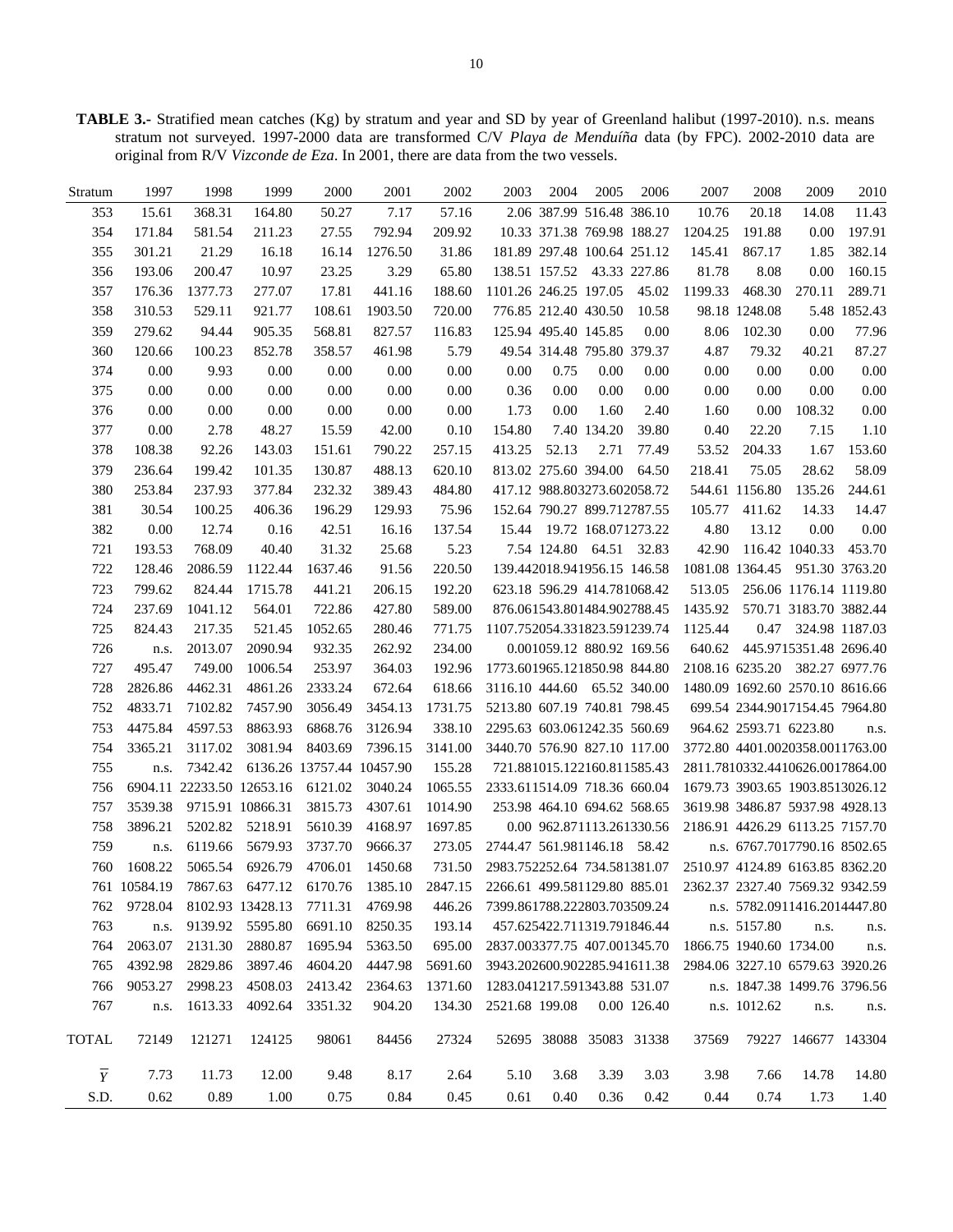**TABLE 3.-** Stratified mean catches (Kg) by stratum and year and SD by year of Greenland halibut (1997-2010). n.s. means stratum not surveyed. 1997-2000 data are transformed C/V *Playa de Menduíña* data (by FPC). 2002-2010 data are original from R/V *Vizconde de Eza*. In 2001, there are data from the two vessels.

| Stratum | 1997 | 1998 | 1999 | 2000 | 2001 | 2002 | 2003 | 2004 | 2005 | 2006 | 2007 | 2008 | 2009 | 2010 |
|---|---|---|---|---|---|---|---|---|---|---|---|---|---|---|
| 353 | 15.61 | 368.31 | 164.80 | 50.27 | 7.17 | 57.16 | 2.06 | 387.99 | 516.48 | 386.10 | 10.76 | 20.18 | 14.08 | 11.43 |
| 354 | 171.84 | 581.54 | 211.23 | 27.55 | 792.94 | 209.92 | 10.33 | 371.38 | 769.98 | 188.27 | 1204.25 | 191.88 | 0.00 | 197.91 |
| 355 | 301.21 | 21.29 | 16.18 | 16.14 | 1276.50 | 31.86 | 181.89 | 297.48 | 100.64 | 251.12 | 145.41 | 867.17 | 1.85 | 382.14 |
| 356 | 193.06 | 200.47 | 10.97 | 23.25 | 3.29 | 65.80 | 138.51 | 157.52 | 43.33 | 227.86 | 81.78 | 8.08 | 0.00 | 160.15 |
| 357 | 176.36 | 1377.73 | 277.07 | 17.81 | 441.16 | 188.60 | 1101.26 | 246.25 | 197.05 | 45.02 | 1199.33 | 468.30 | 270.11 | 289.71 |
| 358 | 310.53 | 529.11 | 921.77 | 108.61 | 1903.50 | 720.00 | 776.85 | 212.40 | 430.50 | 10.58 | 98.18 | 1248.08 | 5.48 | 1852.43 |
| 359 | 279.62 | 94.44 | 905.35 | 568.81 | 827.57 | 116.83 | 125.94 | 495.40 | 145.85 | 0.00 | 8.06 | 102.30 | 0.00 | 77.96 |
| 360 | 120.66 | 100.23 | 852.78 | 358.57 | 461.98 | 5.79 | 49.54 | 314.48 | 795.80 | 379.37 | 4.87 | 79.32 | 40.21 | 87.27 |
| 374 | 0.00 | 9.93 | 0.00 | 0.00 | 0.00 | 0.00 | 0.00 | 0.75 | 0.00 | 0.00 | 0.00 | 0.00 | 0.00 | 0.00 |
| 375 | 0.00 | 0.00 | 0.00 | 0.00 | 0.00 | 0.00 | 0.36 | 0.00 | 0.00 | 0.00 | 0.00 | 0.00 | 0.00 | 0.00 |
| 376 | 0.00 | 0.00 | 0.00 | 0.00 | 0.00 | 0.00 | 1.73 | 0.00 | 1.60 | 2.40 | 1.60 | 0.00 | 108.32 | 0.00 |
| 377 | 0.00 | 2.78 | 48.27 | 15.59 | 42.00 | 0.10 | 154.80 | 7.40 | 134.20 | 39.80 | 0.40 | 22.20 | 7.15 | 1.10 |
| 378 | 108.38 | 92.26 | 143.03 | 151.61 | 790.22 | 257.15 | 413.25 | 52.13 | 2.71 | 77.49 | 53.52 | 204.33 | 1.67 | 153.60 |
| 379 | 236.64 | 199.42 | 101.35 | 130.87 | 488.13 | 620.10 | 813.02 | 275.60 | 394.00 | 64.50 | 218.41 | 75.05 | 28.62 | 58.09 |
| 380 | 253.84 | 237.93 | 377.84 | 232.32 | 389.43 | 484.80 | 417.12 | 988.80 | 3273.60 | 2058.72 | 544.61 | 1156.80 | 135.26 | 244.61 |
| 381 | 30.54 | 100.25 | 406.36 | 196.29 | 129.93 | 75.96 | 152.64 | 790.27 | 899.71 | 2787.55 | 105.77 | 411.62 | 14.33 | 14.47 |
| 382 | 0.00 | 12.74 | 0.16 | 42.51 | 16.16 | 137.54 | 15.44 | 19.72 | 168.07 | 1273.22 | 4.80 | 13.12 | 0.00 | 0.00 |
| 721 | 193.53 | 768.09 | 40.40 | 31.32 | 25.68 | 5.23 | 7.54 | 124.80 | 64.51 | 32.83 | 42.90 | 116.42 | 1040.33 | 453.70 |
| 722 | 128.46 | 2086.59 | 1122.44 | 1637.46 | 91.56 | 220.50 | 139.44 | 2018.94 | 1956.15 | 146.58 | 1081.08 | 1364.45 | 951.30 | 3763.20 |
| 723 | 799.62 | 824.44 | 1715.78 | 441.21 | 206.15 | 192.20 | 623.18 | 596.29 | 414.78 | 1068.42 | 513.05 | 256.06 | 1176.14 | 1119.80 |
| 724 | 237.69 | 1041.12 | 564.01 | 722.86 | 427.80 | 589.00 | 876.06 | 1543.80 | 1484.90 | 2788.45 | 1435.92 | 570.71 | 3183.70 | 3882.44 |
| 725 | 824.43 | 217.35 | 521.45 | 1052.65 | 280.46 | 771.75 | 1107.75 | 2054.33 | 1823.59 | 1239.74 | 1125.44 | 0.47 | 324.98 | 1187.03 |
| 726 | n.s. | 2013.07 | 2090.94 | 932.35 | 262.92 | 234.00 | 0.00 | 1059.12 | 880.92 | 169.56 | 640.62 | 445.97 | 15351.48 | 2696.40 |
| 727 | 495.47 | 749.00 | 1006.54 | 253.97 | 364.03 | 192.96 | 1773.60 | 1965.12 | 1850.98 | 844.80 | 2108.16 | 6235.20 | 382.27 | 6977.76 |
| 728 | 2826.86 | 4462.31 | 4861.26 | 2333.24 | 672.64 | 618.66 | 3116.10 | 444.60 | 65.52 | 340.00 | 1480.09 | 1692.60 | 2570.10 | 8616.66 |
| 752 | 4833.71 | 7102.82 | 7457.90 | 3056.49 | 3454.13 | 1731.75 | 5213.80 | 607.19 | 740.81 | 798.45 | 699.54 | 2344.90 | 17154.45 | 7964.80 |
| 753 | 4475.84 | 4597.53 | 8863.93 | 6868.76 | 3126.94 | 338.10 | 2295.63 | 603.06 | 1242.35 | 560.69 | 964.62 | 2593.71 | 6223.80 | n.s. |
| 754 | 3365.21 | 3117.02 | 3081.94 | 8403.69 | 7396.15 | 3141.00 | 3440.70 | 576.90 | 827.10 | 117.00 | 3772.80 | 4401.00 | 20358.00 | 11763.00 |
| 755 | n.s. | 7342.42 | 6136.26 | 13757.44 | 10457.90 | 155.28 | 721.88 | 1015.12 | 2160.81 | 1585.43 | 2811.78 | 10332.44 | 10626.00 | 17864.00 |
| 756 | 6904.11 | 22233.50 | 12653.16 | 6121.02 | 3040.24 | 1065.55 | 2333.61 | 1514.09 | 718.36 | 660.04 | 1679.73 | 3903.65 | 1903.85 | 13026.12 |
| 757 | 3539.38 | 9715.91 | 10866.31 | 3815.73 | 4307.61 | 1014.90 | 253.98 | 464.10 | 694.62 | 568.65 | 3619.98 | 3486.87 | 5937.98 | 4928.13 |
| 758 | 3896.21 | 5202.82 | 5218.91 | 5610.39 | 4168.97 | 1697.85 | 0.00 | 962.87 | 1113.26 | 1330.56 | 2186.91 | 4426.29 | 6113.25 | 7157.70 |
| 759 | n.s. | 6119.66 | 5679.93 | 3737.70 | 9666.37 | 273.05 | 2744.47 | 561.98 | 1146.18 | 58.42 | n.s. | 6767.70 | 17790.16 | 8502.65 |
| 760 | 1608.22 | 5065.54 | 6926.79 | 4706.01 | 1450.68 | 731.50 | 2983.75 | 2252.64 | 734.58 | 1381.07 | 2510.97 | 4124.89 | 6163.85 | 8362.20 |
| 761 | 10584.19 | 7867.63 | 6477.12 | 6170.76 | 1385.10 | 2847.15 | 2266.61 | 499.58 | 1129.80 | 885.01 | 2362.37 | 2327.40 | 7569.32 | 9342.59 |
| 762 | 9728.04 | 8102.93 | 13428.13 | 7711.31 | 4769.98 | 446.26 | 7399.86 | 1788.22 | 2803.70 | 3509.24 | n.s. | 5782.09 | 11416.20 | 14447.80 |
| 763 | n.s. | 9139.92 | 5595.80 | 6691.10 | 8250.35 | 193.14 | 457.62 | 5442.71 | 1319.79 | 1846.44 | n.s. | 5157.80 | n.s. | n.s. |
| 764 | 2063.07 | 2131.30 | 2880.87 | 1695.94 | 5363.50 | 695.00 | 2837.00 | 3377.75 | 407.00 | 1345.70 | 1866.75 | 1940.60 | 1734.00 | n.s. |
| 765 | 4392.98 | 2829.86 | 3897.46 | 4604.20 | 4447.98 | 5691.60 | 3943.20 | 2600.90 | 2285.94 | 1611.38 | 2984.06 | 3227.10 | 6579.63 | 3920.26 |
| 766 | 9053.27 | 2998.23 | 4508.03 | 2413.42 | 2364.63 | 1371.60 | 1283.04 | 1217.59 | 1343.88 | 531.07 | n.s. | 1847.38 | 1499.76 | 3796.56 |
| 767 | n.s. | 1613.33 | 4092.64 | 3351.32 | 904.20 | 134.30 | 2521.68 | 199.08 | 0.00 | 126.40 | n.s. | 1012.62 | n.s. | n.s. |
| TOTAL | 72149 | 121271 | 124125 | 98061 | 84456 | 27324 | 52695 | 38088 | 35083 | 31338 | 37569 | 79227 | 146677 | 143304 |
| $\overline{Y}$ | 7.73 | 11.73 | 12.00 | 9.48 | 8.17 | 2.64 | 5.10 | 3.68 | 3.39 | 3.03 | 3.98 | 7.66 | 14.78 | 14.80 |
| S.D. | 0.62 | 0.89 | 1.00 | 0.75 | 0.84 | 0.45 | 0.61 | 0.40 | 0.36 | 0.42 | 0.44 | 0.74 | 1.73 | 1.40 |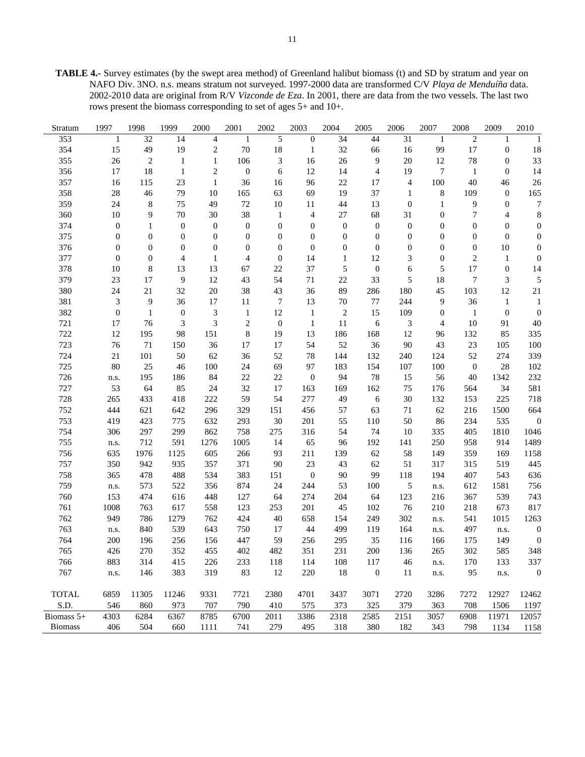**TABLE 4.-** Survey estimates (by the swept area method) of Greenland halibut biomass (t) and SD by stratum and year on NAFO Div. 3NO. n.s. means stratum not surveyed. 1997-2000 data are transformed C/V *Playa de Menduíña* data. 2002-2010 data are original from R/V *Vizconde de Eza*. In 2001, there are data from the two vessels. The last two rows present the biomass corresponding to set of ages 5+ and 10+.

| Stratum | 1997 | 1998 | 1999 | 2000 | 2001 | 2002 | 2003 | 2004 | 2005 | 2006 | 2007 | 2008 | 2009 | 2010 |
|---|---|---|---|---|---|---|---|---|---|---|---|---|---|---|
| 353 | 1 | 32 | 14 | 4 | 1 | 5 | 0 | 34 | 44 | 31 | 1 | 2 | 1 | 1 |
| 354 | 15 | 49 | 19 | 2 | 70 | 18 | 1 | 32 | 66 | 16 | 99 | 17 | 0 | 18 |
| 355 | 26 | 2 | 1 | 1 | 106 | 3 | 16 | 26 | 9 | 20 | 12 | 78 | 0 | 33 |
| 356 | 17 | 18 | 1 | 2 | 0 | 6 | 12 | 14 | 4 | 19 | 7 | 1 | 0 | 14 |
| 357 | 16 | 115 | 23 | 1 | 36 | 16 | 96 | 22 | 17 | 4 | 100 | 40 | 46 | 26 |
| 358 | 28 | 46 | 79 | 10 | 165 | 63 | 69 | 19 | 37 | 1 | 8 | 109 | 0 | 165 |
| 359 | 24 | 8 | 75 | 49 | 72 | 10 | 11 | 44 | 13 | 0 | 1 | 9 | 0 | 7 |
| 360 | 10 | 9 | 70 | 30 | 38 | 1 | 4 | 27 | 68 | 31 | 0 | 7 | 4 | 8 |
| 374 | 0 | 1 | 0 | 0 | 0 | 0 | 0 | 0 | 0 | 0 | 0 | 0 | 0 | 0 |
| 375 | 0 | 0 | 0 | 0 | 0 | 0 | 0 | 0 | 0 | 0 | 0 | 0 | 0 | 0 |
| 376 | 0 | 0 | 0 | 0 | 0 | 0 | 0 | 0 | 0 | 0 | 0 | 0 | 10 | 0 |
| 377 | 0 | 0 | 4 | 1 | 4 | 0 | 14 | 1 | 12 | 3 | 0 | 2 | 1 | 0 |
| 378 | 10 | 8 | 13 | 13 | 67 | 22 | 37 | 5 | 0 | 6 | 5 | 17 | 0 | 14 |
| 379 | 23 | 17 | 9 | 12 | 43 | 54 | 71 | 22 | 33 | 5 | 18 | 7 | 3 | 5 |
| 380 | 24 | 21 | 32 | 20 | 38 | 43 | 36 | 89 | 286 | 180 | 45 | 103 | 12 | 21 |
| 381 | 3 | 9 | 36 | 17 | 11 | 7 | 13 | 70 | 77 | 244 | 9 | 36 | 1 | 1 |
| 382 | 0 | 1 | 0 | 3 | 1 | 12 | 1 | 2 | 15 | 109 | 0 | 1 | 0 | 0 |
| 721 | 17 | 76 | 3 | 3 | 2 | 0 | 1 | 11 | 6 | 3 | 4 | 10 | 91 | 40 |
| 722 | 12 | 195 | 98 | 151 | 8 | 19 | 13 | 186 | 168 | 12 | 96 | 132 | 85 | 335 |
| 723 | 76 | 71 | 150 | 36 | 17 | 17 | 54 | 52 | 36 | 90 | 43 | 23 | 105 | 100 |
| 724 | 21 | 101 | 50 | 62 | 36 | 52 | 78 | 144 | 132 | 240 | 124 | 52 | 274 | 339 |
| 725 | 80 | 25 | 46 | 100 | 24 | 69 | 97 | 183 | 154 | 107 | 100 | 0 | 28 | 102 |
| 726 | n.s. | 195 | 186 | 84 | 22 | 22 | 0 | 94 | 78 | 15 | 56 | 40 | 1342 | 232 |
| 727 | 53 | 64 | 85 | 24 | 32 | 17 | 163 | 169 | 162 | 75 | 176 | 564 | 34 | 581 |
| 728 | 265 | 433 | 418 | 222 | 59 | 54 | 277 | 49 | 6 | 30 | 132 | 153 | 225 | 718 |
| 752 | 444 | 621 | 642 | 296 | 329 | 151 | 456 | 57 | 63 | 71 | 62 | 216 | 1500 | 664 |
| 753 | 419 | 423 | 775 | 632 | 293 | 30 | 201 | 55 | 110 | 50 | 86 | 234 | 535 | 0 |
| 754 | 306 | 297 | 299 | 862 | 758 | 275 | 316 | 54 | 74 | 10 | 335 | 405 | 1810 | 1046 |
| 755 | n.s. | 712 | 591 | 1276 | 1005 | 14 | 65 | 96 | 192 | 141 | 250 | 958 | 914 | 1489 |
| 756 | 635 | 1976 | 1125 | 605 | 266 | 93 | 211 | 139 | 62 | 58 | 149 | 359 | 169 | 1158 |
| 757 | 350 | 942 | 935 | 357 | 371 | 90 | 23 | 43 | 62 | 51 | 317 | 315 | 519 | 445 |
| 758 | 365 | 478 | 488 | 534 | 383 | 151 | 0 | 90 | 99 | 118 | 194 | 407 | 543 | 636 |
| 759 | n.s. | 573 | 522 | 356 | 874 | 24 | 244 | 53 | 100 | 5 | n.s. | 612 | 1581 | 756 |
| 760 | 153 | 474 | 616 | 448 | 127 | 64 | 274 | 204 | 64 | 123 | 216 | 367 | 539 | 743 |
| 761 | 1008 | 763 | 617 | 558 | 123 | 253 | 201 | 45 | 102 | 76 | 210 | 218 | 673 | 817 |
| 762 | 949 | 786 | 1279 | 762 | 424 | 40 | 658 | 154 | 249 | 302 | n.s. | 541 | 1015 | 1263 |
| 763 | n.s. | 840 | 539 | 643 | 750 | 17 | 44 | 499 | 119 | 164 | n.s. | 497 | n.s. | 0 |
| 764 | 200 | 196 | 256 | 156 | 447 | 59 | 256 | 295 | 35 | 116 | 166 | 175 | 149 | 0 |
| 765 | 426 | 270 | 352 | 455 | 402 | 482 | 351 | 231 | 200 | 136 | 265 | 302 | 585 | 348 |
| 766 | 883 | 314 | 415 | 226 | 233 | 118 | 114 | 108 | 117 | 46 | n.s. | 170 | 133 | 337 |
| 767 | n.s. | 146 | 383 | 319 | 83 | 12 | 220 | 18 | 0 | 11 | n.s. | 95 | n.s. | 0 |
| TOTAL | 6859 | 11305 | 11246 | 9331 | 7721 | 2380 | 4701 | 3437 | 3071 | 2720 | 3286 | 7272 | 12927 | 12462 |
| S.D. | 546 | 860 | 973 | 707 | 790 | 410 | 575 | 373 | 325 | 379 | 363 | 708 | 1506 | 1197 |
| Biomass 5+ | 4303 | 6284 | 6367 | 8785 | 6700 | 2011 | 3386 | 2318 | 2585 | 2151 | 3057 | 6908 | 11971 | 12057 |
| Biomass | 406 | 504 | 660 | 1111 | 741 | 279 | 495 | 318 | 380 | 182 | 343 | 798 | 1134 | 1158 |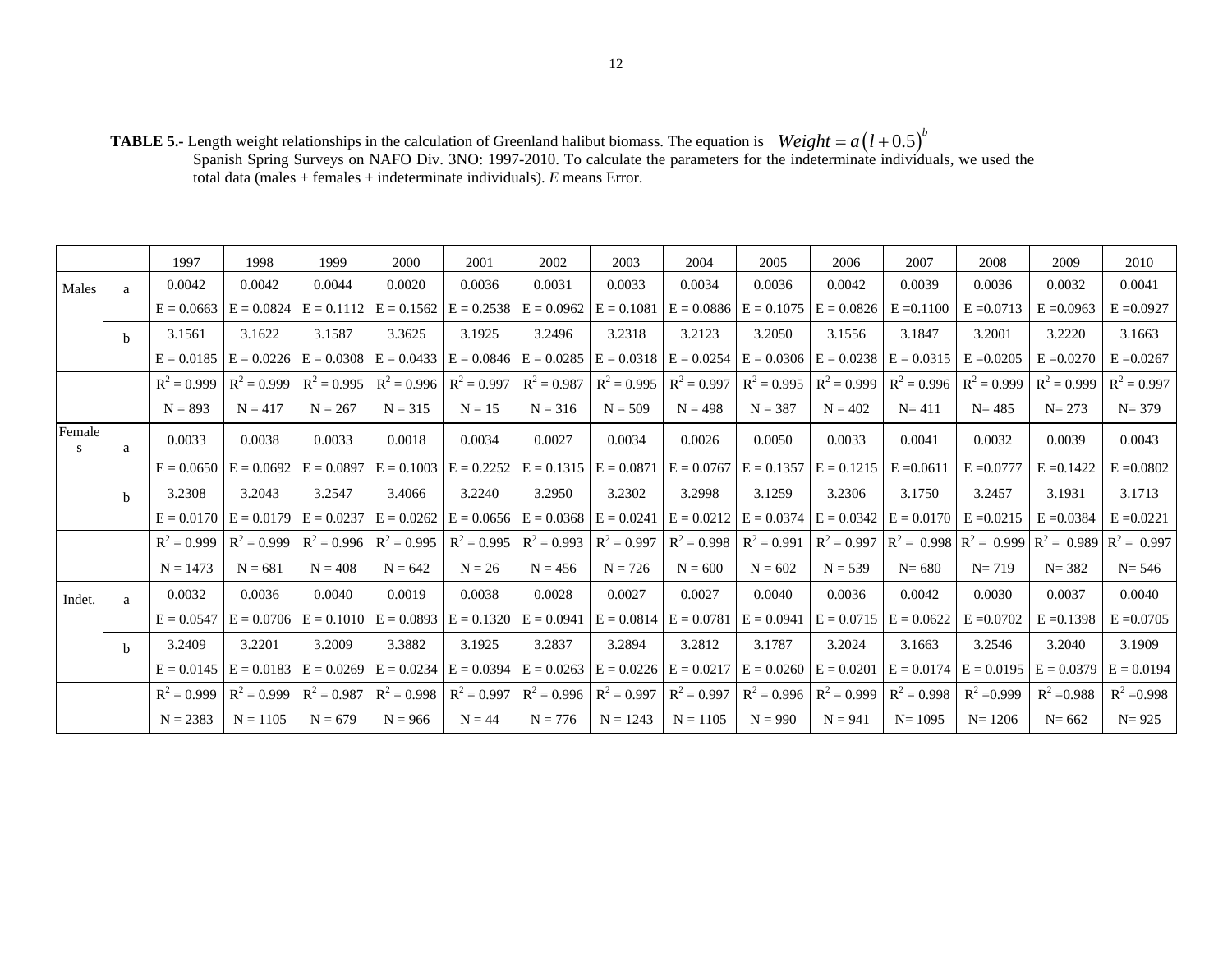**TABLE 5.-** Length weight relationships in the calculation of Greenland halibut biomass. The equation is $Weight = a\left(l + 0.5\right)^{b}$ Spanish Spring Surveys on NAFO Div. 3NO: 1997-2010. To calculate the parameters for the indeterminate individuals, we used the total data (males + females + indeterminate individuals). *E* means Error.

| | | 1997 | 1998 | 1999 | 2000 | 2001 | 2002 | 2003 | 2004 | 2005 | 2006 | 2007 | 2008 | 2009 | 2010 |
|---|---|---|---|---|---|---|---|---|---|---|---|---|---|---|---|
| Males | a | 0.0042 | 0.0042 | 0.0044 | 0.0020 | 0.0036 | 0.0031 | 0.0033 | 0.0034 | 0.0036 | 0.0042 | 0.0039 | 0.0036 | 0.0032 | 0.0041 |
| | | E = 0.0663 | E = 0.0824 | E = 0.1112 | E = 0.1562 | E = 0.2538 | E = 0.0962 | E = 0.1081 | E = 0.0886 | E = 0.1075 | E = 0.0826 | E =0.1100 | E =0.0713 | E =0.0963 | E =0.0927 |
| | b | 3.1561 | 3.1622 | 3.1587 | 3.3625 | 3.1925 | 3.2496 | 3.2318 | 3.2123 | 3.2050 | 3.1556 | 3.1847 | 3.2001 | 3.2220 | 3.1663 |
| | | E = 0.0185 | E = 0.0226 | E = 0.0308 | E = 0.0433 | E = 0.0846 | E = 0.0285 | E = 0.0318 | E = 0.0254 | E = 0.0306 | E = 0.0238 | E = 0.0315 | E =0.0205 | E =0.0270 | E =0.0267 |
| | | $R^2$ = 0.999 | $R^2$ = 0.999 | $R^2$ = 0.995 | $R^2$ = 0.996 | $R^2$ = 0.997 | $R^2$ = 0.987 | $R^2$ = 0.995 | $R^2$ = 0.997 | $R^2$ = 0.995 | $R^2$ = 0.999 | $R^2$ = 0.996 | $R^2$ = 0.999 | $R^2$ = 0.999 | $R^2$ = 0.997 |
| | | N = 893 | N = 417 | N = 267 | N = 315 | N = 15 | N = 316 | N = 509 | N = 498 | N = 387 | N = 402 | N= 411 | N= 485 | N= 273 | N= 379 |
| Females | a | 0.0033 | 0.0038 | 0.0033 | 0.0018 | 0.0034 | 0.0027 | 0.0034 | 0.0026 | 0.0050 | 0.0033 | 0.0041 | 0.0032 | 0.0039 | 0.0043 |
| | | E = 0.0650 | E = 0.0692 | E = 0.0897 | E = 0.1003 | E = 0.2252 | E = 0.1315 | E = 0.0871 | E = 0.0767 | E = 0.1357 | E = 0.1215 | E =0.0611 | E =0.0777 | E =0.1422 | E =0.0802 |
| | b | 3.2308 | 3.2043 | 3.2547 | 3.4066 | 3.2240 | 3.2950 | 3.2302 | 3.2998 | 3.1259 | 3.2306 | 3.1750 | 3.2457 | 3.1931 | 3.1713 |
| | | E = 0.0170 | E = 0.0179 | E = 0.0237 | E = 0.0262 | E = 0.0656 | E = 0.0368 | E = 0.0241 | E = 0.0212 | E = 0.0374 | E = 0.0342 | E = 0.0170 | E =0.0215 | E =0.0384 | E =0.0221 |
| | | $R^2$ = 0.999 | $R^2$ = 0.999 | $R^2$ = 0.996 | $R^2$ = 0.995 | $R^2$ = 0.995 | $R^2$ = 0.993 | $R^2$ = 0.997 | $R^2$ = 0.998 | $R^2$ = 0.991 | $R^2$ = 0.997 | $R^2$ = 0.998 | $R^2$ = 0.999 | $R^2$ = 0.989 | $R^2$ = 0.997 |
| | | N = 1473 | N = 681 | N = 408 | N = 642 | N = 26 | N = 456 | N = 726 | N = 600 | N = 602 | N = 539 | N= 680 | N= 719 | N= 382 | N= 546 |
| Indet. | a | 0.0032 | 0.0036 | 0.0040 | 0.0019 | 0.0038 | 0.0028 | 0.0027 | 0.0027 | 0.0040 | 0.0036 | 0.0042 | 0.0030 | 0.0037 | 0.0040 |
| | | E = 0.0547 | E = 0.0706 | E = 0.1010 | E = 0.0893 | E = 0.1320 | E = 0.0941 | E = 0.0814 | E = 0.0781 | E = 0.0941 | E = 0.0715 | E = 0.0622 | E =0.0702 | E =0.1398 | E =0.0705 |
| | b | 3.2409 | 3.2201 | 3.2009 | 3.3882 | 3.1925 | 3.2837 | 3.2894 | 3.2812 | 3.1787 | 3.2024 | 3.1663 | 3.2546 | 3.2040 | 3.1909 |
| | | E = 0.0145 | E = 0.0183 | E = 0.0269 | E = 0.0234 | E = 0.0394 | E = 0.0263 | E = 0.0226 | E = 0.0217 | E = 0.0260 | E = 0.0201 | E = 0.0174 | E = 0.0195 | E = 0.0379 | E = 0.0194 |
| | | $R^2$ = 0.999 | $R^2$ = 0.999 | $R^2$ = 0.987 | $R^2$ = 0.998 | $R^2$ = 0.997 | $R^2$ = 0.996 | $R^2$ = 0.997 | $R^2$ = 0.997 | $R^2$ = 0.996 | $R^2$ = 0.999 | $R^2$ = 0.998 | $R^2$ =0.999 | $R^2$ =0.988 | $R^2$ =0.998 |
| | | N = 2383 | N = 1105 | N = 679 | N = 966 | N = 44 | N = 776 | N = 1243 | N = 1105 | N = 990 | N = 941 | N= 1095 | N= 1206 | N= 662 | N= 925 |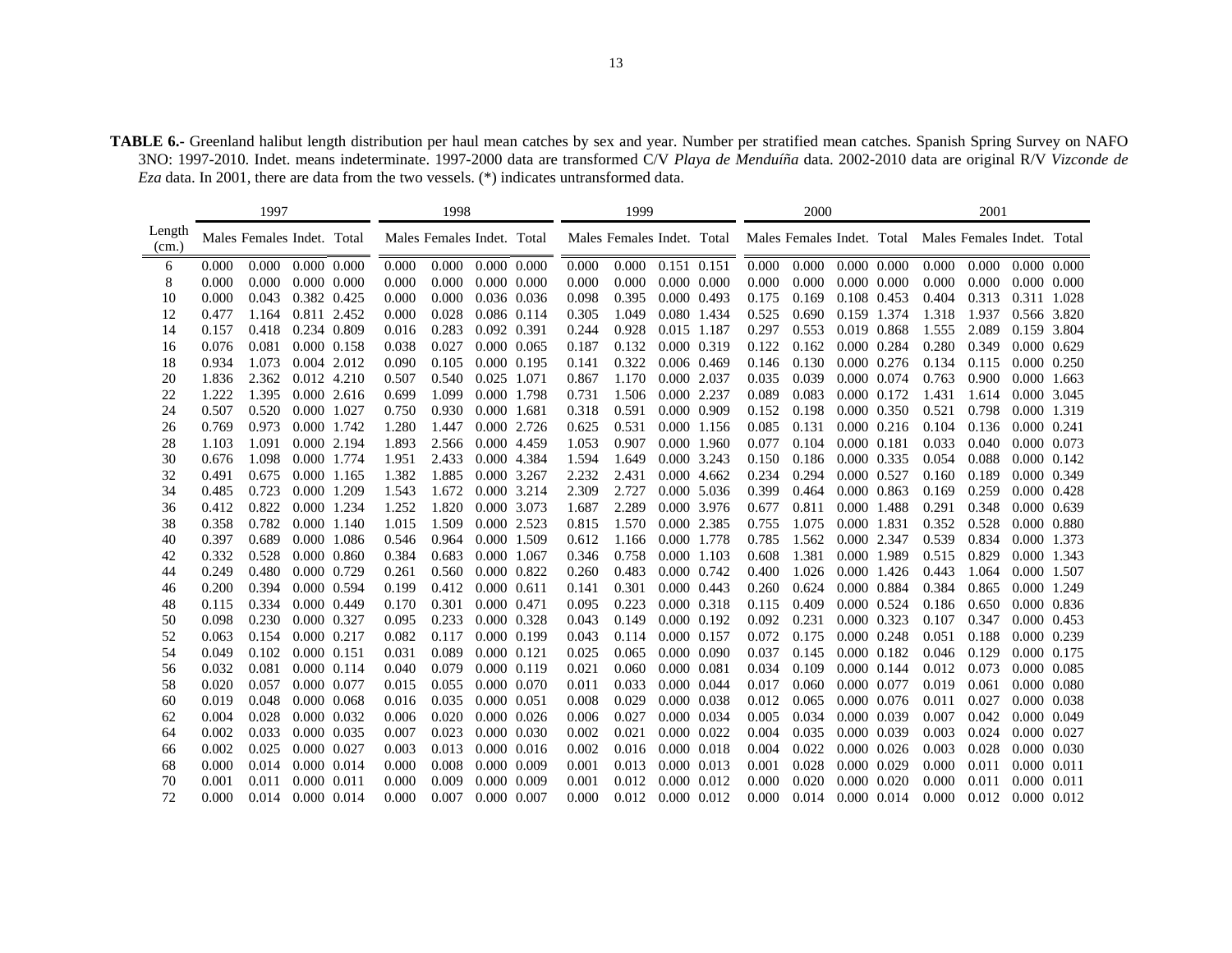**TABLE 6.-** Greenland halibut length distribution per haul mean catches by sex and year. Number per stratified mean catches. Spanish Spring Survey on NAFO 3NO: 1997-2010. Indet. means indeterminate. 1997-2000 data are transformed C/V *Playa de Menduíña* data. 2002-2010 data are original R/V *Vizconde de Eza* data. In 2001, there are data from the two vessels. (*) indicates untransformed data.

| Length (cm.) | 1997 | | | | 1998 | | | | 1999 | | | | 2000 | | | | 2001 | | | |
|---|---|---|---|---|---|---|---|---|---|---|---|---|---|---|---|---|---|---|---|---|
| | Males | Females | Indet. | Total | Males | Females | Indet. | Total | Males | Females | Indet. | Total | Males | Females | Indet. | Total | Males | Females | Indet. | Total |
| 6 | 0.000 | 0.000 | 0.000 | 0.000 | 0.000 | 0.000 | 0.000 | 0.000 | 0.000 | 0.000 | 0.151 | 0.151 | 0.000 | 0.000 | 0.000 | 0.000 | 0.000 | 0.000 | 0.000 | 0.000 |
| 8 | 0.000 | 0.000 | 0.000 | 0.000 | 0.000 | 0.000 | 0.000 | 0.000 | 0.000 | 0.000 | 0.000 | 0.000 | 0.000 | 0.000 | 0.000 | 0.000 | 0.000 | 0.000 | 0.000 | 0.000 |
| 10 | 0.000 | 0.043 | 0.382 | 0.425 | 0.000 | 0.000 | 0.036 | 0.036 | 0.098 | 0.395 | 0.000 | 0.493 | 0.175 | 0.169 | 0.108 | 0.453 | 0.404 | 0.313 | 0.311 | 1.028 |
| 12 | 0.477 | 1.164 | 0.811 | 2.452 | 0.000 | 0.028 | 0.086 | 0.114 | 0.305 | 1.049 | 0.080 | 1.434 | 0.525 | 0.690 | 0.159 | 1.374 | 1.318 | 1.937 | 0.566 | 3.820 |
| 14 | 0.157 | 0.418 | 0.234 | 0.809 | 0.016 | 0.283 | 0.092 | 0.391 | 0.244 | 0.928 | 0.015 | 1.187 | 0.297 | 0.553 | 0.019 | 0.868 | 1.555 | 2.089 | 0.159 | 3.804 |
| 16 | 0.076 | 0.081 | 0.000 | 0.158 | 0.038 | 0.027 | 0.000 | 0.065 | 0.187 | 0.132 | 0.000 | 0.319 | 0.122 | 0.162 | 0.000 | 0.284 | 0.280 | 0.349 | 0.000 | 0.629 |
| 18 | 0.934 | 1.073 | 0.004 | 2.012 | 0.090 | 0.105 | 0.000 | 0.195 | 0.141 | 0.322 | 0.006 | 0.469 | 0.146 | 0.130 | 0.000 | 0.276 | 0.134 | 0.115 | 0.000 | 0.250 |
| 20 | 1.836 | 2.362 | 0.012 | 4.210 | 0.507 | 0.540 | 0.025 | 1.071 | 0.867 | 1.170 | 0.000 | 2.037 | 0.035 | 0.039 | 0.000 | 0.074 | 0.763 | 0.900 | 0.000 | 1.663 |
| 22 | 1.222 | 1.395 | 0.000 | 2.616 | 0.699 | 1.099 | 0.000 | 1.798 | 0.731 | 1.506 | 0.000 | 2.237 | 0.089 | 0.083 | 0.000 | 0.172 | 1.431 | 1.614 | 0.000 | 3.045 |
| 24 | 0.507 | 0.520 | 0.000 | 1.027 | 0.750 | 0.930 | 0.000 | 1.681 | 0.318 | 0.591 | 0.000 | 0.909 | 0.152 | 0.198 | 0.000 | 0.350 | 0.521 | 0.798 | 0.000 | 1.319 |
| 26 | 0.769 | 0.973 | 0.000 | 1.742 | 1.280 | 1.447 | 0.000 | 2.726 | 0.625 | 0.531 | 0.000 | 1.156 | 0.085 | 0.131 | 0.000 | 0.216 | 0.104 | 0.136 | 0.000 | 0.241 |
| 28 | 1.103 | 1.091 | 0.000 | 2.194 | 1.893 | 2.566 | 0.000 | 4.459 | 1.053 | 0.907 | 0.000 | 1.960 | 0.077 | 0.104 | 0.000 | 0.181 | 0.033 | 0.040 | 0.000 | 0.073 |
| 30 | 0.676 | 1.098 | 0.000 | 1.774 | 1.951 | 2.433 | 0.000 | 4.384 | 1.594 | 1.649 | 0.000 | 3.243 | 0.150 | 0.186 | 0.000 | 0.335 | 0.054 | 0.088 | 0.000 | 0.142 |
| 32 | 0.491 | 0.675 | 0.000 | 1.165 | 1.382 | 1.885 | 0.000 | 3.267 | 2.232 | 2.431 | 0.000 | 4.662 | 0.234 | 0.294 | 0.000 | 0.527 | 0.160 | 0.189 | 0.000 | 0.349 |
| 34 | 0.485 | 0.723 | 0.000 | 1.209 | 1.543 | 1.672 | 0.000 | 3.214 | 2.309 | 2.727 | 0.000 | 5.036 | 0.399 | 0.464 | 0.000 | 0.863 | 0.169 | 0.259 | 0.000 | 0.428 |
| 36 | 0.412 | 0.822 | 0.000 | 1.234 | 1.252 | 1.820 | 0.000 | 3.073 | 1.687 | 2.289 | 0.000 | 3.976 | 0.677 | 0.811 | 0.000 | 1.488 | 0.291 | 0.348 | 0.000 | 0.639 |
| 38 | 0.358 | 0.782 | 0.000 | 1.140 | 1.015 | 1.509 | 0.000 | 2.523 | 0.815 | 1.570 | 0.000 | 2.385 | 0.755 | 1.075 | 0.000 | 1.831 | 0.352 | 0.528 | 0.000 | 0.880 |
| 40 | 0.397 | 0.689 | 0.000 | 1.086 | 0.546 | 0.964 | 0.000 | 1.509 | 0.612 | 1.166 | 0.000 | 1.778 | 0.785 | 1.562 | 0.000 | 2.347 | 0.539 | 0.834 | 0.000 | 1.373 |
| 42 | 0.332 | 0.528 | 0.000 | 0.860 | 0.384 | 0.683 | 0.000 | 1.067 | 0.346 | 0.758 | 0.000 | 1.103 | 0.608 | 1.381 | 0.000 | 1.989 | 0.515 | 0.829 | 0.000 | 1.343 |
| 44 | 0.249 | 0.480 | 0.000 | 0.729 | 0.261 | 0.560 | 0.000 | 0.822 | 0.260 | 0.483 | 0.000 | 0.742 | 0.400 | 1.026 | 0.000 | 1.426 | 0.443 | 1.064 | 0.000 | 1.507 |
| 46 | 0.200 | 0.394 | 0.000 | 0.594 | 0.199 | 0.412 | 0.000 | 0.611 | 0.141 | 0.301 | 0.000 | 0.443 | 0.260 | 0.624 | 0.000 | 0.884 | 0.384 | 0.865 | 0.000 | 1.249 |
| 48 | 0.115 | 0.334 | 0.000 | 0.449 | 0.170 | 0.301 | 0.000 | 0.471 | 0.095 | 0.223 | 0.000 | 0.318 | 0.115 | 0.409 | 0.000 | 0.524 | 0.186 | 0.650 | 0.000 | 0.836 |
| 50 | 0.098 | 0.230 | 0.000 | 0.327 | 0.095 | 0.233 | 0.000 | 0.328 | 0.043 | 0.149 | 0.000 | 0.192 | 0.092 | 0.231 | 0.000 | 0.323 | 0.107 | 0.347 | 0.000 | 0.453 |
| 52 | 0.063 | 0.154 | 0.000 | 0.217 | 0.082 | 0.117 | 0.000 | 0.199 | 0.043 | 0.114 | 0.000 | 0.157 | 0.072 | 0.175 | 0.000 | 0.248 | 0.051 | 0.188 | 0.000 | 0.239 |
| 54 | 0.049 | 0.102 | 0.000 | 0.151 | 0.031 | 0.089 | 0.000 | 0.121 | 0.025 | 0.065 | 0.000 | 0.090 | 0.037 | 0.145 | 0.000 | 0.182 | 0.046 | 0.129 | 0.000 | 0.175 |
| 56 | 0.032 | 0.081 | 0.000 | 0.114 | 0.040 | 0.079 | 0.000 | 0.119 | 0.021 | 0.060 | 0.000 | 0.081 | 0.034 | 0.109 | 0.000 | 0.144 | 0.012 | 0.073 | 0.000 | 0.085 |
| 58 | 0.020 | 0.057 | 0.000 | 0.077 | 0.015 | 0.055 | 0.000 | 0.070 | 0.011 | 0.033 | 0.000 | 0.044 | 0.017 | 0.060 | 0.000 | 0.077 | 0.019 | 0.061 | 0.000 | 0.080 |
| 60 | 0.019 | 0.048 | 0.000 | 0.068 | 0.016 | 0.035 | 0.000 | 0.051 | 0.008 | 0.029 | 0.000 | 0.038 | 0.012 | 0.065 | 0.000 | 0.076 | 0.011 | 0.027 | 0.000 | 0.038 |
| 62 | 0.004 | 0.028 | 0.000 | 0.032 | 0.006 | 0.020 | 0.000 | 0.026 | 0.006 | 0.027 | 0.000 | 0.034 | 0.005 | 0.034 | 0.000 | 0.039 | 0.007 | 0.042 | 0.000 | 0.049 |
| 64 | 0.002 | 0.033 | 0.000 | 0.035 | 0.007 | 0.023 | 0.000 | 0.030 | 0.002 | 0.021 | 0.000 | 0.022 | 0.004 | 0.035 | 0.000 | 0.039 | 0.003 | 0.024 | 0.000 | 0.027 |
| 66 | 0.002 | 0.025 | 0.000 | 0.027 | 0.003 | 0.013 | 0.000 | 0.016 | 0.002 | 0.016 | 0.000 | 0.018 | 0.004 | 0.022 | 0.000 | 0.026 | 0.003 | 0.028 | 0.000 | 0.030 |
| 68 | 0.000 | 0.014 | 0.000 | 0.014 | 0.000 | 0.008 | 0.000 | 0.009 | 0.001 | 0.013 | 0.000 | 0.013 | 0.001 | 0.028 | 0.000 | 0.029 | 0.000 | 0.011 | 0.000 | 0.011 |
| 70 | 0.001 | 0.011 | 0.000 | 0.011 | 0.000 | 0.009 | 0.000 | 0.009 | 0.001 | 0.012 | 0.000 | 0.012 | 0.000 | 0.020 | 0.000 | 0.020 | 0.000 | 0.011 | 0.000 | 0.011 |
| 72 | 0.000 | 0.014 | 0.000 | 0.014 | 0.000 | 0.007 | 0.000 | 0.007 | 0.000 | 0.012 | 0.000 | 0.012 | 0.000 | 0.014 | 0.000 | 0.014 | 0.000 | 0.012 | 0.000 | 0.012 |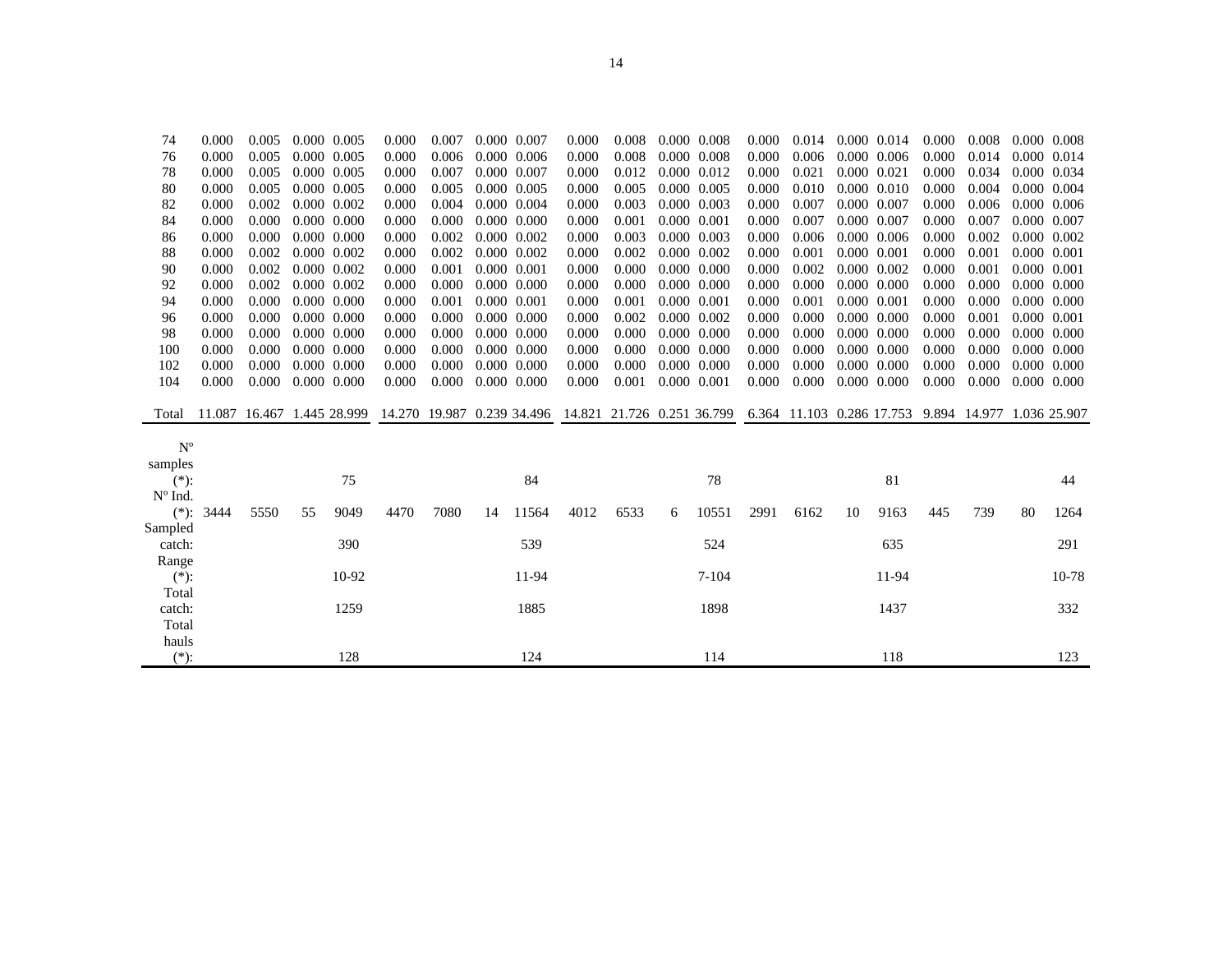| | | | | | | | | | | | | | | | | | | | | |
|---|---|---|---|---|---|---|---|---|---|---|---|---|---|---|---|---|---|---|---|---|
| 74 | 0.000 | 0.005 | 0.000 | 0.005 | 0.000 | 0.007 | 0.000 | 0.007 | 0.000 | 0.008 | 0.000 | 0.008 | 0.000 | 0.014 | 0.000 | 0.014 | 0.000 | 0.008 | 0.000 | 0.008 |
| 76 | 0.000 | 0.005 | 0.000 | 0.005 | 0.000 | 0.006 | 0.000 | 0.006 | 0.000 | 0.008 | 0.000 | 0.008 | 0.000 | 0.006 | 0.000 | 0.006 | 0.000 | 0.014 | 0.000 | 0.014 |
| 78 | 0.000 | 0.005 | 0.000 | 0.005 | 0.000 | 0.007 | 0.000 | 0.007 | 0.000 | 0.012 | 0.000 | 0.012 | 0.000 | 0.021 | 0.000 | 0.021 | 0.000 | 0.034 | 0.000 | 0.034 |
| 80 | 0.000 | 0.005 | 0.000 | 0.005 | 0.000 | 0.005 | 0.000 | 0.005 | 0.000 | 0.005 | 0.000 | 0.005 | 0.000 | 0.010 | 0.000 | 0.010 | 0.000 | 0.004 | 0.000 | 0.004 |
| 82 | 0.000 | 0.002 | 0.000 | 0.002 | 0.000 | 0.004 | 0.000 | 0.004 | 0.000 | 0.003 | 0.000 | 0.003 | 0.000 | 0.007 | 0.000 | 0.007 | 0.000 | 0.006 | 0.000 | 0.006 |
| 84 | 0.000 | 0.000 | 0.000 | 0.000 | 0.000 | 0.000 | 0.000 | 0.000 | 0.000 | 0.001 | 0.000 | 0.001 | 0.000 | 0.007 | 0.000 | 0.007 | 0.000 | 0.007 | 0.000 | 0.007 |
| 86 | 0.000 | 0.000 | 0.000 | 0.000 | 0.000 | 0.002 | 0.000 | 0.002 | 0.000 | 0.003 | 0.000 | 0.003 | 0.000 | 0.006 | 0.000 | 0.006 | 0.000 | 0.002 | 0.000 | 0.002 |
| 88 | 0.000 | 0.002 | 0.000 | 0.002 | 0.000 | 0.002 | 0.000 | 0.002 | 0.000 | 0.002 | 0.000 | 0.002 | 0.000 | 0.001 | 0.000 | 0.001 | 0.000 | 0.001 | 0.000 | 0.001 |
| 90 | 0.000 | 0.002 | 0.000 | 0.002 | 0.000 | 0.001 | 0.000 | 0.001 | 0.000 | 0.000 | 0.000 | 0.000 | 0.000 | 0.002 | 0.000 | 0.002 | 0.000 | 0.001 | 0.000 | 0.001 |
| 92 | 0.000 | 0.002 | 0.000 | 0.002 | 0.000 | 0.000 | 0.000 | 0.000 | 0.000 | 0.000 | 0.000 | 0.000 | 0.000 | 0.000 | 0.000 | 0.000 | 0.000 | 0.000 | 0.000 | 0.000 |
| 94 | 0.000 | 0.000 | 0.000 | 0.000 | 0.000 | 0.001 | 0.000 | 0.001 | 0.000 | 0.001 | 0.000 | 0.001 | 0.000 | 0.001 | 0.000 | 0.001 | 0.000 | 0.000 | 0.000 | 0.000 |
| 96 | 0.000 | 0.000 | 0.000 | 0.000 | 0.000 | 0.000 | 0.000 | 0.000 | 0.000 | 0.002 | 0.000 | 0.002 | 0.000 | 0.000 | 0.000 | 0.000 | 0.000 | 0.001 | 0.000 | 0.001 |
| 98 | 0.000 | 0.000 | 0.000 | 0.000 | 0.000 | 0.000 | 0.000 | 0.000 | 0.000 | 0.000 | 0.000 | 0.000 | 0.000 | 0.000 | 0.000 | 0.000 | 0.000 | 0.000 | 0.000 | 0.000 |
| 100 | 0.000 | 0.000 | 0.000 | 0.000 | 0.000 | 0.000 | 0.000 | 0.000 | 0.000 | 0.000 | 0.000 | 0.000 | 0.000 | 0.000 | 0.000 | 0.000 | 0.000 | 0.000 | 0.000 | 0.000 |
| 102 | 0.000 | 0.000 | 0.000 | 0.000 | 0.000 | 0.000 | 0.000 | 0.000 | 0.000 | 0.000 | 0.000 | 0.000 | 0.000 | 0.000 | 0.000 | 0.000 | 0.000 | 0.000 | 0.000 | 0.000 |
| 104 | 0.000 | 0.000 | 0.000 | 0.000 | 0.000 | 0.000 | 0.000 | 0.000 | 0.000 | 0.001 | 0.000 | 0.001 | 0.000 | 0.000 | 0.000 | 0.000 | 0.000 | 0.000 | 0.000 | 0.000 |
| Total | 11.087 | 16.467 | 1.445 | 28.999 | 14.270 | 19.987 | 0.239 | 34.496 | 14.821 | 21.726 | 0.251 | 36.799 | 6.364 | 11.103 | 0.286 | 17.753 | 9.894 | 14.977 | 1.036 | 25.907 |
| Nº samples (*): | | | | 75 | | | | 84 | | | | 78 | | | | 81 | | | | 44 |
| Nº Ind. (*): | 3444 | 5550 | 55 | 9049 | 4470 | 7080 | 14 | 11564 | 4012 | 6533 | 6 | 10551 | 2991 | 6162 | 10 | 9163 | 445 | 739 | 80 | 1264 |
| Sampled catch: | | | | 390 | | | | 539 | | | | 524 | | | | 635 | | | | 291 |
| Range (*): | | | | 10-92 | | | | 11-94 | | | | 7-104 | | | | 11-94 | | | | 10-78 |
| Total catch: | | | | 1259 | | | | 1885 | | | | 1898 | | | | 1437 | | | | 332 |
| Total hauls (*): | | | | 128 | | | | 124 | | | | 114 | | | | 118 | | | | 123 |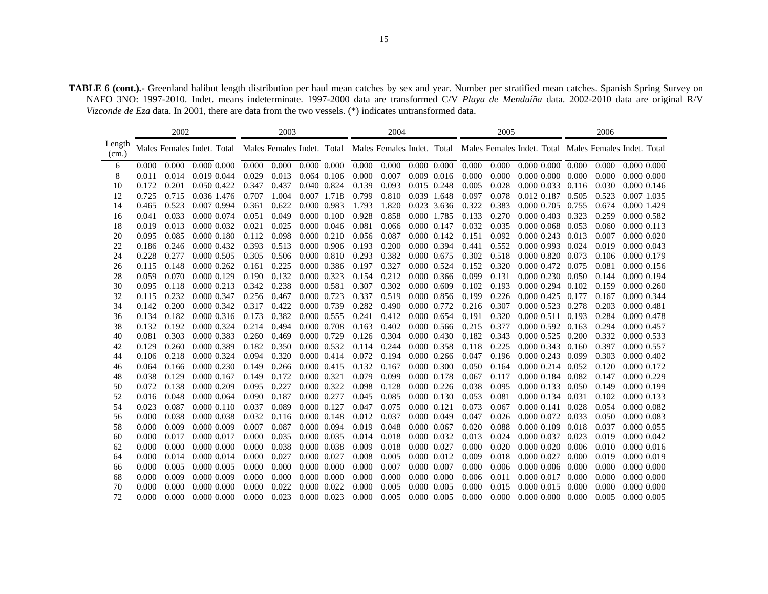**TABLE 6 (cont.).-** Greenland halibut length distribution per haul mean catches by sex and year. Number per stratified mean catches. Spanish Spring Survey on NAFO 3NO: 1997-2010. Indet. means indeterminate. 1997-2000 data are transformed C/V *Playa de Menduíña* data. 2002-2010 data are original R/V *Vizconde de Eza* data. In 2001, there are data from the two vessels. (*) indicates untransformed data.

| Length (cm.) | 2002 | | | | 2003 | | | | 2004 | | | | 2005 | | | | 2006 | | | |
|---|---|---|---|---|---|---|---|---|---|---|---|---|---|---|---|---|---|---|---|---|
| | Males | Females | Indet. | Total | Males | Females | Indet. | Total | Males | Females | Indet. | Total | Males | Females | Indet. | Total | Males | Females | Indet. | Total |
| 6 | 0.000 | 0.000 | 0.000 | 0.000 | 0.000 | 0.000 | 0.000 | 0.000 | 0.000 | 0.000 | 0.000 | 0.000 | 0.000 | 0.000 | 0.000 | 0.000 | 0.000 | 0.000 | 0.000 | 0.000 |
| 8 | 0.011 | 0.014 | 0.019 | 0.044 | 0.029 | 0.013 | 0.064 | 0.106 | 0.000 | 0.007 | 0.009 | 0.016 | 0.000 | 0.000 | 0.000 | 0.000 | 0.000 | 0.000 | 0.000 | 0.000 |
| 10 | 0.172 | 0.201 | 0.050 | 0.422 | 0.347 | 0.437 | 0.040 | 0.824 | 0.139 | 0.093 | 0.015 | 0.248 | 0.005 | 0.028 | 0.000 | 0.033 | 0.116 | 0.030 | 0.000 | 0.146 |
| 12 | 0.725 | 0.715 | 0.036 | 1.476 | 0.707 | 1.004 | 0.007 | 1.718 | 0.799 | 0.810 | 0.039 | 1.648 | 0.097 | 0.078 | 0.012 | 0.187 | 0.505 | 0.523 | 0.007 | 1.035 |
| 14 | 0.465 | 0.523 | 0.007 | 0.994 | 0.361 | 0.622 | 0.000 | 0.983 | 1.793 | 1.820 | 0.023 | 3.636 | 0.322 | 0.383 | 0.000 | 0.705 | 0.755 | 0.674 | 0.000 | 1.429 |
| 16 | 0.041 | 0.033 | 0.000 | 0.074 | 0.051 | 0.049 | 0.000 | 0.100 | 0.928 | 0.858 | 0.000 | 1.785 | 0.133 | 0.270 | 0.000 | 0.403 | 0.323 | 0.259 | 0.000 | 0.582 |
| 18 | 0.019 | 0.013 | 0.000 | 0.032 | 0.021 | 0.025 | 0.000 | 0.046 | 0.081 | 0.066 | 0.000 | 0.147 | 0.032 | 0.035 | 0.000 | 0.068 | 0.053 | 0.060 | 0.000 | 0.113 |
| 20 | 0.095 | 0.085 | 0.000 | 0.180 | 0.112 | 0.098 | 0.000 | 0.210 | 0.056 | 0.087 | 0.000 | 0.142 | 0.151 | 0.092 | 0.000 | 0.243 | 0.013 | 0.007 | 0.000 | 0.020 |
| 22 | 0.186 | 0.246 | 0.000 | 0.432 | 0.393 | 0.513 | 0.000 | 0.906 | 0.193 | 0.200 | 0.000 | 0.394 | 0.441 | 0.552 | 0.000 | 0.993 | 0.024 | 0.019 | 0.000 | 0.043 |
| 24 | 0.228 | 0.277 | 0.000 | 0.505 | 0.305 | 0.506 | 0.000 | 0.810 | 0.293 | 0.382 | 0.000 | 0.675 | 0.302 | 0.518 | 0.000 | 0.820 | 0.073 | 0.106 | 0.000 | 0.179 |
| 26 | 0.115 | 0.148 | 0.000 | 0.262 | 0.161 | 0.225 | 0.000 | 0.386 | 0.197 | 0.327 | 0.000 | 0.524 | 0.152 | 0.320 | 0.000 | 0.472 | 0.075 | 0.081 | 0.000 | 0.156 |
| 28 | 0.059 | 0.070 | 0.000 | 0.129 | 0.190 | 0.132 | 0.000 | 0.323 | 0.154 | 0.212 | 0.000 | 0.366 | 0.099 | 0.131 | 0.000 | 0.230 | 0.050 | 0.144 | 0.000 | 0.194 |
| 30 | 0.095 | 0.118 | 0.000 | 0.213 | 0.342 | 0.238 | 0.000 | 0.581 | 0.307 | 0.302 | 0.000 | 0.609 | 0.102 | 0.193 | 0.000 | 0.294 | 0.102 | 0.159 | 0.000 | 0.260 |
| 32 | 0.115 | 0.232 | 0.000 | 0.347 | 0.256 | 0.467 | 0.000 | 0.723 | 0.337 | 0.519 | 0.000 | 0.856 | 0.199 | 0.226 | 0.000 | 0.425 | 0.177 | 0.167 | 0.000 | 0.344 |
| 34 | 0.142 | 0.200 | 0.000 | 0.342 | 0.317 | 0.422 | 0.000 | 0.739 | 0.282 | 0.490 | 0.000 | 0.772 | 0.216 | 0.307 | 0.000 | 0.523 | 0.278 | 0.203 | 0.000 | 0.481 |
| 36 | 0.134 | 0.182 | 0.000 | 0.316 | 0.173 | 0.382 | 0.000 | 0.555 | 0.241 | 0.412 | 0.000 | 0.654 | 0.191 | 0.320 | 0.000 | 0.511 | 0.193 | 0.284 | 0.000 | 0.478 |
| 38 | 0.132 | 0.192 | 0.000 | 0.324 | 0.214 | 0.494 | 0.000 | 0.708 | 0.163 | 0.402 | 0.000 | 0.566 | 0.215 | 0.377 | 0.000 | 0.592 | 0.163 | 0.294 | 0.000 | 0.457 |
| 40 | 0.081 | 0.303 | 0.000 | 0.383 | 0.260 | 0.469 | 0.000 | 0.729 | 0.126 | 0.304 | 0.000 | 0.430 | 0.182 | 0.343 | 0.000 | 0.525 | 0.200 | 0.332 | 0.000 | 0.533 |
| 42 | 0.129 | 0.260 | 0.000 | 0.389 | 0.182 | 0.350 | 0.000 | 0.532 | 0.114 | 0.244 | 0.000 | 0.358 | 0.118 | 0.225 | 0.000 | 0.343 | 0.160 | 0.397 | 0.000 | 0.557 |
| 44 | 0.106 | 0.218 | 0.000 | 0.324 | 0.094 | 0.320 | 0.000 | 0.414 | 0.072 | 0.194 | 0.000 | 0.266 | 0.047 | 0.196 | 0.000 | 0.243 | 0.099 | 0.303 | 0.000 | 0.402 |
| 46 | 0.064 | 0.166 | 0.000 | 0.230 | 0.149 | 0.266 | 0.000 | 0.415 | 0.132 | 0.167 | 0.000 | 0.300 | 0.050 | 0.164 | 0.000 | 0.214 | 0.052 | 0.120 | 0.000 | 0.172 |
| 48 | 0.038 | 0.129 | 0.000 | 0.167 | 0.149 | 0.172 | 0.000 | 0.321 | 0.079 | 0.099 | 0.000 | 0.178 | 0.067 | 0.117 | 0.000 | 0.184 | 0.082 | 0.147 | 0.000 | 0.229 |
| 50 | 0.072 | 0.138 | 0.000 | 0.209 | 0.095 | 0.227 | 0.000 | 0.322 | 0.098 | 0.128 | 0.000 | 0.226 | 0.038 | 0.095 | 0.000 | 0.133 | 0.050 | 0.149 | 0.000 | 0.199 |
| 52 | 0.016 | 0.048 | 0.000 | 0.064 | 0.090 | 0.187 | 0.000 | 0.277 | 0.045 | 0.085 | 0.000 | 0.130 | 0.053 | 0.081 | 0.000 | 0.134 | 0.031 | 0.102 | 0.000 | 0.133 |
| 54 | 0.023 | 0.087 | 0.000 | 0.110 | 0.037 | 0.089 | 0.000 | 0.127 | 0.047 | 0.075 | 0.000 | 0.121 | 0.073 | 0.067 | 0.000 | 0.141 | 0.028 | 0.054 | 0.000 | 0.082 |
| 56 | 0.000 | 0.038 | 0.000 | 0.038 | 0.032 | 0.116 | 0.000 | 0.148 | 0.012 | 0.037 | 0.000 | 0.049 | 0.047 | 0.026 | 0.000 | 0.072 | 0.033 | 0.050 | 0.000 | 0.083 |
| 58 | 0.000 | 0.009 | 0.000 | 0.009 | 0.007 | 0.087 | 0.000 | 0.094 | 0.019 | 0.048 | 0.000 | 0.067 | 0.020 | 0.088 | 0.000 | 0.109 | 0.018 | 0.037 | 0.000 | 0.055 |
| 60 | 0.000 | 0.017 | 0.000 | 0.017 | 0.000 | 0.035 | 0.000 | 0.035 | 0.014 | 0.018 | 0.000 | 0.032 | 0.013 | 0.024 | 0.000 | 0.037 | 0.023 | 0.019 | 0.000 | 0.042 |
| 62 | 0.000 | 0.000 | 0.000 | 0.000 | 0.000 | 0.038 | 0.000 | 0.038 | 0.009 | 0.018 | 0.000 | 0.027 | 0.000 | 0.020 | 0.000 | 0.020 | 0.006 | 0.010 | 0.000 | 0.016 |
| 64 | 0.000 | 0.014 | 0.000 | 0.014 | 0.000 | 0.027 | 0.000 | 0.027 | 0.008 | 0.005 | 0.000 | 0.012 | 0.009 | 0.018 | 0.000 | 0.027 | 0.000 | 0.019 | 0.000 | 0.019 |
| 66 | 0.000 | 0.005 | 0.000 | 0.005 | 0.000 | 0.000 | 0.000 | 0.000 | 0.000 | 0.007 | 0.000 | 0.007 | 0.000 | 0.006 | 0.000 | 0.006 | 0.000 | 0.000 | 0.000 | 0.000 |
| 68 | 0.000 | 0.009 | 0.000 | 0.009 | 0.000 | 0.000 | 0.000 | 0.000 | 0.000 | 0.000 | 0.000 | 0.000 | 0.006 | 0.011 | 0.000 | 0.017 | 0.000 | 0.000 | 0.000 | 0.000 |
| 70 | 0.000 | 0.000 | 0.000 | 0.000 | 0.000 | 0.022 | 0.000 | 0.022 | 0.000 | 0.005 | 0.000 | 0.005 | 0.000 | 0.015 | 0.000 | 0.015 | 0.000 | 0.000 | 0.000 | 0.000 |
| 72 | 0.000 | 0.000 | 0.000 | 0.000 | 0.000 | 0.023 | 0.000 | 0.023 | 0.000 | 0.005 | 0.000 | 0.005 | 0.000 | 0.000 | 0.000 | 0.000 | 0.000 | 0.005 | 0.000 | 0.005 |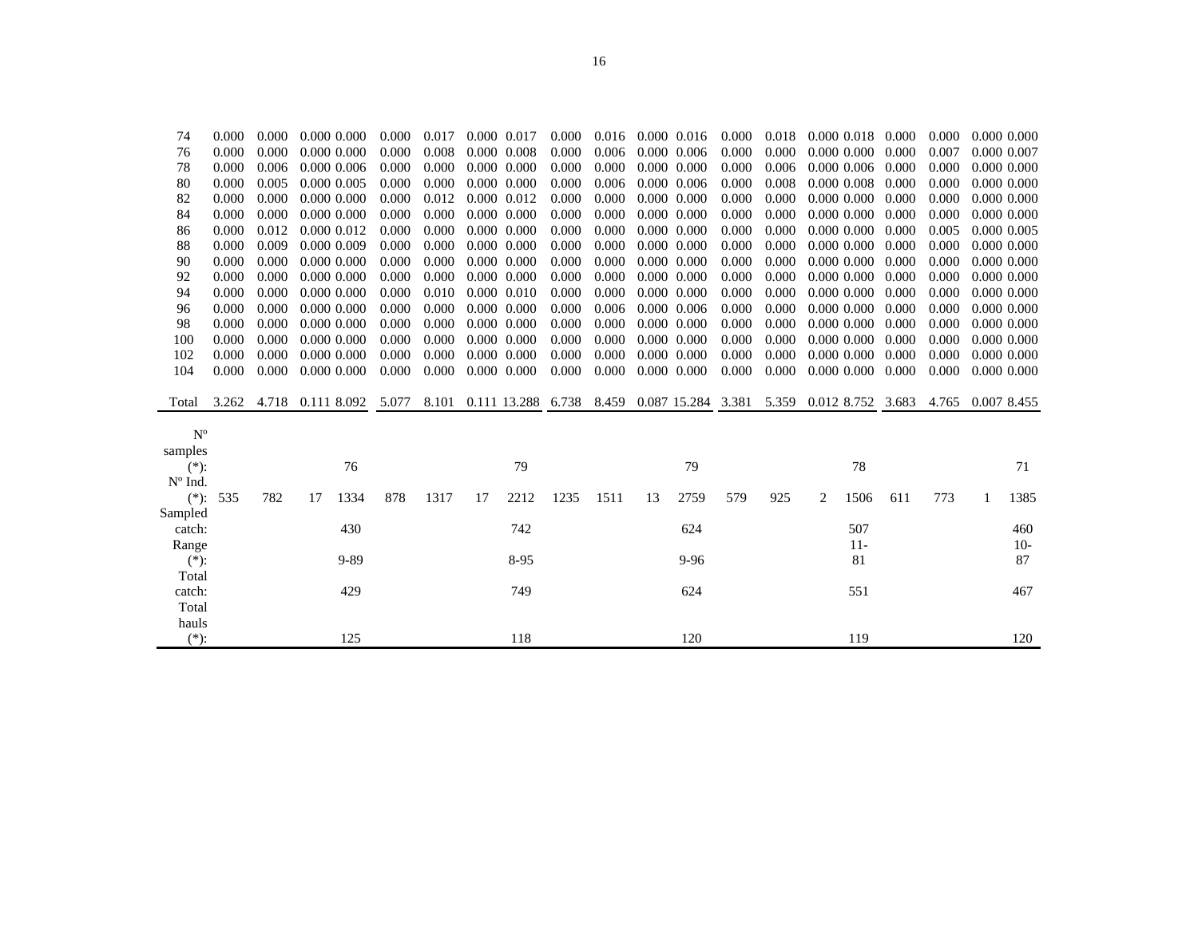| | | | | | | | | | | | | | | | | | | | | |
|---|---|---|---|---|---|---|---|---|---|---|---|---|---|---|---|---|---|---|---|---|
| 74 | 0.000 | 0.000 | 0.000 | 0.000 | 0.000 | 0.017 | 0.000 | 0.017 | 0.000 | 0.016 | 0.000 | 0.016 | 0.000 | 0.018 | 0.000 | 0.018 | 0.000 | 0.000 | 0.000 | 0.000 |
| 76 | 0.000 | 0.000 | 0.000 | 0.000 | 0.000 | 0.008 | 0.000 | 0.008 | 0.000 | 0.006 | 0.000 | 0.006 | 0.000 | 0.000 | 0.000 | 0.000 | 0.000 | 0.007 | 0.000 | 0.007 |
| 78 | 0.000 | 0.006 | 0.000 | 0.006 | 0.000 | 0.000 | 0.000 | 0.000 | 0.000 | 0.000 | 0.000 | 0.000 | 0.000 | 0.006 | 0.000 | 0.006 | 0.000 | 0.000 | 0.000 | 0.000 |
| 80 | 0.000 | 0.005 | 0.000 | 0.005 | 0.000 | 0.000 | 0.000 | 0.000 | 0.000 | 0.006 | 0.000 | 0.006 | 0.000 | 0.008 | 0.000 | 0.008 | 0.000 | 0.000 | 0.000 | 0.000 |
| 82 | 0.000 | 0.000 | 0.000 | 0.000 | 0.000 | 0.012 | 0.000 | 0.012 | 0.000 | 0.000 | 0.000 | 0.000 | 0.000 | 0.000 | 0.000 | 0.000 | 0.000 | 0.000 | 0.000 | 0.000 |
| 84 | 0.000 | 0.000 | 0.000 | 0.000 | 0.000 | 0.000 | 0.000 | 0.000 | 0.000 | 0.000 | 0.000 | 0.000 | 0.000 | 0.000 | 0.000 | 0.000 | 0.000 | 0.000 | 0.000 | 0.000 |
| 86 | 0.000 | 0.012 | 0.000 | 0.012 | 0.000 | 0.000 | 0.000 | 0.000 | 0.000 | 0.000 | 0.000 | 0.000 | 0.000 | 0.000 | 0.000 | 0.000 | 0.000 | 0.005 | 0.000 | 0.005 |
| 88 | 0.000 | 0.009 | 0.000 | 0.009 | 0.000 | 0.000 | 0.000 | 0.000 | 0.000 | 0.000 | 0.000 | 0.000 | 0.000 | 0.000 | 0.000 | 0.000 | 0.000 | 0.000 | 0.000 | 0.000 |
| 90 | 0.000 | 0.000 | 0.000 | 0.000 | 0.000 | 0.000 | 0.000 | 0.000 | 0.000 | 0.000 | 0.000 | 0.000 | 0.000 | 0.000 | 0.000 | 0.000 | 0.000 | 0.000 | 0.000 | 0.000 |
| 92 | 0.000 | 0.000 | 0.000 | 0.000 | 0.000 | 0.000 | 0.000 | 0.000 | 0.000 | 0.000 | 0.000 | 0.000 | 0.000 | 0.000 | 0.000 | 0.000 | 0.000 | 0.000 | 0.000 | 0.000 |
| 94 | 0.000 | 0.000 | 0.000 | 0.000 | 0.000 | 0.010 | 0.000 | 0.010 | 0.000 | 0.000 | 0.000 | 0.000 | 0.000 | 0.000 | 0.000 | 0.000 | 0.000 | 0.000 | 0.000 | 0.000 |
| 96 | 0.000 | 0.000 | 0.000 | 0.000 | 0.000 | 0.000 | 0.000 | 0.000 | 0.000 | 0.006 | 0.000 | 0.006 | 0.000 | 0.000 | 0.000 | 0.000 | 0.000 | 0.000 | 0.000 | 0.000 |
| 98 | 0.000 | 0.000 | 0.000 | 0.000 | 0.000 | 0.000 | 0.000 | 0.000 | 0.000 | 0.000 | 0.000 | 0.000 | 0.000 | 0.000 | 0.000 | 0.000 | 0.000 | 0.000 | 0.000 | 0.000 |
| 100 | 0.000 | 0.000 | 0.000 | 0.000 | 0.000 | 0.000 | 0.000 | 0.000 | 0.000 | 0.000 | 0.000 | 0.000 | 0.000 | 0.000 | 0.000 | 0.000 | 0.000 | 0.000 | 0.000 | 0.000 |
| 102 | 0.000 | 0.000 | 0.000 | 0.000 | 0.000 | 0.000 | 0.000 | 0.000 | 0.000 | 0.000 | 0.000 | 0.000 | 0.000 | 0.000 | 0.000 | 0.000 | 0.000 | 0.000 | 0.000 | 0.000 |
| 104 | 0.000 | 0.000 | 0.000 | 0.000 | 0.000 | 0.000 | 0.000 | 0.000 | 0.000 | 0.000 | 0.000 | 0.000 | 0.000 | 0.000 | 0.000 | 0.000 | 0.000 | 0.000 | 0.000 | 0.000 |
| Total | 3.262 | 4.718 | 0.111 | 8.092 | 5.077 | 8.101 | 0.111 | 13.288 | 6.738 | 8.459 | 0.087 | 15.284 | 3.381 | 5.359 | 0.012 | 8.752 | 3.683 | 4.765 | 0.007 | 8.455 |
| Nº samples (*): | | | | 76 | | | | 79 | | | | 79 | | | | 78 | | | | 71 |
| Nº Ind. (*): | 535 | 782 | 17 | 1334 | 878 | 1317 | 17 | 2212 | 1235 | 1511 | 13 | 2759 | 579 | 925 | 2 | 1506 | 611 | 773 | 1 | 1385 |
| Sampled catch: | | | | 430 | | | | 742 | | | | 624 | | | | 507 | | | | 460 |
| Range (*): | | | | 9-89 | | | | 8-95 | | | | 9-96 | | | | 11-81 | | | | 10-87 |
| Total catch: | | | | 429 | | | | 749 | | | | 624 | | | | 551 | | | | 467 |
| Total hauls (*): | | | | 125 | | | | 118 | | | | 120 | | | | 119 | | | | 120 |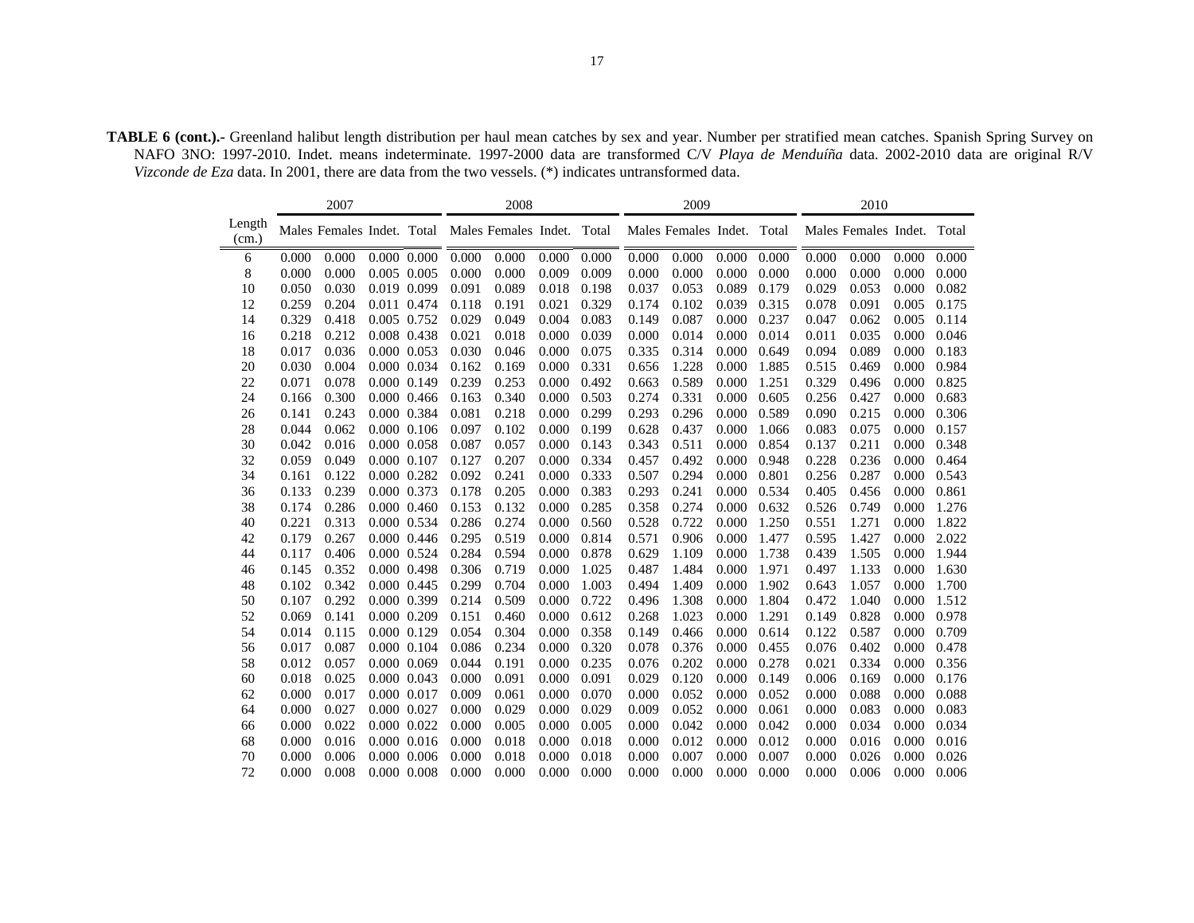**TABLE 6 (cont.).-** Greenland halibut length distribution per haul mean catches by sex and year. Number per stratified mean catches. Spanish Spring Survey on NAFO 3NO: 1997-2010. Indet. means indeterminate. 1997-2000 data are transformed C/V *Playa de Menduíña* data. 2002-2010 data are original R/V *Vizconde de Eza* data. In 2001, there are data from the two vessels. (*) indicates untransformed data.

| | 2007 | | | | 2008 | | | | 2009 | | | | 2010 | | | |
|---|---|---|---|---|---|---|---|---|---|---|---|---|---|---|---|---|
| Length (cm.) | Males | Females | Indet. | Total | Males | Females | Indet. | Total | Males | Females | Indet. | Total | Males | Females | Indet. | Total |
| 6 | 0.000 | 0.000 | 0.000 | 0.000 | 0.000 | 0.000 | 0.000 | 0.000 | 0.000 | 0.000 | 0.000 | 0.000 | 0.000 | 0.000 | 0.000 | 0.000 |
| 8 | 0.000 | 0.000 | 0.005 | 0.005 | 0.000 | 0.000 | 0.009 | 0.009 | 0.000 | 0.000 | 0.000 | 0.000 | 0.000 | 0.000 | 0.000 | 0.000 |
| 10 | 0.050 | 0.030 | 0.019 | 0.099 | 0.091 | 0.089 | 0.018 | 0.198 | 0.037 | 0.053 | 0.089 | 0.179 | 0.029 | 0.053 | 0.000 | 0.082 |
| 12 | 0.259 | 0.204 | 0.011 | 0.474 | 0.118 | 0.191 | 0.021 | 0.329 | 0.174 | 0.102 | 0.039 | 0.315 | 0.078 | 0.091 | 0.005 | 0.175 |
| 14 | 0.329 | 0.418 | 0.005 | 0.752 | 0.029 | 0.049 | 0.004 | 0.083 | 0.149 | 0.087 | 0.000 | 0.237 | 0.047 | 0.062 | 0.005 | 0.114 |
| 16 | 0.218 | 0.212 | 0.008 | 0.438 | 0.021 | 0.018 | 0.000 | 0.039 | 0.000 | 0.014 | 0.000 | 0.014 | 0.011 | 0.035 | 0.000 | 0.046 |
| 18 | 0.017 | 0.036 | 0.000 | 0.053 | 0.030 | 0.046 | 0.000 | 0.075 | 0.335 | 0.314 | 0.000 | 0.649 | 0.094 | 0.089 | 0.000 | 0.183 |
| 20 | 0.030 | 0.004 | 0.000 | 0.034 | 0.162 | 0.169 | 0.000 | 0.331 | 0.656 | 1.228 | 0.000 | 1.885 | 0.515 | 0.469 | 0.000 | 0.984 |
| 22 | 0.071 | 0.078 | 0.000 | 0.149 | 0.239 | 0.253 | 0.000 | 0.492 | 0.663 | 0.589 | 0.000 | 1.251 | 0.329 | 0.496 | 0.000 | 0.825 |
| 24 | 0.166 | 0.300 | 0.000 | 0.466 | 0.163 | 0.340 | 0.000 | 0.503 | 0.274 | 0.331 | 0.000 | 0.605 | 0.256 | 0.427 | 0.000 | 0.683 |
| 26 | 0.141 | 0.243 | 0.000 | 0.384 | 0.081 | 0.218 | 0.000 | 0.299 | 0.293 | 0.296 | 0.000 | 0.589 | 0.090 | 0.215 | 0.000 | 0.306 |
| 28 | 0.044 | 0.062 | 0.000 | 0.106 | 0.097 | 0.102 | 0.000 | 0.199 | 0.628 | 0.437 | 0.000 | 1.066 | 0.083 | 0.075 | 0.000 | 0.157 |
| 30 | 0.042 | 0.016 | 0.000 | 0.058 | 0.087 | 0.057 | 0.000 | 0.143 | 0.343 | 0.511 | 0.000 | 0.854 | 0.137 | 0.211 | 0.000 | 0.348 |
| 32 | 0.059 | 0.049 | 0.000 | 0.107 | 0.127 | 0.207 | 0.000 | 0.334 | 0.457 | 0.492 | 0.000 | 0.948 | 0.228 | 0.236 | 0.000 | 0.464 |
| 34 | 0.161 | 0.122 | 0.000 | 0.282 | 0.092 | 0.241 | 0.000 | 0.333 | 0.507 | 0.294 | 0.000 | 0.801 | 0.256 | 0.287 | 0.000 | 0.543 |
| 36 | 0.133 | 0.239 | 0.000 | 0.373 | 0.178 | 0.205 | 0.000 | 0.383 | 0.293 | 0.241 | 0.000 | 0.534 | 0.405 | 0.456 | 0.000 | 0.861 |
| 38 | 0.174 | 0.286 | 0.000 | 0.460 | 0.153 | 0.132 | 0.000 | 0.285 | 0.358 | 0.274 | 0.000 | 0.632 | 0.526 | 0.749 | 0.000 | 1.276 |
| 40 | 0.221 | 0.313 | 0.000 | 0.534 | 0.286 | 0.274 | 0.000 | 0.560 | 0.528 | 0.722 | 0.000 | 1.250 | 0.551 | 1.271 | 0.000 | 1.822 |
| 42 | 0.179 | 0.267 | 0.000 | 0.446 | 0.295 | 0.519 | 0.000 | 0.814 | 0.571 | 0.906 | 0.000 | 1.477 | 0.595 | 1.427 | 0.000 | 2.022 |
| 44 | 0.117 | 0.406 | 0.000 | 0.524 | 0.284 | 0.594 | 0.000 | 0.878 | 0.629 | 1.109 | 0.000 | 1.738 | 0.439 | 1.505 | 0.000 | 1.944 |
| 46 | 0.145 | 0.352 | 0.000 | 0.498 | 0.306 | 0.719 | 0.000 | 1.025 | 0.487 | 1.484 | 0.000 | 1.971 | 0.497 | 1.133 | 0.000 | 1.630 |
| 48 | 0.102 | 0.342 | 0.000 | 0.445 | 0.299 | 0.704 | 0.000 | 1.003 | 0.494 | 1.409 | 0.000 | 1.902 | 0.643 | 1.057 | 0.000 | 1.700 |
| 50 | 0.107 | 0.292 | 0.000 | 0.399 | 0.214 | 0.509 | 0.000 | 0.722 | 0.496 | 1.308 | 0.000 | 1.804 | 0.472 | 1.040 | 0.000 | 1.512 |
| 52 | 0.069 | 0.141 | 0.000 | 0.209 | 0.151 | 0.460 | 0.000 | 0.612 | 0.268 | 1.023 | 0.000 | 1.291 | 0.149 | 0.828 | 0.000 | 0.978 |
| 54 | 0.014 | 0.115 | 0.000 | 0.129 | 0.054 | 0.304 | 0.000 | 0.358 | 0.149 | 0.466 | 0.000 | 0.614 | 0.122 | 0.587 | 0.000 | 0.709 |
| 56 | 0.017 | 0.087 | 0.000 | 0.104 | 0.086 | 0.234 | 0.000 | 0.320 | 0.078 | 0.376 | 0.000 | 0.455 | 0.076 | 0.402 | 0.000 | 0.478 |
| 58 | 0.012 | 0.057 | 0.000 | 0.069 | 0.044 | 0.191 | 0.000 | 0.235 | 0.076 | 0.202 | 0.000 | 0.278 | 0.021 | 0.334 | 0.000 | 0.356 |
| 60 | 0.018 | 0.025 | 0.000 | 0.043 | 0.000 | 0.091 | 0.000 | 0.091 | 0.029 | 0.120 | 0.000 | 0.149 | 0.006 | 0.169 | 0.000 | 0.176 |
| 62 | 0.000 | 0.017 | 0.000 | 0.017 | 0.009 | 0.061 | 0.000 | 0.070 | 0.000 | 0.052 | 0.000 | 0.052 | 0.000 | 0.088 | 0.000 | 0.088 |
| 64 | 0.000 | 0.027 | 0.000 | 0.027 | 0.000 | 0.029 | 0.000 | 0.029 | 0.009 | 0.052 | 0.000 | 0.061 | 0.000 | 0.083 | 0.000 | 0.083 |
| 66 | 0.000 | 0.022 | 0.000 | 0.022 | 0.000 | 0.005 | 0.000 | 0.005 | 0.000 | 0.042 | 0.000 | 0.042 | 0.000 | 0.034 | 0.000 | 0.034 |
| 68 | 0.000 | 0.016 | 0.000 | 0.016 | 0.000 | 0.018 | 0.000 | 0.018 | 0.000 | 0.012 | 0.000 | 0.012 | 0.000 | 0.016 | 0.000 | 0.016 |
| 70 | 0.000 | 0.006 | 0.000 | 0.006 | 0.000 | 0.018 | 0.000 | 0.018 | 0.000 | 0.007 | 0.000 | 0.007 | 0.000 | 0.026 | 0.000 | 0.026 |
| 72 | 0.000 | 0.008 | 0.000 | 0.008 | 0.000 | 0.000 | 0.000 | 0.000 | 0.000 | 0.000 | 0.000 | 0.000 | 0.000 | 0.006 | 0.000 | 0.006 |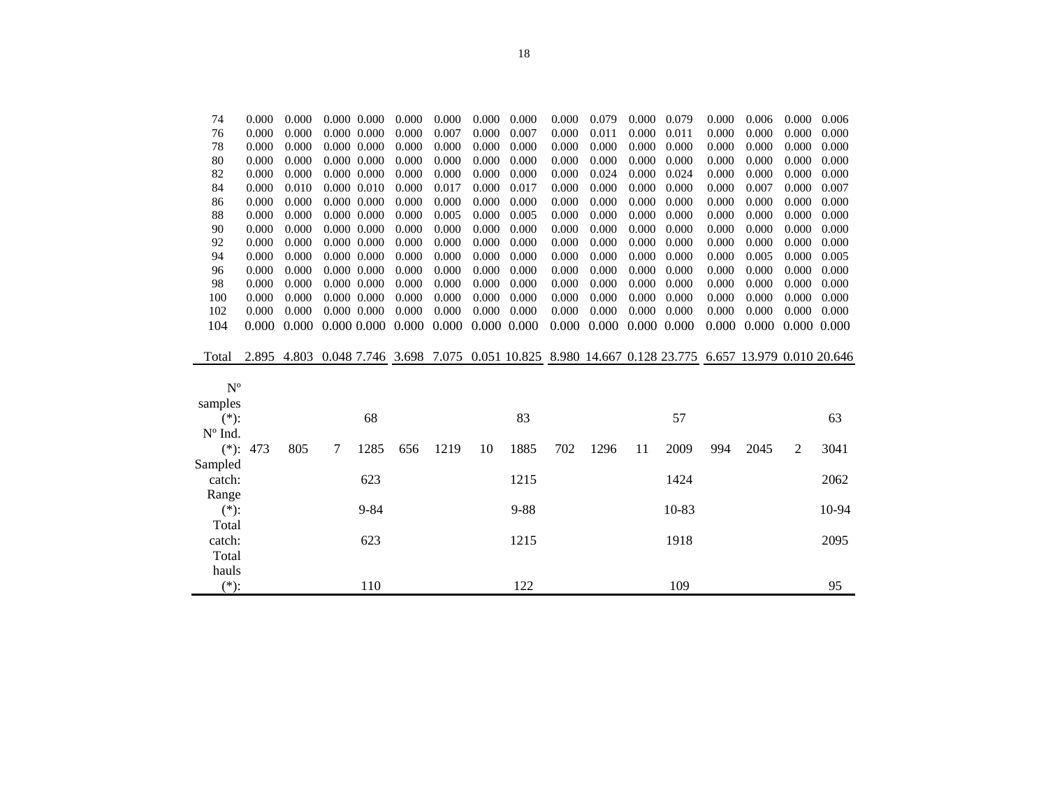| | | | | | | | | | | | | | | | | |
|---|---|---|---|---|---|---|---|---|---|---|---|---|---|---|---|---|
| 74 | 0.000 | 0.000 | 0.000 | 0.000 | 0.000 | 0.000 | 0.000 | 0.000 | 0.000 | 0.079 | 0.000 | 0.079 | 0.000 | 0.006 | 0.000 | 0.006 |
| 76 | 0.000 | 0.000 | 0.000 | 0.000 | 0.000 | 0.007 | 0.000 | 0.007 | 0.000 | 0.011 | 0.000 | 0.011 | 0.000 | 0.000 | 0.000 | 0.000 |
| 78 | 0.000 | 0.000 | 0.000 | 0.000 | 0.000 | 0.000 | 0.000 | 0.000 | 0.000 | 0.000 | 0.000 | 0.000 | 0.000 | 0.000 | 0.000 | 0.000 |
| 80 | 0.000 | 0.000 | 0.000 | 0.000 | 0.000 | 0.000 | 0.000 | 0.000 | 0.000 | 0.000 | 0.000 | 0.000 | 0.000 | 0.000 | 0.000 | 0.000 |
| 82 | 0.000 | 0.000 | 0.000 | 0.000 | 0.000 | 0.000 | 0.000 | 0.000 | 0.000 | 0.024 | 0.000 | 0.024 | 0.000 | 0.000 | 0.000 | 0.000 |
| 84 | 0.000 | 0.010 | 0.000 | 0.010 | 0.000 | 0.017 | 0.000 | 0.017 | 0.000 | 0.000 | 0.000 | 0.000 | 0.000 | 0.007 | 0.000 | 0.007 |
| 86 | 0.000 | 0.000 | 0.000 | 0.000 | 0.000 | 0.000 | 0.000 | 0.000 | 0.000 | 0.000 | 0.000 | 0.000 | 0.000 | 0.000 | 0.000 | 0.000 |
| 88 | 0.000 | 0.000 | 0.000 | 0.000 | 0.000 | 0.005 | 0.000 | 0.005 | 0.000 | 0.000 | 0.000 | 0.000 | 0.000 | 0.000 | 0.000 | 0.000 |
| 90 | 0.000 | 0.000 | 0.000 | 0.000 | 0.000 | 0.000 | 0.000 | 0.000 | 0.000 | 0.000 | 0.000 | 0.000 | 0.000 | 0.000 | 0.000 | 0.000 |
| 92 | 0.000 | 0.000 | 0.000 | 0.000 | 0.000 | 0.000 | 0.000 | 0.000 | 0.000 | 0.000 | 0.000 | 0.000 | 0.000 | 0.000 | 0.000 | 0.000 |
| 94 | 0.000 | 0.000 | 0.000 | 0.000 | 0.000 | 0.000 | 0.000 | 0.000 | 0.000 | 0.000 | 0.000 | 0.000 | 0.000 | 0.005 | 0.000 | 0.005 |
| 96 | 0.000 | 0.000 | 0.000 | 0.000 | 0.000 | 0.000 | 0.000 | 0.000 | 0.000 | 0.000 | 0.000 | 0.000 | 0.000 | 0.000 | 0.000 | 0.000 |
| 98 | 0.000 | 0.000 | 0.000 | 0.000 | 0.000 | 0.000 | 0.000 | 0.000 | 0.000 | 0.000 | 0.000 | 0.000 | 0.000 | 0.000 | 0.000 | 0.000 |
| 100 | 0.000 | 0.000 | 0.000 | 0.000 | 0.000 | 0.000 | 0.000 | 0.000 | 0.000 | 0.000 | 0.000 | 0.000 | 0.000 | 0.000 | 0.000 | 0.000 |
| 102 | 0.000 | 0.000 | 0.000 | 0.000 | 0.000 | 0.000 | 0.000 | 0.000 | 0.000 | 0.000 | 0.000 | 0.000 | 0.000 | 0.000 | 0.000 | 0.000 |
| 104 | 0.000 | 0.000 | 0.000 | 0.000 | 0.000 | 0.000 | 0.000 | 0.000 | 0.000 | 0.000 | 0.000 | 0.000 | 0.000 | 0.000 | 0.000 | 0.000 |
| Total | 2.895 | 4.803 | 0.048 | 7.746 | 3.698 | 7.075 | 0.051 | 10.825 | 8.980 | 14.667 | 0.128 | 23.775 | 6.657 | 13.979 | 0.010 | 20.646 |
| Nº samples (*): | | | | 68 | | | | 83 | | | | 57 | | | | 63 |
| Nº Ind. (*): | 473 | 805 | 7 | 1285 | 656 | 1219 | 10 | 1885 | 702 | 1296 | 11 | 2009 | 994 | 2045 | 2 | 3041 |
| Sampled catch: | | | | 623 | | | | 1215 | | | | 1424 | | | | 2062 |
| Range (*): | | | | 9-84 | | | | 9-88 | | | | 10-83 | | | | 10-94 |
| Total catch: | | | | 623 | | | | 1215 | | | | 1918 | | | | 2095 |
| Total hauls (*): | | | | 110 | | | | 122 | | | | 109 | | | | 95 |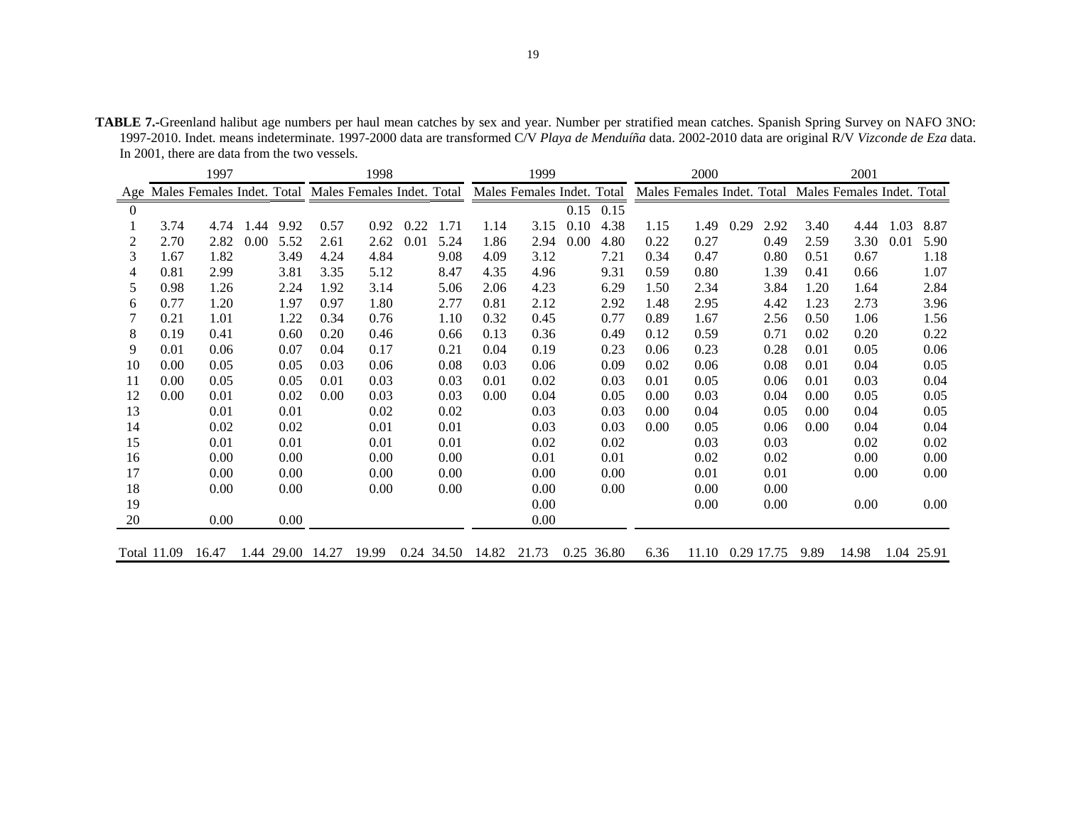**TABLE 7.-**Greenland halibut age numbers per haul mean catches by sex and year. Number per stratified mean catches. Spanish Spring Survey on NAFO 3NO: 1997-2010. Indet. means indeterminate. 1997-2000 data are transformed C/V *Playa de Menduíña* data. 2002-2010 data are original R/V *Vizconde de Eza* data. In 2001, there are data from the two vessels.

| | 1997 | | | | 1998 | | | | 1999 | | | | 2000 | | | | 2001 | | | |
|---|---|---|---|---|---|---|---|---|---|---|---|---|---|---|---|---|---|---|---|---|
| Age | Males | Females | Indet. | Total | Males | Females | Indet. | Total | Males | Females | Indet. | Total | Males | Females | Indet. | Total | Males | Females | Indet. | Total |
| 0 | | | | | | | | | | | 0.15 | 0.15 | | | | | | | | |
| 1 | 3.74 | 4.74 | 1.44 | 9.92 | 0.57 | 0.92 | 0.22 | 1.71 | 1.14 | 3.15 | 0.10 | 4.38 | 1.15 | 1.49 | 0.29 | 2.92 | 3.40 | 4.44 | 1.03 | 8.87 |
| 2 | 2.70 | 2.82 | 0.00 | 5.52 | 2.61 | 2.62 | 0.01 | 5.24 | 1.86 | 2.94 | 0.00 | 4.80 | 0.22 | 0.27 | | 0.49 | 2.59 | 3.30 | 0.01 | 5.90 |
| 3 | 1.67 | 1.82 | | 3.49 | 4.24 | 4.84 | | 9.08 | 4.09 | 3.12 | | 7.21 | 0.34 | 0.47 | | 0.80 | 0.51 | 0.67 | | 1.18 |
| 4 | 0.81 | 2.99 | | 3.81 | 3.35 | 5.12 | | 8.47 | 4.35 | 4.96 | | 9.31 | 0.59 | 0.80 | | 1.39 | 0.41 | 0.66 | | 1.07 |
| 5 | 0.98 | 1.26 | | 2.24 | 1.92 | 3.14 | | 5.06 | 2.06 | 4.23 | | 6.29 | 1.50 | 2.34 | | 3.84 | 1.20 | 1.64 | | 2.84 |
| 6 | 0.77 | 1.20 | | 1.97 | 0.97 | 1.80 | | 2.77 | 0.81 | 2.12 | | 2.92 | 1.48 | 2.95 | | 4.42 | 1.23 | 2.73 | | 3.96 |
| 7 | 0.21 | 1.01 | | 1.22 | 0.34 | 0.76 | | 1.10 | 0.32 | 0.45 | | 0.77 | 0.89 | 1.67 | | 2.56 | 0.50 | 1.06 | | 1.56 |
| 8 | 0.19 | 0.41 | | 0.60 | 0.20 | 0.46 | | 0.66 | 0.13 | 0.36 | | 0.49 | 0.12 | 0.59 | | 0.71 | 0.02 | 0.20 | | 0.22 |
| 9 | 0.01 | 0.06 | | 0.07 | 0.04 | 0.17 | | 0.21 | 0.04 | 0.19 | | 0.23 | 0.06 | 0.23 | | 0.28 | 0.01 | 0.05 | | 0.06 |
| 10 | 0.00 | 0.05 | | 0.05 | 0.03 | 0.06 | | 0.08 | 0.03 | 0.06 | | 0.09 | 0.02 | 0.06 | | 0.08 | 0.01 | 0.04 | | 0.05 |
| 11 | 0.00 | 0.05 | | 0.05 | 0.01 | 0.03 | | 0.03 | 0.01 | 0.02 | | 0.03 | 0.01 | 0.05 | | 0.06 | 0.01 | 0.03 | | 0.04 |
| 12 | 0.00 | 0.01 | | 0.02 | 0.00 | 0.03 | | 0.03 | 0.00 | 0.04 | | 0.05 | 0.00 | 0.03 | | 0.04 | 0.00 | 0.05 | | 0.05 |
| 13 | | 0.01 | | 0.01 | | 0.02 | | 0.02 | | 0.03 | | 0.03 | 0.00 | 0.04 | | 0.05 | 0.00 | 0.04 | | 0.05 |
| 14 | | 0.02 | | 0.02 | | 0.01 | | 0.01 | | 0.03 | | 0.03 | 0.00 | 0.05 | | 0.06 | 0.00 | 0.04 | | 0.04 |
| 15 | | 0.01 | | 0.01 | | 0.01 | | 0.01 | | 0.02 | | 0.02 | | 0.03 | | 0.03 | | 0.02 | | 0.02 |
| 16 | | 0.00 | | 0.00 | | 0.00 | | 0.00 | | 0.01 | | 0.01 | | 0.02 | | 0.02 | | 0.00 | | 0.00 |
| 17 | | 0.00 | | 0.00 | | 0.00 | | 0.00 | | 0.00 | | 0.00 | | 0.01 | | 0.01 | | 0.00 | | 0.00 |
| 18 | | 0.00 | | 0.00 | | 0.00 | | 0.00 | | 0.00 | | 0.00 | | 0.00 | | 0.00 | | | | |
| 19 | | | | | | | | | | 0.00 | | | | 0.00 | | 0.00 | | 0.00 | | 0.00 |
| 20 | | 0.00 | | 0.00 | | | | | | 0.00 | | | | | | | | | | |
| Total | 11.09 | 16.47 | 1.44 | 29.00 | 14.27 | 19.99 | 0.24 | 34.50 | 14.82 | 21.73 | 0.25 | 36.80 | 6.36 | 11.10 | 0.29 | 17.75 | 9.89 | 14.98 | 1.04 | 25.91 |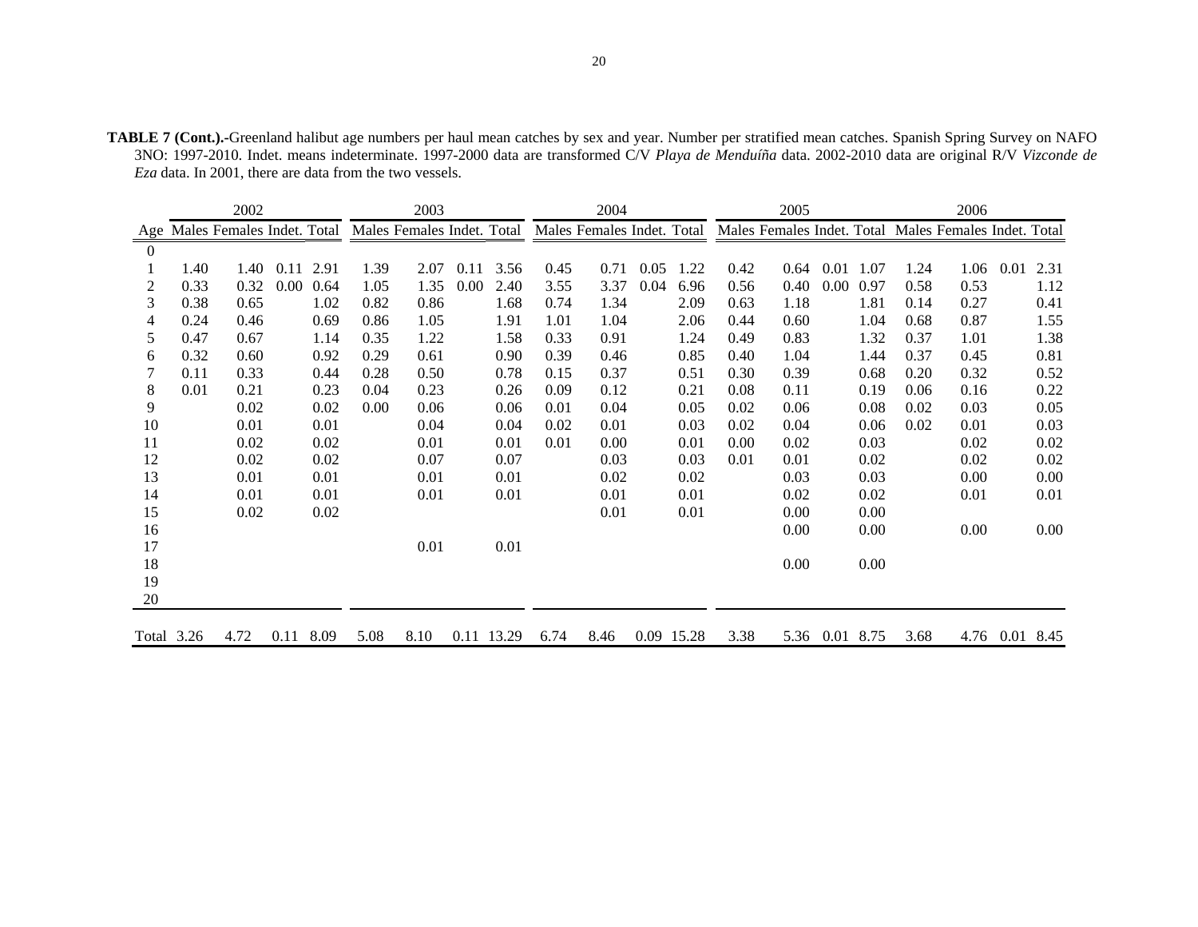**TABLE 7 (Cont.).**-Greenland halibut age numbers per haul mean catches by sex and year. Number per stratified mean catches. Spanish Spring Survey on NAFO 3NO: 1997-2010. Indet. means indeterminate. 1997-2000 data are transformed C/V *Playa de Menduíña* data. 2002-2010 data are original R/V *Vizconde de Eza* data. In 2001, there are data from the two vessels.

| | 2002 | | | | 2003 | | | | 2004 | | | | 2005 | | | | 2006 | | | |
|---|---|---|---|---|---|---|---|---|---|---|---|---|---|---|---|---|---|---|---|---|
| Age | Males | Females | Indet. | Total | Males | Females | Indet. | Total | Males | Females | Indet. | Total | Males | Females | Indet. | Total | Males | Females | Indet. | Total |
| 0 | | | | | | | | | | | | | | | | | | | | |
| 1 | 1.40 | 1.40 | 0.11 | 2.91 | 1.39 | 2.07 | 0.11 | 3.56 | 0.45 | 0.71 | 0.05 | 1.22 | 0.42 | 0.64 | 0.01 | 1.07 | 1.24 | 1.06 | 0.01 | 2.31 |
| 2 | 0.33 | 0.32 | 0.00 | 0.64 | 1.05 | 1.35 | 0.00 | 2.40 | 3.55 | 3.37 | 0.04 | 6.96 | 0.56 | 0.40 | 0.00 | 0.97 | 0.58 | 0.53 | | 1.12 |
| 3 | 0.38 | 0.65 | | 1.02 | 0.82 | 0.86 | | 1.68 | 0.74 | 1.34 | | 2.09 | 0.63 | 1.18 | | 1.81 | 0.14 | 0.27 | | 0.41 |
| 4 | 0.24 | 0.46 | | 0.69 | 0.86 | 1.05 | | 1.91 | 1.01 | 1.04 | | 2.06 | 0.44 | 0.60 | | 1.04 | 0.68 | 0.87 | | 1.55 |
| 5 | 0.47 | 0.67 | | 1.14 | 0.35 | 1.22 | | 1.58 | 0.33 | 0.91 | | 1.24 | 0.49 | 0.83 | | 1.32 | 0.37 | 1.01 | | 1.38 |
| 6 | 0.32 | 0.60 | | 0.92 | 0.29 | 0.61 | | 0.90 | 0.39 | 0.46 | | 0.85 | 0.40 | 1.04 | | 1.44 | 0.37 | 0.45 | | 0.81 |
| 7 | 0.11 | 0.33 | | 0.44 | 0.28 | 0.50 | | 0.78 | 0.15 | 0.37 | | 0.51 | 0.30 | 0.39 | | 0.68 | 0.20 | 0.32 | | 0.52 |
| 8 | 0.01 | 0.21 | | 0.23 | 0.04 | 0.23 | | 0.26 | 0.09 | 0.12 | | 0.21 | 0.08 | 0.11 | | 0.19 | 0.06 | 0.16 | | 0.22 |
| 9 | | 0.02 | | 0.02 | 0.00 | 0.06 | | 0.06 | 0.01 | 0.04 | | 0.05 | 0.02 | 0.06 | | 0.08 | 0.02 | 0.03 | | 0.05 |
| 10 | | 0.01 | | 0.01 | | 0.04 | | 0.04 | 0.02 | 0.01 | | 0.03 | 0.02 | 0.04 | | 0.06 | 0.02 | 0.01 | | 0.03 |
| 11 | | 0.02 | | 0.02 | | 0.01 | | 0.01 | 0.01 | 0.00 | | 0.01 | 0.00 | 0.02 | | 0.03 | | 0.02 | | 0.02 |
| 12 | | 0.02 | | 0.02 | | 0.07 | | 0.07 | | 0.03 | | 0.03 | 0.01 | 0.01 | | 0.02 | | 0.02 | | 0.02 |
| 13 | | 0.01 | | 0.01 | | 0.01 | | 0.01 | | 0.02 | | 0.02 | | 0.03 | | 0.03 | | 0.00 | | 0.00 |
| 14 | | 0.01 | | 0.01 | | 0.01 | | 0.01 | | 0.01 | | 0.01 | | 0.02 | | 0.02 | | 0.01 | | 0.01 |
| 15 | | 0.02 | | 0.02 | | | | | | 0.01 | | 0.01 | | 0.00 | | 0.00 | | | | |
| 16 | | | | | | | | | | | | | | 0.00 | | 0.00 | | 0.00 | | 0.00 |
| 17 | | | | | | 0.01 | | 0.01 | | | | | | | | | | | | |
| 18 | | | | | | | | | | | | | | 0.00 | | 0.00 | | | | |
| 19 | | | | | | | | | | | | | | | | | | | | |
| 20 | | | | | | | | | | | | | | | | | | | | |
| Total | 3.26 | 4.72 | 0.11 | 8.09 | 5.08 | 8.10 | 0.11 | 13.29 | 6.74 | 8.46 | 0.09 | 15.28 | 3.38 | 5.36 | 0.01 | 8.75 | 3.68 | 4.76 | 0.01 | 8.45 |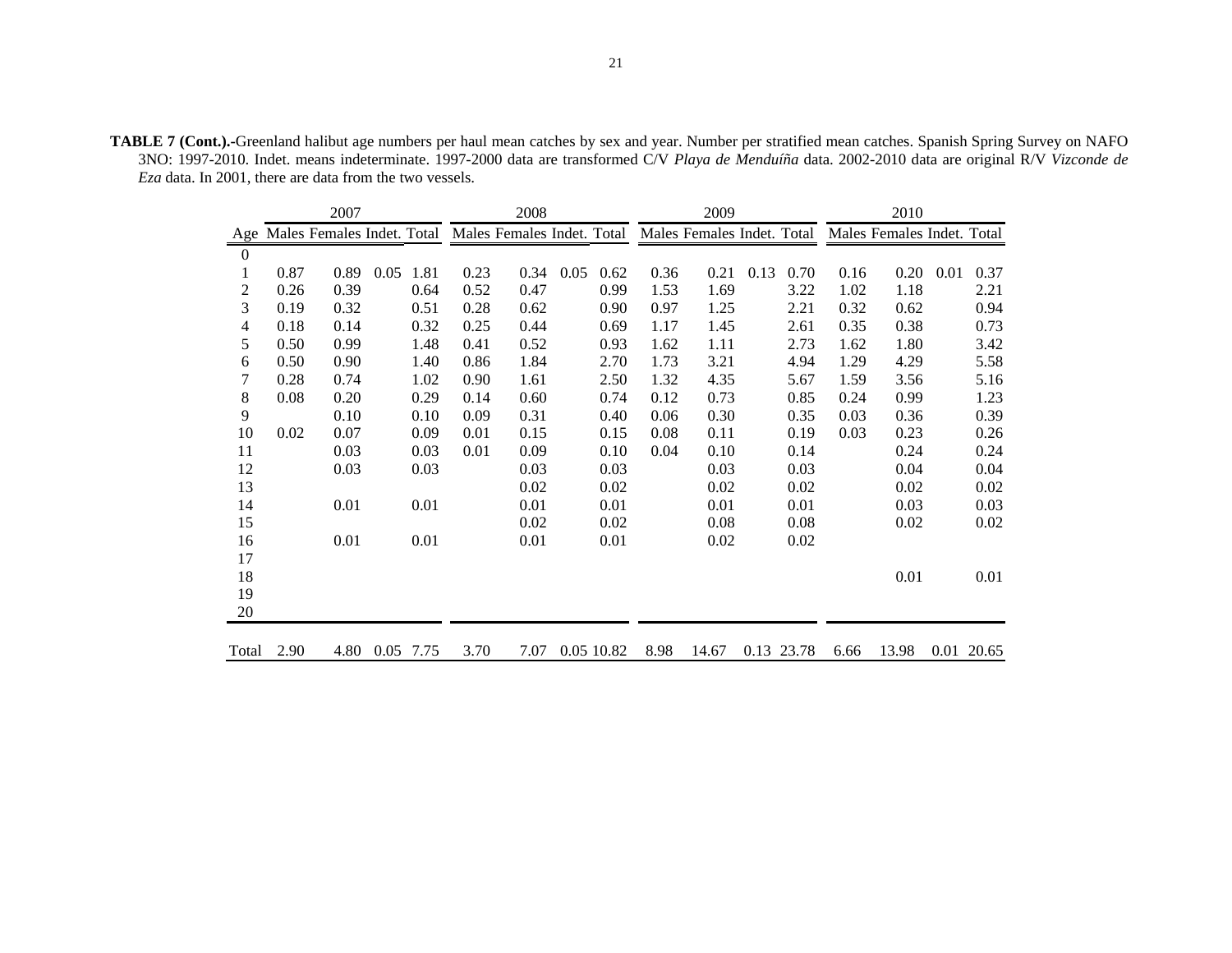**TABLE 7 (Cont.).**-Greenland halibut age numbers per haul mean catches by sex and year. Number per stratified mean catches. Spanish Spring Survey on NAFO 3NO: 1997-2010. Indet. means indeterminate. 1997-2000 data are transformed C/V *Playa de Menduíña* data. 2002-2010 data are original R/V *Vizconde de Eza* data. In 2001, there are data from the two vessels.

| | 2007 | | | | 2008 | | | | 2009 | | | | 2010 | | | |
|---|---|---|---|---|---|---|---|---|---|---|---|---|---|---|---|---|
| Age | Males | Females | Indet. | Total | Males | Females | Indet. | Total | Males | Females | Indet. | Total | Males | Females | Indet. | Total |
| 0 | | | | | | | | | | | | | | | | |
| 1 | 0.87 | 0.89 | 0.05 | 1.81 | 0.23 | 0.34 | 0.05 | 0.62 | 0.36 | 0.21 | 0.13 | 0.70 | 0.16 | 0.20 | 0.01 | 0.37 |
| 2 | 0.26 | 0.39 | | 0.64 | 0.52 | 0.47 | | 0.99 | 1.53 | 1.69 | | 3.22 | 1.02 | 1.18 | | 2.21 |
| 3 | 0.19 | 0.32 | | 0.51 | 0.28 | 0.62 | | 0.90 | 0.97 | 1.25 | | 2.21 | 0.32 | 0.62 | | 0.94 |
| 4 | 0.18 | 0.14 | | 0.32 | 0.25 | 0.44 | | 0.69 | 1.17 | 1.45 | | 2.61 | 0.35 | 0.38 | | 0.73 |
| 5 | 0.50 | 0.99 | | 1.48 | 0.41 | 0.52 | | 0.93 | 1.62 | 1.11 | | 2.73 | 1.62 | 1.80 | | 3.42 |
| 6 | 0.50 | 0.90 | | 1.40 | 0.86 | 1.84 | | 2.70 | 1.73 | 3.21 | | 4.94 | 1.29 | 4.29 | | 5.58 |
| 7 | 0.28 | 0.74 | | 1.02 | 0.90 | 1.61 | | 2.50 | 1.32 | 4.35 | | 5.67 | 1.59 | 3.56 | | 5.16 |
| 8 | 0.08 | 0.20 | | 0.29 | 0.14 | 0.60 | | 0.74 | 0.12 | 0.73 | | 0.85 | 0.24 | 0.99 | | 1.23 |
| 9 | | 0.10 | | 0.10 | 0.09 | 0.31 | | 0.40 | 0.06 | 0.30 | | 0.35 | 0.03 | 0.36 | | 0.39 |
| 10 | 0.02 | 0.07 | | 0.09 | 0.01 | 0.15 | | 0.15 | 0.08 | 0.11 | | 0.19 | 0.03 | 0.23 | | 0.26 |
| 11 | | 0.03 | | 0.03 | 0.01 | 0.09 | | 0.10 | 0.04 | 0.10 | | 0.14 | | 0.24 | | 0.24 |
| 12 | | 0.03 | | 0.03 | | 0.03 | | 0.03 | | 0.03 | | 0.03 | | 0.04 | | 0.04 |
| 13 | | | | | | 0.02 | | 0.02 | | 0.02 | | 0.02 | | 0.02 | | 0.02 |
| 14 | | 0.01 | | 0.01 | | 0.01 | | 0.01 | | 0.01 | | 0.01 | | 0.03 | | 0.03 |
| 15 | | | | | | 0.02 | | 0.02 | | 0.08 | | 0.08 | | 0.02 | | 0.02 |
| 16 | | 0.01 | | 0.01 | | 0.01 | | 0.01 | | 0.02 | | 0.02 | | | | |
| 17 | | | | | | | | | | | | | | | | |
| 18 | | | | | | | | | | | | | | 0.01 | | 0.01 |
| 19 | | | | | | | | | | | | | | | | |
| 20 | | | | | | | | | | | | | | | | |
| Total | 2.90 | 4.80 | 0.05 | 7.75 | 3.70 | 7.07 | 0.05 | 10.82 | 8.98 | 14.67 | 0.13 | 23.78 | 6.66 | 13.98 | 0.01 | 20.65 |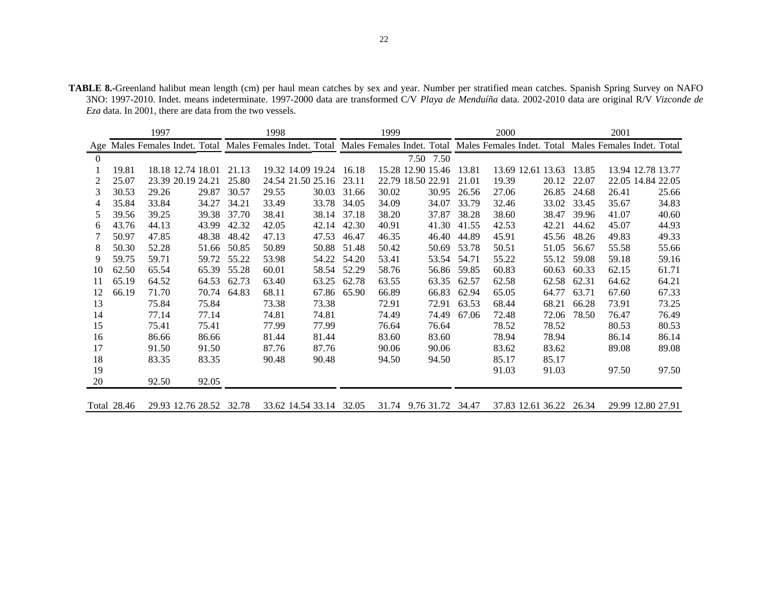**TABLE 8.-**Greenland halibut mean length (cm) per haul mean catches by sex and year. Number per stratified mean catches. Spanish Spring Survey on NAFO 3NO: 1997-2010. Indet. means indeterminate. 1997-2000 data are transformed C/V *Playa de Menduíña* data. 2002-2010 data are original R/V *Vizconde de Eza* data. In 2001, there are data from the two vessels.

| | 1997 | | | | 1998 | | | | 1999 | | | | 2000 | | | | 2001 | | | |
|---|---|---|---|---|---|---|---|---|---|---|---|---|---|---|---|---|---|---|---|---|
| Age | Males | Females | Indet. | Total | Males | Females | Indet. | Total | Males | Females | Indet. | Total | Males | Females | Indet. | Total | Males | Females | Indet. | Total |
| 0 | | | | | | | | | | | 7.50 | 7.50 | | | | | | | | |
| 1 | 19.81 | 18.18 | 12.74 | 18.01 | 21.13 | 19.32 | 14.09 | 19.24 | 16.18 | 15.28 | 12.90 | 15.46 | 13.81 | 13.69 | 12.61 | 13.63 | 13.85 | 13.94 | 12.78 | 13.77 |
| 2 | 25.07 | 23.39 | 20.19 | 24.21 | 25.80 | 24.54 | 21.50 | 25.16 | 23.11 | 22.79 | 18.50 | 22.91 | 21.01 | 19.39 | | 20.12 | 22.07 | 22.05 | 14.84 | 22.05 |
| 3 | 30.53 | 29.26 | | 29.87 | 30.57 | 29.55 | | 30.03 | 31.66 | 30.02 | | 30.95 | 26.56 | 27.06 | | 26.85 | 24.68 | 26.41 | | 25.66 |
| 4 | 35.84 | 33.84 | | 34.27 | 34.21 | 33.49 | | 33.78 | 34.05 | 34.09 | | 34.07 | 33.79 | 32.46 | | 33.02 | 33.45 | 35.67 | | 34.83 |
| 5 | 39.56 | 39.25 | | 39.38 | 37.70 | 38.41 | | 38.14 | 37.18 | 38.20 | | 37.87 | 38.28 | 38.60 | | 38.47 | 39.96 | 41.07 | | 40.60 |
| 6 | 43.76 | 44.13 | | 43.99 | 42.32 | 42.05 | | 42.14 | 42.30 | 40.91 | | 41.30 | 41.55 | 42.53 | | 42.21 | 44.62 | 45.07 | | 44.93 |
| 7 | 50.97 | 47.85 | | 48.38 | 48.42 | 47.13 | | 47.53 | 46.47 | 46.35 | | 46.40 | 44.89 | 45.91 | | 45.56 | 48.26 | 49.83 | | 49.33 |
| 8 | 50.30 | 52.28 | | 51.66 | 50.85 | 50.89 | | 50.88 | 51.48 | 50.42 | | 50.69 | 53.78 | 50.51 | | 51.05 | 56.67 | 55.58 | | 55.66 |
| 9 | 59.75 | 59.71 | | 59.72 | 55.22 | 53.98 | | 54.22 | 54.20 | 53.41 | | 53.54 | 54.71 | 55.22 | | 55.12 | 59.08 | 59.18 | | 59.16 |
| 10 | 62.50 | 65.54 | | 65.39 | 55.28 | 60.01 | | 58.54 | 52.29 | 58.76 | | 56.86 | 59.85 | 60.83 | | 60.63 | 60.33 | 62.15 | | 61.71 |
| 11 | 65.19 | 64.52 | | 64.53 | 62.73 | 63.40 | | 63.25 | 62.78 | 63.55 | | 63.35 | 62.57 | 62.58 | | 62.58 | 62.31 | 64.62 | | 64.21 |
| 12 | 66.19 | 71.70 | | 70.74 | 64.83 | 68.11 | | 67.86 | 65.90 | 66.89 | | 66.83 | 62.94 | 65.05 | | 64.77 | 63.71 | 67.60 | | 67.33 |
| 13 | | 75.84 | | 75.84 | | 73.38 | | 73.38 | | 72.91 | | 72.91 | 63.53 | 68.44 | | 68.21 | 66.28 | 73.91 | | 73.25 |
| 14 | | 77.14 | | 77.14 | | 74.81 | | 74.81 | | 74.49 | | 74.49 | 67.06 | 72.48 | | 72.06 | 78.50 | 76.47 | | 76.49 |
| 15 | | 75.41 | | 75.41 | | 77.99 | | 77.99 | | 76.64 | | 76.64 | | 78.52 | | 78.52 | | 80.53 | | 80.53 |
| 16 | | 86.66 | | 86.66 | | 81.44 | | 81.44 | | 83.60 | | 83.60 | | 78.94 | | 78.94 | | 86.14 | | 86.14 |
| 17 | | 91.50 | | 91.50 | | 87.76 | | 87.76 | | 90.06 | | 90.06 | | 83.62 | | 83.62 | | 89.08 | | 89.08 |
| 18 | | 83.35 | | 83.35 | | 90.48 | | 90.48 | | 94.50 | | 94.50 | | 85.17 | | 85.17 | | | | |
| 19 | | | | | | | | | | | | | | 91.03 | | 91.03 | | 97.50 | | 97.50 |
| 20 | | 92.50 | | 92.05 | | | | | | | | | | | | | | | | |
| Total | 28.46 | 29.93 | 12.76 | 28.52 | 32.78 | 33.62 | 14.54 | 33.14 | 32.05 | 31.74 | 9.76 | 31.72 | 34.47 | 37.83 | 12.61 | 36.22 | 26.34 | 29.99 | 12.80 | 27.91 |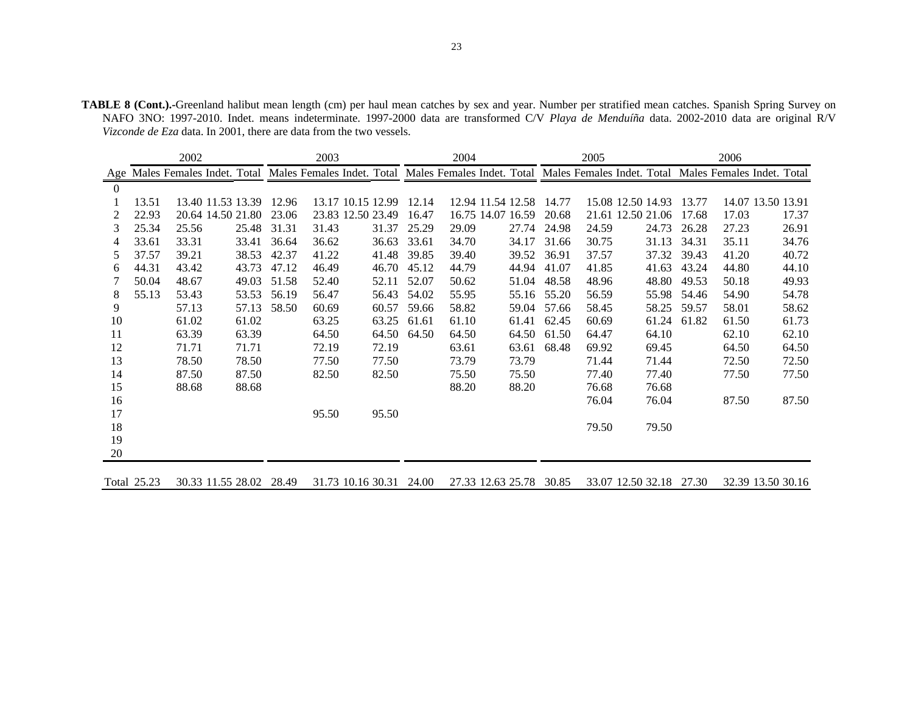**TABLE 8 (Cont.).-**Greenland halibut mean length (cm) per haul mean catches by sex and year. Number per stratified mean catches. Spanish Spring Survey on NAFO 3NO: 1997-2010. Indet. means indeterminate. 1997-2000 data are transformed C/V *Playa de Menduíña* data. 2002-2010 data are original R/V *Vizconde de Eza* data. In 2001, there are data from the two vessels.

| | 2002 | | | | 2003 | | | | 2004 | | | | 2005 | | | | 2006 | | | |
|---|---|---|---|---|---|---|---|---|---|---|---|---|---|---|---|---|---|---|---|---|
| Age | Males | Females | Indet. | Total | Males | Females | Indet. | Total | Males | Females | Indet. | Total | Males | Females | Indet. | Total | Males | Females | Indet. | Total |
| 0 | | | | | | | | | | | | | | | | | | | | |
| 1 | 13.51 | 13.40 | 11.53 | 13.39 | 12.96 | 13.17 | 10.15 | 12.99 | 12.14 | 12.94 | 11.54 | 12.58 | 14.77 | 15.08 | 12.50 | 14.93 | 13.77 | 14.07 | 13.50 | 13.91 |
| 2 | 22.93 | 20.64 | 14.50 | 21.80 | 23.06 | 23.83 | 12.50 | 23.49 | 16.47 | 16.75 | 14.07 | 16.59 | 20.68 | 21.61 | 12.50 | 21.06 | 17.68 | 17.03 | | 17.37 |
| 3 | 25.34 | 25.56 | | 25.48 | 31.31 | 31.43 | | 31.37 | 25.29 | 29.09 | | 27.74 | 24.98 | 24.59 | | 24.73 | 26.28 | 27.23 | | 26.91 |
| 4 | 33.61 | 33.31 | | 33.41 | 36.64 | 36.62 | | 36.63 | 33.61 | 34.70 | | 34.17 | 31.66 | 30.75 | | 31.13 | 34.31 | 35.11 | | 34.76 |
| 5 | 37.57 | 39.21 | | 38.53 | 42.37 | 41.22 | | 41.48 | 39.85 | 39.40 | | 39.52 | 36.91 | 37.57 | | 37.32 | 39.43 | 41.20 | | 40.72 |
| 6 | 44.31 | 43.42 | | 43.73 | 47.12 | 46.49 | | 46.70 | 45.12 | 44.79 | | 44.94 | 41.07 | 41.85 | | 41.63 | 43.24 | 44.80 | | 44.10 |
| 7 | 50.04 | 48.67 | | 49.03 | 51.58 | 52.40 | | 52.11 | 52.07 | 50.62 | | 51.04 | 48.58 | 48.96 | | 48.80 | 49.53 | 50.18 | | 49.93 |
| 8 | 55.13 | 53.43 | | 53.53 | 56.19 | 56.47 | | 56.43 | 54.02 | 55.95 | | 55.16 | 55.20 | 56.59 | | 55.98 | 54.46 | 54.90 | | 54.78 |
| 9 | | 57.13 | | 57.13 | 58.50 | 60.69 | | 60.57 | 59.66 | 58.82 | | 59.04 | 57.66 | 58.45 | | 58.25 | 59.57 | 58.01 | | 58.62 |
| 10 | | 61.02 | | 61.02 | | 63.25 | | 63.25 | 61.61 | 61.10 | | 61.41 | 62.45 | 60.69 | | 61.24 | 61.82 | 61.50 | | 61.73 |
| 11 | | 63.39 | | 63.39 | | 64.50 | | 64.50 | 64.50 | 64.50 | | 64.50 | 61.50 | 64.47 | | 64.10 | | 62.10 | | 62.10 |
| 12 | | 71.71 | | 71.71 | | 72.19 | | 72.19 | | 63.61 | | 63.61 | 68.48 | 69.92 | | 69.45 | | 64.50 | | 64.50 |
| 13 | | 78.50 | | 78.50 | | 77.50 | | 77.50 | | 73.79 | | 73.79 | | 71.44 | | 71.44 | | 72.50 | | 72.50 |
| 14 | | 87.50 | | 87.50 | | 82.50 | | 82.50 | | 75.50 | | 75.50 | | 77.40 | | 77.40 | | 77.50 | | 77.50 |
| 15 | | 88.68 | | 88.68 | | | | | | 88.20 | | 88.20 | | 76.68 | | 76.68 | | | | |
| 16 | | | | | | | | | | | | | | 76.04 | | 76.04 | | 87.50 | | 87.50 |
| 17 | | | | | | 95.50 | | 95.50 | | | | | | | | | | | | |
| 18 | | | | | | | | | | | | | | 79.50 | | 79.50 | | | | |
| 19 | | | | | | | | | | | | | | | | | | | | |
| 20 | | | | | | | | | | | | | | | | | | | | |
| Total | 25.23 | 30.33 | 11.55 | 28.02 | 28.49 | 31.73 | 10.16 | 30.31 | 24.00 | 27.33 | 12.63 | 25.78 | 30.85 | 33.07 | 12.50 | 32.18 | 27.30 | 32.39 | 13.50 | 30.16 |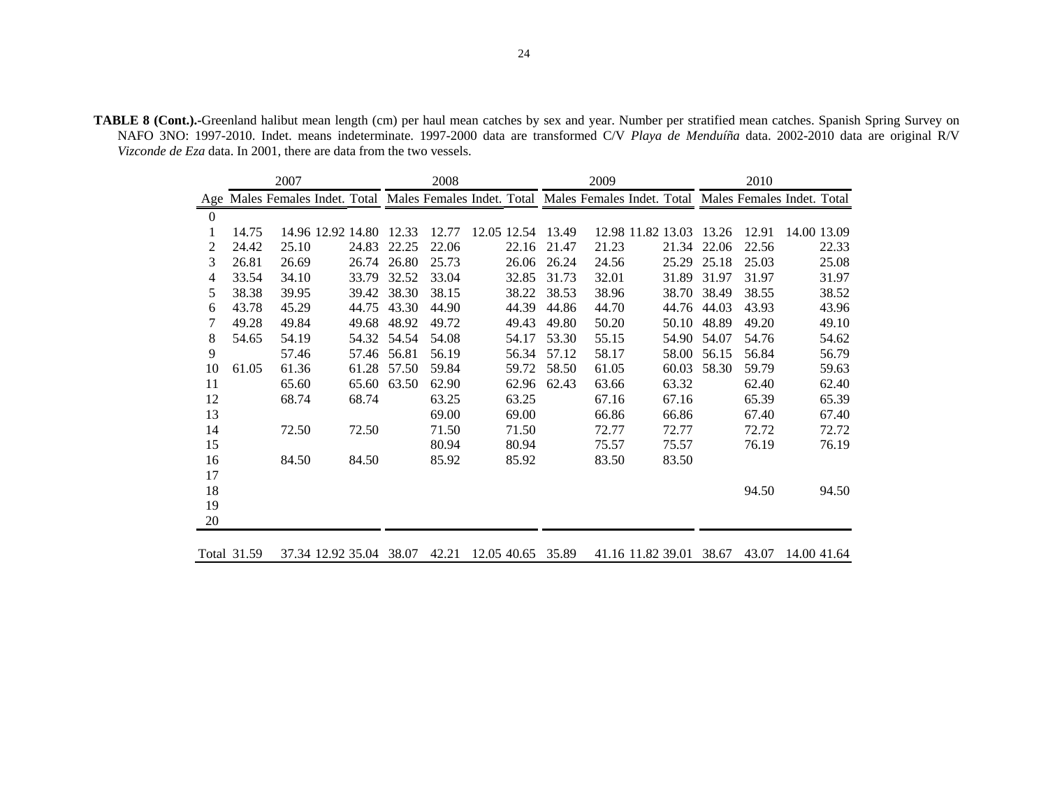**TABLE 8 (Cont.).-**Greenland halibut mean length (cm) per haul mean catches by sex and year. Number per stratified mean catches. Spanish Spring Survey on NAFO 3NO: 1997-2010. Indet. means indeterminate. 1997-2000 data are transformed C/V *Playa de Menduíña* data. 2002-2010 data are original R/V *Vizconde de Eza* data. In 2001, there are data from the two vessels.

| | 2007 | | | | 2008 | | | | 2009 | | | | 2010 | | | |
|---|---|---|---|---|---|---|---|---|---|---|---|---|---|---|---|---|
| Age | Males | Females | Indet. | Total | Males | Females | Indet. | Total | Males | Females | Indet. | Total | Males | Females | Indet. | Total |
| 0 | | | | | | | | | | | | | | | | |
| 1 | 14.75 | 14.96 | 12.92 | 14.80 | 12.33 | 12.77 | 12.05 | 12.54 | 13.49 | 12.98 | 11.82 | 13.03 | 13.26 | 12.91 | 14.00 | 13.09 |
| 2 | 24.42 | 25.10 | | 24.83 | 22.25 | 22.06 | | 22.16 | 21.47 | 21.23 | | 21.34 | 22.06 | 22.56 | | 22.33 |
| 3 | 26.81 | 26.69 | | 26.74 | 26.80 | 25.73 | | 26.06 | 26.24 | 24.56 | | 25.29 | 25.18 | 25.03 | | 25.08 |
| 4 | 33.54 | 34.10 | | 33.79 | 32.52 | 33.04 | | 32.85 | 31.73 | 32.01 | | 31.89 | 31.97 | 31.97 | | 31.97 |
| 5 | 38.38 | 39.95 | | 39.42 | 38.30 | 38.15 | | 38.22 | 38.53 | 38.96 | | 38.70 | 38.49 | 38.55 | | 38.52 |
| 6 | 43.78 | 45.29 | | 44.75 | 43.30 | 44.90 | | 44.39 | 44.86 | 44.70 | | 44.76 | 44.03 | 43.93 | | 43.96 |
| 7 | 49.28 | 49.84 | | 49.68 | 48.92 | 49.72 | | 49.43 | 49.80 | 50.20 | | 50.10 | 48.89 | 49.20 | | 49.10 |
| 8 | 54.65 | 54.19 | | 54.32 | 54.54 | 54.08 | | 54.17 | 53.30 | 55.15 | | 54.90 | 54.07 | 54.76 | | 54.62 |
| 9 | | 57.46 | | 57.46 | 56.81 | 56.19 | | 56.34 | 57.12 | 58.17 | | 58.00 | 56.15 | 56.84 | | 56.79 |
| 10 | 61.05 | 61.36 | | 61.28 | 57.50 | 59.84 | | 59.72 | 58.50 | 61.05 | | 60.03 | 58.30 | 59.79 | | 59.63 |
| 11 | | 65.60 | | 65.60 | 63.50 | 62.90 | | 62.96 | 62.43 | 63.66 | | 63.32 | | 62.40 | | 62.40 |
| 12 | | 68.74 | | 68.74 | | 63.25 | | 63.25 | | 67.16 | | 67.16 | | 65.39 | | 65.39 |
| 13 | | | | | | 69.00 | | 69.00 | | 66.86 | | 66.86 | | 67.40 | | 67.40 |
| 14 | | 72.50 | | 72.50 | | 71.50 | | 71.50 | | 72.77 | | 72.77 | | 72.72 | | 72.72 |
| 15 | | | | | | 80.94 | | 80.94 | | 75.57 | | 75.57 | | 76.19 | | 76.19 |
| 16 | | 84.50 | | 84.50 | | 85.92 | | 85.92 | | 83.50 | | 83.50 | | | | |
| 17 | | | | | | | | | | | | | | | | |
| 18 | | | | | | | | | | | | | | 94.50 | | 94.50 |
| 19 | | | | | | | | | | | | | | | | |
| 20 | | | | | | | | | | | | | | | | |
| Total | 31.59 | 37.34 | 12.92 | 35.04 | 38.07 | 42.21 | 12.05 | 40.65 | 35.89 | 41.16 | 11.82 | 39.01 | 38.67 | 43.07 | 14.00 | 41.64 |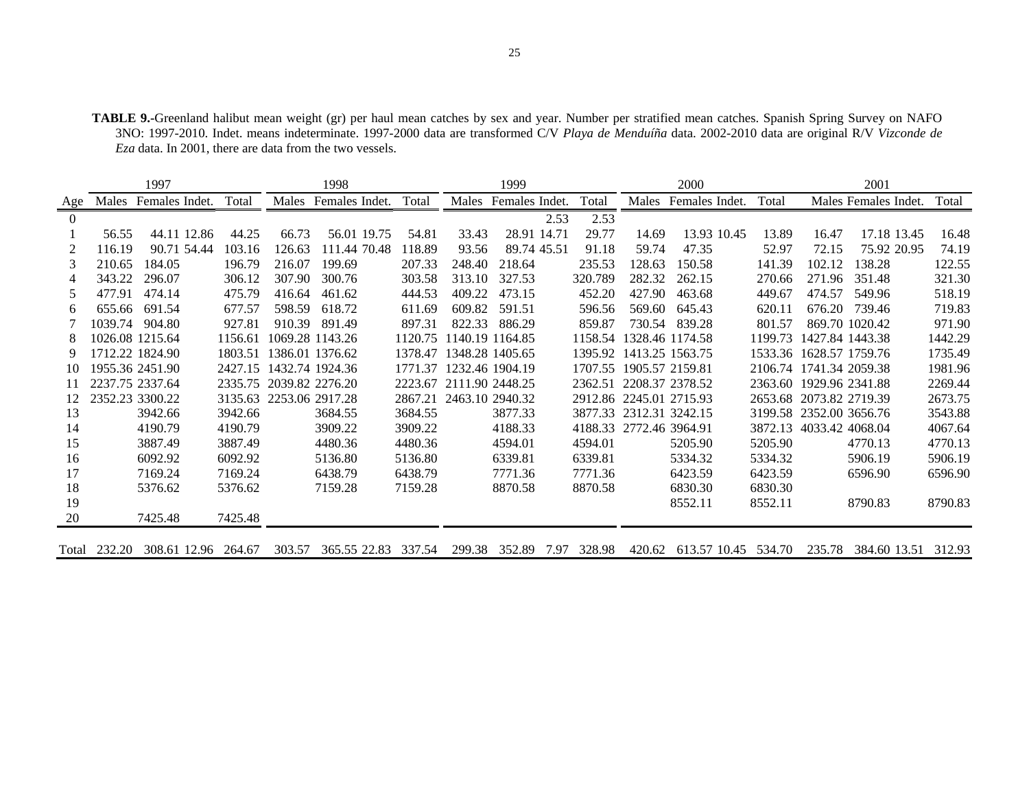**TABLE 9.-**Greenland halibut mean weight (gr) per haul mean catches by sex and year. Number per stratified mean catches. Spanish Spring Survey on NAFO 3NO: 1997-2010. Indet. means indeterminate. 1997-2000 data are transformed C/V *Playa de Menduíña* data. 2002-2010 data are original R/V *Vizconde de Eza* data. In 2001, there are data from the two vessels.

| | 1997 | | | | 1998 | | | | 1999 | | | | 2000 | | | | 2001 | | | |
|---|---|---|---|---|---|---|---|---|---|---|---|---|---|---|---|---|---|---|---|---|
| Age | Males | Females | Indet. | Total | Males | Females | Indet. | Total | Males | Females | Indet. | Total | Males | Females | Indet. | Total | Males | Females | Indet. | Total |
| 0 | | | | | | | | | | | 2.53 | 2.53 | | | | | | | | |
| 1 | 56.55 | 44.11 | 12.86 | 44.25 | 66.73 | 56.01 | 19.75 | 54.81 | 33.43 | 28.91 | 14.71 | 29.77 | 14.69 | 13.93 | 10.45 | 13.89 | 16.47 | 17.18 | 13.45 | 16.48 |
| 2 | 116.19 | 90.71 | 54.44 | 103.16 | 126.63 | 111.44 | 70.48 | 118.89 | 93.56 | 89.74 | 45.51 | 91.18 | 59.74 | 47.35 | | 52.97 | 72.15 | 75.92 | 20.95 | 74.19 |
| 3 | 210.65 | 184.05 | | 196.79 | 216.07 | 199.69 | | 207.33 | 248.40 | 218.64 | | 235.53 | 128.63 | 150.58 | | 141.39 | 102.12 | 138.28 | | 122.55 |
| 4 | 343.22 | 296.07 | | 306.12 | 307.90 | 300.76 | | 303.58 | 313.10 | 327.53 | | 320.789 | 282.32 | 262.15 | | 270.66 | 271.96 | 351.48 | | 321.30 |
| 5 | 477.91 | 474.14 | | 475.79 | 416.64 | 461.62 | | 444.53 | 409.22 | 473.15 | | 452.20 | 427.90 | 463.68 | | 449.67 | 474.57 | 549.96 | | 518.19 |
| 6 | 655.66 | 691.54 | | 677.57 | 598.59 | 618.72 | | 611.69 | 609.82 | 591.51 | | 596.56 | 569.60 | 645.43 | | 620.11 | 676.20 | 739.46 | | 719.83 |
| 7 | 1039.74 | 904.80 | | 927.81 | 910.39 | 891.49 | | 897.31 | 822.33 | 886.29 | | 859.87 | 730.54 | 839.28 | | 801.57 | 869.70 | 1020.42 | | 971.90 |
| 8 | 1026.08 | 1215.64 | | 1156.61 | 1069.28 | 1143.26 | | 1120.75 | 1140.19 | 1164.85 | | 1158.54 | 1328.46 | 1174.58 | | 1199.73 | 1427.84 | 1443.38 | | 1442.29 |
| 9 | 1712.22 | 1824.90 | | 1803.51 | 1386.01 | 1376.62 | | 1378.47 | 1348.28 | 1405.65 | | 1395.92 | 1413.25 | 1563.75 | | 1533.36 | 1628.57 | 1759.76 | | 1735.49 |
| 10 | 1955.36 | 2451.90 | | 2427.15 | 1432.74 | 1924.36 | | 1771.37 | 1232.46 | 1904.19 | | 1707.55 | 1905.57 | 2159.81 | | 2106.74 | 1741.34 | 2059.38 | | 1981.96 |
| 11 | 2237.75 | 2337.64 | | 2335.75 | 2039.82 | 2276.20 | | 2223.67 | 2111.90 | 2448.25 | | 2362.51 | 2208.37 | 2378.52 | | 2363.60 | 1929.96 | 2341.88 | | 2269.44 |
| 12 | 2352.23 | 3300.22 | | 3135.63 | 2253.06 | 2917.28 | | 2867.21 | 2463.10 | 2940.32 | | 2912.86 | 2245.01 | 2715.93 | | 2653.68 | 2073.82 | 2719.39 | | 2673.75 |
| 13 | | 3942.66 | | 3942.66 | | 3684.55 | | 3684.55 | | 3877.33 | | 3877.33 | 2312.31 | 3242.15 | | 3199.58 | 2352.00 | 3656.76 | | 3543.88 |
| 14 | | 4190.79 | | 4190.79 | | 3909.22 | | 3909.22 | | 4188.33 | | 4188.33 | 2772.46 | 3964.91 | | 3872.13 | 4033.42 | 4068.04 | | 4067.64 |
| 15 | | 3887.49 | | 3887.49 | | 4480.36 | | 4480.36 | | 4594.01 | | 4594.01 | | 5205.90 | | 5205.90 | | 4770.13 | | 4770.13 |
| 16 | | 6092.92 | | 6092.92 | | 5136.80 | | 5136.80 | | 6339.81 | | 6339.81 | | 5334.32 | | 5334.32 | | 5906.19 | | 5906.19 |
| 17 | | 7169.24 | | 7169.24 | | 6438.79 | | 6438.79 | | 7771.36 | | 7771.36 | | 6423.59 | | 6423.59 | | 6596.90 | | 6596.90 |
| 18 | | 5376.62 | | 5376.62 | | 7159.28 | | 7159.28 | | 8870.58 | | 8870.58 | | 6830.30 | | 6830.30 | | | | |
| 19 | | | | | | | | | | | | | | 8552.11 | | 8552.11 | | 8790.83 | | 8790.83 |
| 20 | | 7425.48 | | 7425.48 | | | | | | | | | | | | | | | | |
| Total | 232.20 | 308.61 | 12.96 | 264.67 | 303.57 | 365.55 | 22.83 | 337.54 | 299.38 | 352.89 | 7.97 | 328.98 | 420.62 | 613.57 | 10.45 | 534.70 | 235.78 | 384.60 | 13.51 | 312.93 |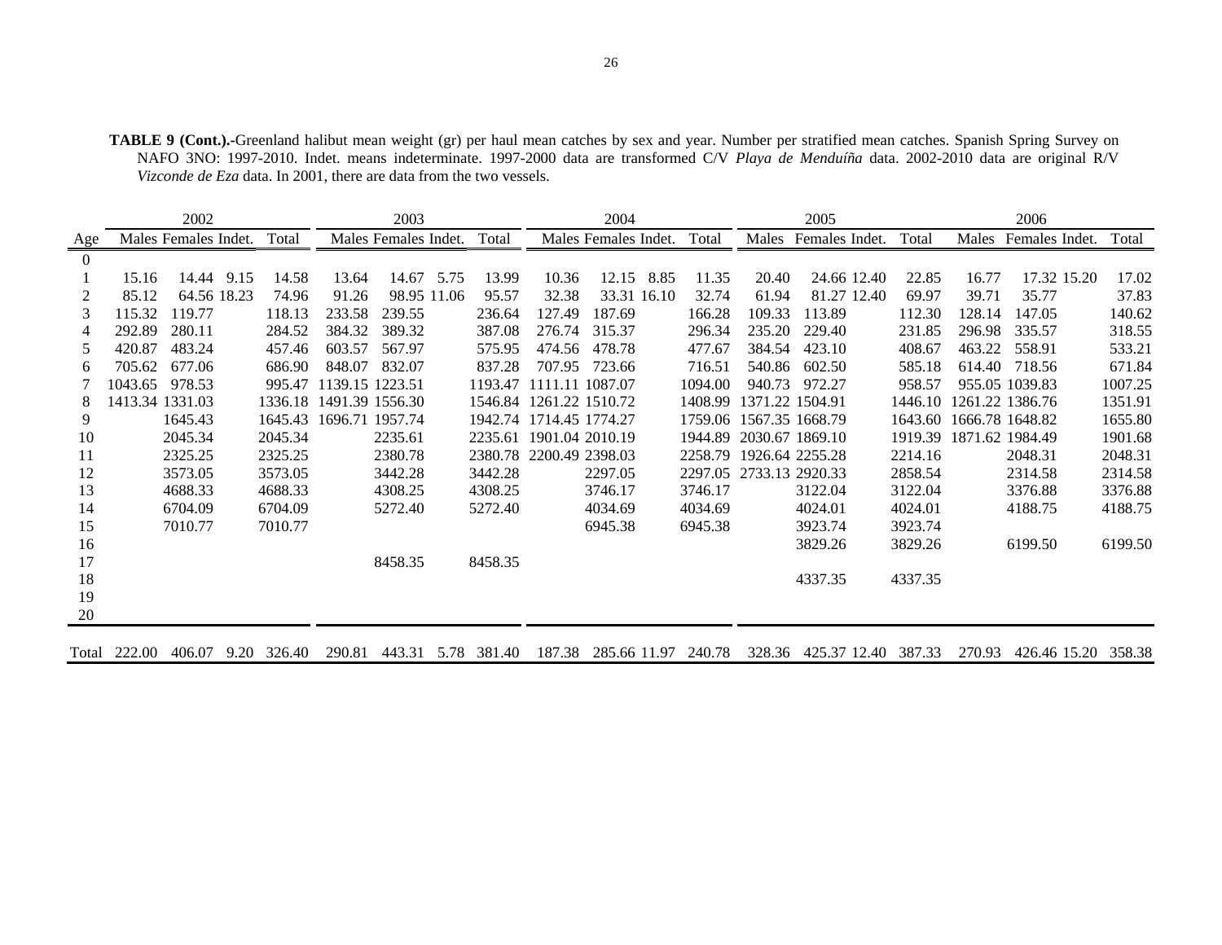**TABLE 9 (Cont.).-**Greenland halibut mean weight (gr) per haul mean catches by sex and year. Number per stratified mean catches. Spanish Spring Survey on NAFO 3NO: 1997-2010. Indet. means indeterminate. 1997-2000 data are transformed C/V *Playa de Menduíña* data. 2002-2010 data are original R/V *Vizconde de Eza* data. In 2001, there are data from the two vessels.

| | 2002 | | | | 2003 | | | | 2004 | | | | 2005 | | | | 2006 | | | |
|---|---|---|---|---|---|---|---|---|---|---|---|---|---|---|---|---|---|---|---|---|
| Age | Males | Females | Indet. | Total | Males | Females | Indet. | Total | Males | Females | Indet. | Total | Males | Females | Indet. | Total | Males | Females | Indet. | Total |
| 0 | | | | | | | | | | | | | | | | | | | | |
| 1 | 15.16 | 14.44 | 9.15 | 14.58 | 13.64 | 14.67 | 5.75 | 13.99 | 10.36 | 12.15 | 8.85 | 11.35 | 20.40 | 24.66 | 12.40 | 22.85 | 16.77 | 17.32 | 15.20 | 17.02 |
| 2 | 85.12 | 64.56 | 18.23 | 74.96 | 91.26 | 98.95 | 11.06 | 95.57 | 32.38 | 33.31 | 16.10 | 32.74 | 61.94 | 81.27 | 12.40 | 69.97 | 39.71 | 35.77 | | 37.83 |
| 3 | 115.32 | 119.77 | | 118.13 | 233.58 | 239.55 | | 236.64 | 127.49 | 187.69 | | 166.28 | 109.33 | 113.89 | | 112.30 | 128.14 | 147.05 | | 140.62 |
| 4 | 292.89 | 280.11 | | 284.52 | 384.32 | 389.32 | | 387.08 | 276.74 | 315.37 | | 296.34 | 235.20 | 229.40 | | 231.85 | 296.98 | 335.57 | | 318.55 |
| 5 | 420.87 | 483.24 | | 457.46 | 603.57 | 567.97 | | 575.95 | 474.56 | 478.78 | | 477.67 | 384.54 | 423.10 | | 408.67 | 463.22 | 558.91 | | 533.21 |
| 6 | 705.62 | 677.06 | | 686.90 | 848.07 | 832.07 | | 837.28 | 707.95 | 723.66 | | 716.51 | 540.86 | 602.50 | | 585.18 | 614.40 | 718.56 | | 671.84 |
| 7 | 1043.65 | 978.53 | | 995.47 | 1139.15 | 1223.51 | | 1193.47 | 1111.11 | 1087.07 | | 1094.00 | 940.73 | 972.27 | | 958.57 | 955.05 | 1039.83 | | 1007.25 |
| 8 | 1413.34 | 1331.03 | | 1336.18 | 1491.39 | 1556.30 | | 1546.84 | 1261.22 | 1510.72 | | 1408.99 | 1371.22 | 1504.91 | | 1446.10 | 1261.22 | 1386.76 | | 1351.91 |
| 9 | | 1645.43 | | 1645.43 | 1696.71 | 1957.74 | | 1942.74 | 1714.45 | 1774.27 | | 1759.06 | 1567.35 | 1668.79 | | 1643.60 | 1666.78 | 1648.82 | | 1655.80 |
| 10 | | 2045.34 | | 2045.34 | | 2235.61 | | 2235.61 | 1901.04 | 2010.19 | | 1944.89 | 2030.67 | 1869.10 | | 1919.39 | 1871.62 | 1984.49 | | 1901.68 |
| 11 | | 2325.25 | | 2325.25 | | 2380.78 | | 2380.78 | 2200.49 | 2398.03 | | 2258.79 | 1926.64 | 2255.28 | | 2214.16 | | 2048.31 | | 2048.31 |
| 12 | | 3573.05 | | 3573.05 | | 3442.28 | | 3442.28 | | 2297.05 | | 2297.05 | 2733.13 | 2920.33 | | 2858.54 | | 2314.58 | | 2314.58 |
| 13 | | 4688.33 | | 4688.33 | | 4308.25 | | 4308.25 | | 3746.17 | | 3746.17 | | 3122.04 | | 3122.04 | | 3376.88 | | 3376.88 |
| 14 | | 6704.09 | | 6704.09 | | 5272.40 | | 5272.40 | | 4034.69 | | 4034.69 | | 4024.01 | | 4024.01 | | 4188.75 | | 4188.75 |
| 15 | | 7010.77 | | 7010.77 | | | | | | 6945.38 | | 6945.38 | | 3923.74 | | 3923.74 | | | | |
| 16 | | | | | | | | | | | | | | 3829.26 | | 3829.26 | | 6199.50 | | 6199.50 |
| 17 | | | | | | 8458.35 | | 8458.35 | | | | | | | | | | | | |
| 18 | | | | | | | | | | | | | | 4337.35 | | 4337.35 | | | | |
| 19 | | | | | | | | | | | | | | | | | | | | |
| 20 | | | | | | | | | | | | | | | | | | | | |
| Total | 222.00 | 406.07 | 9.20 | 326.40 | 290.81 | 443.31 | 5.78 | 381.40 | 187.38 | 285.66 | 11.97 | 240.78 | 328.36 | 425.37 | 12.40 | 387.33 | 270.93 | 426.46 | 15.20 | 358.38 |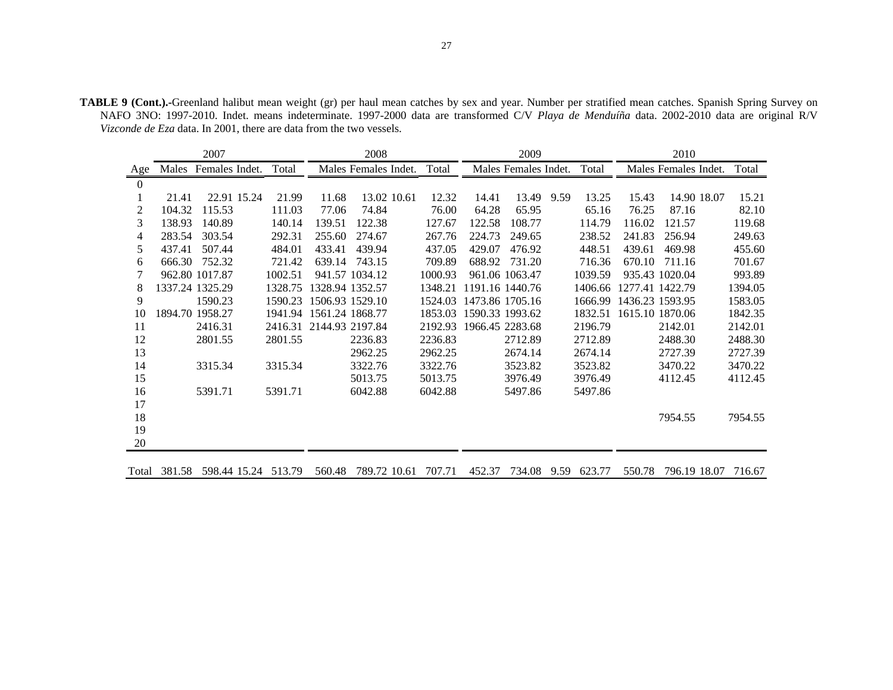**TABLE 9 (Cont.).-**Greenland halibut mean weight (gr) per haul mean catches by sex and year. Number per stratified mean catches. Spanish Spring Survey on NAFO 3NO: 1997-2010. Indet. means indeterminate. 1997-2000 data are transformed C/V *Playa de Menduíña* data. 2002-2010 data are original R/V *Vizconde de Eza* data. In 2001, there are data from the two vessels.

| | 2007 | | | | 2008 | | | | 2009 | | | | 2010 | | | |
|---|---|---|---|---|---|---|---|---|---|---|---|---|---|---|---|---|
| Age | Males | Females | Indet. | Total | Males | Females | Indet. | Total | Males | Females | Indet. | Total | Males | Females | Indet. | Total |
| 0 | | | | | | | | | | | | | | | | |
| 1 | 21.41 | 22.91 | 15.24 | 21.99 | 11.68 | 13.02 | 10.61 | 12.32 | 14.41 | 13.49 | 9.59 | 13.25 | 15.43 | 14.90 | 18.07 | 15.21 |
| 2 | 104.32 | 115.53 | | 111.03 | 77.06 | 74.84 | | 76.00 | 64.28 | 65.95 | | 65.16 | 76.25 | 87.16 | | 82.10 |
| 3 | 138.93 | 140.89 | | 140.14 | 139.51 | 122.38 | | 127.67 | 122.58 | 108.77 | | 114.79 | 116.02 | 121.57 | | 119.68 |
| 4 | 283.54 | 303.54 | | 292.31 | 255.60 | 274.67 | | 267.76 | 224.73 | 249.65 | | 238.52 | 241.83 | 256.94 | | 249.63 |
| 5 | 437.41 | 507.44 | | 484.01 | 433.41 | 439.94 | | 437.05 | 429.07 | 476.92 | | 448.51 | 439.61 | 469.98 | | 455.60 |
| 6 | 666.30 | 752.32 | | 721.42 | 639.14 | 743.15 | | 709.89 | 688.92 | 731.20 | | 716.36 | 670.10 | 711.16 | | 701.67 |
| 7 | 962.80 | 1017.87 | | 1002.51 | 941.57 | 1034.12 | | 1000.93 | 961.06 | 1063.47 | | 1039.59 | 935.43 | 1020.04 | | 993.89 |
| 8 | 1337.24 | 1325.29 | | 1328.75 | 1328.94 | 1352.57 | | 1348.21 | 1191.16 | 1440.76 | | 1406.66 | 1277.41 | 1422.79 | | 1394.05 |
| 9 | | 1590.23 | | 1590.23 | 1506.93 | 1529.10 | | 1524.03 | 1473.86 | 1705.16 | | 1666.99 | 1436.23 | 1593.95 | | 1583.05 |
| 10 | 1894.70 | 1958.27 | | 1941.94 | 1561.24 | 1868.77 | | 1853.03 | 1590.33 | 1993.62 | | 1832.51 | 1615.10 | 1870.06 | | 1842.35 |
| 11 | | 2416.31 | | 2416.31 | 2144.93 | 2197.84 | | 2192.93 | 1966.45 | 2283.68 | | 2196.79 | | 2142.01 | | 2142.01 |
| 12 | | 2801.55 | | 2801.55 | | 2236.83 | | 2236.83 | | 2712.89 | | 2712.89 | | 2488.30 | | 2488.30 |
| 13 | | | | | | 2962.25 | | 2962.25 | | 2674.14 | | 2674.14 | | 2727.39 | | 2727.39 |
| 14 | | 3315.34 | | 3315.34 | | 3322.76 | | 3322.76 | | 3523.82 | | 3523.82 | | 3470.22 | | 3470.22 |
| 15 | | | | | | 5013.75 | | 5013.75 | | 3976.49 | | 3976.49 | | 4112.45 | | 4112.45 |
| 16 | | 5391.71 | | 5391.71 | | 6042.88 | | 6042.88 | | 5497.86 | | 5497.86 | | | | |
| 17 | | | | | | | | | | | | | | | | |
| 18 | | | | | | | | | | | | | | 7954.55 | | 7954.55 |
| 19 | | | | | | | | | | | | | | | | |
| 20 | | | | | | | | | | | | | | | | |
| Total | 381.58 | 598.44 | 15.24 | 513.79 | 560.48 | 789.72 | 10.61 | 707.71 | 452.37 | 734.08 | 9.59 | 623.77 | 550.78 | 796.19 | 18.07 | 716.67 |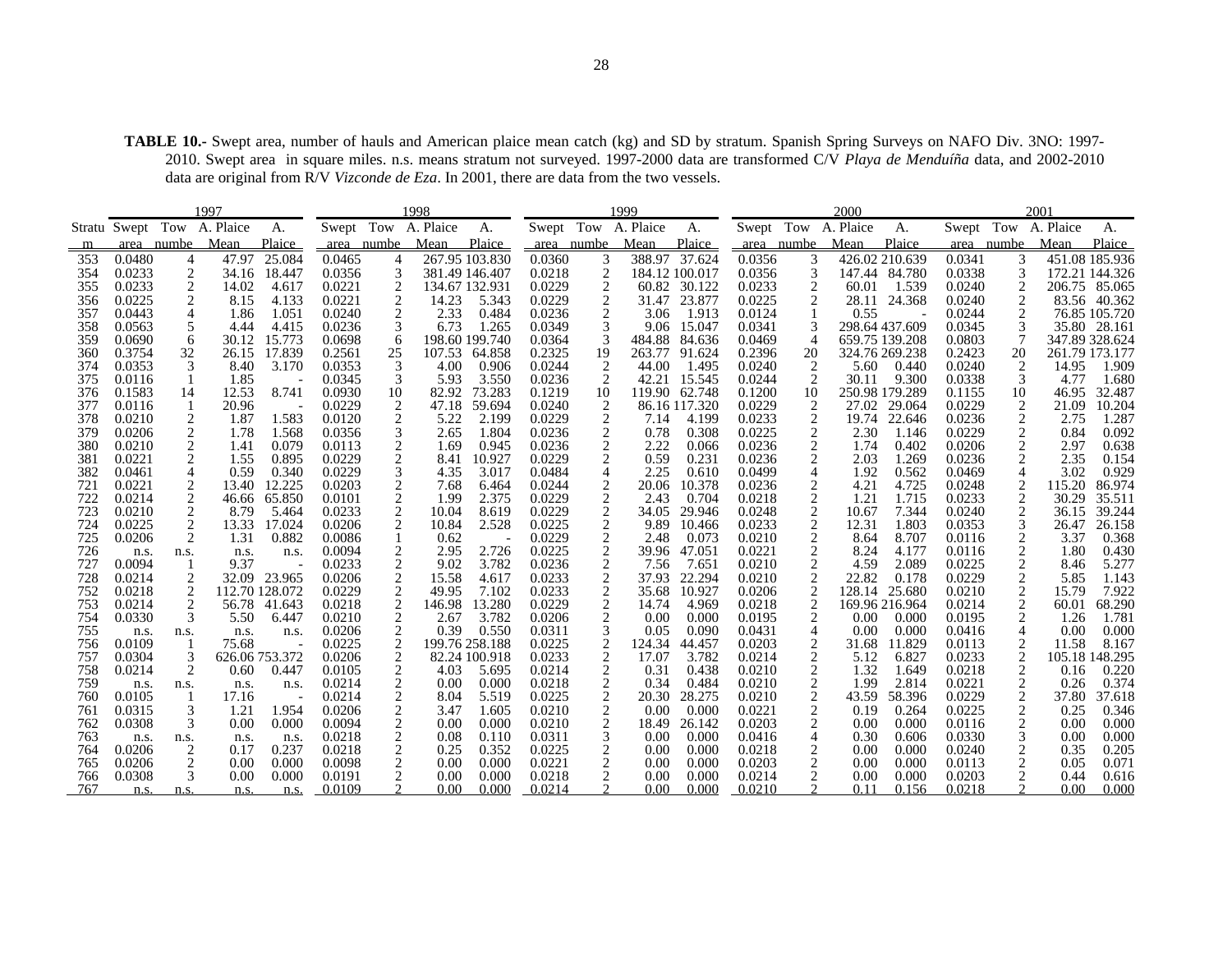**TABLE 10.-** Swept area, number of hauls and American plaice mean catch (kg) and SD by stratum. Spanish Spring Surveys on NAFO Div. 3NO: 1997-2010. Swept area in square miles. n.s. means stratum not surveyed. 1997-2000 data are transformed C/V *Playa de Menduíña* data, and 2002-2010 data are original from R/V *Vizconde de Eza*. In 2001, there are data from the two vessels.

| | 1997 | | | | 1998 | | | | 1999 | | | | 2000 | | | | 2001 | | | |
|---|---|---|---|---|---|---|---|---|---|---|---|---|---|---|---|---|---|---|---|---|
| Stratum | Swept area | Tow number | A. Plaice Mean | A. Plaice | Swept area | Tow number | A. Plaice Mean | A. Plaice | Swept area | Tow number | A. Plaice Mean | A. Plaice | Swept area | Tow number | A. Plaice Mean | A. Plaice | Swept area | Tow number | A. Plaice Mean | A. Plaice |
| 353 | 0.0480 | 4 | 47.97 | 25.084 | 0.0465 | 4 | 267.95 | 103.830 | 0.0360 | 3 | 388.97 | 37.624 | 0.0356 | 3 | 426.02 | 210.639 | 0.0341 | 3 | 451.08 | 185.936 |
| 354 | 0.0233 | 2 | 34.16 | 18.447 | 0.0356 | 3 | 381.49 | 146.407 | 0.0218 | 2 | 184.12 | 100.017 | 0.0356 | 3 | 147.44 | 84.780 | 0.0338 | 3 | 172.21 | 144.326 |
| 355 | 0.0233 | 2 | 14.02 | 4.617 | 0.0221 | 2 | 134.67 | 132.931 | 0.0229 | 2 | 60.82 | 30.122 | 0.0233 | 2 | 60.01 | 1.539 | 0.0240 | 2 | 206.75 | 85.065 |
| 356 | 0.0225 | 2 | 8.15 | 4.133 | 0.0221 | 2 | 14.23 | 5.343 | 0.0229 | 2 | 31.47 | 23.877 | 0.0225 | 2 | 28.11 | 24.368 | 0.0240 | 2 | 83.56 | 40.362 |
| 357 | 0.0443 | 4 | 1.86 | 1.051 | 0.0240 | 2 | 2.33 | 0.484 | 0.0236 | 2 | 3.06 | 1.913 | 0.0124 | 1 | 0.55 | - | 0.0244 | 2 | 76.85 | 105.720 |
| 358 | 0.0563 | 5 | 4.44 | 4.415 | 0.0236 | 3 | 6.73 | 1.265 | 0.0349 | 3 | 9.06 | 15.047 | 0.0341 | 3 | 298.64 | 437.609 | 0.0345 | 3 | 35.80 | 28.161 |
| 359 | 0.0690 | 6 | 30.12 | 15.773 | 0.0698 | 6 | 198.60 | 199.740 | 0.0364 | 3 | 484.88 | 84.636 | 0.0469 | 4 | 659.75 | 139.208 | 0.0803 | 7 | 347.89 | 328.624 |
| 360 | 0.3754 | 32 | 26.15 | 17.839 | 0.2561 | 25 | 107.53 | 64.858 | 0.2325 | 19 | 263.77 | 91.624 | 0.2396 | 20 | 324.76 | 269.238 | 0.2423 | 20 | 261.79 | 173.177 |
| 374 | 0.0353 | 3 | 8.40 | 3.170 | 0.0353 | 3 | 4.00 | 0.906 | 0.0244 | 2 | 44.00 | 1.495 | 0.0240 | 2 | 5.60 | 0.440 | 0.0240 | 2 | 14.95 | 1.909 |
| 375 | 0.0116 | 1 | 1.85 | - | 0.0345 | 3 | 5.93 | 3.550 | 0.0236 | 2 | 42.21 | 15.545 | 0.0244 | 2 | 30.11 | 9.300 | 0.0338 | 3 | 4.77 | 1.680 |
| 376 | 0.1583 | 14 | 12.53 | 8.741 | 0.0930 | 10 | 82.92 | 73.283 | 0.1219 | 10 | 119.90 | 62.748 | 0.1200 | 10 | 250.98 | 179.289 | 0.1155 | 10 | 46.95 | 32.487 |
| 377 | 0.0116 | 1 | 20.96 | - | 0.0229 | 2 | 47.18 | 59.694 | 0.0240 | 2 | 86.16 | 117.320 | 0.0229 | 2 | 27.02 | 29.064 | 0.0229 | 2 | 21.09 | 10.204 |
| 378 | 0.0210 | 2 | 1.87 | 1.583 | 0.0120 | 2 | 5.22 | 2.199 | 0.0229 | 2 | 7.14 | 4.199 | 0.0233 | 2 | 19.74 | 22.646 | 0.0236 | 2 | 2.75 | 1.287 |
| 379 | 0.0206 | 2 | 1.78 | 1.568 | 0.0356 | 3 | 2.65 | 1.804 | 0.0236 | 2 | 0.78 | 0.308 | 0.0225 | 2 | 2.30 | 1.146 | 0.0229 | 2 | 0.84 | 0.092 |
| 380 | 0.0210 | 2 | 1.41 | 0.079 | 0.0113 | 2 | 1.69 | 0.945 | 0.0236 | 2 | 2.22 | 0.066 | 0.0236 | 2 | 1.74 | 0.402 | 0.0206 | 2 | 2.97 | 0.638 |
| 381 | 0.0221 | 2 | 1.55 | 0.895 | 0.0229 | 2 | 8.41 | 10.927 | 0.0229 | 2 | 0.59 | 0.231 | 0.0236 | 2 | 2.03 | 1.269 | 0.0236 | 2 | 2.35 | 0.154 |
| 382 | 0.0461 | 4 | 0.59 | 0.340 | 0.0229 | 3 | 4.35 | 3.017 | 0.0484 | 4 | 2.25 | 0.610 | 0.0499 | 4 | 1.92 | 0.562 | 0.0469 | 4 | 3.02 | 0.929 |
| 721 | 0.0221 | 2 | 13.40 | 12.225 | 0.0203 | 2 | 7.68 | 6.464 | 0.0244 | 2 | 20.06 | 10.378 | 0.0236 | 2 | 4.21 | 4.725 | 0.0248 | 2 | 115.20 | 86.974 |
| 722 | 0.0214 | 2 | 46.66 | 65.850 | 0.0101 | 2 | 1.99 | 2.375 | 0.0229 | 2 | 2.43 | 0.704 | 0.0218 | 2 | 1.21 | 1.715 | 0.0233 | 2 | 30.29 | 35.511 |
| 723 | 0.0210 | 2 | 8.79 | 5.464 | 0.0233 | 2 | 10.04 | 8.619 | 0.0229 | 2 | 34.05 | 29.946 | 0.0248 | 2 | 10.67 | 7.344 | 0.0240 | 2 | 36.15 | 39.244 |
| 724 | 0.0225 | 2 | 13.33 | 17.024 | 0.0206 | 2 | 10.84 | 2.528 | 0.0225 | 2 | 9.89 | 10.466 | 0.0233 | 2 | 12.31 | 1.803 | 0.0353 | 3 | 26.47 | 26.158 |
| 725 | 0.0206 | 2 | 1.31 | 0.882 | 0.0086 | 1 | 0.62 | - | 0.0229 | 2 | 2.48 | 0.073 | 0.0210 | 2 | 8.64 | 8.707 | 0.0116 | 2 | 3.37 | 0.368 |
| 726 | n.s. | n.s. | n.s. | n.s. | 0.0094 | 2 | 2.95 | 2.726 | 0.0225 | 2 | 39.96 | 47.051 | 0.0221 | 2 | 8.24 | 4.177 | 0.0116 | 2 | 1.80 | 0.430 |
| 727 | 0.0094 | 1 | 9.37 | - | 0.0233 | 2 | 9.02 | 3.782 | 0.0236 | 2 | 7.56 | 7.651 | 0.0210 | 2 | 4.59 | 2.089 | 0.0225 | 2 | 8.46 | 5.277 |
| 728 | 0.0214 | 2 | 32.09 | 23.965 | 0.0206 | 2 | 15.58 | 4.617 | 0.0233 | 2 | 37.93 | 22.294 | 0.0210 | 2 | 22.82 | 0.178 | 0.0229 | 2 | 5.85 | 1.143 |
| 752 | 0.0218 | 2 | 112.70 | 128.072 | 0.0229 | 2 | 49.95 | 7.102 | 0.0233 | 2 | 35.68 | 10.927 | 0.0206 | 2 | 128.14 | 25.680 | 0.0210 | 2 | 15.79 | 7.922 |
| 753 | 0.0214 | 2 | 56.78 | 41.643 | 0.0218 | 2 | 146.98 | 13.280 | 0.0229 | 2 | 14.74 | 4.969 | 0.0218 | 2 | 169.96 | 216.964 | 0.0214 | 2 | 60.01 | 68.290 |
| 754 | 0.0330 | 3 | 5.50 | 6.447 | 0.0210 | 2 | 2.67 | 3.782 | 0.0206 | 2 | 0.00 | 0.000 | 0.0195 | 2 | 0.00 | 0.000 | 0.0195 | 2 | 1.26 | 1.781 |
| 755 | n.s. | n.s. | n.s. | n.s. | 0.0206 | 2 | 0.39 | 0.550 | 0.0311 | 3 | 0.05 | 0.090 | 0.0431 | 4 | 0.00 | 0.000 | 0.0416 | 4 | 0.00 | 0.000 |
| 756 | 0.0109 | 1 | 75.68 | - | 0.0225 | 2 | 199.76 | 258.188 | 0.0225 | 2 | 124.34 | 44.457 | 0.0203 | 2 | 31.68 | 11.829 | 0.0113 | 2 | 11.58 | 8.167 |
| 757 | 0.0304 | 3 | 626.06 | 753.372 | 0.0206 | 2 | 82.24 | 100.918 | 0.0233 | 2 | 17.07 | 3.782 | 0.0214 | 2 | 5.12 | 6.827 | 0.0233 | 2 | 105.18 | 148.295 |
| 758 | 0.0214 | 2 | 0.60 | 0.447 | 0.0105 | 2 | 4.03 | 5.695 | 0.0214 | 2 | 0.31 | 0.438 | 0.0210 | 2 | 1.32 | 1.649 | 0.0218 | 2 | 0.16 | 0.220 |
| 759 | n.s. | n.s. | n.s. | n.s. | 0.0214 | 2 | 0.00 | 0.000 | 0.0218 | 2 | 0.34 | 0.484 | 0.0210 | 2 | 1.99 | 2.814 | 0.0221 | 2 | 0.26 | 0.374 |
| 760 | 0.0105 | 1 | 17.16 | - | 0.0214 | 2 | 8.04 | 5.519 | 0.0225 | 2 | 20.30 | 28.275 | 0.0210 | 2 | 43.59 | 58.396 | 0.0229 | 2 | 37.80 | 37.618 |
| 761 | 0.0315 | 3 | 1.21 | 1.954 | 0.0206 | 2 | 3.47 | 1.605 | 0.0210 | 2 | 0.00 | 0.000 | 0.0221 | 2 | 0.19 | 0.264 | 0.0225 | 2 | 0.25 | 0.346 |
| 762 | 0.0308 | 3 | 0.00 | 0.000 | 0.0094 | 2 | 0.00 | 0.000 | 0.0210 | 2 | 18.49 | 26.142 | 0.0203 | 2 | 0.00 | 0.000 | 0.0116 | 2 | 0.00 | 0.000 |
| 763 | n.s. | n.s. | n.s. | n.s. | 0.0218 | 2 | 0.08 | 0.110 | 0.0311 | 3 | 0.00 | 0.000 | 0.0416 | 4 | 0.30 | 0.606 | 0.0330 | 3 | 0.00 | 0.000 |
| 764 | 0.0206 | 2 | 0.17 | 0.237 | 0.0218 | 2 | 0.25 | 0.352 | 0.0225 | 2 | 0.00 | 0.000 | 0.0218 | 2 | 0.00 | 0.000 | 0.0240 | 2 | 0.35 | 0.205 |
| 765 | 0.0206 | 2 | 0.00 | 0.000 | 0.0098 | 2 | 0.00 | 0.000 | 0.0221 | 2 | 0.00 | 0.000 | 0.0203 | 2 | 0.00 | 0.000 | 0.0113 | 2 | 0.05 | 0.071 |
| 766 | 0.0308 | 3 | 0.00 | 0.000 | 0.0191 | 2 | 0.00 | 0.000 | 0.0218 | 2 | 0.00 | 0.000 | 0.0214 | 2 | 0.00 | 0.000 | 0.0203 | 2 | 0.44 | 0.616 |
| 767 | n.s. | n.s. | n.s. | n.s. | 0.0109 | 2 | 0.00 | 0.000 | 0.0214 | 2 | 0.00 | 0.000 | 0.0210 | 2 | 0.11 | 0.156 | 0.0218 | 2 | 0.00 | 0.000 |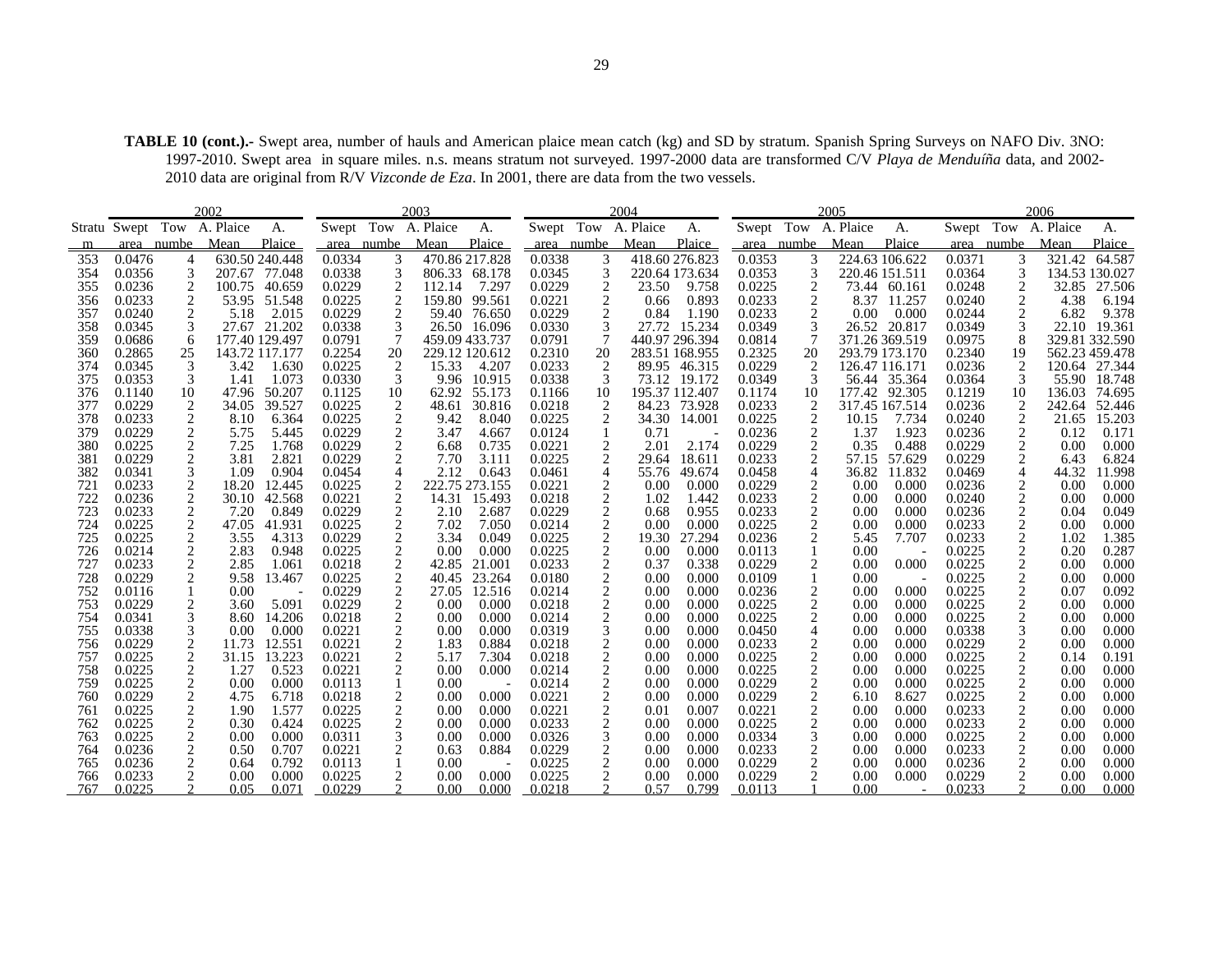**TABLE 10 (cont.).-** Swept area, number of hauls and American plaice mean catch (kg) and SD by stratum. Spanish Spring Surveys on NAFO Div. 3NO: 1997-2010. Swept area in square miles. n.s. means stratum not surveyed. 1997-2000 data are transformed C/V *Playa de Menduíña* data, and 2002-2010 data are original from R/V *Vizconde de Eza*. In 2001, there are data from the two vessels.

| | 2002 | | | | 2003 | | | | 2004 | | | | 2005 | | | | 2006 | | | |
|---|---|---|---|---|---|---|---|---|---|---|---|---|---|---|---|---|---|---|---|---|
| Stratum | Swept area | Tow number | A. Plaice Mean | A. Plaice | Swept area | Tow number | A. Plaice Mean | A. Plaice | Swept area | Tow number | A. Plaice Mean | A. Plaice | Swept area | Tow number | A. Plaice Mean | A. Plaice | Swept area | Tow number | A. Plaice Mean | A. Plaice |
| 353 | 0.0476 | 4 | 630.50 | 240.448 | 0.0334 | 3 | 470.86 | 217.828 | 0.0338 | 3 | 418.60 | 276.823 | 0.0353 | 3 | 224.63 | 106.622 | 0.0371 | 3 | 321.42 | 64.587 |
| 354 | 0.0356 | 3 | 207.67 | 77.048 | 0.0338 | 3 | 806.33 | 68.178 | 0.0345 | 3 | 220.64 | 173.634 | 0.0353 | 3 | 220.46 | 151.511 | 0.0364 | 3 | 134.53 | 130.027 |
| 355 | 0.0236 | 2 | 100.75 | 40.659 | 0.0229 | 2 | 112.14 | 7.297 | 0.0229 | 2 | 23.50 | 9.758 | 0.0225 | 2 | 73.44 | 60.161 | 0.0248 | 2 | 32.85 | 27.506 |
| 356 | 0.0233 | 2 | 53.95 | 51.548 | 0.0225 | 2 | 159.80 | 99.561 | 0.0221 | 2 | 0.66 | 0.893 | 0.0233 | 2 | 8.37 | 11.257 | 0.0240 | 2 | 4.38 | 6.194 |
| 357 | 0.0240 | 2 | 5.18 | 2.015 | 0.0229 | 2 | 59.40 | 76.650 | 0.0229 | 2 | 0.84 | 1.190 | 0.0233 | 2 | 0.00 | 0.000 | 0.0244 | 2 | 6.82 | 9.378 |
| 358 | 0.0345 | 3 | 27.67 | 21.202 | 0.0338 | 3 | 26.50 | 16.096 | 0.0330 | 3 | 27.72 | 15.234 | 0.0349 | 3 | 26.52 | 20.817 | 0.0349 | 3 | 22.10 | 19.361 |
| 359 | 0.0686 | 6 | 177.40 | 129.497 | 0.0791 | 7 | 459.09 | 433.737 | 0.0791 | 7 | 440.97 | 296.394 | 0.0814 | 7 | 371.26 | 369.519 | 0.0975 | 8 | 329.81 | 332.590 |
| 360 | 0.2865 | 25 | 143.72 | 117.177 | 0.2254 | 20 | 229.12 | 120.612 | 0.2310 | 20 | 283.51 | 168.955 | 0.2325 | 20 | 293.79 | 173.170 | 0.2340 | 19 | 562.23 | 459.478 |
| 374 | 0.0345 | 3 | 3.42 | 1.630 | 0.0225 | 2 | 15.33 | 4.207 | 0.0233 | 2 | 89.95 | 46.315 | 0.0229 | 2 | 126.47 | 116.171 | 0.0236 | 2 | 120.64 | 27.344 |
| 375 | 0.0353 | 3 | 1.41 | 1.073 | 0.0330 | 3 | 9.96 | 10.915 | 0.0338 | 3 | 73.12 | 19.172 | 0.0349 | 3 | 56.44 | 35.364 | 0.0364 | 3 | 55.90 | 18.748 |
| 376 | 0.1140 | 10 | 47.96 | 50.207 | 0.1125 | 10 | 62.92 | 55.173 | 0.1166 | 10 | 195.37 | 112.407 | 0.1174 | 10 | 177.42 | 92.305 | 0.1219 | 10 | 136.03 | 74.695 |
| 377 | 0.0229 | 2 | 34.05 | 39.527 | 0.0225 | 2 | 48.61 | 30.816 | 0.0218 | 2 | 84.23 | 73.928 | 0.0233 | 2 | 317.45 | 167.514 | 0.0236 | 2 | 242.64 | 52.446 |
| 378 | 0.0233 | 2 | 8.10 | 6.364 | 0.0225 | 2 | 9.42 | 8.040 | 0.0225 | 2 | 34.30 | 14.001 | 0.0225 | 2 | 10.15 | 7.734 | 0.0240 | 2 | 21.65 | 15.203 |
| 379 | 0.0229 | 2 | 5.75 | 5.445 | 0.0229 | 2 | 3.47 | 4.667 | 0.0124 | 1 | 0.71 | - | 0.0236 | 2 | 1.37 | 1.923 | 0.0236 | 2 | 0.12 | 0.171 |
| 380 | 0.0225 | 2 | 7.25 | 1.768 | 0.0229 | 2 | 6.68 | 0.735 | 0.0221 | 2 | 2.01 | 2.174 | 0.0229 | 2 | 0.35 | 0.488 | 0.0229 | 2 | 0.00 | 0.000 |
| 381 | 0.0229 | 2 | 3.81 | 2.821 | 0.0229 | 2 | 7.70 | 3.111 | 0.0225 | 2 | 29.64 | 18.611 | 0.0233 | 2 | 57.15 | 57.629 | 0.0229 | 2 | 6.43 | 6.824 |
| 382 | 0.0341 | 3 | 1.09 | 0.904 | 0.0454 | 4 | 2.12 | 0.643 | 0.0461 | 4 | 55.76 | 49.674 | 0.0458 | 4 | 36.82 | 11.832 | 0.0469 | 4 | 44.32 | 11.998 |
| 721 | 0.0233 | 2 | 18.20 | 12.445 | 0.0225 | 2 | 222.75 | 273.155 | 0.0221 | 2 | 0.00 | 0.000 | 0.0229 | 2 | 0.00 | 0.000 | 0.0236 | 2 | 0.00 | 0.000 |
| 722 | 0.0236 | 2 | 30.10 | 42.568 | 0.0221 | 2 | 14.31 | 15.493 | 0.0218 | 2 | 1.02 | 1.442 | 0.0233 | 2 | 0.00 | 0.000 | 0.0240 | 2 | 0.00 | 0.000 |
| 723 | 0.0233 | 2 | 7.20 | 0.849 | 0.0229 | 2 | 2.10 | 2.687 | 0.0229 | 2 | 0.68 | 0.955 | 0.0233 | 2 | 0.00 | 0.000 | 0.0236 | 2 | 0.04 | 0.049 |
| 724 | 0.0225 | 2 | 47.05 | 41.931 | 0.0225 | 2 | 7.02 | 7.050 | 0.0214 | 2 | 0.00 | 0.000 | 0.0225 | 2 | 0.00 | 0.000 | 0.0233 | 2 | 0.00 | 0.000 |
| 725 | 0.0225 | 2 | 3.55 | 4.313 | 0.0229 | 2 | 3.34 | 0.049 | 0.0225 | 2 | 19.30 | 27.294 | 0.0236 | 2 | 5.45 | 7.707 | 0.0233 | 2 | 1.02 | 1.385 |
| 726 | 0.0214 | 2 | 2.83 | 0.948 | 0.0225 | 2 | 0.00 | 0.000 | 0.0225 | 2 | 0.00 | 0.000 | 0.0113 | 1 | 0.00 | - | 0.0225 | 2 | 0.20 | 0.287 |
| 727 | 0.0233 | 2 | 2.85 | 1.061 | 0.0218 | 2 | 42.85 | 21.001 | 0.0233 | 2 | 0.37 | 0.338 | 0.0229 | 2 | 0.00 | 0.000 | 0.0225 | 2 | 0.00 | 0.000 |
| 728 | 0.0229 | 2 | 9.58 | 13.467 | 0.0225 | 2 | 40.45 | 23.264 | 0.0180 | 2 | 0.00 | 0.000 | 0.0109 | 1 | 0.00 | - | 0.0225 | 2 | 0.00 | 0.000 |
| 752 | 0.0116 | 1 | 0.00 | - | 0.0229 | 2 | 27.05 | 12.516 | 0.0214 | 2 | 0.00 | 0.000 | 0.0236 | 2 | 0.00 | 0.000 | 0.0225 | 2 | 0.07 | 0.092 |
| 753 | 0.0229 | 2 | 3.60 | 5.091 | 0.0229 | 2 | 0.00 | 0.000 | 0.0218 | 2 | 0.00 | 0.000 | 0.0225 | 2 | 0.00 | 0.000 | 0.0225 | 2 | 0.00 | 0.000 |
| 754 | 0.0341 | 3 | 8.60 | 14.206 | 0.0218 | 2 | 0.00 | 0.000 | 0.0214 | 2 | 0.00 | 0.000 | 0.0225 | 2 | 0.00 | 0.000 | 0.0225 | 2 | 0.00 | 0.000 |
| 755 | 0.0338 | 3 | 0.00 | 0.000 | 0.0221 | 2 | 0.00 | 0.000 | 0.0319 | 3 | 0.00 | 0.000 | 0.0450 | 4 | 0.00 | 0.000 | 0.0338 | 3 | 0.00 | 0.000 |
| 756 | 0.0229 | 2 | 11.73 | 12.551 | 0.0221 | 2 | 1.83 | 0.884 | 0.0218 | 2 | 0.00 | 0.000 | 0.0233 | 2 | 0.00 | 0.000 | 0.0229 | 2 | 0.00 | 0.000 |
| 757 | 0.0225 | 2 | 31.15 | 13.223 | 0.0221 | 2 | 5.17 | 7.304 | 0.0218 | 2 | 0.00 | 0.000 | 0.0225 | 2 | 0.00 | 0.000 | 0.0225 | 2 | 0.14 | 0.191 |
| 758 | 0.0225 | 2 | 1.27 | 0.523 | 0.0221 | 2 | 0.00 | 0.000 | 0.0214 | 2 | 0.00 | 0.000 | 0.0225 | 2 | 0.00 | 0.000 | 0.0225 | 2 | 0.00 | 0.000 |
| 759 | 0.0225 | 2 | 0.00 | 0.000 | 0.0113 | 1 | 0.00 | - | 0.0214 | 2 | 0.00 | 0.000 | 0.0229 | 2 | 0.00 | 0.000 | 0.0225 | 2 | 0.00 | 0.000 |
| 760 | 0.0229 | 2 | 4.75 | 6.718 | 0.0218 | 2 | 0.00 | 0.000 | 0.0221 | 2 | 0.00 | 0.000 | 0.0229 | 2 | 6.10 | 8.627 | 0.0225 | 2 | 0.00 | 0.000 |
| 761 | 0.0225 | 2 | 1.90 | 1.577 | 0.0225 | 2 | 0.00 | 0.000 | 0.0221 | 2 | 0.01 | 0.007 | 0.0221 | 2 | 0.00 | 0.000 | 0.0233 | 2 | 0.00 | 0.000 |
| 762 | 0.0225 | 2 | 0.30 | 0.424 | 0.0225 | 2 | 0.00 | 0.000 | 0.0233 | 2 | 0.00 | 0.000 | 0.0225 | 2 | 0.00 | 0.000 | 0.0233 | 2 | 0.00 | 0.000 |
| 763 | 0.0225 | 2 | 0.00 | 0.000 | 0.0311 | 3 | 0.00 | 0.000 | 0.0326 | 3 | 0.00 | 0.000 | 0.0334 | 3 | 0.00 | 0.000 | 0.0225 | 2 | 0.00 | 0.000 |
| 764 | 0.0236 | 2 | 0.50 | 0.707 | 0.0221 | 2 | 0.63 | 0.884 | 0.0229 | 2 | 0.00 | 0.000 | 0.0233 | 2 | 0.00 | 0.000 | 0.0233 | 2 | 0.00 | 0.000 |
| 765 | 0.0236 | 2 | 0.64 | 0.792 | 0.0113 | 1 | 0.00 | - | 0.0225 | 2 | 0.00 | 0.000 | 0.0229 | 2 | 0.00 | 0.000 | 0.0236 | 2 | 0.00 | 0.000 |
| 766 | 0.0233 | 2 | 0.00 | 0.000 | 0.0225 | 2 | 0.00 | 0.000 | 0.0225 | 2 | 0.00 | 0.000 | 0.0229 | 2 | 0.00 | 0.000 | 0.0229 | 2 | 0.00 | 0.000 |
| 767 | 0.0225 | 2 | 0.05 | 0.071 | 0.0229 | 2 | 0.00 | 0.000 | 0.0218 | 2 | 0.57 | 0.799 | 0.0113 | 1 | 0.00 | - | 0.0233 | 2 | 0.00 | 0.000 |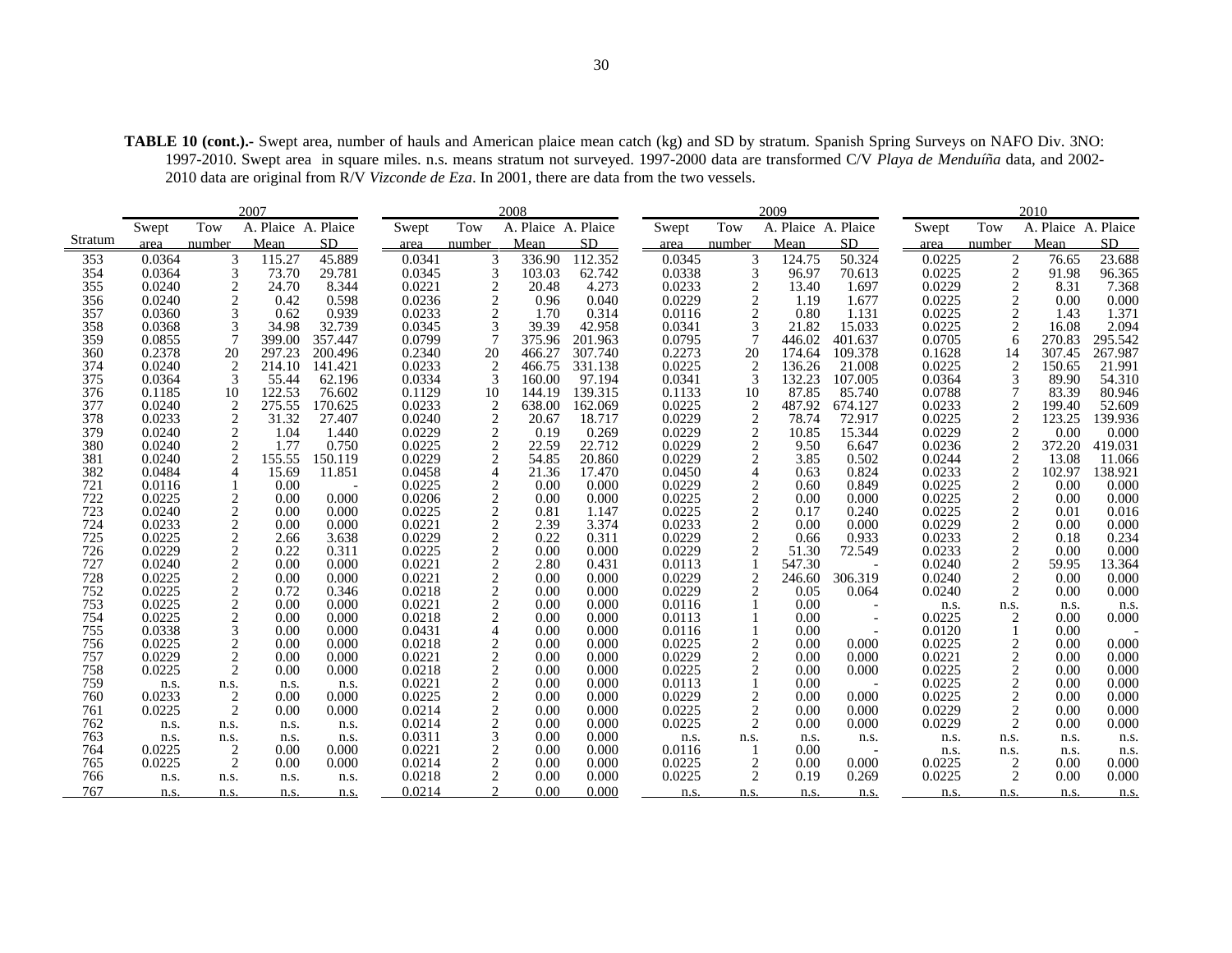**TABLE 10 (cont.).-** Swept area, number of hauls and American plaice mean catch (kg) and SD by stratum. Spanish Spring Surveys on NAFO Div. 3NO: 1997-2010. Swept area in square miles. n.s. means stratum not surveyed. 1997-2000 data are transformed C/V *Playa de Menduíña* data, and 2002-2010 data are original from R/V *Vizconde de Eza*. In 2001, there are data from the two vessels.

| | 2007 | | | | 2008 | | | | 2009 | | | | 2010 | | | |
|---|---|---|---|---|---|---|---|---|---|---|---|---|---|---|---|---|
| Stratum | Swept area | Tow number | A. Plaice Mean | A. Plaice SD | Swept area | Tow number | A. Plaice Mean | A. Plaice SD | Swept area | Tow number | A. Plaice Mean | A. Plaice SD | Swept area | Tow number | A. Plaice Mean | A. Plaice SD |
| 353 | 0.0364 | 3 | 115.27 | 45.889 | 0.0341 | 3 | 336.90 | 112.352 | 0.0345 | 3 | 124.75 | 50.324 | 0.0225 | 2 | 76.65 | 23.688 |
| 354 | 0.0364 | 3 | 73.70 | 29.781 | 0.0345 | 3 | 103.03 | 62.742 | 0.0338 | 3 | 96.97 | 70.613 | 0.0225 | 2 | 91.98 | 96.365 |
| 355 | 0.0240 | 2 | 24.70 | 8.344 | 0.0221 | 2 | 20.48 | 4.273 | 0.0233 | 2 | 13.40 | 1.697 | 0.0229 | 2 | 8.31 | 7.368 |
| 356 | 0.0240 | 2 | 0.42 | 0.598 | 0.0236 | 2 | 0.96 | 0.040 | 0.0229 | 2 | 1.19 | 1.677 | 0.0225 | 2 | 0.00 | 0.000 |
| 357 | 0.0360 | 3 | 0.62 | 0.939 | 0.0233 | 2 | 1.70 | 0.314 | 0.0116 | 2 | 0.80 | 1.131 | 0.0225 | 2 | 1.43 | 1.371 |
| 358 | 0.0368 | 3 | 34.98 | 32.739 | 0.0345 | 3 | 39.39 | 42.958 | 0.0341 | 3 | 21.82 | 15.033 | 0.0225 | 2 | 16.08 | 2.094 |
| 359 | 0.0855 | 7 | 399.00 | 357.447 | 0.0799 | 7 | 375.96 | 201.963 | 0.0795 | 7 | 446.02 | 401.637 | 0.0705 | 6 | 270.83 | 295.542 |
| 360 | 0.2378 | 20 | 297.23 | 200.496 | 0.2340 | 20 | 466.27 | 307.740 | 0.2273 | 20 | 174.64 | 109.378 | 0.1628 | 14 | 307.45 | 267.987 |
| 374 | 0.0240 | 2 | 214.10 | 141.421 | 0.0233 | 2 | 466.75 | 331.138 | 0.0225 | 2 | 136.26 | 21.008 | 0.0225 | 2 | 150.65 | 21.991 |
| 375 | 0.0364 | 3 | 55.44 | 62.196 | 0.0334 | 3 | 160.00 | 97.194 | 0.0341 | 3 | 132.23 | 107.005 | 0.0364 | 3 | 89.90 | 54.310 |
| 376 | 0.1185 | 10 | 122.53 | 76.602 | 0.1129 | 10 | 144.19 | 139.315 | 0.1133 | 10 | 87.85 | 85.740 | 0.0788 | 7 | 83.39 | 80.946 |
| 377 | 0.0240 | 2 | 275.55 | 170.625 | 0.0233 | 2 | 638.00 | 162.069 | 0.0225 | 2 | 487.92 | 674.127 | 0.0233 | 2 | 199.40 | 52.609 |
| 378 | 0.0233 | 2 | 31.32 | 27.407 | 0.0240 | 2 | 20.67 | 18.717 | 0.0229 | 2 | 78.74 | 72.917 | 0.0225 | 2 | 123.25 | 139.936 |
| 379 | 0.0240 | 2 | 1.04 | 1.440 | 0.0229 | 2 | 0.19 | 0.269 | 0.0229 | 2 | 10.85 | 15.344 | 0.0229 | 2 | 0.00 | 0.000 |
| 380 | 0.0240 | 2 | 1.77 | 0.750 | 0.0225 | 2 | 22.59 | 22.712 | 0.0229 | 2 | 9.50 | 6.647 | 0.0236 | 2 | 372.20 | 419.031 |
| 381 | 0.0240 | 2 | 155.55 | 150.119 | 0.0229 | 2 | 54.85 | 20.860 | 0.0229 | 2 | 3.85 | 0.502 | 0.0244 | 2 | 13.08 | 11.066 |
| 382 | 0.0484 | 4 | 15.69 | 11.851 | 0.0458 | 4 | 21.36 | 17.470 | 0.0450 | 4 | 0.63 | 0.824 | 0.0233 | 2 | 102.97 | 138.921 |
| 721 | 0.0116 | 1 | 0.00 | - | 0.0225 | 2 | 0.00 | 0.000 | 0.0229 | 2 | 0.60 | 0.849 | 0.0225 | 2 | 0.00 | 0.000 |
| 722 | 0.0225 | 2 | 0.00 | 0.000 | 0.0206 | 2 | 0.00 | 0.000 | 0.0225 | 2 | 0.00 | 0.000 | 0.0225 | 2 | 0.00 | 0.000 |
| 723 | 0.0240 | 2 | 0.00 | 0.000 | 0.0225 | 2 | 0.81 | 1.147 | 0.0225 | 2 | 0.17 | 0.240 | 0.0225 | 2 | 0.01 | 0.016 |
| 724 | 0.0233 | 2 | 0.00 | 0.000 | 0.0221 | 2 | 2.39 | 3.374 | 0.0233 | 2 | 0.00 | 0.000 | 0.0229 | 2 | 0.00 | 0.000 |
| 725 | 0.0225 | 2 | 2.66 | 3.638 | 0.0229 | 2 | 0.22 | 0.311 | 0.0229 | 2 | 0.66 | 0.933 | 0.0233 | 2 | 0.18 | 0.234 |
| 726 | 0.0229 | 2 | 0.22 | 0.311 | 0.0225 | 2 | 0.00 | 0.000 | 0.0229 | 2 | 51.30 | 72.549 | 0.0233 | 2 | 0.00 | 0.000 |
| 727 | 0.0240 | 2 | 0.00 | 0.000 | 0.0221 | 2 | 2.80 | 0.431 | 0.0113 | 1 | 547.30 | - | 0.0240 | 2 | 59.95 | 13.364 |
| 728 | 0.0225 | 2 | 0.00 | 0.000 | 0.0221 | 2 | 0.00 | 0.000 | 0.0229 | 2 | 246.60 | 306.319 | 0.0240 | 2 | 0.00 | 0.000 |
| 752 | 0.0225 | 2 | 0.72 | 0.346 | 0.0218 | 2 | 0.00 | 0.000 | 0.0229 | 2 | 0.05 | 0.064 | 0.0240 | 2 | 0.00 | 0.000 |
| 753 | 0.0225 | 2 | 0.00 | 0.000 | 0.0221 | 2 | 0.00 | 0.000 | 0.0116 | 1 | 0.00 | - | n.s. | n.s. | n.s. | n.s. |
| 754 | 0.0225 | 2 | 0.00 | 0.000 | 0.0218 | 2 | 0.00 | 0.000 | 0.0113 | 1 | 0.00 | - | 0.0225 | 2 | 0.00 | 0.000 |
| 755 | 0.0338 | 3 | 0.00 | 0.000 | 0.0431 | 4 | 0.00 | 0.000 | 0.0116 | 1 | 0.00 | - | 0.0120 | 1 | 0.00 | - |
| 756 | 0.0225 | 2 | 0.00 | 0.000 | 0.0218 | 2 | 0.00 | 0.000 | 0.0225 | 2 | 0.00 | 0.000 | 0.0225 | 2 | 0.00 | 0.000 |
| 757 | 0.0229 | 2 | 0.00 | 0.000 | 0.0221 | 2 | 0.00 | 0.000 | 0.0229 | 2 | 0.00 | 0.000 | 0.0221 | 2 | 0.00 | 0.000 |
| 758 | 0.0225 | 2 | 0.00 | 0.000 | 0.0218 | 2 | 0.00 | 0.000 | 0.0225 | 2 | 0.00 | 0.000 | 0.0225 | 2 | 0.00 | 0.000 |
| 759 | n.s. | n.s. | n.s. | n.s. | 0.0221 | 2 | 0.00 | 0.000 | 0.0113 | 1 | 0.00 | - | 0.0225 | 2 | 0.00 | 0.000 |
| 760 | 0.0233 | 2 | 0.00 | 0.000 | 0.0225 | 2 | 0.00 | 0.000 | 0.0229 | 2 | 0.00 | 0.000 | 0.0225 | 2 | 0.00 | 0.000 |
| 761 | 0.0225 | 2 | 0.00 | 0.000 | 0.0214 | 2 | 0.00 | 0.000 | 0.0225 | 2 | 0.00 | 0.000 | 0.0229 | 2 | 0.00 | 0.000 |
| 762 | n.s. | n.s. | n.s. | n.s. | 0.0214 | 2 | 0.00 | 0.000 | 0.0225 | 2 | 0.00 | 0.000 | 0.0229 | 2 | 0.00 | 0.000 |
| 763 | n.s. | n.s. | n.s. | n.s. | 0.0311 | 3 | 0.00 | 0.000 | n.s. | n.s. | n.s. | n.s. | n.s. | n.s. | n.s. | n.s. |
| 764 | 0.0225 | 2 | 0.00 | 0.000 | 0.0221 | 2 | 0.00 | 0.000 | 0.0116 | 1 | 0.00 | - | n.s. | n.s. | n.s. | n.s. |
| 765 | 0.0225 | 2 | 0.00 | 0.000 | 0.0214 | 2 | 0.00 | 0.000 | 0.0225 | 2 | 0.00 | 0.000 | 0.0225 | 2 | 0.00 | 0.000 |
| 766 | n.s. | n.s. | n.s. | n.s. | 0.0218 | 2 | 0.00 | 0.000 | 0.0225 | 2 | 0.19 | 0.269 | 0.0225 | 2 | 0.00 | 0.000 |
| 767 | n.s. | n.s. | n.s. | n.s. | 0.0214 | 2 | 0.00 | 0.000 | n.s. | n.s. | n.s. | n.s. | n.s. | n.s. | n.s. | n.s. |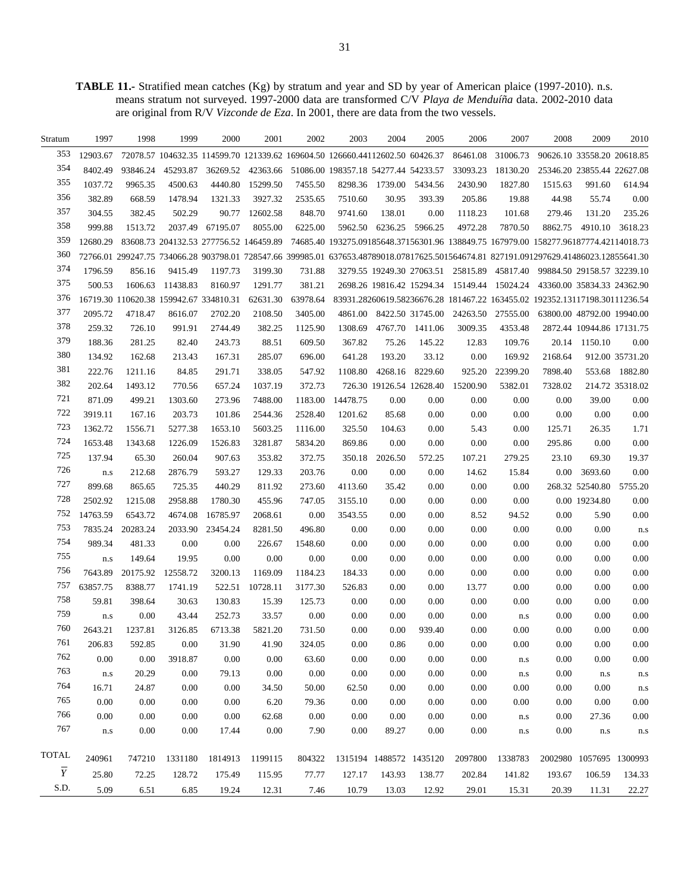**TABLE 11.-** Stratified mean catches (Kg) by stratum and year and SD by year of American plaice (1997-2010). n.s. means stratum not surveyed. 1997-2000 data are transformed C/V *Playa de Menduíña* data. 2002-2010 data are original from R/V *Vizconde de Eza*. In 2001, there are data from the two vessels.

| Stratum | 1997 | 1998 | 1999 | 2000 | 2001 | 2002 | 2003 | 2004 | 2005 | 2006 | 2007 | 2008 | 2009 | 2010 |
|---|---|---|---|---|---|---|---|---|---|---|---|---|---|---|
| 353 | 12903.67 | 72078.57 | 104632.35 | 114599.70 | 121339.62 | 169604.50 | 126660.44 | 112602.50 | 60426.37 | 86461.08 | 31006.73 | 90626.10 | 33558.20 | 20618.85 |
| 354 | 8402.49 | 93846.24 | 45293.87 | 36269.52 | 42363.66 | 51086.00 | 198357.18 | 54277.44 | 54233.57 | 33093.23 | 18130.20 | 25346.20 | 23855.44 | 22627.08 |
| 355 | 1037.72 | 9965.35 | 4500.63 | 4440.80 | 15299.50 | 7455.50 | 8298.36 | 1739.00 | 5434.56 | 2430.90 | 1827.80 | 1515.63 | 991.60 | 614.94 |
| 356 | 382.89 | 668.59 | 1478.94 | 1321.33 | 3927.32 | 2535.65 | 7510.60 | 30.95 | 393.39 | 205.86 | 19.88 | 44.98 | 55.74 | 0.00 |
| 357 | 304.55 | 382.45 | 502.29 | 90.77 | 12602.58 | 848.70 | 9741.60 | 138.01 | 0.00 | 1118.23 | 101.68 | 279.46 | 131.20 | 235.26 |
| 358 | 999.88 | 1513.72 | 2037.49 | 67195.07 | 8055.00 | 6225.00 | 5962.50 | 6236.25 | 5966.25 | 4972.28 | 7870.50 | 8862.75 | 4910.10 | 3618.23 |
| 359 | 12680.29 | 83608.73 | 204132.53 | 277756.52 | 146459.89 | 74685.40 | 193275.09 | 185648.37 | 156301.96 | 138849.75 | 167979.00 | 158277.96 | 187774.42 | 114018.73 |
| 360 | 72766.01 | 299247.75 | 734066.28 | 903798.01 | 728547.66 | 399985.01 | 637653.48 | 789018.07 | 817625.50 | 1564674.81 | 827191.09 | 1297629.41 | 486023.12 | 855641.30 |
| 374 | 1796.59 | 856.16 | 9415.49 | 1197.73 | 3199.30 | 731.88 | 3279.55 | 19249.30 | 27063.51 | 25815.89 | 45817.40 | 99884.50 | 29158.57 | 32239.10 |
| 375 | 500.53 | 1606.63 | 11438.83 | 8160.97 | 1291.77 | 381.21 | 2698.26 | 19816.42 | 15294.34 | 15149.44 | 15024.24 | 43360.00 | 35834.33 | 24362.90 |
| 376 | 16719.30 | 110620.38 | 159942.67 | 334810.31 | 62631.30 | 63978.64 | 83931.28 | 260619.58 | 236676.28 | 181467.22 | 163455.02 | 192352.13 | 117198.30 | 111236.54 |
| 377 | 2095.72 | 4718.47 | 8616.07 | 2702.20 | 2108.50 | 3405.00 | 4861.00 | 8422.50 | 31745.00 | 24263.50 | 27555.00 | 63800.00 | 48792.00 | 19940.00 |
| 378 | 259.32 | 726.10 | 991.91 | 2744.49 | 382.25 | 1125.90 | 1308.69 | 4767.70 | 1411.06 | 3009.35 | 4353.48 | 2872.44 | 10944.86 | 17131.75 |
| 379 | 188.36 | 281.25 | 82.40 | 243.73 | 88.51 | 609.50 | 367.82 | 75.26 | 145.22 | 12.83 | 109.76 | 20.14 | 1150.10 | 0.00 |
| 380 | 134.92 | 162.68 | 213.43 | 167.31 | 285.07 | 696.00 | 641.28 | 193.20 | 33.12 | 0.00 | 169.92 | 2168.64 | 912.00 | 35731.20 |
| 381 | 222.76 | 1211.16 | 84.85 | 291.71 | 338.05 | 547.92 | 1108.80 | 4268.16 | 8229.60 | 925.20 | 22399.20 | 7898.40 | 553.68 | 1882.80 |
| 382 | 202.64 | 1493.12 | 770.56 | 657.24 | 1037.19 | 372.73 | 726.30 | 19126.54 | 12628.40 | 15200.90 | 5382.01 | 7328.02 | 214.72 | 35318.02 |
| 721 | 871.09 | 499.21 | 1303.60 | 273.96 | 7488.00 | 1183.00 | 14478.75 | 0.00 | 0.00 | 0.00 | 0.00 | 0.00 | 39.00 | 0.00 |
| 722 | 3919.11 | 167.16 | 203.73 | 101.86 | 2544.36 | 2528.40 | 1201.62 | 85.68 | 0.00 | 0.00 | 0.00 | 0.00 | 0.00 | 0.00 |
| 723 | 1362.72 | 1556.71 | 5277.38 | 1653.10 | 5603.25 | 1116.00 | 325.50 | 104.63 | 0.00 | 5.43 | 0.00 | 125.71 | 26.35 | 1.71 |
| 724 | 1653.48 | 1343.68 | 1226.09 | 1526.83 | 3281.87 | 5834.20 | 869.86 | 0.00 | 0.00 | 0.00 | 0.00 | 295.86 | 0.00 | 0.00 |
| 725 | 137.94 | 65.30 | 260.04 | 907.63 | 353.82 | 372.75 | 350.18 | 2026.50 | 572.25 | 107.21 | 279.25 | 23.10 | 69.30 | 19.37 |
| 726 | n.s | 212.68 | 2876.79 | 593.27 | 129.33 | 203.76 | 0.00 | 0.00 | 0.00 | 14.62 | 15.84 | 0.00 | 3693.60 | 0.00 |
| 727 | 899.68 | 865.65 | 725.35 | 440.29 | 811.92 | 273.60 | 4113.60 | 35.42 | 0.00 | 0.00 | 0.00 | 268.32 | 52540.80 | 5755.20 |
| 728 | 2502.92 | 1215.08 | 2958.88 | 1780.30 | 455.96 | 747.05 | 3155.10 | 0.00 | 0.00 | 0.00 | 0.00 | 0.00 | 19234.80 | 0.00 |
| 752 | 14763.59 | 6543.72 | 4674.08 | 16785.97 | 2068.61 | 0.00 | 3543.55 | 0.00 | 0.00 | 8.52 | 94.52 | 0.00 | 5.90 | 0.00 |
| 753 | 7835.24 | 20283.24 | 2033.90 | 23454.24 | 8281.50 | 496.80 | 0.00 | 0.00 | 0.00 | 0.00 | 0.00 | 0.00 | 0.00 | n.s |
| 754 | 989.34 | 481.33 | 0.00 | 0.00 | 226.67 | 1548.60 | 0.00 | 0.00 | 0.00 | 0.00 | 0.00 | 0.00 | 0.00 | 0.00 |
| 755 | n.s | 149.64 | 19.95 | 0.00 | 0.00 | 0.00 | 0.00 | 0.00 | 0.00 | 0.00 | 0.00 | 0.00 | 0.00 | 0.00 |
| 756 | 7643.89 | 20175.92 | 12558.72 | 3200.13 | 1169.09 | 1184.23 | 184.33 | 0.00 | 0.00 | 0.00 | 0.00 | 0.00 | 0.00 | 0.00 |
| 757 | 63857.75 | 8388.77 | 1741.19 | 522.51 | 10728.11 | 3177.30 | 526.83 | 0.00 | 0.00 | 13.77 | 0.00 | 0.00 | 0.00 | 0.00 |
| 758 | 59.81 | 398.64 | 30.63 | 130.83 | 15.39 | 125.73 | 0.00 | 0.00 | 0.00 | 0.00 | 0.00 | 0.00 | 0.00 | 0.00 |
| 759 | n.s | 0.00 | 43.44 | 252.73 | 33.57 | 0.00 | 0.00 | 0.00 | 0.00 | 0.00 | n.s | 0.00 | 0.00 | 0.00 |
| 760 | 2643.21 | 1237.81 | 3126.85 | 6713.38 | 5821.20 | 731.50 | 0.00 | 0.00 | 939.40 | 0.00 | 0.00 | 0.00 | 0.00 | 0.00 |
| 761 | 206.83 | 592.85 | 0.00 | 31.90 | 41.90 | 324.05 | 0.00 | 0.86 | 0.00 | 0.00 | 0.00 | 0.00 | 0.00 | 0.00 |
| 762 | 0.00 | 0.00 | 3918.87 | 0.00 | 0.00 | 63.60 | 0.00 | 0.00 | 0.00 | 0.00 | n.s | 0.00 | 0.00 | 0.00 |
| 763 | n.s | 20.29 | 0.00 | 79.13 | 0.00 | 0.00 | 0.00 | 0.00 | 0.00 | 0.00 | n.s | 0.00 | n.s | n.s |
| 764 | 16.71 | 24.87 | 0.00 | 0.00 | 34.50 | 50.00 | 62.50 | 0.00 | 0.00 | 0.00 | 0.00 | 0.00 | 0.00 | n.s |
| 765 | 0.00 | 0.00 | 0.00 | 0.00 | 6.20 | 79.36 | 0.00 | 0.00 | 0.00 | 0.00 | 0.00 | 0.00 | 0.00 | 0.00 |
| 766 | 0.00 | 0.00 | 0.00 | 0.00 | 62.68 | 0.00 | 0.00 | 0.00 | 0.00 | 0.00 | n.s | 0.00 | 27.36 | 0.00 |
| 767 | n.s | 0.00 | 0.00 | 17.44 | 0.00 | 7.90 | 0.00 | 89.27 | 0.00 | 0.00 | n.s | 0.00 | n.s | n.s |
| TOTAL | 240961 | 747210 | 1331180 | 1814913 | 1199115 | 804322 | 1315194 | 1488572 | 1435120 | 2097800 | 1338783 | 2002980 | 1057695 | 1300993 |
| $\overline{Y}$ | 25.80 | 72.25 | 128.72 | 175.49 | 115.95 | 77.77 | 127.17 | 143.93 | 138.77 | 202.84 | 141.82 | 193.67 | 106.59 | 134.33 |
| S.D. | 5.09 | 6.51 | 6.85 | 19.24 | 12.31 | 7.46 | 10.79 | 13.03 | 12.92 | 29.01 | 15.31 | 20.39 | 11.31 | 22.27 |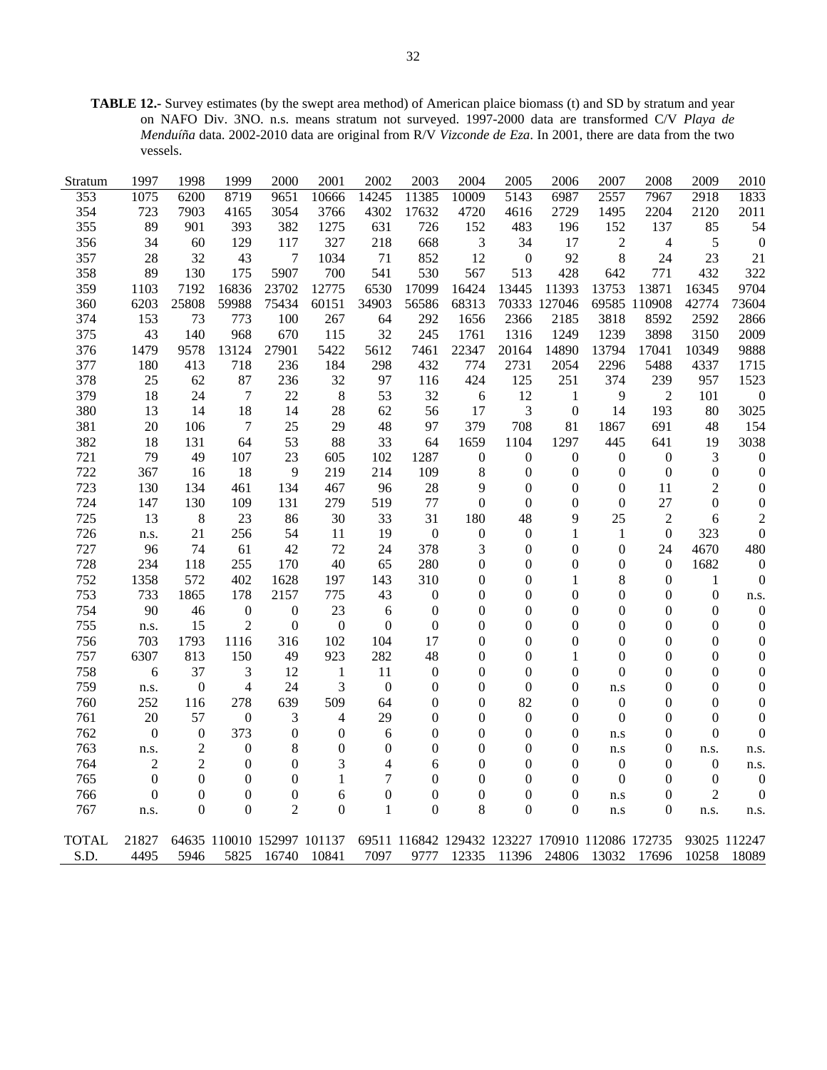**TABLE 12.-** Survey estimates (by the swept area method) of American plaice biomass (t) and SD by stratum and year on NAFO Div. 3NO. n.s. means stratum not surveyed. 1997-2000 data are transformed C/V *Playa de Menduíña* data. 2002-2010 data are original from R/V *Vizconde de Eza*. In 2001, there are data from the two vessels.

| Stratum | 1997 | 1998 | 1999 | 2000 | 2001 | 2002 | 2003 | 2004 | 2005 | 2006 | 2007 | 2008 | 2009 | 2010 |
|---|---|---|---|---|---|---|---|---|---|---|---|---|---|---|
| 353 | 1075 | 6200 | 8719 | 9651 | 10666 | 14245 | 11385 | 10009 | 5143 | 6987 | 2557 | 7967 | 2918 | 1833 |
| 354 | 723 | 7903 | 4165 | 3054 | 3766 | 4302 | 17632 | 4720 | 4616 | 2729 | 1495 | 2204 | 2120 | 2011 |
| 355 | 89 | 901 | 393 | 382 | 1275 | 631 | 726 | 152 | 483 | 196 | 152 | 137 | 85 | 54 |
| 356 | 34 | 60 | 129 | 117 | 327 | 218 | 668 | 3 | 34 | 17 | 2 | 4 | 5 | 0 |
| 357 | 28 | 32 | 43 | 7 | 1034 | 71 | 852 | 12 | 0 | 92 | 8 | 24 | 23 | 21 |
| 358 | 89 | 130 | 175 | 5907 | 700 | 541 | 530 | 567 | 513 | 428 | 642 | 771 | 432 | 322 |
| 359 | 1103 | 7192 | 16836 | 23702 | 12775 | 6530 | 17099 | 16424 | 13445 | 11393 | 13753 | 13871 | 16345 | 9704 |
| 360 | 6203 | 25808 | 59988 | 75434 | 60151 | 34903 | 56586 | 68313 | 70333 | 127046 | 69585 | 110908 | 42774 | 73604 |
| 374 | 153 | 73 | 773 | 100 | 267 | 64 | 292 | 1656 | 2366 | 2185 | 3818 | 8592 | 2592 | 2866 |
| 375 | 43 | 140 | 968 | 670 | 115 | 32 | 245 | 1761 | 1316 | 1249 | 1239 | 3898 | 3150 | 2009 |
| 376 | 1479 | 9578 | 13124 | 27901 | 5422 | 5612 | 7461 | 22347 | 20164 | 14890 | 13794 | 17041 | 10349 | 9888 |
| 377 | 180 | 413 | 718 | 236 | 184 | 298 | 432 | 774 | 2731 | 2054 | 2296 | 5488 | 4337 | 1715 |
| 378 | 25 | 62 | 87 | 236 | 32 | 97 | 116 | 424 | 125 | 251 | 374 | 239 | 957 | 1523 |
| 379 | 18 | 24 | 7 | 22 | 8 | 53 | 32 | 6 | 12 | 1 | 9 | 2 | 101 | 0 |
| 380 | 13 | 14 | 18 | 14 | 28 | 62 | 56 | 17 | 3 | 0 | 14 | 193 | 80 | 3025 |
| 381 | 20 | 106 | 7 | 25 | 29 | 48 | 97 | 379 | 708 | 81 | 1867 | 691 | 48 | 154 |
| 382 | 18 | 131 | 64 | 53 | 88 | 33 | 64 | 1659 | 1104 | 1297 | 445 | 641 | 19 | 3038 |
| 721 | 79 | 49 | 107 | 23 | 605 | 102 | 1287 | 0 | 0 | 0 | 0 | 0 | 3 | 0 |
| 722 | 367 | 16 | 18 | 9 | 219 | 214 | 109 | 8 | 0 | 0 | 0 | 0 | 0 | 0 |
| 723 | 130 | 134 | 461 | 134 | 467 | 96 | 28 | 9 | 0 | 0 | 0 | 11 | 2 | 0 |
| 724 | 147 | 130 | 109 | 131 | 279 | 519 | 77 | 0 | 0 | 0 | 0 | 27 | 0 | 0 |
| 725 | 13 | 8 | 23 | 86 | 30 | 33 | 31 | 180 | 48 | 9 | 25 | 2 | 6 | 2 |
| 726 | n.s. | 21 | 256 | 54 | 11 | 19 | 0 | 0 | 0 | 1 | 1 | 0 | 323 | 0 |
| 727 | 96 | 74 | 61 | 42 | 72 | 24 | 378 | 3 | 0 | 0 | 0 | 24 | 4670 | 480 |
| 728 | 234 | 118 | 255 | 170 | 40 | 65 | 280 | 0 | 0 | 0 | 0 | 0 | 1682 | 0 |
| 752 | 1358 | 572 | 402 | 1628 | 197 | 143 | 310 | 0 | 0 | 1 | 8 | 0 | 1 | 0 |
| 753 | 733 | 1865 | 178 | 2157 | 775 | 43 | 0 | 0 | 0 | 0 | 0 | 0 | 0 | n.s. |
| 754 | 90 | 46 | 0 | 0 | 23 | 6 | 0 | 0 | 0 | 0 | 0 | 0 | 0 | 0 |
| 755 | n.s. | 15 | 2 | 0 | 0 | 0 | 0 | 0 | 0 | 0 | 0 | 0 | 0 | 0 |
| 756 | 703 | 1793 | 1116 | 316 | 102 | 104 | 17 | 0 | 0 | 0 | 0 | 0 | 0 | 0 |
| 757 | 6307 | 813 | 150 | 49 | 923 | 282 | 48 | 0 | 0 | 1 | 0 | 0 | 0 | 0 |
| 758 | 6 | 37 | 3 | 12 | 1 | 11 | 0 | 0 | 0 | 0 | 0 | 0 | 0 | 0 |
| 759 | n.s. | 0 | 4 | 24 | 3 | 0 | 0 | 0 | 0 | 0 | n.s | 0 | 0 | 0 |
| 760 | 252 | 116 | 278 | 639 | 509 | 64 | 0 | 0 | 82 | 0 | 0 | 0 | 0 | 0 |
| 761 | 20 | 57 | 0 | 3 | 4 | 29 | 0 | 0 | 0 | 0 | 0 | 0 | 0 | 0 |
| 762 | 0 | 0 | 373 | 0 | 0 | 6 | 0 | 0 | 0 | 0 | n.s | 0 | 0 | 0 |
| 763 | n.s. | 2 | 0 | 8 | 0 | 0 | 0 | 0 | 0 | 0 | n.s | 0 | n.s. | n.s. |
| 764 | 2 | 2 | 0 | 0 | 3 | 4 | 6 | 0 | 0 | 0 | 0 | 0 | 0 | n.s. |
| 765 | 0 | 0 | 0 | 0 | 1 | 7 | 0 | 0 | 0 | 0 | 0 | 0 | 0 | 0 |
| 766 | 0 | 0 | 0 | 0 | 6 | 0 | 0 | 0 | 0 | 0 | n.s | 0 | 2 | 0 |
| 767 | n.s. | 0 | 0 | 2 | 0 | 1 | 0 | 8 | 0 | 0 | n.s | 0 | n.s. | n.s. |
| TOTAL | 21827 | 64635 | 110010 | 152997 | 101137 | 69511 | 116842 | 129432 | 123227 | 170910 | 112086 | 172735 | 93025 | 112247 |
| S.D. | 4495 | 5946 | 5825 | 16740 | 10841 | 7097 | 9777 | 12335 | 11396 | 24806 | 13032 | 17696 | 10258 | 18089 |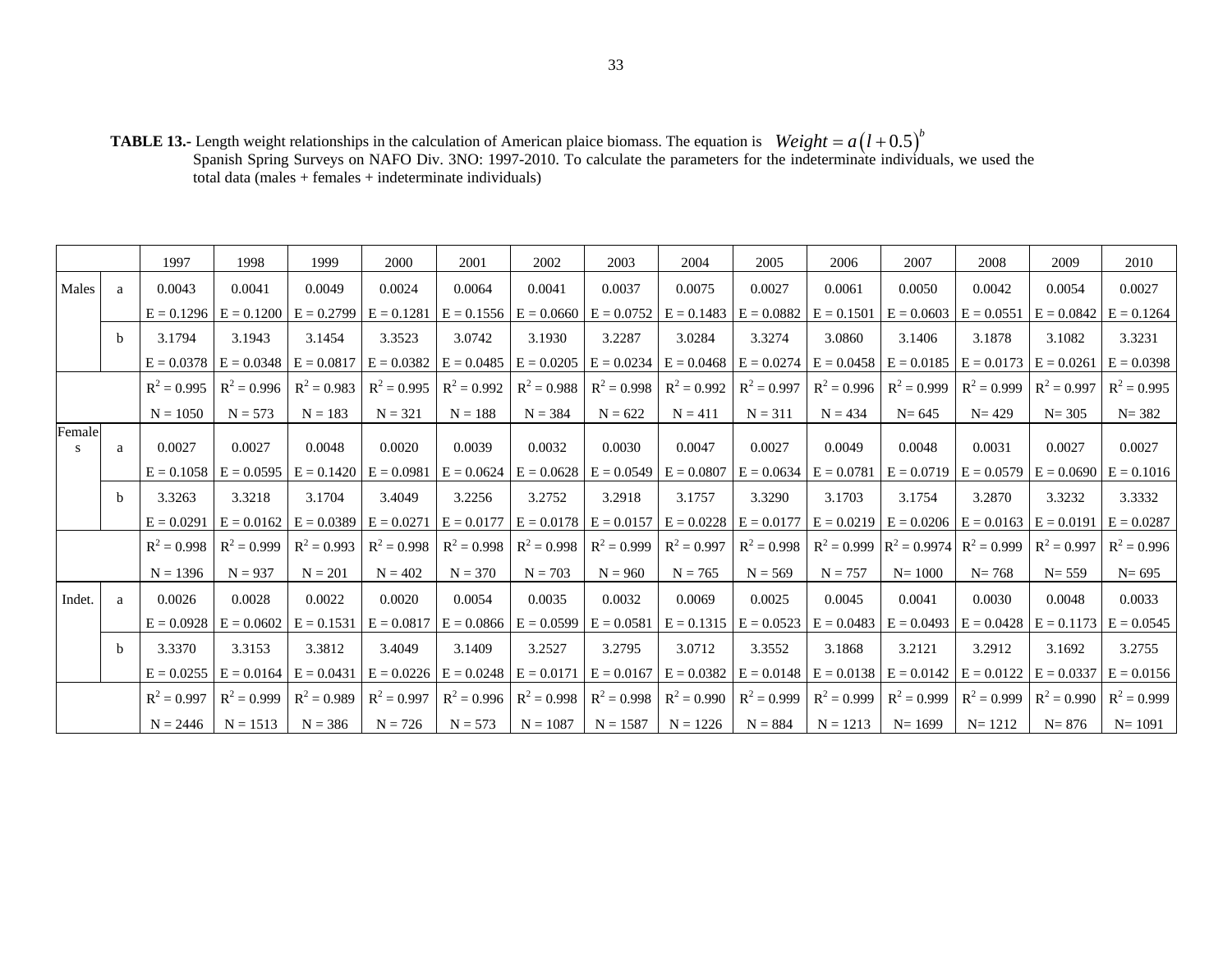**TABLE 13.-** Length weight relationships in the calculation of American plaice biomass. The equation is $Weight = a(l + 0.5)^b$ Spanish Spring Surveys on NAFO Div. 3NO: 1997-2010. To calculate the parameters for the indeterminate individuals, we used the total data (males + females + indeterminate individuals)

| | | 1997 | 1998 | 1999 | 2000 | 2001 | 2002 | 2003 | 2004 | 2005 | 2006 | 2007 | 2008 | 2009 | 2010 |
|---|---|---|---|---|---|---|---|---|---|---|---|---|---|---|---|
| Males | a | 0.0043 | 0.0041 | 0.0049 | 0.0024 | 0.0064 | 0.0041 | 0.0037 | 0.0075 | 0.0027 | 0.0061 | 0.0050 | 0.0042 | 0.0054 | 0.0027 |
| | | E = 0.1296 | E = 0.1200 | E = 0.2799 | E = 0.1281 | E = 0.1556 | E = 0.0660 | E = 0.0752 | E = 0.1483 | E = 0.0882 | E = 0.1501 | E = 0.0603 | E = 0.0551 | E = 0.0842 | E = 0.1264 |
| | b | 3.1794 | 3.1943 | 3.1454 | 3.3523 | 3.0742 | 3.1930 | 3.2287 | 3.0284 | 3.3274 | 3.0860 | 3.1406 | 3.1878 | 3.1082 | 3.3231 |
| | | E = 0.0378 | E = 0.0348 | E = 0.0817 | E = 0.0382 | E = 0.0485 | E = 0.0205 | E = 0.0234 | E = 0.0468 | E = 0.0274 | E = 0.0458 | E = 0.0185 | E = 0.0173 | E = 0.0261 | E = 0.0398 |
| | | $R^2 = 0.995$ | $R^2 = 0.996$ | $R^2 = 0.983$ | $R^2 = 0.995$ | $R^2 = 0.992$ | $R^2 = 0.988$ | $R^2 = 0.998$ | $R^2 = 0.992$ | $R^2 = 0.997$ | $R^2 = 0.996$ | $R^2 = 0.999$ | $R^2 = 0.999$ | $R^2 = 0.997$ | $R^2 = 0.995$ |
| | | N = 1050 | N = 573 | N = 183 | N = 321 | N = 188 | N = 384 | N = 622 | N = 411 | N = 311 | N = 434 | N= 645 | N= 429 | N= 305 | N= 382 |
| Females | a | 0.0027 | 0.0027 | 0.0048 | 0.0020 | 0.0039 | 0.0032 | 0.0030 | 0.0047 | 0.0027 | 0.0049 | 0.0048 | 0.0031 | 0.0027 | 0.0027 |
| | | E = 0.1058 | E = 0.0595 | E = 0.1420 | E = 0.0981 | E = 0.0624 | E = 0.0628 | E = 0.0549 | E = 0.0807 | E = 0.0634 | E = 0.0781 | E = 0.0719 | E = 0.0579 | E = 0.0690 | E = 0.1016 |
| | b | 3.3263 | 3.3218 | 3.1704 | 3.4049 | 3.2256 | 3.2752 | 3.2918 | 3.1757 | 3.3290 | 3.1703 | 3.1754 | 3.2870 | 3.3232 | 3.3332 |
| | | E = 0.0291 | E = 0.0162 | E = 0.0389 | E = 0.0271 | E = 0.0177 | E = 0.0178 | E = 0.0157 | E = 0.0228 | E = 0.0177 | E = 0.0219 | E = 0.0206 | E = 0.0163 | E = 0.0191 | E = 0.0287 |
| | | $R^2 = 0.998$ | $R^2 = 0.999$ | $R^2 = 0.993$ | $R^2 = 0.998$ | $R^2 = 0.998$ | $R^2 = 0.998$ | $R^2 = 0.999$ | $R^2 = 0.997$ | $R^2 = 0.998$ | $R^2 = 0.999$ | $R^2 = 0.9974$ | $R^2 = 0.999$ | $R^2 = 0.997$ | $R^2 = 0.996$ |
| | | N = 1396 | N = 937 | N = 201 | N = 402 | N = 370 | N = 703 | N = 960 | N = 765 | N = 569 | N = 757 | N= 1000 | N= 768 | N= 559 | N= 695 |
| Indet. | a | 0.0026 | 0.0028 | 0.0022 | 0.0020 | 0.0054 | 0.0035 | 0.0032 | 0.0069 | 0.0025 | 0.0045 | 0.0041 | 0.0030 | 0.0048 | 0.0033 |
| | | E = 0.0928 | E = 0.0602 | E = 0.1531 | E = 0.0817 | E = 0.0866 | E = 0.0599 | E = 0.0581 | E = 0.1315 | E = 0.0523 | E = 0.0483 | E = 0.0493 | E = 0.0428 | E = 0.1173 | E = 0.0545 |
| | b | 3.3370 | 3.3153 | 3.3812 | 3.4049 | 3.1409 | 3.2527 | 3.2795 | 3.0712 | 3.3552 | 3.1868 | 3.2121 | 3.2912 | 3.1692 | 3.2755 |
| | | E = 0.0255 | E = 0.0164 | E = 0.0431 | E = 0.0226 | E = 0.0248 | E = 0.0171 | E = 0.0167 | E = 0.0382 | E = 0.0148 | E = 0.0138 | E = 0.0142 | E = 0.0122 | E = 0.0337 | E = 0.0156 |
| | | $R^2 = 0.997$ | $R^2 = 0.999$ | $R^2 = 0.989$ | $R^2 = 0.997$ | $R^2 = 0.996$ | $R^2 = 0.998$ | $R^2 = 0.998$ | $R^2 = 0.990$ | $R^2 = 0.999$ | $R^2 = 0.999$ | $R^2 = 0.999$ | $R^2 = 0.999$ | $R^2 = 0.990$ | $R^2 = 0.999$ |
| | | N = 2446 | N = 1513 | N = 386 | N = 726 | N = 573 | N = 1087 | N = 1587 | N = 1226 | N = 884 | N = 1213 | N= 1699 | N= 1212 | N= 876 | N= 1091 |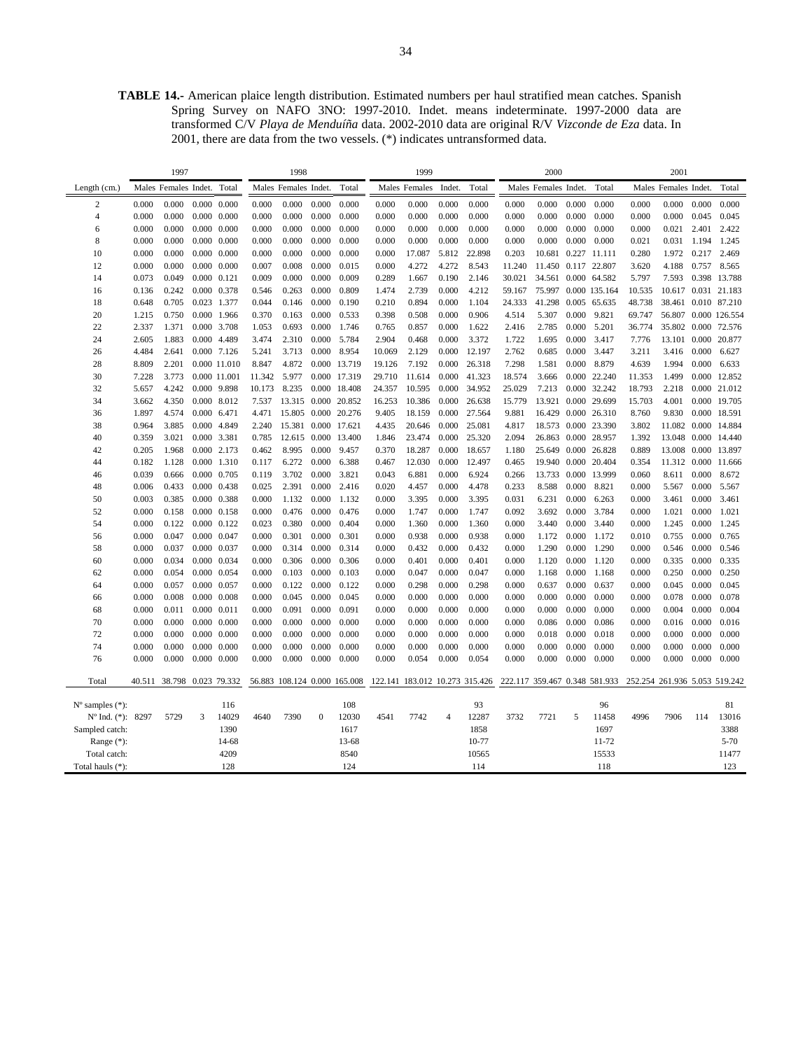**TABLE 14.-** American plaice length distribution. Estimated numbers per haul stratified mean catches. Spanish Spring Survey on NAFO 3NO: 1997-2010. Indet. means indeterminate. 1997-2000 data are transformed C/V *Playa de Menduíña* data. 2002-2010 data are original R/V *Vizconde de Eza* data. In 2001, there are data from the two vessels. (*) indicates untransformed data.

| | 1997 | | | | 1998 | | | | 1999 | | | | 2000 | | | | 2001 | | | |
|---|---|---|---|---|---|---|---|---|---|---|---|---|---|---|---|---|---|---|---|---|
| Length (cm.) | Males | Females | Indet. | Total | Males | Females | Indet. | Total | Males | Females | Indet. | Total | Males | Females | Indet. | Total | Males | Females | Indet. | Total |
| 2 | 0.000 | 0.000 | 0.000 | 0.000 | 0.000 | 0.000 | 0.000 | 0.000 | 0.000 | 0.000 | 0.000 | 0.000 | 0.000 | 0.000 | 0.000 | 0.000 | 0.000 | 0.000 | 0.000 | 0.000 |
| 4 | 0.000 | 0.000 | 0.000 | 0.000 | 0.000 | 0.000 | 0.000 | 0.000 | 0.000 | 0.000 | 0.000 | 0.000 | 0.000 | 0.000 | 0.000 | 0.000 | 0.000 | 0.000 | 0.045 | 0.045 |
| 6 | 0.000 | 0.000 | 0.000 | 0.000 | 0.000 | 0.000 | 0.000 | 0.000 | 0.000 | 0.000 | 0.000 | 0.000 | 0.000 | 0.000 | 0.000 | 0.000 | 0.000 | 0.021 | 2.401 | 2.422 |
| 8 | 0.000 | 0.000 | 0.000 | 0.000 | 0.000 | 0.000 | 0.000 | 0.000 | 0.000 | 0.000 | 0.000 | 0.000 | 0.000 | 0.000 | 0.000 | 0.000 | 0.021 | 0.031 | 1.194 | 1.245 |
| 10 | 0.000 | 0.000 | 0.000 | 0.000 | 0.000 | 0.000 | 0.000 | 0.000 | 0.000 | 17.087 | 5.812 | 22.898 | 0.203 | 10.681 | 0.227 | 11.111 | 0.280 | 1.972 | 0.217 | 2.469 |
| 12 | 0.000 | 0.000 | 0.000 | 0.000 | 0.007 | 0.008 | 0.000 | 0.015 | 0.000 | 4.272 | 4.272 | 8.543 | 11.240 | 11.450 | 0.117 | 22.807 | 3.620 | 4.188 | 0.757 | 8.565 |
| 14 | 0.073 | 0.049 | 0.000 | 0.121 | 0.009 | 0.000 | 0.000 | 0.009 | 0.289 | 1.667 | 0.190 | 2.146 | 30.021 | 34.561 | 0.000 | 64.582 | 5.797 | 7.593 | 0.398 | 13.788 |
| 16 | 0.136 | 0.242 | 0.000 | 0.378 | 0.546 | 0.263 | 0.000 | 0.809 | 1.474 | 2.739 | 0.000 | 4.212 | 59.167 | 75.997 | 0.000 | 135.164 | 10.535 | 10.617 | 0.031 | 21.183 |
| 18 | 0.648 | 0.705 | 0.023 | 1.377 | 0.044 | 0.146 | 0.000 | 0.190 | 0.210 | 0.894 | 0.000 | 1.104 | 24.333 | 41.298 | 0.005 | 65.635 | 48.738 | 38.461 | 0.010 | 87.210 |
| 20 | 1.215 | 0.750 | 0.000 | 1.966 | 0.370 | 0.163 | 0.000 | 0.533 | 0.398 | 0.508 | 0.000 | 0.906 | 4.514 | 5.307 | 0.000 | 9.821 | 69.747 | 56.807 | 0.000 | 126.554 |
| 22 | 2.337 | 1.371 | 0.000 | 3.708 | 1.053 | 0.693 | 0.000 | 1.746 | 0.765 | 0.857 | 0.000 | 1.622 | 2.416 | 2.785 | 0.000 | 5.201 | 36.774 | 35.802 | 0.000 | 72.576 |
| 24 | 2.605 | 1.883 | 0.000 | 4.489 | 3.474 | 2.310 | 0.000 | 5.784 | 2.904 | 0.468 | 0.000 | 3.372 | 1.722 | 1.695 | 0.000 | 3.417 | 7.776 | 13.101 | 0.000 | 20.877 |
| 26 | 4.484 | 2.641 | 0.000 | 7.126 | 5.241 | 3.713 | 0.000 | 8.954 | 10.069 | 2.129 | 0.000 | 12.197 | 2.762 | 0.685 | 0.000 | 3.447 | 3.211 | 3.416 | 0.000 | 6.627 |
| 28 | 8.809 | 2.201 | 0.000 | 11.010 | 8.847 | 4.872 | 0.000 | 13.719 | 19.126 | 7.192 | 0.000 | 26.318 | 7.298 | 1.581 | 0.000 | 8.879 | 4.639 | 1.994 | 0.000 | 6.633 |
| 30 | 7.228 | 3.773 | 0.000 | 11.001 | 11.342 | 5.977 | 0.000 | 17.319 | 29.710 | 11.614 | 0.000 | 41.323 | 18.574 | 3.666 | 0.000 | 22.240 | 11.353 | 1.499 | 0.000 | 12.852 |
| 32 | 5.657 | 4.242 | 0.000 | 9.898 | 10.173 | 8.235 | 0.000 | 18.408 | 24.357 | 10.595 | 0.000 | 34.952 | 25.029 | 7.213 | 0.000 | 32.242 | 18.793 | 2.218 | 0.000 | 21.012 |
| 34 | 3.662 | 4.350 | 0.000 | 8.012 | 7.537 | 13.315 | 0.000 | 20.852 | 16.253 | 10.386 | 0.000 | 26.638 | 15.779 | 13.921 | 0.000 | 29.699 | 15.703 | 4.001 | 0.000 | 19.705 |
| 36 | 1.897 | 4.574 | 0.000 | 6.471 | 4.471 | 15.805 | 0.000 | 20.276 | 9.405 | 18.159 | 0.000 | 27.564 | 9.881 | 16.429 | 0.000 | 26.310 | 8.760 | 9.830 | 0.000 | 18.591 |
| 38 | 0.964 | 3.885 | 0.000 | 4.849 | 2.240 | 15.381 | 0.000 | 17.621 | 4.435 | 20.646 | 0.000 | 25.081 | 4.817 | 18.573 | 0.000 | 23.390 | 3.802 | 11.082 | 0.000 | 14.884 |
| 40 | 0.359 | 3.021 | 0.000 | 3.381 | 0.785 | 12.615 | 0.000 | 13.400 | 1.846 | 23.474 | 0.000 | 25.320 | 2.094 | 26.863 | 0.000 | 28.957 | 1.392 | 13.048 | 0.000 | 14.440 |
| 42 | 0.205 | 1.968 | 0.000 | 2.173 | 0.462 | 8.995 | 0.000 | 9.457 | 0.370 | 18.287 | 0.000 | 18.657 | 1.180 | 25.649 | 0.000 | 26.828 | 0.889 | 13.008 | 0.000 | 13.897 |
| 44 | 0.182 | 1.128 | 0.000 | 1.310 | 0.117 | 6.272 | 0.000 | 6.388 | 0.467 | 12.030 | 0.000 | 12.497 | 0.465 | 19.940 | 0.000 | 20.404 | 0.354 | 11.312 | 0.000 | 11.666 |
| 46 | 0.039 | 0.666 | 0.000 | 0.705 | 0.119 | 3.702 | 0.000 | 3.821 | 0.043 | 6.881 | 0.000 | 6.924 | 0.266 | 13.733 | 0.000 | 13.999 | 0.060 | 8.611 | 0.000 | 8.672 |
| 48 | 0.006 | 0.433 | 0.000 | 0.438 | 0.025 | 2.391 | 0.000 | 2.416 | 0.020 | 4.457 | 0.000 | 4.478 | 0.233 | 8.588 | 0.000 | 8.821 | 0.000 | 5.567 | 0.000 | 5.567 |
| 50 | 0.003 | 0.385 | 0.000 | 0.388 | 0.000 | 1.132 | 0.000 | 1.132 | 0.000 | 3.395 | 0.000 | 3.395 | 0.031 | 6.231 | 0.000 | 6.263 | 0.000 | 3.461 | 0.000 | 3.461 |
| 52 | 0.000 | 0.158 | 0.000 | 0.158 | 0.000 | 0.476 | 0.000 | 0.476 | 0.000 | 1.747 | 0.000 | 1.747 | 0.092 | 3.692 | 0.000 | 3.784 | 0.000 | 1.021 | 0.000 | 1.021 |
| 54 | 0.000 | 0.122 | 0.000 | 0.122 | 0.023 | 0.380 | 0.000 | 0.404 | 0.000 | 1.360 | 0.000 | 1.360 | 0.000 | 3.440 | 0.000 | 3.440 | 0.000 | 1.245 | 0.000 | 1.245 |
| 56 | 0.000 | 0.047 | 0.000 | 0.047 | 0.000 | 0.301 | 0.000 | 0.301 | 0.000 | 0.938 | 0.000 | 0.938 | 0.000 | 1.172 | 0.000 | 1.172 | 0.010 | 0.755 | 0.000 | 0.765 |
| 58 | 0.000 | 0.037 | 0.000 | 0.037 | 0.000 | 0.314 | 0.000 | 0.314 | 0.000 | 0.432 | 0.000 | 0.432 | 0.000 | 1.290 | 0.000 | 1.290 | 0.000 | 0.546 | 0.000 | 0.546 |
| 60 | 0.000 | 0.034 | 0.000 | 0.034 | 0.000 | 0.306 | 0.000 | 0.306 | 0.000 | 0.401 | 0.000 | 0.401 | 0.000 | 1.120 | 0.000 | 1.120 | 0.000 | 0.335 | 0.000 | 0.335 |
| 62 | 0.000 | 0.054 | 0.000 | 0.054 | 0.000 | 0.103 | 0.000 | 0.103 | 0.000 | 0.047 | 0.000 | 0.047 | 0.000 | 1.168 | 0.000 | 1.168 | 0.000 | 0.250 | 0.000 | 0.250 |
| 64 | 0.000 | 0.057 | 0.000 | 0.057 | 0.000 | 0.122 | 0.000 | 0.122 | 0.000 | 0.298 | 0.000 | 0.298 | 0.000 | 0.637 | 0.000 | 0.637 | 0.000 | 0.045 | 0.000 | 0.045 |
| 66 | 0.000 | 0.008 | 0.000 | 0.008 | 0.000 | 0.045 | 0.000 | 0.045 | 0.000 | 0.000 | 0.000 | 0.000 | 0.000 | 0.000 | 0.000 | 0.000 | 0.000 | 0.078 | 0.000 | 0.078 |
| 68 | 0.000 | 0.011 | 0.000 | 0.011 | 0.000 | 0.091 | 0.000 | 0.091 | 0.000 | 0.000 | 0.000 | 0.000 | 0.000 | 0.000 | 0.000 | 0.000 | 0.000 | 0.004 | 0.000 | 0.004 |
| 70 | 0.000 | 0.000 | 0.000 | 0.000 | 0.000 | 0.000 | 0.000 | 0.000 | 0.000 | 0.000 | 0.000 | 0.000 | 0.000 | 0.086 | 0.000 | 0.086 | 0.000 | 0.016 | 0.000 | 0.016 |
| 72 | 0.000 | 0.000 | 0.000 | 0.000 | 0.000 | 0.000 | 0.000 | 0.000 | 0.000 | 0.000 | 0.000 | 0.000 | 0.000 | 0.018 | 0.000 | 0.018 | 0.000 | 0.000 | 0.000 | 0.000 |
| 74 | 0.000 | 0.000 | 0.000 | 0.000 | 0.000 | 0.000 | 0.000 | 0.000 | 0.000 | 0.000 | 0.000 | 0.000 | 0.000 | 0.000 | 0.000 | 0.000 | 0.000 | 0.000 | 0.000 | 0.000 |
| 76 | 0.000 | 0.000 | 0.000 | 0.000 | 0.000 | 0.000 | 0.000 | 0.000 | 0.000 | 0.054 | 0.000 | 0.054 | 0.000 | 0.000 | 0.000 | 0.000 | 0.000 | 0.000 | 0.000 | 0.000 |
| Total | 40.511 | 38.798 | 0.023 | 79.332 | 56.883 | 108.124 | 0.000 | 165.008 | 122.141 | 183.012 | 10.273 | 315.426 | 222.117 | 359.467 | 0.348 | 581.933 | 252.254 | 261.936 | 5.053 | 519.242 |
| Nº samples (*): | | | | 116 | | | | 108 | | | | 93 | | | | 96 | | | | 81 |
| Nº Ind. (*): | 8297 | 5729 | 3 | 14029 | 4640 | 7390 | 0 | 12030 | 4541 | 7742 | 4 | 12287 | 3732 | 7721 | 5 | 11458 | 4996 | 7906 | 114 | 13016 |
| Sampled catch: | | | | 1390 | | | | 1617 | | | | 1858 | | | | 1697 | | | | 3388 |
| Range (*): | | | | 14-68 | | | | 13-68 | | | | 10-77 | | | | 11-72 | | | | 5-70 |
| Total catch: | | | | 4209 | | | | 8540 | | | | 10565 | | | | 15533 | | | | 11477 |
| Total hauls (*): | | | | 128 | | | | 124 | | | | 114 | | | | 118 | | | | 123 |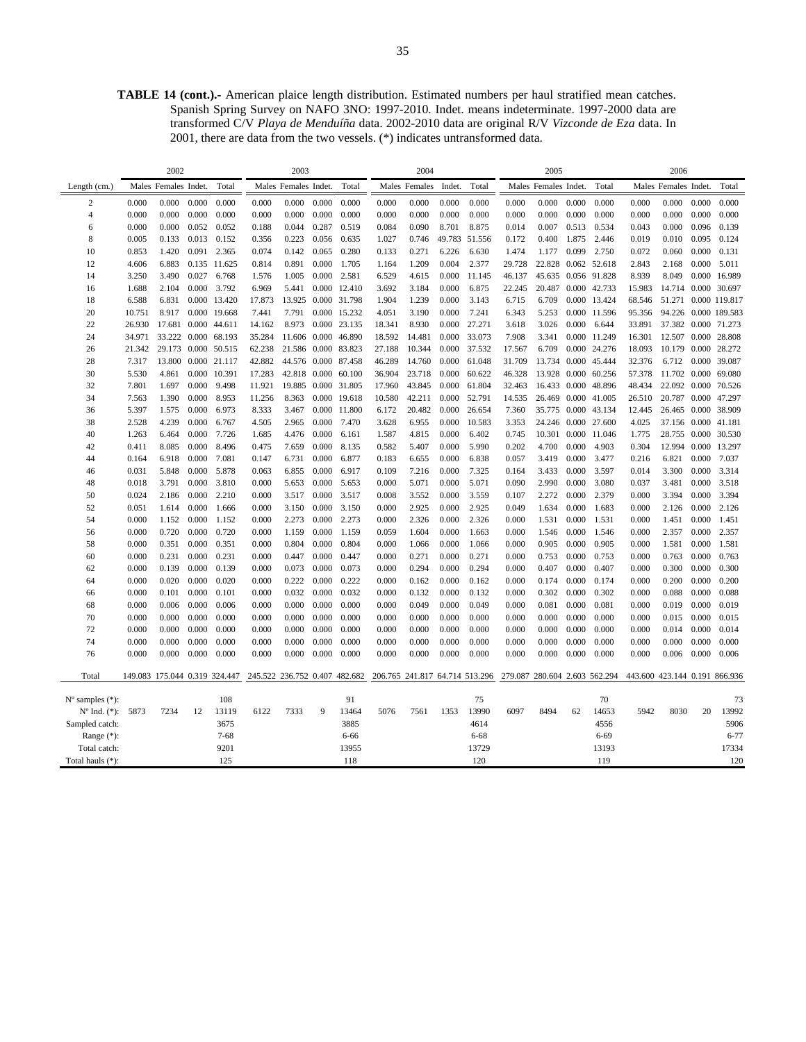**TABLE 14 (cont.).-** American plaice length distribution. Estimated numbers per haul stratified mean catches. Spanish Spring Survey on NAFO 3NO: 1997-2010. Indet. means indeterminate. 1997-2000 data are transformed C/V *Playa de Menduíña* data. 2002-2010 data are original R/V *Vizconde de Eza* data. In 2001, there are data from the two vessels. (*) indicates untransformed data.

| | 2002 | | | | 2003 | | | | 2004 | | | | 2005 | | | | 2006 | | | |
|---|---|---|---|---|---|---|---|---|---|---|---|---|---|---|---|---|---|---|---|---|
| Length (cm.) | Males | Females | Indet. | Total | Males | Females | Indet. | Total | Males | Females | Indet. | Total | Males | Females | Indet. | Total | Males | Females | Indet. | Total |
| 2 | 0.000 | 0.000 | 0.000 | 0.000 | 0.000 | 0.000 | 0.000 | 0.000 | 0.000 | 0.000 | 0.000 | 0.000 | 0.000 | 0.000 | 0.000 | 0.000 | 0.000 | 0.000 | 0.000 | 0.000 |
| 4 | 0.000 | 0.000 | 0.000 | 0.000 | 0.000 | 0.000 | 0.000 | 0.000 | 0.000 | 0.000 | 0.000 | 0.000 | 0.000 | 0.000 | 0.000 | 0.000 | 0.000 | 0.000 | 0.000 | 0.000 |
| 6 | 0.000 | 0.000 | 0.052 | 0.052 | 0.188 | 0.044 | 0.287 | 0.519 | 0.084 | 0.090 | 8.701 | 8.875 | 0.014 | 0.007 | 0.513 | 0.534 | 0.043 | 0.000 | 0.096 | 0.139 |
| 8 | 0.005 | 0.133 | 0.013 | 0.152 | 0.356 | 0.223 | 0.056 | 0.635 | 1.027 | 0.746 | 49.783 | 51.556 | 0.172 | 0.400 | 1.875 | 2.446 | 0.019 | 0.010 | 0.095 | 0.124 |
| 10 | 0.853 | 1.420 | 0.091 | 2.365 | 0.074 | 0.142 | 0.065 | 0.280 | 0.133 | 0.271 | 6.226 | 6.630 | 1.474 | 1.177 | 0.099 | 2.750 | 0.072 | 0.060 | 0.000 | 0.131 |
| 12 | 4.606 | 6.883 | 0.135 | 11.625 | 0.814 | 0.891 | 0.000 | 1.705 | 1.164 | 1.209 | 0.004 | 2.377 | 29.728 | 22.828 | 0.062 | 52.618 | 2.843 | 2.168 | 0.000 | 5.011 |
| 14 | 3.250 | 3.490 | 0.027 | 6.768 | 1.576 | 1.005 | 0.000 | 2.581 | 6.529 | 4.615 | 0.000 | 11.145 | 46.137 | 45.635 | 0.056 | 91.828 | 8.939 | 8.049 | 0.000 | 16.989 |
| 16 | 1.688 | 2.104 | 0.000 | 3.792 | 6.969 | 5.441 | 0.000 | 12.410 | 3.692 | 3.184 | 0.000 | 6.875 | 22.245 | 20.487 | 0.000 | 42.733 | 15.983 | 14.714 | 0.000 | 30.697 |
| 18 | 6.588 | 6.831 | 0.000 | 13.420 | 17.873 | 13.925 | 0.000 | 31.798 | 1.904 | 1.239 | 0.000 | 3.143 | 6.715 | 6.709 | 0.000 | 13.424 | 68.546 | 51.271 | 0.000 | 119.817 |
| 20 | 10.751 | 8.917 | 0.000 | 19.668 | 7.441 | 7.791 | 0.000 | 15.232 | 4.051 | 3.190 | 0.000 | 7.241 | 6.343 | 5.253 | 0.000 | 11.596 | 95.356 | 94.226 | 0.000 | 189.583 |
| 22 | 26.930 | 17.681 | 0.000 | 44.611 | 14.162 | 8.973 | 0.000 | 23.135 | 18.341 | 8.930 | 0.000 | 27.271 | 3.618 | 3.026 | 0.000 | 6.644 | 33.891 | 37.382 | 0.000 | 71.273 |
| 24 | 34.971 | 33.222 | 0.000 | 68.193 | 35.284 | 11.606 | 0.000 | 46.890 | 18.592 | 14.481 | 0.000 | 33.073 | 7.908 | 3.341 | 0.000 | 11.249 | 16.301 | 12.507 | 0.000 | 28.808 |
| 26 | 21.342 | 29.173 | 0.000 | 50.515 | 62.238 | 21.586 | 0.000 | 83.823 | 27.188 | 10.344 | 0.000 | 37.532 | 17.567 | 6.709 | 0.000 | 24.276 | 18.093 | 10.179 | 0.000 | 28.272 |
| 28 | 7.317 | 13.800 | 0.000 | 21.117 | 42.882 | 44.576 | 0.000 | 87.458 | 46.289 | 14.760 | 0.000 | 61.048 | 31.709 | 13.734 | 0.000 | 45.444 | 32.376 | 6.712 | 0.000 | 39.087 |
| 30 | 5.530 | 4.861 | 0.000 | 10.391 | 17.283 | 42.818 | 0.000 | 60.100 | 36.904 | 23.718 | 0.000 | 60.622 | 46.328 | 13.928 | 0.000 | 60.256 | 57.378 | 11.702 | 0.000 | 69.080 |
| 32 | 7.801 | 1.697 | 0.000 | 9.498 | 11.921 | 19.885 | 0.000 | 31.805 | 17.960 | 43.845 | 0.000 | 61.804 | 32.463 | 16.433 | 0.000 | 48.896 | 48.434 | 22.092 | 0.000 | 70.526 |
| 34 | 7.563 | 1.390 | 0.000 | 8.953 | 11.256 | 8.363 | 0.000 | 19.618 | 10.580 | 42.211 | 0.000 | 52.791 | 14.535 | 26.469 | 0.000 | 41.005 | 26.510 | 20.787 | 0.000 | 47.297 |
| 36 | 5.397 | 1.575 | 0.000 | 6.973 | 8.333 | 3.467 | 0.000 | 11.800 | 6.172 | 20.482 | 0.000 | 26.654 | 7.360 | 35.775 | 0.000 | 43.134 | 12.445 | 26.465 | 0.000 | 38.909 |
| 38 | 2.528 | 4.239 | 0.000 | 6.767 | 4.505 | 2.965 | 0.000 | 7.470 | 3.628 | 6.955 | 0.000 | 10.583 | 3.353 | 24.246 | 0.000 | 27.600 | 4.025 | 37.156 | 0.000 | 41.181 |
| 40 | 1.263 | 6.464 | 0.000 | 7.726 | 1.685 | 4.476 | 0.000 | 6.161 | 1.587 | 4.815 | 0.000 | 6.402 | 0.745 | 10.301 | 0.000 | 11.046 | 1.775 | 28.755 | 0.000 | 30.530 |
| 42 | 0.411 | 8.085 | 0.000 | 8.496 | 0.475 | 7.659 | 0.000 | 8.135 | 0.582 | 5.407 | 0.000 | 5.990 | 0.202 | 4.700 | 0.000 | 4.903 | 0.304 | 12.994 | 0.000 | 13.297 |
| 44 | 0.164 | 6.918 | 0.000 | 7.081 | 0.147 | 6.731 | 0.000 | 6.877 | 0.183 | 6.655 | 0.000 | 6.838 | 0.057 | 3.419 | 0.000 | 3.477 | 0.216 | 6.821 | 0.000 | 7.037 |
| 46 | 0.031 | 5.848 | 0.000 | 5.878 | 0.063 | 6.855 | 0.000 | 6.917 | 0.109 | 7.216 | 0.000 | 7.325 | 0.164 | 3.433 | 0.000 | 3.597 | 0.014 | 3.300 | 0.000 | 3.314 |
| 48 | 0.018 | 3.791 | 0.000 | 3.810 | 0.000 | 5.653 | 0.000 | 5.653 | 0.000 | 5.071 | 0.000 | 5.071 | 0.090 | 2.990 | 0.000 | 3.080 | 0.037 | 3.481 | 0.000 | 3.518 |
| 50 | 0.024 | 2.186 | 0.000 | 2.210 | 0.000 | 3.517 | 0.000 | 3.517 | 0.008 | 3.552 | 0.000 | 3.559 | 0.107 | 2.272 | 0.000 | 2.379 | 0.000 | 3.394 | 0.000 | 3.394 |
| 52 | 0.051 | 1.614 | 0.000 | 1.666 | 0.000 | 3.150 | 0.000 | 3.150 | 0.000 | 2.925 | 0.000 | 2.925 | 0.049 | 1.634 | 0.000 | 1.683 | 0.000 | 2.126 | 0.000 | 2.126 |
| 54 | 0.000 | 1.152 | 0.000 | 1.152 | 0.000 | 2.273 | 0.000 | 2.273 | 0.000 | 2.326 | 0.000 | 2.326 | 0.000 | 1.531 | 0.000 | 1.531 | 0.000 | 1.451 | 0.000 | 1.451 |
| 56 | 0.000 | 0.720 | 0.000 | 0.720 | 0.000 | 1.159 | 0.000 | 1.159 | 0.059 | 1.604 | 0.000 | 1.663 | 0.000 | 1.546 | 0.000 | 1.546 | 0.000 | 2.357 | 0.000 | 2.357 |
| 58 | 0.000 | 0.351 | 0.000 | 0.351 | 0.000 | 0.804 | 0.000 | 0.804 | 0.000 | 1.066 | 0.000 | 1.066 | 0.000 | 0.905 | 0.000 | 0.905 | 0.000 | 1.581 | 0.000 | 1.581 |
| 60 | 0.000 | 0.231 | 0.000 | 0.231 | 0.000 | 0.447 | 0.000 | 0.447 | 0.000 | 0.271 | 0.000 | 0.271 | 0.000 | 0.753 | 0.000 | 0.753 | 0.000 | 0.763 | 0.000 | 0.763 |
| 62 | 0.000 | 0.139 | 0.000 | 0.139 | 0.000 | 0.073 | 0.000 | 0.073 | 0.000 | 0.294 | 0.000 | 0.294 | 0.000 | 0.407 | 0.000 | 0.407 | 0.000 | 0.300 | 0.000 | 0.300 |
| 64 | 0.000 | 0.020 | 0.000 | 0.020 | 0.000 | 0.222 | 0.000 | 0.222 | 0.000 | 0.162 | 0.000 | 0.162 | 0.000 | 0.174 | 0.000 | 0.174 | 0.000 | 0.200 | 0.000 | 0.200 |
| 66 | 0.000 | 0.101 | 0.000 | 0.101 | 0.000 | 0.032 | 0.000 | 0.032 | 0.000 | 0.132 | 0.000 | 0.132 | 0.000 | 0.302 | 0.000 | 0.302 | 0.000 | 0.088 | 0.000 | 0.088 |
| 68 | 0.000 | 0.006 | 0.000 | 0.006 | 0.000 | 0.000 | 0.000 | 0.000 | 0.000 | 0.049 | 0.000 | 0.049 | 0.000 | 0.081 | 0.000 | 0.081 | 0.000 | 0.019 | 0.000 | 0.019 |
| 70 | 0.000 | 0.000 | 0.000 | 0.000 | 0.000 | 0.000 | 0.000 | 0.000 | 0.000 | 0.000 | 0.000 | 0.000 | 0.000 | 0.000 | 0.000 | 0.000 | 0.000 | 0.015 | 0.000 | 0.015 |
| 72 | 0.000 | 0.000 | 0.000 | 0.000 | 0.000 | 0.000 | 0.000 | 0.000 | 0.000 | 0.000 | 0.000 | 0.000 | 0.000 | 0.000 | 0.000 | 0.000 | 0.000 | 0.014 | 0.000 | 0.014 |
| 74 | 0.000 | 0.000 | 0.000 | 0.000 | 0.000 | 0.000 | 0.000 | 0.000 | 0.000 | 0.000 | 0.000 | 0.000 | 0.000 | 0.000 | 0.000 | 0.000 | 0.000 | 0.000 | 0.000 | 0.000 |
| 76 | 0.000 | 0.000 | 0.000 | 0.000 | 0.000 | 0.000 | 0.000 | 0.000 | 0.000 | 0.000 | 0.000 | 0.000 | 0.000 | 0.000 | 0.000 | 0.000 | 0.000 | 0.006 | 0.000 | 0.006 |
| Total | 149.083 | 175.044 | 0.319 | 324.447 | 245.522 | 236.752 | 0.407 | 482.682 | 206.765 | 241.817 | 64.714 | 513.296 | 279.087 | 280.604 | 2.603 | 562.294 | 443.600 | 423.144 | 0.191 | 866.936 |
| Nº samples (*): | | | | 108 | | | | 91 | | | | 75 | | | | 70 | | | | 73 |
| Nº Ind. (*): | 5873 | 7234 | 12 | 13119 | 6122 | 7333 | 9 | 13464 | 5076 | 7561 | 1353 | 13990 | 6097 | 8494 | 62 | 14653 | 5942 | 8030 | 20 | 13992 |
| Sampled catch: | | | | 3675 | | | | 3885 | | | | 4614 | | | | 4556 | | | | 5906 |
| Range (*): | | | | 7-68 | | | | 6-66 | | | | 6-68 | | | | 6-69 | | | | 6-77 |
| Total catch: | | | | 9201 | | | | 13955 | | | | 13729 | | | | 13193 | | | | 17334 |
| Total hauls (*): | | | | 125 | | | | 118 | | | | 120 | | | | 119 | | | | 120 |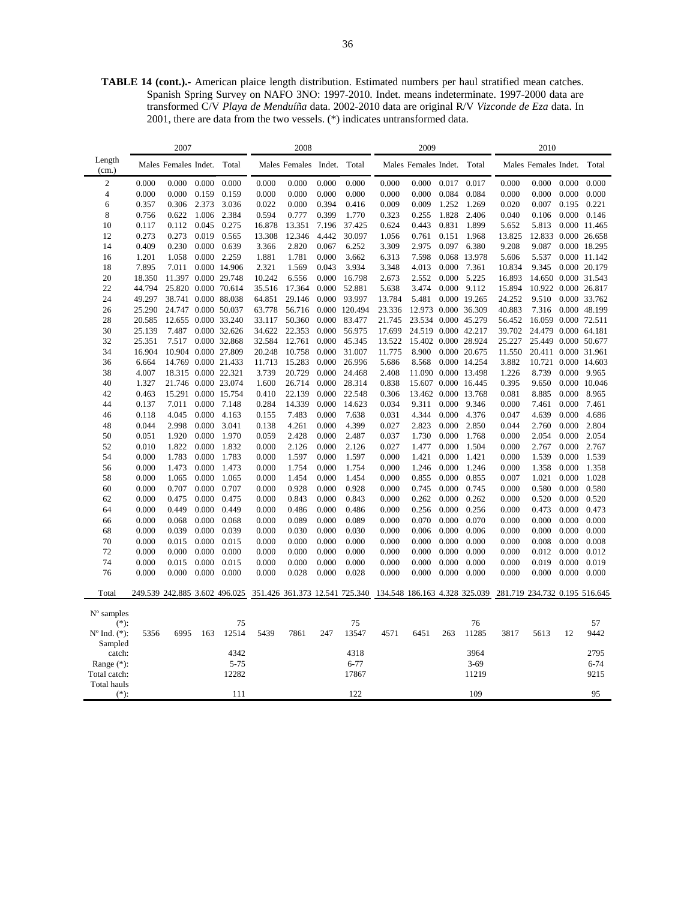**TABLE 14 (cont.).-** American plaice length distribution. Estimated numbers per haul stratified mean catches. Spanish Spring Survey on NAFO 3NO: 1997-2010. Indet. means indeterminate. 1997-2000 data are transformed C/V *Playa de Menduíña* data. 2002-2010 data are original R/V *Vizconde de Eza* data. In 2001, there are data from the two vessels. (*) indicates untransformed data.

| Length (cm.) | 2007 | | | | 2008 | | | | 2009 | | | | 2010 | | | |
|---|---|---|---|---|---|---|---|---|---|---|---|---|---|---|---|---|
| | Males | Females | Indet. | Total | Males | Females | Indet. | Total | Males | Females | Indet. | Total | Males | Females | Indet. | Total |
| 2 | 0.000 | 0.000 | 0.000 | 0.000 | 0.000 | 0.000 | 0.000 | 0.000 | 0.000 | 0.000 | 0.017 | 0.017 | 0.000 | 0.000 | 0.000 | 0.000 |
| 4 | 0.000 | 0.000 | 0.159 | 0.159 | 0.000 | 0.000 | 0.000 | 0.000 | 0.000 | 0.000 | 0.084 | 0.084 | 0.000 | 0.000 | 0.000 | 0.000 |
| 6 | 0.357 | 0.306 | 2.373 | 3.036 | 0.022 | 0.000 | 0.394 | 0.416 | 0.009 | 0.009 | 1.252 | 1.269 | 0.020 | 0.007 | 0.195 | 0.221 |
| 8 | 0.756 | 0.622 | 1.006 | 2.384 | 0.594 | 0.777 | 0.399 | 1.770 | 0.323 | 0.255 | 1.828 | 2.406 | 0.040 | 0.106 | 0.000 | 0.146 |
| 10 | 0.117 | 0.112 | 0.045 | 0.275 | 16.878 | 13.351 | 7.196 | 37.425 | 0.624 | 0.443 | 0.831 | 1.899 | 5.652 | 5.813 | 0.000 | 11.465 |
| 12 | 0.273 | 0.273 | 0.019 | 0.565 | 13.308 | 12.346 | 4.442 | 30.097 | 1.056 | 0.761 | 0.151 | 1.968 | 13.825 | 12.833 | 0.000 | 26.658 |
| 14 | 0.409 | 0.230 | 0.000 | 0.639 | 3.366 | 2.820 | 0.067 | 6.252 | 3.309 | 2.975 | 0.097 | 6.380 | 9.208 | 9.087 | 0.000 | 18.295 |
| 16 | 1.201 | 1.058 | 0.000 | 2.259 | 1.881 | 1.781 | 0.000 | 3.662 | 6.313 | 7.598 | 0.068 | 13.978 | 5.606 | 5.537 | 0.000 | 11.142 |
| 18 | 7.895 | 7.011 | 0.000 | 14.906 | 2.321 | 1.569 | 0.043 | 3.934 | 3.348 | 4.013 | 0.000 | 7.361 | 10.834 | 9.345 | 0.000 | 20.179 |
| 20 | 18.350 | 11.397 | 0.000 | 29.748 | 10.242 | 6.556 | 0.000 | 16.798 | 2.673 | 2.552 | 0.000 | 5.225 | 16.893 | 14.650 | 0.000 | 31.543 |
| 22 | 44.794 | 25.820 | 0.000 | 70.614 | 35.516 | 17.364 | 0.000 | 52.881 | 5.638 | 3.474 | 0.000 | 9.112 | 15.894 | 10.922 | 0.000 | 26.817 |
| 24 | 49.297 | 38.741 | 0.000 | 88.038 | 64.851 | 29.146 | 0.000 | 93.997 | 13.784 | 5.481 | 0.000 | 19.265 | 24.252 | 9.510 | 0.000 | 33.762 |
| 26 | 25.290 | 24.747 | 0.000 | 50.037 | 63.778 | 56.716 | 0.000 | 120.494 | 23.336 | 12.973 | 0.000 | 36.309 | 40.883 | 7.316 | 0.000 | 48.199 |
| 28 | 20.585 | 12.655 | 0.000 | 33.240 | 33.117 | 50.360 | 0.000 | 83.477 | 21.745 | 23.534 | 0.000 | 45.279 | 56.452 | 16.059 | 0.000 | 72.511 |
| 30 | 25.139 | 7.487 | 0.000 | 32.626 | 34.622 | 22.353 | 0.000 | 56.975 | 17.699 | 24.519 | 0.000 | 42.217 | 39.702 | 24.479 | 0.000 | 64.181 |
| 32 | 25.351 | 7.517 | 0.000 | 32.868 | 32.584 | 12.761 | 0.000 | 45.345 | 13.522 | 15.402 | 0.000 | 28.924 | 25.227 | 25.449 | 0.000 | 50.677 |
| 34 | 16.904 | 10.904 | 0.000 | 27.809 | 20.248 | 10.758 | 0.000 | 31.007 | 11.775 | 8.900 | 0.000 | 20.675 | 11.550 | 20.411 | 0.000 | 31.961 |
| 36 | 6.664 | 14.769 | 0.000 | 21.433 | 11.713 | 15.283 | 0.000 | 26.996 | 5.686 | 8.568 | 0.000 | 14.254 | 3.882 | 10.721 | 0.000 | 14.603 |
| 38 | 4.007 | 18.315 | 0.000 | 22.321 | 3.739 | 20.729 | 0.000 | 24.468 | 2.408 | 11.090 | 0.000 | 13.498 | 1.226 | 8.739 | 0.000 | 9.965 |
| 40 | 1.327 | 21.746 | 0.000 | 23.074 | 1.600 | 26.714 | 0.000 | 28.314 | 0.838 | 15.607 | 0.000 | 16.445 | 0.395 | 9.650 | 0.000 | 10.046 |
| 42 | 0.463 | 15.291 | 0.000 | 15.754 | 0.410 | 22.139 | 0.000 | 22.548 | 0.306 | 13.462 | 0.000 | 13.768 | 0.081 | 8.885 | 0.000 | 8.965 |
| 44 | 0.137 | 7.011 | 0.000 | 7.148 | 0.284 | 14.339 | 0.000 | 14.623 | 0.034 | 9.311 | 0.000 | 9.346 | 0.000 | 7.461 | 0.000 | 7.461 |
| 46 | 0.118 | 4.045 | 0.000 | 4.163 | 0.155 | 7.483 | 0.000 | 7.638 | 0.031 | 4.344 | 0.000 | 4.376 | 0.047 | 4.639 | 0.000 | 4.686 |
| 48 | 0.044 | 2.998 | 0.000 | 3.041 | 0.138 | 4.261 | 0.000 | 4.399 | 0.027 | 2.823 | 0.000 | 2.850 | 0.044 | 2.760 | 0.000 | 2.804 |
| 50 | 0.051 | 1.920 | 0.000 | 1.970 | 0.059 | 2.428 | 0.000 | 2.487 | 0.037 | 1.730 | 0.000 | 1.768 | 0.000 | 2.054 | 0.000 | 2.054 |
| 52 | 0.010 | 1.822 | 0.000 | 1.832 | 0.000 | 2.126 | 0.000 | 2.126 | 0.027 | 1.477 | 0.000 | 1.504 | 0.000 | 2.767 | 0.000 | 2.767 |
| 54 | 0.000 | 1.783 | 0.000 | 1.783 | 0.000 | 1.597 | 0.000 | 1.597 | 0.000 | 1.421 | 0.000 | 1.421 | 0.000 | 1.539 | 0.000 | 1.539 |
| 56 | 0.000 | 1.473 | 0.000 | 1.473 | 0.000 | 1.754 | 0.000 | 1.754 | 0.000 | 1.246 | 0.000 | 1.246 | 0.000 | 1.358 | 0.000 | 1.358 |
| 58 | 0.000 | 1.065 | 0.000 | 1.065 | 0.000 | 1.454 | 0.000 | 1.454 | 0.000 | 0.855 | 0.000 | 0.855 | 0.007 | 1.021 | 0.000 | 1.028 |
| 60 | 0.000 | 0.707 | 0.000 | 0.707 | 0.000 | 0.928 | 0.000 | 0.928 | 0.000 | 0.745 | 0.000 | 0.745 | 0.000 | 0.580 | 0.000 | 0.580 |
| 62 | 0.000 | 0.475 | 0.000 | 0.475 | 0.000 | 0.843 | 0.000 | 0.843 | 0.000 | 0.262 | 0.000 | 0.262 | 0.000 | 0.520 | 0.000 | 0.520 |
| 64 | 0.000 | 0.449 | 0.000 | 0.449 | 0.000 | 0.486 | 0.000 | 0.486 | 0.000 | 0.256 | 0.000 | 0.256 | 0.000 | 0.473 | 0.000 | 0.473 |
| 66 | 0.000 | 0.068 | 0.000 | 0.068 | 0.000 | 0.089 | 0.000 | 0.089 | 0.000 | 0.070 | 0.000 | 0.070 | 0.000 | 0.000 | 0.000 | 0.000 |
| 68 | 0.000 | 0.039 | 0.000 | 0.039 | 0.000 | 0.030 | 0.000 | 0.030 | 0.000 | 0.006 | 0.000 | 0.006 | 0.000 | 0.000 | 0.000 | 0.000 |
| 70 | 0.000 | 0.015 | 0.000 | 0.015 | 0.000 | 0.000 | 0.000 | 0.000 | 0.000 | 0.000 | 0.000 | 0.000 | 0.000 | 0.008 | 0.000 | 0.008 |
| 72 | 0.000 | 0.000 | 0.000 | 0.000 | 0.000 | 0.000 | 0.000 | 0.000 | 0.000 | 0.000 | 0.000 | 0.000 | 0.000 | 0.012 | 0.000 | 0.012 |
| 74 | 0.000 | 0.015 | 0.000 | 0.015 | 0.000 | 0.000 | 0.000 | 0.000 | 0.000 | 0.000 | 0.000 | 0.000 | 0.000 | 0.019 | 0.000 | 0.019 |
| 76 | 0.000 | 0.000 | 0.000 | 0.000 | 0.000 | 0.028 | 0.000 | 0.028 | 0.000 | 0.000 | 0.000 | 0.000 | 0.000 | 0.000 | 0.000 | 0.000 |
| Total | 249.539 | 242.885 | 3.602 | 496.025 | 351.426 | 361.373 | 12.541 | 725.340 | 134.548 | 186.163 | 4.328 | 325.039 | 281.719 | 234.732 | 0.195 | 516.645 |
| Nº samples (*): | | | | 75 | | | | 75 | | | | 76 | | | | 57 |
| Nº Ind. (*): | 5356 | 6995 | 163 | 12514 | 5439 | 7861 | 247 | 13547 | 4571 | 6451 | 263 | 11285 | 3817 | 5613 | 12 | 9442 |
| Sampled catch: | | | | 4342 | | | | 4318 | | | | 3964 | | | | 2795 |
| Range (*): | | | | 5-75 | | | | 6-77 | | | | 3-69 | | | | 6-74 |
| Total catch: | | | | 12282 | | | | 17867 | | | | 11219 | | | | 9215 |
| Total hauls (*): | | | | 111 | | | | 122 | | | | 109 | | | | 95 |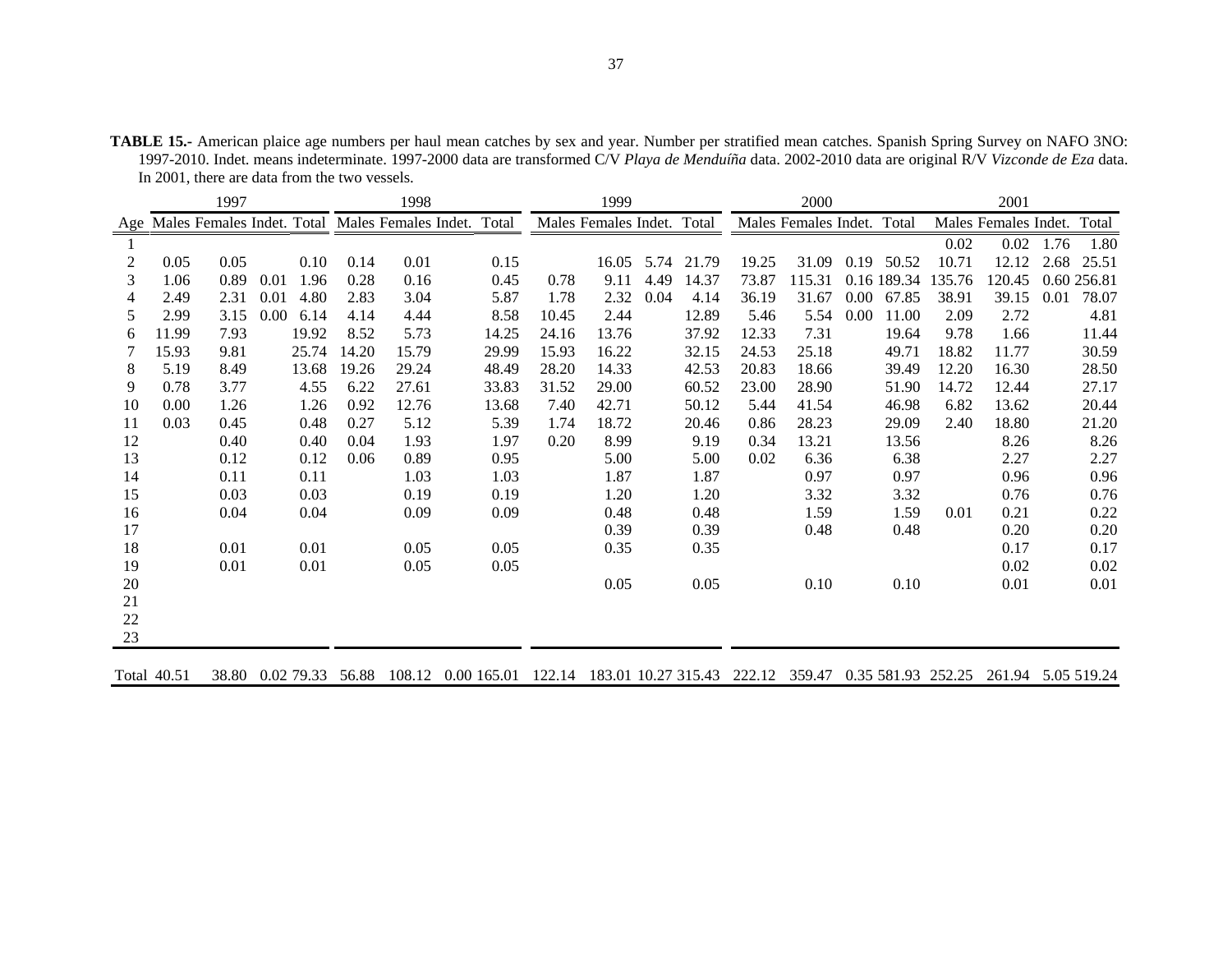**TABLE 15.-** American plaice age numbers per haul mean catches by sex and year. Number per stratified mean catches. Spanish Spring Survey on NAFO 3NO: 1997-2010. Indet. means indeterminate. 1997-2000 data are transformed C/V *Playa de Menduíña* data. 2002-2010 data are original R/V *Vizconde de Eza* data. In 2001, there are data from the two vessels.

| | 1997 | | | | 1998 | | | | 1999 | | | | 2000 | | | | 2001 | | | |
|---|---|---|---|---|---|---|---|---|---|---|---|---|---|---|---|---|---|---|---|---|
| Age | Males | Females | Indet. | Total | Males | Females | Indet. | Total | Males | Females | Indet. | Total | Males | Females | Indet. | Total | Males | Females | Indet. | Total |
| 1 | | | | | | | | | | | | | | | | | 0.02 | 0.02 | 1.76 | 1.80 |
| 2 | 0.05 | 0.05 | | 0.10 | 0.14 | 0.01 | | 0.15 | | 16.05 | 5.74 | 21.79 | 19.25 | 31.09 | 0.19 | 50.52 | 10.71 | 12.12 | 2.68 | 25.51 |
| 3 | 1.06 | 0.89 | 0.01 | 1.96 | 0.28 | 0.16 | | 0.45 | 0.78 | 9.11 | 4.49 | 14.37 | 73.87 | 115.31 | 0.16 | 189.34 | 135.76 | 120.45 | 0.60 | 256.81 |
| 4 | 2.49 | 2.31 | 0.01 | 4.80 | 2.83 | 3.04 | | 5.87 | 1.78 | 2.32 | 0.04 | 4.14 | 36.19 | 31.67 | 0.00 | 67.85 | 38.91 | 39.15 | 0.01 | 78.07 |
| 5 | 2.99 | 3.15 | 0.00 | 6.14 | 4.14 | 4.44 | | 8.58 | 10.45 | 2.44 | | 12.89 | 5.46 | 5.54 | 0.00 | 11.00 | 2.09 | 2.72 | | 4.81 |
| 6 | 11.99 | 7.93 | | 19.92 | 8.52 | 5.73 | | 14.25 | 24.16 | 13.76 | | 37.92 | 12.33 | 7.31 | | 19.64 | 9.78 | 1.66 | | 11.44 |
| 7 | 15.93 | 9.81 | | 25.74 | 14.20 | 15.79 | | 29.99 | 15.93 | 16.22 | | 32.15 | 24.53 | 25.18 | | 49.71 | 18.82 | 11.77 | | 30.59 |
| 8 | 5.19 | 8.49 | | 13.68 | 19.26 | 29.24 | | 48.49 | 28.20 | 14.33 | | 42.53 | 20.83 | 18.66 | | 39.49 | 12.20 | 16.30 | | 28.50 |
| 9 | 0.78 | 3.77 | | 4.55 | 6.22 | 27.61 | | 33.83 | 31.52 | 29.00 | | 60.52 | 23.00 | 28.90 | | 51.90 | 14.72 | 12.44 | | 27.17 |
| 10 | 0.00 | 1.26 | | 1.26 | 0.92 | 12.76 | | 13.68 | 7.40 | 42.71 | | 50.12 | 5.44 | 41.54 | | 46.98 | 6.82 | 13.62 | | 20.44 |
| 11 | 0.03 | 0.45 | | 0.48 | 0.27 | 5.12 | | 5.39 | 1.74 | 18.72 | | 20.46 | 0.86 | 28.23 | | 29.09 | 2.40 | 18.80 | | 21.20 |
| 12 | | 0.40 | | 0.40 | 0.04 | 1.93 | | 1.97 | 0.20 | 8.99 | | 9.19 | 0.34 | 13.21 | | 13.56 | | 8.26 | | 8.26 |
| 13 | | 0.12 | | 0.12 | 0.06 | 0.89 | | 0.95 | | 5.00 | | 5.00 | 0.02 | 6.36 | | 6.38 | | 2.27 | | 2.27 |
| 14 | | 0.11 | | 0.11 | | 1.03 | | 1.03 | | 1.87 | | 1.87 | | 0.97 | | 0.97 | | 0.96 | | 0.96 |
| 15 | | 0.03 | | 0.03 | | 0.19 | | 0.19 | | 1.20 | | 1.20 | | 3.32 | | 3.32 | | 0.76 | | 0.76 |
| 16 | | 0.04 | | 0.04 | | 0.09 | | 0.09 | | 0.48 | | 0.48 | | 1.59 | | 1.59 | 0.01 | 0.21 | | 0.22 |
| 17 | | | | | | | | | | 0.39 | | 0.39 | | 0.48 | | 0.48 | | 0.20 | | 0.20 |
| 18 | | 0.01 | | 0.01 | | 0.05 | | 0.05 | | 0.35 | | 0.35 | | | | | | 0.17 | | 0.17 |
| 19 | | 0.01 | | 0.01 | | 0.05 | | 0.05 | | | | | | | | | | 0.02 | | 0.02 |
| 20 | | | | | | | | | | 0.05 | | 0.05 | | 0.10 | | 0.10 | | 0.01 | | 0.01 |
| 21 | | | | | | | | | | | | | | | | | | | | |
| 22 | | | | | | | | | | | | | | | | | | | | |
| 23 | | | | | | | | | | | | | | | | | | | | |
| Total | 40.51 | 38.80 | 0.02 | 79.33 | 56.88 | 108.12 | 0.00 | 165.01 | 122.14 | 183.01 | 10.27 | 315.43 | 222.12 | 359.47 | 0.35 | 581.93 | 252.25 | 261.94 | 5.05 | 519.24 |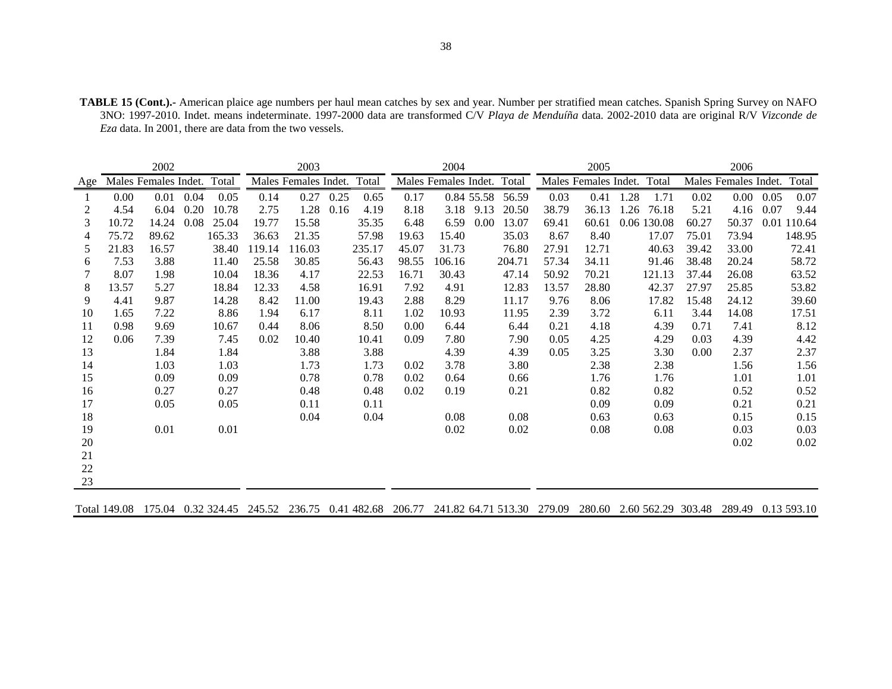**TABLE 15 (Cont.).-** American plaice age numbers per haul mean catches by sex and year. Number per stratified mean catches. Spanish Spring Survey on NAFO 3NO: 1997-2010. Indet. means indeterminate. 1997-2000 data are transformed C/V *Playa de Menduíña* data. 2002-2010 data are original R/V *Vizconde de Eza* data. In 2001, there are data from the two vessels.

| | 2002 | | | | 2003 | | | | 2004 | | | | 2005 | | | | 2006 | | | |
|---|---|---|---|---|---|---|---|---|---|---|---|---|---|---|---|---|---|---|---|---|
| Age | Males | Females | Indet. | Total | Males | Females | Indet. | Total | Males | Females | Indet. | Total | Males | Females | Indet. | Total | Males | Females | Indet. | Total |
| 1 | 0.00 | 0.01 | 0.04 | 0.05 | 0.14 | 0.27 | 0.25 | 0.65 | 0.17 | 0.84 | 55.58 | 56.59 | 0.03 | 0.41 | 1.28 | 1.71 | 0.02 | 0.00 | 0.05 | 0.07 |
| 2 | 4.54 | 6.04 | 0.20 | 10.78 | 2.75 | 1.28 | 0.16 | 4.19 | 8.18 | 3.18 | 9.13 | 20.50 | 38.79 | 36.13 | 1.26 | 76.18 | 5.21 | 4.16 | 0.07 | 9.44 |
| 3 | 10.72 | 14.24 | 0.08 | 25.04 | 19.77 | 15.58 | | 35.35 | 6.48 | 6.59 | 0.00 | 13.07 | 69.41 | 60.61 | 0.06 | 130.08 | 60.27 | 50.37 | 0.01 | 110.64 |
| 4 | 75.72 | 89.62 | | 165.33 | 36.63 | 21.35 | | 57.98 | 19.63 | 15.40 | | 35.03 | 8.67 | 8.40 | | 17.07 | 75.01 | 73.94 | | 148.95 |
| 5 | 21.83 | 16.57 | | 38.40 | 119.14 | 116.03 | | 235.17 | 45.07 | 31.73 | | 76.80 | 27.91 | 12.71 | | 40.63 | 39.42 | 33.00 | | 72.41 |
| 6 | 7.53 | 3.88 | | 11.40 | 25.58 | 30.85 | | 56.43 | 98.55 | 106.16 | | 204.71 | 57.34 | 34.11 | | 91.46 | 38.48 | 20.24 | | 58.72 |
| 7 | 8.07 | 1.98 | | 10.04 | 18.36 | 4.17 | | 22.53 | 16.71 | 30.43 | | 47.14 | 50.92 | 70.21 | | 121.13 | 37.44 | 26.08 | | 63.52 |
| 8 | 13.57 | 5.27 | | 18.84 | 12.33 | 4.58 | | 16.91 | 7.92 | 4.91 | | 12.83 | 13.57 | 28.80 | | 42.37 | 27.97 | 25.85 | | 53.82 |
| 9 | 4.41 | 9.87 | | 14.28 | 8.42 | 11.00 | | 19.43 | 2.88 | 8.29 | | 11.17 | 9.76 | 8.06 | | 17.82 | 15.48 | 24.12 | | 39.60 |
| 10 | 1.65 | 7.22 | | 8.86 | 1.94 | 6.17 | | 8.11 | 1.02 | 10.93 | | 11.95 | 2.39 | 3.72 | | 6.11 | 3.44 | 14.08 | | 17.51 |
| 11 | 0.98 | 9.69 | | 10.67 | 0.44 | 8.06 | | 8.50 | 0.00 | 6.44 | | 6.44 | 0.21 | 4.18 | | 4.39 | 0.71 | 7.41 | | 8.12 |
| 12 | 0.06 | 7.39 | | 7.45 | 0.02 | 10.40 | | 10.41 | 0.09 | 7.80 | | 7.90 | 0.05 | 4.25 | | 4.29 | 0.03 | 4.39 | | 4.42 |
| 13 | | 1.84 | | 1.84 | | 3.88 | | 3.88 | | 4.39 | | 4.39 | 0.05 | 3.25 | | 3.30 | 0.00 | 2.37 | | 2.37 |
| 14 | | 1.03 | | 1.03 | | 1.73 | | 1.73 | 0.02 | 3.78 | | 3.80 | | 2.38 | | 2.38 | | 1.56 | | 1.56 |
| 15 | | 0.09 | | 0.09 | | 0.78 | | 0.78 | 0.02 | 0.64 | | 0.66 | | 1.76 | | 1.76 | | 1.01 | | 1.01 |
| 16 | | 0.27 | | 0.27 | | 0.48 | | 0.48 | 0.02 | 0.19 | | 0.21 | | 0.82 | | 0.82 | | 0.52 | | 0.52 |
| 17 | | 0.05 | | 0.05 | | 0.11 | | 0.11 | | | | | | 0.09 | | 0.09 | | 0.21 | | 0.21 |
| 18 | | | | | | 0.04 | | 0.04 | | 0.08 | | 0.08 | | 0.63 | | 0.63 | | 0.15 | | 0.15 |
| 19 | | 0.01 | | 0.01 | | | | | | 0.02 | | 0.02 | | 0.08 | | 0.08 | | 0.03 | | 0.03 |
| 20 | | | | | | | | | | | | | | | | | | 0.02 | | 0.02 |
| 21 | | | | | | | | | | | | | | | | | | | | |
| 22 | | | | | | | | | | | | | | | | | | | | |
| 23 | | | | | | | | | | | | | | | | | | | | |
| Total | 149.08 | 175.04 | 0.32 | 324.45 | 245.52 | 236.75 | 0.41 | 482.68 | 206.77 | 241.82 | 64.71 | 513.30 | 279.09 | 280.60 | 2.60 | 562.29 | 303.48 | 289.49 | 0.13 | 593.10 |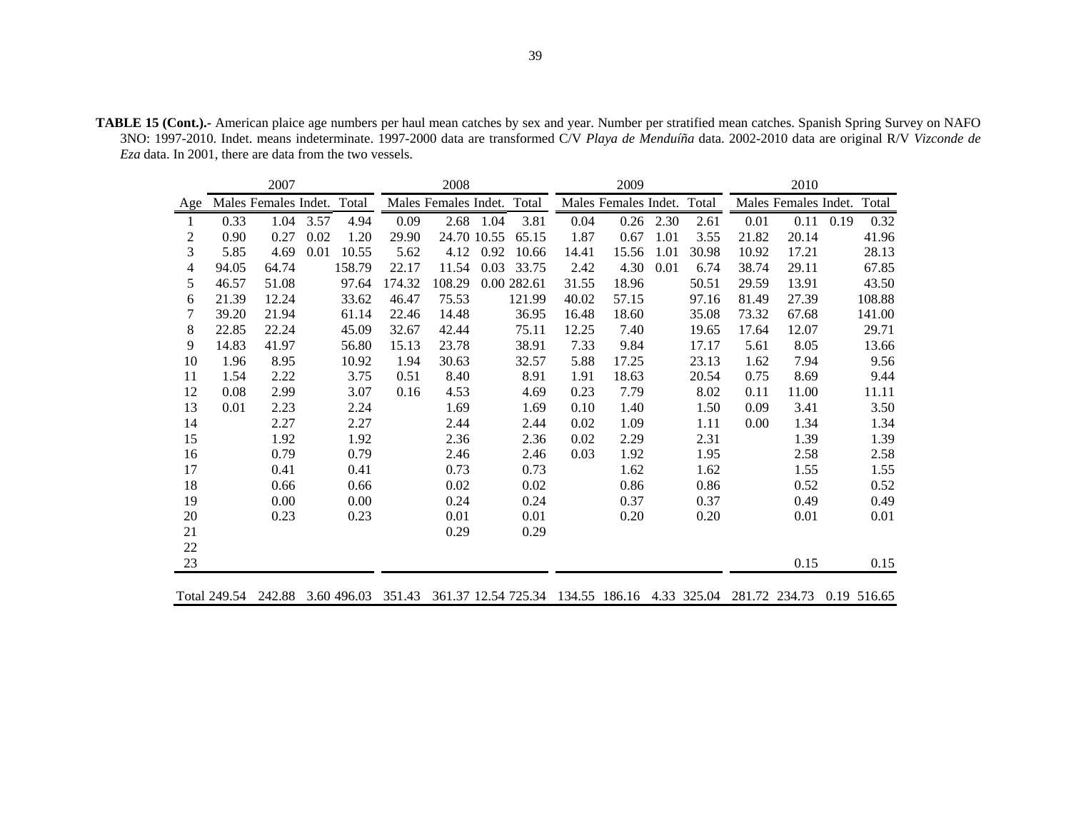**TABLE 15 (Cont.).-** American plaice age numbers per haul mean catches by sex and year. Number per stratified mean catches. Spanish Spring Survey on NAFO 3NO: 1997-2010. Indet. means indeterminate. 1997-2000 data are transformed C/V *Playa de Menduíña* data. 2002-2010 data are original R/V *Vizconde de Eza* data. In 2001, there are data from the two vessels.

| | 2007 | | | | 2008 | | | | 2009 | | | | 2010 | | | |
|---|---|---|---|---|---|---|---|---|---|---|---|---|---|---|---|---|
| Age | Males | Females | Indet. | Total | Males | Females | Indet. | Total | Males | Females | Indet. | Total | Males | Females | Indet. | Total |
| 1 | 0.33 | 1.04 | 3.57 | 4.94 | 0.09 | 2.68 | 1.04 | 3.81 | 0.04 | 0.26 | 2.30 | 2.61 | 0.01 | 0.11 | 0.19 | 0.32 |
| 2 | 0.90 | 0.27 | 0.02 | 1.20 | 29.90 | 24.70 | 10.55 | 65.15 | 1.87 | 0.67 | 1.01 | 3.55 | 21.82 | 20.14 | | 41.96 |
| 3 | 5.85 | 4.69 | 0.01 | 10.55 | 5.62 | 4.12 | 0.92 | 10.66 | 14.41 | 15.56 | 1.01 | 30.98 | 10.92 | 17.21 | | 28.13 |
| 4 | 94.05 | 64.74 | | 158.79 | 22.17 | 11.54 | 0.03 | 33.75 | 2.42 | 4.30 | 0.01 | 6.74 | 38.74 | 29.11 | | 67.85 |
| 5 | 46.57 | 51.08 | | 97.64 | 174.32 | 108.29 | 0.00 | 282.61 | 31.55 | 18.96 | | 50.51 | 29.59 | 13.91 | | 43.50 |
| 6 | 21.39 | 12.24 | | 33.62 | 46.47 | 75.53 | | 121.99 | 40.02 | 57.15 | | 97.16 | 81.49 | 27.39 | | 108.88 |
| 7 | 39.20 | 21.94 | | 61.14 | 22.46 | 14.48 | | 36.95 | 16.48 | 18.60 | | 35.08 | 73.32 | 67.68 | | 141.00 |
| 8 | 22.85 | 22.24 | | 45.09 | 32.67 | 42.44 | | 75.11 | 12.25 | 7.40 | | 19.65 | 17.64 | 12.07 | | 29.71 |
| 9 | 14.83 | 41.97 | | 56.80 | 15.13 | 23.78 | | 38.91 | 7.33 | 9.84 | | 17.17 | 5.61 | 8.05 | | 13.66 |
| 10 | 1.96 | 8.95 | | 10.92 | 1.94 | 30.63 | | 32.57 | 5.88 | 17.25 | | 23.13 | 1.62 | 7.94 | | 9.56 |
| 11 | 1.54 | 2.22 | | 3.75 | 0.51 | 8.40 | | 8.91 | 1.91 | 18.63 | | 20.54 | 0.75 | 8.69 | | 9.44 |
| 12 | 0.08 | 2.99 | | 3.07 | 0.16 | 4.53 | | 4.69 | 0.23 | 7.79 | | 8.02 | 0.11 | 11.00 | | 11.11 |
| 13 | 0.01 | 2.23 | | 2.24 | | 1.69 | | 1.69 | 0.10 | 1.40 | | 1.50 | 0.09 | 3.41 | | 3.50 |
| 14 | | 2.27 | | 2.27 | | 2.44 | | 2.44 | 0.02 | 1.09 | | 1.11 | 0.00 | 1.34 | | 1.34 |
| 15 | | 1.92 | | 1.92 | | 2.36 | | 2.36 | 0.02 | 2.29 | | 2.31 | | 1.39 | | 1.39 |
| 16 | | 0.79 | | 0.79 | | 2.46 | | 2.46 | 0.03 | 1.92 | | 1.95 | | 2.58 | | 2.58 |
| 17 | | 0.41 | | 0.41 | | 0.73 | | 0.73 | | 1.62 | | 1.62 | | 1.55 | | 1.55 |
| 18 | | 0.66 | | 0.66 | | 0.02 | | 0.02 | | 0.86 | | 0.86 | | 0.52 | | 0.52 |
| 19 | | 0.00 | | 0.00 | | 0.24 | | 0.24 | | 0.37 | | 0.37 | | 0.49 | | 0.49 |
| 20 | | 0.23 | | 0.23 | | 0.01 | | 0.01 | | 0.20 | | 0.20 | | 0.01 | | 0.01 |
| 21 | | | | | | 0.29 | | 0.29 | | | | | | | | |
| 22 | | | | | | | | | | | | | | | | |
| 23 | | | | | | | | | | | | | | 0.15 | | 0.15 |
| Total | 249.54 | 242.88 | 3.60 | 496.03 | 351.43 | 361.37 | 12.54 | 725.34 | 134.55 | 186.16 | 4.33 | 325.04 | 281.72 | 234.73 | 0.19 | 516.65 |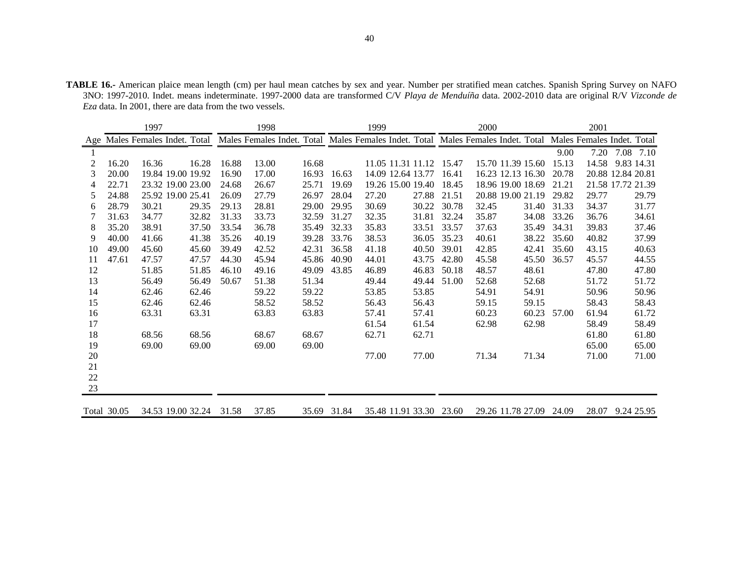**TABLE 16.-** American plaice mean length (cm) per haul mean catches by sex and year. Number per stratified mean catches. Spanish Spring Survey on NAFO 3NO: 1997-2010. Indet. means indeterminate. 1997-2000 data are transformed C/V *Playa de Menduíña* data. 2002-2010 data are original R/V *Vizconde de Eza* data. In 2001, there are data from the two vessels.

| | 1997 | | | | 1998 | | | | 1999 | | | | 2000 | | | | 2001 | | | |
|---|---|---|---|---|---|---|---|---|---|---|---|---|---|---|---|---|---|---|---|---|
| Age | Males | Females | Indet. | Total | Males | Females | Indet. | Total | Males | Females | Indet. | Total | Males | Females | Indet. | Total | Males | Females | Indet. | Total |
| 1 | | | | | | | | | | | | | | | | | 9.00 | 7.20 | 7.08 | 7.10 |
| 2 | 16.20 | 16.36 | | 16.28 | 16.88 | 13.00 | | 16.68 | | 11.05 | 11.31 | 11.12 | 15.47 | 15.70 | 11.39 | 15.60 | 15.13 | 14.58 | 9.83 | 14.31 |
| 3 | 20.00 | 19.84 | 19.00 | 19.92 | 16.90 | 17.00 | | 16.93 | 16.63 | 14.09 | 12.64 | 13.77 | 16.41 | 16.23 | 12.13 | 16.30 | 20.78 | 20.88 | 12.84 | 20.81 |
| 4 | 22.71 | 23.32 | 19.00 | 23.00 | 24.68 | 26.67 | | 25.71 | 19.69 | 19.26 | 15.00 | 19.40 | 18.45 | 18.96 | 19.00 | 18.69 | 21.21 | 21.58 | 17.72 | 21.39 |
| 5 | 24.88 | 25.92 | 19.00 | 25.41 | 26.09 | 27.79 | | 26.97 | 28.04 | 27.20 | | 27.88 | 21.51 | 20.88 | 19.00 | 21.19 | 29.82 | 29.77 | | 29.79 |
| 6 | 28.79 | 30.21 | | 29.35 | 29.13 | 28.81 | | 29.00 | 29.95 | 30.69 | | 30.22 | 30.78 | 32.45 | | 31.40 | 31.33 | 34.37 | | 31.77 |
| 7 | 31.63 | 34.77 | | 32.82 | 31.33 | 33.73 | | 32.59 | 31.27 | 32.35 | | 31.81 | 32.24 | 35.87 | | 34.08 | 33.26 | 36.76 | | 34.61 |
| 8 | 35.20 | 38.91 | | 37.50 | 33.54 | 36.78 | | 35.49 | 32.33 | 35.83 | | 33.51 | 33.57 | 37.63 | | 35.49 | 34.31 | 39.83 | | 37.46 |
| 9 | 40.00 | 41.66 | | 41.38 | 35.26 | 40.19 | | 39.28 | 33.76 | 38.53 | | 36.05 | 35.23 | 40.61 | | 38.22 | 35.60 | 40.82 | | 37.99 |
| 10 | 49.00 | 45.60 | | 45.60 | 39.49 | 42.52 | | 42.31 | 36.58 | 41.18 | | 40.50 | 39.01 | 42.85 | | 42.41 | 35.60 | 43.15 | | 40.63 |
| 11 | 47.61 | 47.57 | | 47.57 | 44.30 | 45.94 | | 45.86 | 40.90 | 44.01 | | 43.75 | 42.80 | 45.58 | | 45.50 | 36.57 | 45.57 | | 44.55 |
| 12 | | 51.85 | | 51.85 | 46.10 | 49.16 | | 49.09 | 43.85 | 46.89 | | 46.83 | 50.18 | 48.57 | | 48.61 | | 47.80 | | 47.80 |
| 13 | | 56.49 | | 56.49 | 50.67 | 51.38 | | 51.34 | | 49.44 | | 49.44 | 51.00 | 52.68 | | 52.68 | | 51.72 | | 51.72 |
| 14 | | 62.46 | | 62.46 | | 59.22 | | 59.22 | | 53.85 | | 53.85 | | 54.91 | | 54.91 | | 50.96 | | 50.96 |
| 15 | | 62.46 | | 62.46 | | 58.52 | | 58.52 | | 56.43 | | 56.43 | | 59.15 | | 59.15 | | 58.43 | | 58.43 |
| 16 | | 63.31 | | 63.31 | | 63.83 | | 63.83 | | 57.41 | | 57.41 | | 60.23 | | 60.23 | 57.00 | 61.94 | | 61.72 |
| 17 | | | | | | | | | | 61.54 | | 61.54 | | 62.98 | | 62.98 | | 58.49 | | 58.49 |
| 18 | | 68.56 | | 68.56 | | 68.67 | | 68.67 | | 62.71 | | 62.71 | | | | | | 61.80 | | 61.80 |
| 19 | | 69.00 | | 69.00 | | 69.00 | | 69.00 | | | | | | | | | | 65.00 | | 65.00 |
| 20 | | | | | | | | | | 77.00 | | 77.00 | | 71.34 | | 71.34 | | 71.00 | | 71.00 |
| 21 | | | | | | | | | | | | | | | | | | | | |
| 22 | | | | | | | | | | | | | | | | | | | | |
| 23 | | | | | | | | | | | | | | | | | | | | |
| Total | 30.05 | 34.53 | 19.00 | 32.24 | 31.58 | 37.85 | | 35.69 | 31.84 | 35.48 | 11.91 | 33.30 | 23.60 | 29.26 | 11.78 | 27.09 | 24.09 | 28.07 | 9.24 | 25.95 |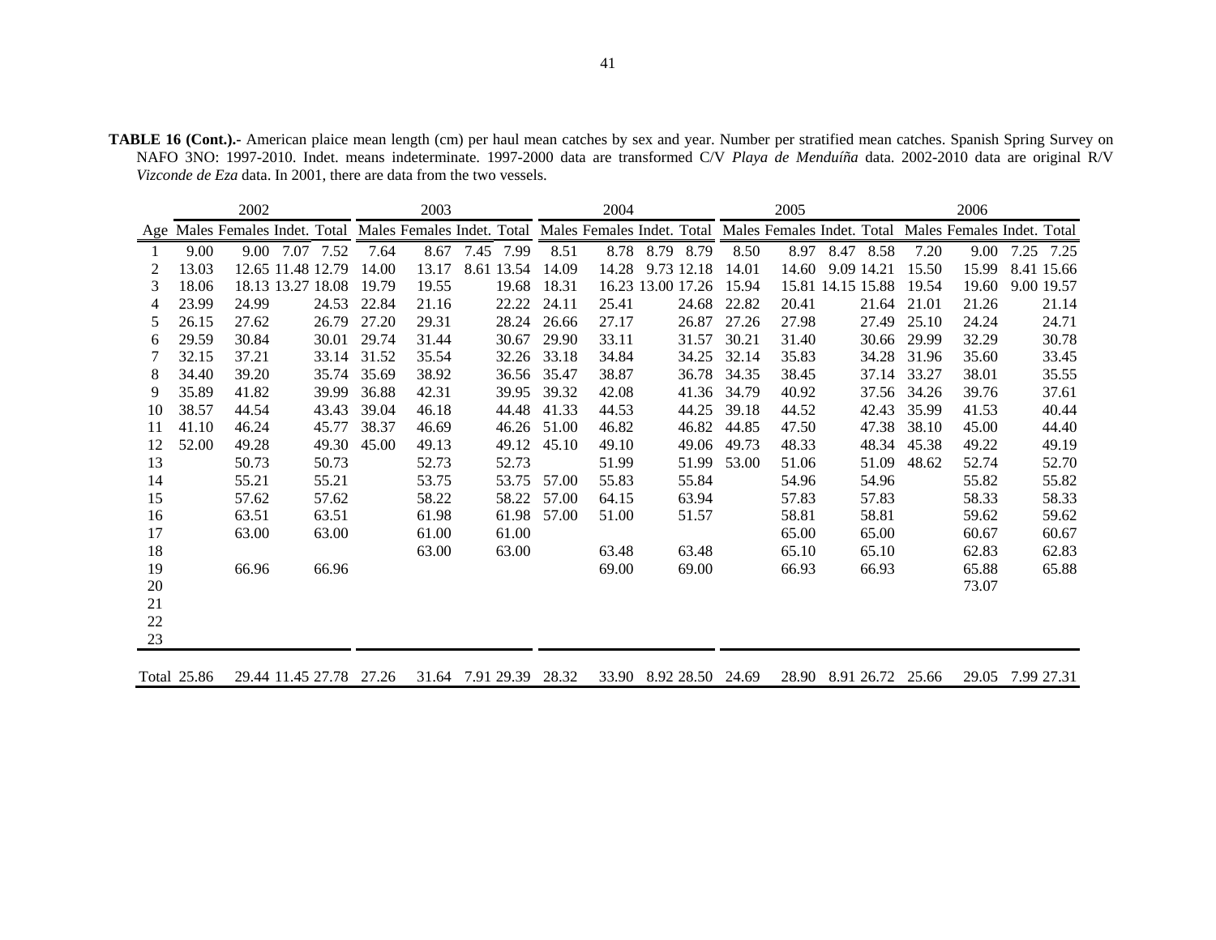**TABLE 16 (Cont.).-** American plaice mean length (cm) per haul mean catches by sex and year. Number per stratified mean catches. Spanish Spring Survey on NAFO 3NO: 1997-2010. Indet. means indeterminate. 1997-2000 data are transformed C/V *Playa de Menduíña* data. 2002-2010 data are original R/V *Vizconde de Eza* data. In 2001, there are data from the two vessels.

| | 2002 | | | | 2003 | | | | 2004 | | | | 2005 | | | | 2006 | | | |
|---|---|---|---|---|---|---|---|---|---|---|---|---|---|---|---|---|---|---|---|---|
| Age | Males | Females | Indet. | Total | Males | Females | Indet. | Total | Males | Females | Indet. | Total | Males | Females | Indet. | Total | Males | Females | Indet. | Total |
| 1 | 9.00 | 9.00 | 7.07 | 7.52 | 7.64 | 8.67 | 7.45 | 7.99 | 8.51 | 8.78 | 8.79 | 8.79 | 8.50 | 8.97 | 8.47 | 8.58 | 7.20 | 9.00 | 7.25 | 7.25 |
| 2 | 13.03 | 12.65 | 11.48 | 12.79 | 14.00 | 13.17 | 8.61 | 13.54 | 14.09 | 14.28 | 9.73 | 12.18 | 14.01 | 14.60 | 9.09 | 14.21 | 15.50 | 15.99 | 8.41 | 15.66 |
| 3 | 18.06 | 18.13 | 13.27 | 18.08 | 19.79 | 19.55 | | 19.68 | 18.31 | 16.23 | 13.00 | 17.26 | 15.94 | 15.81 | 14.15 | 15.88 | 19.54 | 19.60 | 9.00 | 19.57 |
| 4 | 23.99 | 24.99 | | 24.53 | 22.84 | 21.16 | | 22.22 | 24.11 | 25.41 | | 24.68 | 22.82 | 20.41 | | 21.64 | 21.01 | 21.26 | | 21.14 |
| 5 | 26.15 | 27.62 | | 26.79 | 27.20 | 29.31 | | 28.24 | 26.66 | 27.17 | | 26.87 | 27.26 | 27.98 | | 27.49 | 25.10 | 24.24 | | 24.71 |
| 6 | 29.59 | 30.84 | | 30.01 | 29.74 | 31.44 | | 30.67 | 29.90 | 33.11 | | 31.57 | 30.21 | 31.40 | | 30.66 | 29.99 | 32.29 | | 30.78 |
| 7 | 32.15 | 37.21 | | 33.14 | 31.52 | 35.54 | | 32.26 | 33.18 | 34.84 | | 34.25 | 32.14 | 35.83 | | 34.28 | 31.96 | 35.60 | | 33.45 |
| 8 | 34.40 | 39.20 | | 35.74 | 35.69 | 38.92 | | 36.56 | 35.47 | 38.87 | | 36.78 | 34.35 | 38.45 | | 37.14 | 33.27 | 38.01 | | 35.55 |
| 9 | 35.89 | 41.82 | | 39.99 | 36.88 | 42.31 | | 39.95 | 39.32 | 42.08 | | 41.36 | 34.79 | 40.92 | | 37.56 | 34.26 | 39.76 | | 37.61 |
| 10 | 38.57 | 44.54 | | 43.43 | 39.04 | 46.18 | | 44.48 | 41.33 | 44.53 | | 44.25 | 39.18 | 44.52 | | 42.43 | 35.99 | 41.53 | | 40.44 |
| 11 | 41.10 | 46.24 | | 45.77 | 38.37 | 46.69 | | 46.26 | 51.00 | 46.82 | | 46.82 | 44.85 | 47.50 | | 47.38 | 38.10 | 45.00 | | 44.40 |
| 12 | 52.00 | 49.28 | | 49.30 | 45.00 | 49.13 | | 49.12 | 45.10 | 49.10 | | 49.06 | 49.73 | 48.33 | | 48.34 | 45.38 | 49.22 | | 49.19 |
| 13 | | 50.73 | | 50.73 | | 52.73 | | 52.73 | | 51.99 | | 51.99 | 53.00 | 51.06 | | 51.09 | 48.62 | 52.74 | | 52.70 |
| 14 | | 55.21 | | 55.21 | | 53.75 | | 53.75 | 57.00 | 55.83 | | 55.84 | | 54.96 | | 54.96 | | 55.82 | | 55.82 |
| 15 | | 57.62 | | 57.62 | | 58.22 | | 58.22 | 57.00 | 64.15 | | 63.94 | | 57.83 | | 57.83 | | 58.33 | | 58.33 |
| 16 | | 63.51 | | 63.51 | | 61.98 | | 61.98 | 57.00 | 51.00 | | 51.57 | | 58.81 | | 58.81 | | 59.62 | | 59.62 |
| 17 | | 63.00 | | 63.00 | | 61.00 | | 61.00 | | | | | | 65.00 | | 65.00 | | 60.67 | | 60.67 |
| 18 | | | | | | 63.00 | | 63.00 | | 63.48 | | 63.48 | | 65.10 | | 65.10 | | 62.83 | | 62.83 |
| 19 | | 66.96 | | 66.96 | | | | | | 69.00 | | 69.00 | | 66.93 | | 66.93 | | 65.88 | | 65.88 |
| 20 | | | | | | | | | | | | | | | | | | 73.07 | | |
| 21 | | | | | | | | | | | | | | | | | | | | |
| 22 | | | | | | | | | | | | | | | | | | | | |
| 23 | | | | | | | | | | | | | | | | | | | | |
| Total | 25.86 | 29.44 | 11.45 | 27.78 | 27.26 | 31.64 | 7.91 | 29.39 | 28.32 | 33.90 | 8.92 | 28.50 | 24.69 | 28.90 | 8.91 | 26.72 | 25.66 | 29.05 | 7.99 | 27.31 |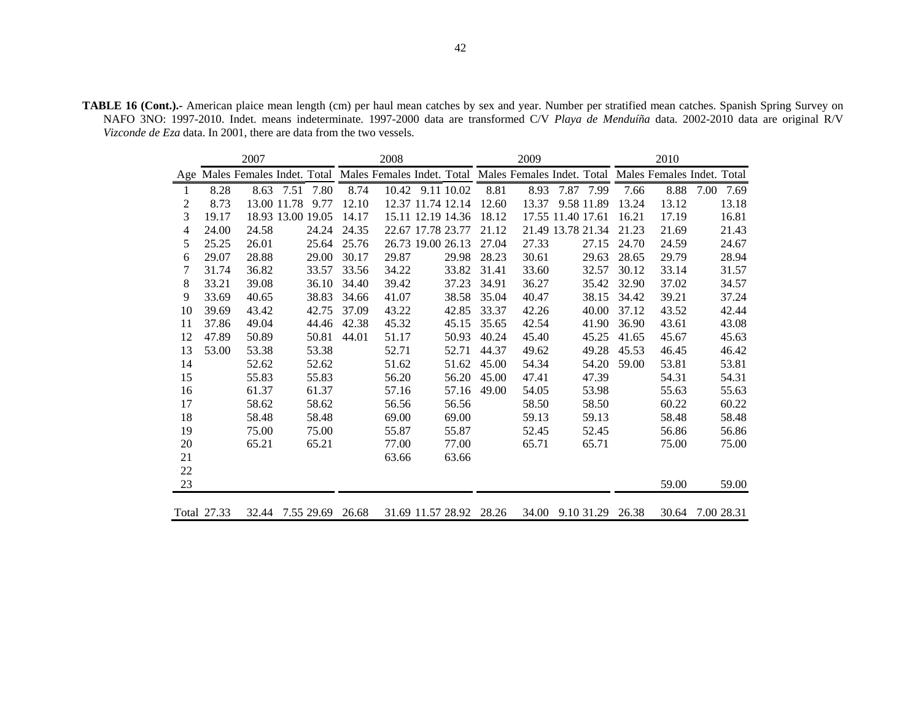**TABLE 16 (Cont.).-** American plaice mean length (cm) per haul mean catches by sex and year. Number per stratified mean catches. Spanish Spring Survey on NAFO 3NO: 1997-2010. Indet. means indeterminate. 1997-2000 data are transformed C/V *Playa de Menduíña* data. 2002-2010 data are original R/V *Vizconde de Eza* data. In 2001, there are data from the two vessels.

| | 2007 | | | | 2008 | | | | 2009 | | | | 2010 | | | |
|---|---|---|---|---|---|---|---|---|---|---|---|---|---|---|---|---|
| Age | Males | Females | Indet. | Total | Males | Females | Indet. | Total | Males | Females | Indet. | Total | Males | Females | Indet. | Total |
| 1 | 8.28 | 8.63 | 7.51 | 7.80 | 8.74 | 10.42 | 9.11 | 10.02 | 8.81 | 8.93 | 7.87 | 7.99 | 7.66 | 8.88 | 7.00 | 7.69 |
| 2 | 8.73 | 13.00 | 11.78 | 9.77 | 12.10 | 12.37 | 11.74 | 12.14 | 12.60 | 13.37 | 9.58 | 11.89 | 13.24 | 13.12 | | 13.18 |
| 3 | 19.17 | 18.93 | 13.00 | 19.05 | 14.17 | 15.11 | 12.19 | 14.36 | 18.12 | 17.55 | 11.40 | 17.61 | 16.21 | 17.19 | | 16.81 |
| 4 | 24.00 | 24.58 | | 24.24 | 24.35 | 22.67 | 17.78 | 23.77 | 21.12 | 21.49 | 13.78 | 21.34 | 21.23 | 21.69 | | 21.43 |
| 5 | 25.25 | 26.01 | | 25.64 | 25.76 | 26.73 | 19.00 | 26.13 | 27.04 | 27.33 | | 27.15 | 24.70 | 24.59 | | 24.67 |
| 6 | 29.07 | 28.88 | | 29.00 | 30.17 | 29.87 | | 29.98 | 28.23 | 30.61 | | 29.63 | 28.65 | 29.79 | | 28.94 |
| 7 | 31.74 | 36.82 | | 33.57 | 33.56 | 34.22 | | 33.82 | 31.41 | 33.60 | | 32.57 | 30.12 | 33.14 | | 31.57 |
| 8 | 33.21 | 39.08 | | 36.10 | 34.40 | 39.42 | | 37.23 | 34.91 | 36.27 | | 35.42 | 32.90 | 37.02 | | 34.57 |
| 9 | 33.69 | 40.65 | | 38.83 | 34.66 | 41.07 | | 38.58 | 35.04 | 40.47 | | 38.15 | 34.42 | 39.21 | | 37.24 |
| 10 | 39.69 | 43.42 | | 42.75 | 37.09 | 43.22 | | 42.85 | 33.37 | 42.26 | | 40.00 | 37.12 | 43.52 | | 42.44 |
| 11 | 37.86 | 49.04 | | 44.46 | 42.38 | 45.32 | | 45.15 | 35.65 | 42.54 | | 41.90 | 36.90 | 43.61 | | 43.08 |
| 12 | 47.89 | 50.89 | | 50.81 | 44.01 | 51.17 | | 50.93 | 40.24 | 45.40 | | 45.25 | 41.65 | 45.67 | | 45.63 |
| 13 | 53.00 | 53.38 | | 53.38 | | 52.71 | | 52.71 | 44.37 | 49.62 | | 49.28 | 45.53 | 46.45 | | 46.42 |
| 14 | | 52.62 | | 52.62 | | 51.62 | | 51.62 | 45.00 | 54.34 | | 54.20 | 59.00 | 53.81 | | 53.81 |
| 15 | | 55.83 | | 55.83 | | 56.20 | | 56.20 | 45.00 | 47.41 | | 47.39 | | 54.31 | | 54.31 |
| 16 | | 61.37 | | 61.37 | | 57.16 | | 57.16 | 49.00 | 54.05 | | 53.98 | | 55.63 | | 55.63 |
| 17 | | 58.62 | | 58.62 | | 56.56 | | 56.56 | | 58.50 | | 58.50 | | 60.22 | | 60.22 |
| 18 | | 58.48 | | 58.48 | | 69.00 | | 69.00 | | 59.13 | | 59.13 | | 58.48 | | 58.48 |
| 19 | | 75.00 | | 75.00 | | 55.87 | | 55.87 | | 52.45 | | 52.45 | | 56.86 | | 56.86 |
| 20 | | 65.21 | | 65.21 | | 77.00 | | 77.00 | | 65.71 | | 65.71 | | 75.00 | | 75.00 |
| 21 | | | | | | 63.66 | | 63.66 | | | | | | | | |
| 22 | | | | | | | | | | | | | | | | |
| 23 | | | | | | | | | | | | | | 59.00 | | 59.00 |
| Total | 27.33 | 32.44 | 7.55 | 29.69 | 26.68 | 31.69 | 11.57 | 28.92 | 28.26 | 34.00 | 9.10 | 31.29 | 26.38 | 30.64 | 7.00 | 28.31 |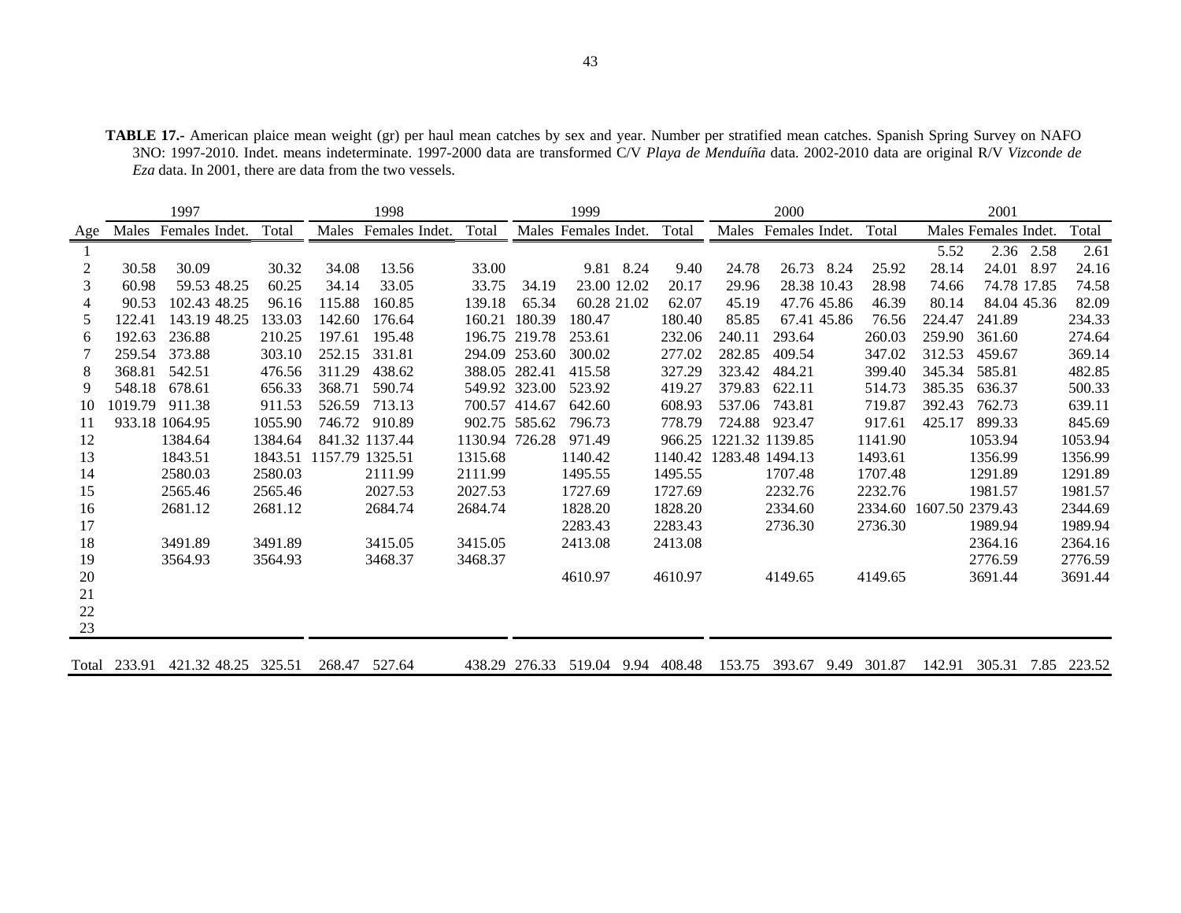**TABLE 17.-** American plaice mean weight (gr) per haul mean catches by sex and year. Number per stratified mean catches. Spanish Spring Survey on NAFO 3NO: 1997-2010. Indet. means indeterminate. 1997-2000 data are transformed C/V *Playa de Menduíña* data. 2002-2010 data are original R/V *Vizconde de Eza* data. In 2001, there are data from the two vessels.

| | 1997 | | | | 1998 | | | | 1999 | | | | 2000 | | | | 2001 | | | |
|---|---|---|---|---|---|---|---|---|---|---|---|---|---|---|---|---|---|---|---|---|
| Age | Males | Females | Indet. | Total | Males | Females | Indet. | Total | Males | Females | Indet. | Total | Males | Females | Indet. | Total | Males | Females | Indet. | Total |
| 1 | | | | | | | | | | | | | | | | | 5.52 | 2.36 | 2.58 | 2.61 |
| 2 | 30.58 | 30.09 | | 30.32 | 34.08 | 13.56 | | 33.00 | | 9.81 | 8.24 | 9.40 | 24.78 | 26.73 | 8.24 | 25.92 | 28.14 | 24.01 | 8.97 | 24.16 |
| 3 | 60.98 | 59.53 | 48.25 | 60.25 | 34.14 | 33.05 | | 33.75 | 34.19 | 23.00 | 12.02 | 20.17 | 29.96 | 28.38 | 10.43 | 28.98 | 74.66 | 74.78 | 17.85 | 74.58 |
| 4 | 90.53 | 102.43 | 48.25 | 96.16 | 115.88 | 160.85 | | 139.18 | 65.34 | 60.28 | 21.02 | 62.07 | 45.19 | 47.76 | 45.86 | 46.39 | 80.14 | 84.04 | 45.36 | 82.09 |
| 5 | 122.41 | 143.19 | 48.25 | 133.03 | 142.60 | 176.64 | | 160.21 | 180.39 | 180.47 | | 180.40 | 85.85 | 67.41 | 45.86 | 76.56 | 224.47 | 241.89 | | 234.33 |
| 6 | 192.63 | 236.88 | | 210.25 | 197.61 | 195.48 | | 196.75 | 219.78 | 253.61 | | 232.06 | 240.11 | 293.64 | | 260.03 | 259.90 | 361.60 | | 274.64 |
| 7 | 259.54 | 373.88 | | 303.10 | 252.15 | 331.81 | | 294.09 | 253.60 | 300.02 | | 277.02 | 282.85 | 409.54 | | 347.02 | 312.53 | 459.67 | | 369.14 |
| 8 | 368.81 | 542.51 | | 476.56 | 311.29 | 438.62 | | 388.05 | 282.41 | 415.58 | | 327.29 | 323.42 | 484.21 | | 399.40 | 345.34 | 585.81 | | 482.85 |
| 9 | 548.18 | 678.61 | | 656.33 | 368.71 | 590.74 | | 549.92 | 323.00 | 523.92 | | 419.27 | 379.83 | 622.11 | | 514.73 | 385.35 | 636.37 | | 500.33 |
| 10 | 1019.79 | 911.38 | | 911.53 | 526.59 | 713.13 | | 700.57 | 414.67 | 642.60 | | 608.93 | 537.06 | 743.81 | | 719.87 | 392.43 | 762.73 | | 639.11 |
| 11 | 933.18 | 1064.95 | | 1055.90 | 746.72 | 910.89 | | 902.75 | 585.62 | 796.73 | | 778.79 | 724.88 | 923.47 | | 917.61 | 425.17 | 899.33 | | 845.69 |
| 12 | | 1384.64 | | 1384.64 | 841.32 | 1137.44 | | 1130.94 | 726.28 | 971.49 | | 966.25 | 1221.32 | 1139.85 | | 1141.90 | | 1053.94 | | 1053.94 |
| 13 | | 1843.51 | | 1843.51 | 1157.79 | 1325.51 | | 1315.68 | | 1140.42 | | 1140.42 | 1283.48 | 1494.13 | | 1493.61 | | 1356.99 | | 1356.99 |
| 14 | | 2580.03 | | 2580.03 | | 2111.99 | | 2111.99 | | 1495.55 | | 1495.55 | | 1707.48 | | 1707.48 | | 1291.89 | | 1291.89 |
| 15 | | 2565.46 | | 2565.46 | | 2027.53 | | 2027.53 | | 1727.69 | | 1727.69 | | 2232.76 | | 2232.76 | | 1981.57 | | 1981.57 |
| 16 | | 2681.12 | | 2681.12 | | 2684.74 | | 2684.74 | | 1828.20 | | 1828.20 | | 2334.60 | | 2334.60 | 1607.50 | 2379.43 | | 2344.69 |
| 17 | | | | | | | | | | 2283.43 | | 2283.43 | | 2736.30 | | 2736.30 | | 1989.94 | | 1989.94 |
| 18 | | 3491.89 | | 3491.89 | | 3415.05 | | 3415.05 | | 2413.08 | | 2413.08 | | | | | | 2364.16 | | 2364.16 |
| 19 | | 3564.93 | | 3564.93 | | 3468.37 | | 3468.37 | | | | | | | | | | 2776.59 | | 2776.59 |
| 20 | | | | | | | | | | 4610.97 | | 4610.97 | | 4149.65 | | 4149.65 | | 3691.44 | | 3691.44 |
| 21 | | | | | | | | | | | | | | | | | | | | |
| 22 | | | | | | | | | | | | | | | | | | | | |
| 23 | | | | | | | | | | | | | | | | | | | | |
| Total | 233.91 | 421.32 | 48.25 | 325.51 | 268.47 | 527.64 | | 438.29 | 276.33 | 519.04 | 9.94 | 408.48 | 153.75 | 393.67 | 9.49 | 301.87 | 142.91 | 305.31 | 7.85 | 223.52 |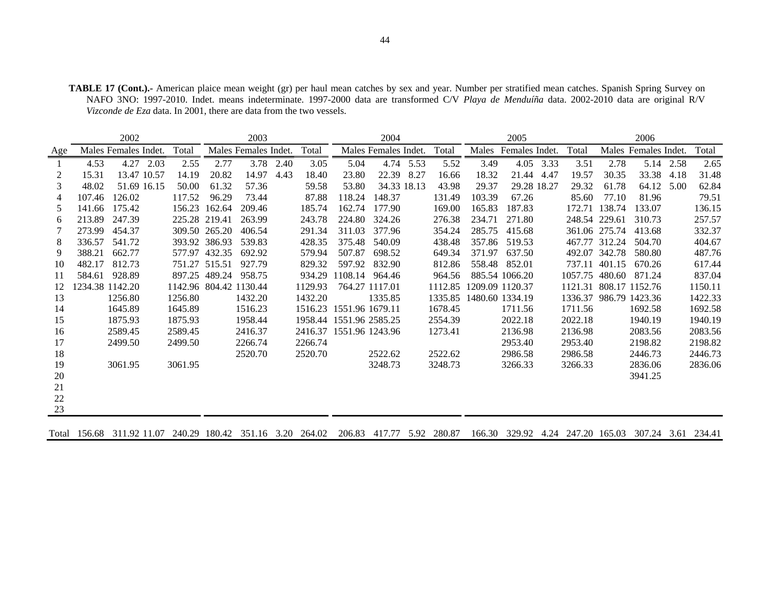**TABLE 17 (Cont.).-** American plaice mean weight (gr) per haul mean catches by sex and year. Number per stratified mean catches. Spanish Spring Survey on NAFO 3NO: 1997-2010. Indet. means indeterminate. 1997-2000 data are transformed C/V *Playa de Menduíña* data. 2002-2010 data are original R/V *Vizconde de Eza* data. In 2001, there are data from the two vessels.

| | 2002 | | | | 2003 | | | | 2004 | | | | 2005 | | | | 2006 | | | |
|---|---|---|---|---|---|---|---|---|---|---|---|---|---|---|---|---|---|---|---|---|
| Age | Males | Females | Indet. | Total | Males | Females | Indet. | Total | Males | Females | Indet. | Total | Males | Females | Indet. | Total | Males | Females | Indet. | Total |
| 1 | 4.53 | 4.27 | 2.03 | 2.55 | 2.77 | 3.78 | 2.40 | 3.05 | 5.04 | 4.74 | 5.53 | 5.52 | 3.49 | 4.05 | 3.33 | 3.51 | 2.78 | 5.14 | 2.58 | 2.65 |
| 2 | 15.31 | 13.47 | 10.57 | 14.19 | 20.82 | 14.97 | 4.43 | 18.40 | 23.80 | 22.39 | 8.27 | 16.66 | 18.32 | 21.44 | 4.47 | 19.57 | 30.35 | 33.38 | 4.18 | 31.48 |
| 3 | 48.02 | 51.69 | 16.15 | 50.00 | 61.32 | 57.36 | | 59.58 | 53.80 | 34.33 | 18.13 | 43.98 | 29.37 | 29.28 | 18.27 | 29.32 | 61.78 | 64.12 | 5.00 | 62.84 |
| 4 | 107.46 | 126.02 | | 117.52 | 96.29 | 73.44 | | 87.88 | 118.24 | 148.37 | | 131.49 | 103.39 | 67.26 | | 85.60 | 77.10 | 81.96 | | 79.51 |
| 5 | 141.66 | 175.42 | | 156.23 | 162.64 | 209.46 | | 185.74 | 162.74 | 177.90 | | 169.00 | 165.83 | 187.83 | | 172.71 | 138.74 | 133.07 | | 136.15 |
| 6 | 213.89 | 247.39 | | 225.28 | 219.41 | 263.99 | | 243.78 | 224.80 | 324.26 | | 276.38 | 234.71 | 271.80 | | 248.54 | 229.61 | 310.73 | | 257.57 |
| 7 | 273.99 | 454.37 | | 309.50 | 265.20 | 406.54 | | 291.34 | 311.03 | 377.96 | | 354.24 | 285.75 | 415.68 | | 361.06 | 275.74 | 413.68 | | 332.37 |
| 8 | 336.57 | 541.72 | | 393.92 | 386.93 | 539.83 | | 428.35 | 375.48 | 540.09 | | 438.48 | 357.86 | 519.53 | | 467.77 | 312.24 | 504.70 | | 404.67 |
| 9 | 388.21 | 662.77 | | 577.97 | 432.35 | 692.92 | | 579.94 | 507.87 | 698.52 | | 649.34 | 371.97 | 637.50 | | 492.07 | 342.78 | 580.80 | | 487.76 |
| 10 | 482.17 | 812.73 | | 751.27 | 515.51 | 927.79 | | 829.32 | 597.92 | 832.90 | | 812.86 | 558.48 | 852.01 | | 737.11 | 401.15 | 670.26 | | 617.44 |
| 11 | 584.61 | 928.89 | | 897.25 | 489.24 | 958.75 | | 934.29 | 1108.14 | 964.46 | | 964.56 | 885.54 | 1066.20 | | 1057.75 | 480.60 | 871.24 | | 837.04 |
| 12 | 1234.38 | 1142.20 | | 1142.96 | 804.42 | 1130.44 | | 1129.93 | 764.27 | 1117.01 | | 1112.85 | 1209.09 | 1120.37 | | 1121.31 | 808.17 | 1152.76 | | 1150.11 |
| 13 | | 1256.80 | | 1256.80 | | 1432.20 | | 1432.20 | | 1335.85 | | 1335.85 | 1480.60 | 1334.19 | | 1336.37 | 986.79 | 1423.36 | | 1422.33 |
| 14 | | 1645.89 | | 1645.89 | | 1516.23 | | 1516.23 | 1551.96 | 1679.11 | | 1678.45 | | 1711.56 | | 1711.56 | | 1692.58 | | 1692.58 |
| 15 | | 1875.93 | | 1875.93 | | 1958.44 | | 1958.44 | 1551.96 | 2585.25 | | 2554.39 | | 2022.18 | | 2022.18 | | 1940.19 | | 1940.19 |
| 16 | | 2589.45 | | 2589.45 | | 2416.37 | | 2416.37 | 1551.96 | 1243.96 | | 1273.41 | | 2136.98 | | 2136.98 | | 2083.56 | | 2083.56 |
| 17 | | 2499.50 | | 2499.50 | | 2266.74 | | 2266.74 | | | | | | 2953.40 | | 2953.40 | | 2198.82 | | 2198.82 |
| 18 | | | | | | 2520.70 | | 2520.70 | | 2522.62 | | 2522.62 | | 2986.58 | | 2986.58 | | 2446.73 | | 2446.73 |
| 19 | | 3061.95 | | 3061.95 | | | | | | 3248.73 | | 3248.73 | | 3266.33 | | 3266.33 | | 2836.06 | | 2836.06 |
| 20 | | | | | | | | | | | | | | | | | | 3941.25 | | |
| 21 | | | | | | | | | | | | | | | | | | | | |
| 22 | | | | | | | | | | | | | | | | | | | | |
| 23 | | | | | | | | | | | | | | | | | | | | |
| Total | 156.68 | 311.92 | 11.07 | 240.29 | 180.42 | 351.16 | 3.20 | 264.02 | 206.83 | 417.77 | 5.92 | 280.87 | 166.30 | 329.92 | 4.24 | 247.20 | 165.03 | 307.24 | 3.61 | 234.41 |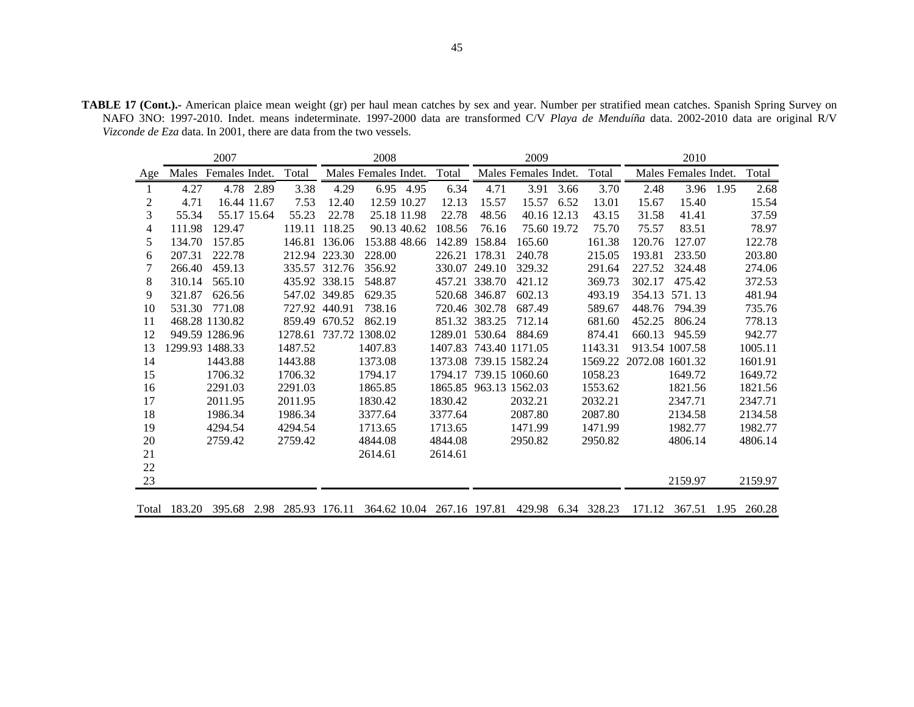**TABLE 17 (Cont.).-** American plaice mean weight (gr) per haul mean catches by sex and year. Number per stratified mean catches. Spanish Spring Survey on NAFO 3NO: 1997-2010. Indet. means indeterminate. 1997-2000 data are transformed C/V *Playa de Menduíña* data. 2002-2010 data are original R/V *Vizconde de Eza* data. In 2001, there are data from the two vessels.

| | 2007 | | | | 2008 | | | | 2009 | | | | 2010 | | | |
|---|---|---|---|---|---|---|---|---|---|---|---|---|---|---|---|---|
| Age | Males | Females | Indet. | Total | Males | Females | Indet. | Total | Males | Females | Indet. | Total | Males | Females | Indet. | Total |
| 1 | 4.27 | 4.78 | 2.89 | 3.38 | 4.29 | 6.95 | 4.95 | 6.34 | 4.71 | 3.91 | 3.66 | 3.70 | 2.48 | 3.96 | 1.95 | 2.68 |
| 2 | 4.71 | 16.44 | 11.67 | 7.53 | 12.40 | 12.59 | 10.27 | 12.13 | 15.57 | 15.57 | 6.52 | 13.01 | 15.67 | 15.40 | | 15.54 |
| 3 | 55.34 | 55.17 | 15.64 | 55.23 | 22.78 | 25.18 | 11.98 | 22.78 | 48.56 | 40.16 | 12.13 | 43.15 | 31.58 | 41.41 | | 37.59 |
| 4 | 111.98 | 129.47 | | 119.11 | 118.25 | 90.13 | 40.62 | 108.56 | 76.16 | 75.60 | 19.72 | 75.70 | 75.57 | 83.51 | | 78.97 |
| 5 | 134.70 | 157.85 | | 146.81 | 136.06 | 153.88 | 48.66 | 142.89 | 158.84 | 165.60 | | 161.38 | 120.76 | 127.07 | | 122.78 |
| 6 | 207.31 | 222.78 | | 212.94 | 223.30 | 228.00 | | 226.21 | 178.31 | 240.78 | | 215.05 | 193.81 | 233.50 | | 203.80 |
| 7 | 266.40 | 459.13 | | 335.57 | 312.76 | 356.92 | | 330.07 | 249.10 | 329.32 | | 291.64 | 227.52 | 324.48 | | 274.06 |
| 8 | 310.14 | 565.10 | | 435.92 | 338.15 | 548.87 | | 457.21 | 338.70 | 421.12 | | 369.73 | 302.17 | 475.42 | | 372.53 |
| 9 | 321.87 | 626.56 | | 547.02 | 349.85 | 629.35 | | 520.68 | 346.87 | 602.13 | | 493.19 | 354.13 | 571. 13 | | 481.94 |
| 10 | 531.30 | 771.08 | | 727.92 | 440.91 | 738.16 | | 720.46 | 302.78 | 687.49 | | 589.67 | 448.76 | 794.39 | | 735.76 |
| 11 | 468.28 | 1130.82 | | 859.49 | 670.52 | 862.19 | | 851.32 | 383.25 | 712.14 | | 681.60 | 452.25 | 806.24 | | 778.13 |
| 12 | 949.59 | 1286.96 | | 1278.61 | 737.72 | 1308.02 | | 1289.01 | 530.64 | 884.69 | | 874.41 | 660.13 | 945.59 | | 942.77 |
| 13 | 1299.93 | 1488.33 | | 1487.52 | | 1407.83 | | 1407.83 | 743.40 | 1171.05 | | 1143.31 | 913.54 | 1007.58 | | 1005.11 |
| 14 | | 1443.88 | | 1443.88 | | 1373.08 | | 1373.08 | 739.15 | 1582.24 | | 1569.22 | 2072.08 | 1601.32 | | 1601.91 |
| 15 | | 1706.32 | | 1706.32 | | 1794.17 | | 1794.17 | 739.15 | 1060.60 | | 1058.23 | | 1649.72 | | 1649.72 |
| 16 | | 2291.03 | | 2291.03 | | 1865.85 | | 1865.85 | 963.13 | 1562.03 | | 1553.62 | | 1821.56 | | 1821.56 |
| 17 | | 2011.95 | | 2011.95 | | 1830.42 | | 1830.42 | | 2032.21 | | 2032.21 | | 2347.71 | | 2347.71 |
| 18 | | 1986.34 | | 1986.34 | | 3377.64 | | 3377.64 | | 2087.80 | | 2087.80 | | 2134.58 | | 2134.58 |
| 19 | | 4294.54 | | 4294.54 | | 1713.65 | | 1713.65 | | 1471.99 | | 1471.99 | | 1982.77 | | 1982.77 |
| 20 | | 2759.42 | | 2759.42 | | 4844.08 | | 4844.08 | | 2950.82 | | 2950.82 | | 4806.14 | | 4806.14 |
| 21 | | | | | | 2614.61 | | 2614.61 | | | | | | | | |
| 22 | | | | | | | | | | | | | | | | |
| 23 | | | | | | | | | | | | | | 2159.97 | | 2159.97 |
| Total | 183.20 | 395.68 | 2.98 | 285.93 | 176.11 | 364.62 | 10.04 | 267.16 | 197.81 | 429.98 | 6.34 | 328.23 | 171.12 | 367.51 | 1.95 | 260.28 |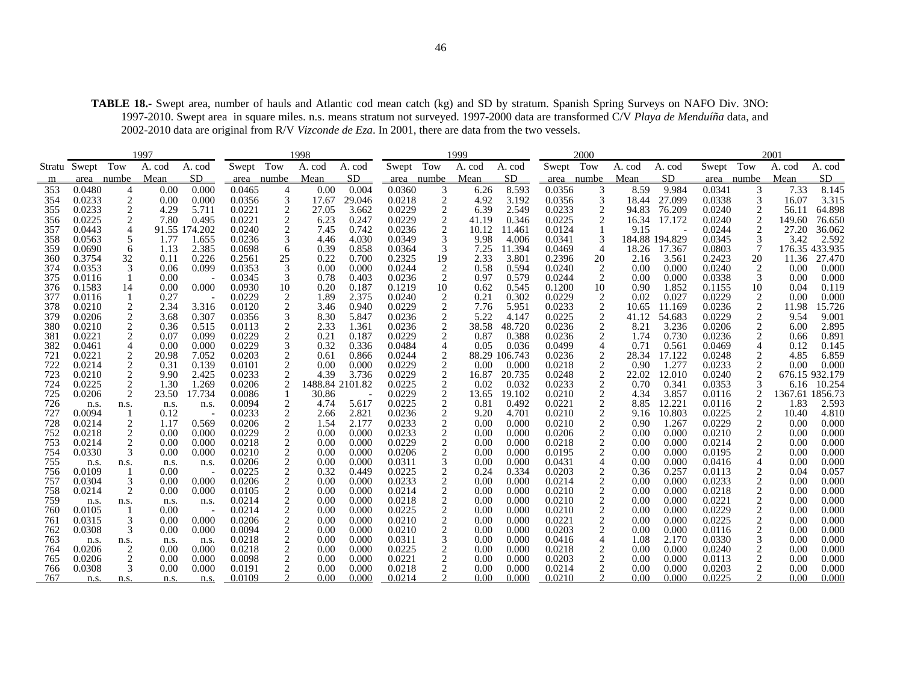**TABLE 18.-** Swept area, number of hauls and Atlantic cod mean catch (kg) and SD by stratum. Spanish Spring Surveys on NAFO Div. 3NO: 1997-2010. Swept area in square miles. n.s. means stratum not surveyed. 1997-2000 data are transformed C/V *Playa de Menduíña* data, and 2002-2010 data are original from R/V *Vizconde de Eza*. In 2001, there are data from the two vessels.

| | 1997 | | | | 1998 | | | | 1999 | | | | 2000 | | | | 2001 | | | |
|---|---|---|---|---|---|---|---|---|---|---|---|---|---|---|---|---|---|---|---|---|
| Stratum | Swept area | Tow number | A. cod Mean | A. cod SD | Swept area | Tow number | A. cod Mean | A. cod SD | Swept area | Tow number | A. cod Mean | A. cod SD | Swept area | Tow number | A. cod Mean | A. cod SD | Swept area | Tow number | A. cod Mean | A. cod SD |
| 353 | 0.0480 | 4 | 0.00 | 0.000 | 0.0465 | 4 | 0.00 | 0.004 | 0.0360 | 3 | 6.26 | 8.593 | 0.0356 | 3 | 8.59 | 9.984 | 0.0341 | 3 | 7.33 | 8.145 |
| 354 | 0.0233 | 2 | 0.00 | 0.000 | 0.0356 | 3 | 17.67 | 29.046 | 0.0218 | 2 | 4.92 | 3.192 | 0.0356 | 3 | 18.44 | 27.099 | 0.0338 | 3 | 16.07 | 3.315 |
| 355 | 0.0233 | 2 | 4.29 | 5.711 | 0.0221 | 2 | 27.05 | 3.662 | 0.0229 | 2 | 6.39 | 2.549 | 0.0233 | 2 | 94.83 | 76.209 | 0.0240 | 2 | 56.11 | 64.898 |
| 356 | 0.0225 | 2 | 7.80 | 0.495 | 0.0221 | 2 | 6.23 | 0.247 | 0.0229 | 2 | 41.19 | 0.346 | 0.0225 | 2 | 16.34 | 17.172 | 0.0240 | 2 | 149.60 | 76.650 |
| 357 | 0.0443 | 4 | 91.55 | 174.202 | 0.0240 | 2 | 7.45 | 0.742 | 0.0236 | 2 | 10.12 | 11.461 | 0.0124 | 1 | 9.15 | - | 0.0244 | 2 | 27.20 | 36.062 |
| 358 | 0.0563 | 5 | 1.77 | 1.655 | 0.0236 | 3 | 4.46 | 4.030 | 0.0349 | 3 | 9.98 | 4.006 | 0.0341 | 3 | 184.88 | 194.829 | 0.0345 | 3 | 3.42 | 2.592 |
| 359 | 0.0690 | 6 | 1.13 | 2.385 | 0.0698 | 6 | 0.39 | 0.858 | 0.0364 | 3 | 7.25 | 11.394 | 0.0469 | 4 | 18.26 | 17.367 | 0.0803 | 7 | 176.35 | 433.935 |
| 360 | 0.3754 | 32 | 0.11 | 0.226 | 0.2561 | 25 | 0.22 | 0.700 | 0.2325 | 19 | 2.33 | 3.801 | 0.2396 | 20 | 2.16 | 3.561 | 0.2423 | 20 | 11.36 | 27.470 |
| 374 | 0.0353 | 3 | 0.06 | 0.099 | 0.0353 | 3 | 0.00 | 0.000 | 0.0244 | 2 | 0.58 | 0.594 | 0.0240 | 2 | 0.00 | 0.000 | 0.0240 | 2 | 0.00 | 0.000 |
| 375 | 0.0116 | 1 | 0.00 | - | 0.0345 | 3 | 0.78 | 0.403 | 0.0236 | 2 | 0.97 | 0.579 | 0.0244 | 2 | 0.00 | 0.000 | 0.0338 | 3 | 0.00 | 0.000 |
| 376 | 0.1583 | 14 | 0.00 | 0.000 | 0.0930 | 10 | 0.20 | 0.187 | 0.1219 | 10 | 0.62 | 0.545 | 0.1200 | 10 | 0.90 | 1.852 | 0.1155 | 10 | 0.04 | 0.119 |
| 377 | 0.0116 | 1 | 0.27 | - | 0.0229 | 2 | 1.89 | 2.375 | 0.0240 | 2 | 0.21 | 0.302 | 0.0229 | 2 | 0.02 | 0.027 | 0.0229 | 2 | 0.00 | 0.000 |
| 378 | 0.0210 | 2 | 2.34 | 3.316 | 0.0120 | 2 | 3.46 | 0.940 | 0.0229 | 2 | 7.76 | 5.951 | 0.0233 | 2 | 10.65 | 11.169 | 0.0236 | 2 | 11.98 | 15.726 |
| 379 | 0.0206 | 2 | 3.68 | 0.307 | 0.0356 | 3 | 8.30 | 5.847 | 0.0236 | 2 | 5.22 | 4.147 | 0.0225 | 2 | 41.12 | 54.683 | 0.0229 | 2 | 9.54 | 9.001 |
| 380 | 0.0210 | 2 | 0.36 | 0.515 | 0.0113 | 2 | 2.33 | 1.361 | 0.0236 | 2 | 38.58 | 48.720 | 0.0236 | 2 | 8.21 | 3.236 | 0.0206 | 2 | 6.00 | 2.895 |
| 381 | 0.0221 | 2 | 0.07 | 0.099 | 0.0229 | 2 | 0.21 | 0.187 | 0.0229 | 2 | 0.87 | 0.388 | 0.0236 | 2 | 1.74 | 0.730 | 0.0236 | 2 | 0.66 | 0.891 |
| 382 | 0.0461 | 4 | 0.00 | 0.000 | 0.0229 | 3 | 0.32 | 0.336 | 0.0484 | 4 | 0.05 | 0.036 | 0.0499 | 4 | 0.71 | 0.561 | 0.0469 | 4 | 0.12 | 0.145 |
| 721 | 0.0221 | 2 | 20.98 | 7.052 | 0.0203 | 2 | 0.61 | 0.866 | 0.0244 | 2 | 88.29 | 106.743 | 0.0236 | 2 | 28.34 | 17.122 | 0.0248 | 2 | 4.85 | 6.859 |
| 722 | 0.0214 | 2 | 0.31 | 0.139 | 0.0101 | 2 | 0.00 | 0.000 | 0.0229 | 2 | 0.00 | 0.000 | 0.0218 | 2 | 0.90 | 1.277 | 0.0233 | 2 | 0.00 | 0.000 |
| 723 | 0.0210 | 2 | 9.90 | 2.425 | 0.0233 | 2 | 4.39 | 3.736 | 0.0229 | 2 | 16.87 | 20.735 | 0.0248 | 2 | 22.02 | 12.010 | 0.0240 | 2 | 676.15 | 932.179 |
| 724 | 0.0225 | 2 | 1.30 | 1.269 | 0.0206 | 2 | 1488.84 | 2101.82 | 0.0225 | 2 | 0.02 | 0.032 | 0.0233 | 2 | 0.70 | 0.341 | 0.0353 | 3 | 6.16 | 10.254 |
| 725 | 0.0206 | 2 | 23.50 | 17.734 | 0.0086 | 1 | 30.86 | - | 0.0229 | 2 | 13.65 | 19.102 | 0.0210 | 2 | 4.34 | 3.857 | 0.0116 | 2 | 1367.61 | 1856.73 |
| 726 | n.s. | n.s. | n.s. | n.s. | 0.0094 | 2 | 4.74 | 5.617 | 0.0225 | 2 | 0.81 | 0.492 | 0.0221 | 2 | 8.85 | 12.221 | 0.0116 | 2 | 1.83 | 2.593 |
| 727 | 0.0094 | 1 | 0.12 | - | 0.0233 | 2 | 2.66 | 2.821 | 0.0236 | 2 | 9.20 | 4.701 | 0.0210 | 2 | 9.16 | 10.803 | 0.0225 | 2 | 10.40 | 4.810 |
| 728 | 0.0214 | 2 | 1.17 | 0.569 | 0.0206 | 2 | 1.54 | 2.177 | 0.0233 | 2 | 0.00 | 0.000 | 0.0210 | 2 | 0.90 | 1.267 | 0.0229 | 2 | 0.00 | 0.000 |
| 752 | 0.0218 | 2 | 0.00 | 0.000 | 0.0229 | 2 | 0.00 | 0.000 | 0.0233 | 2 | 0.00 | 0.000 | 0.0206 | 2 | 0.00 | 0.000 | 0.0210 | 2 | 0.00 | 0.000 |
| 753 | 0.0214 | 2 | 0.00 | 0.000 | 0.0218 | 2 | 0.00 | 0.000 | 0.0229 | 2 | 0.00 | 0.000 | 0.0218 | 2 | 0.00 | 0.000 | 0.0214 | 2 | 0.00 | 0.000 |
| 754 | 0.0330 | 3 | 0.00 | 0.000 | 0.0210 | 2 | 0.00 | 0.000 | 0.0206 | 2 | 0.00 | 0.000 | 0.0195 | 2 | 0.00 | 0.000 | 0.0195 | 2 | 0.00 | 0.000 |
| 755 | n.s. | n.s. | n.s. | n.s. | 0.0206 | 2 | 0.00 | 0.000 | 0.0311 | 3 | 0.00 | 0.000 | 0.0431 | 4 | 0.00 | 0.000 | 0.0416 | 4 | 0.00 | 0.000 |
| 756 | 0.0109 | 1 | 0.00 | - | 0.0225 | 2 | 0.32 | 0.449 | 0.0225 | 2 | 0.24 | 0.334 | 0.0203 | 2 | 0.36 | 0.257 | 0.0113 | 2 | 0.04 | 0.057 |
| 757 | 0.0304 | 3 | 0.00 | 0.000 | 0.0206 | 2 | 0.00 | 0.000 | 0.0233 | 2 | 0.00 | 0.000 | 0.0214 | 2 | 0.00 | 0.000 | 0.0233 | 2 | 0.00 | 0.000 |
| 758 | 0.0214 | 2 | 0.00 | 0.000 | 0.0105 | 2 | 0.00 | 0.000 | 0.0214 | 2 | 0.00 | 0.000 | 0.0210 | 2 | 0.00 | 0.000 | 0.0218 | 2 | 0.00 | 0.000 |
| 759 | n.s. | n.s. | n.s. | n.s. | 0.0214 | 2 | 0.00 | 0.000 | 0.0218 | 2 | 0.00 | 0.000 | 0.0210 | 2 | 0.00 | 0.000 | 0.0221 | 2 | 0.00 | 0.000 |
| 760 | 0.0105 | 1 | 0.00 | - | 0.0214 | 2 | 0.00 | 0.000 | 0.0225 | 2 | 0.00 | 0.000 | 0.0210 | 2 | 0.00 | 0.000 | 0.0229 | 2 | 0.00 | 0.000 |
| 761 | 0.0315 | 3 | 0.00 | 0.000 | 0.0206 | 2 | 0.00 | 0.000 | 0.0210 | 2 | 0.00 | 0.000 | 0.0221 | 2 | 0.00 | 0.000 | 0.0225 | 2 | 0.00 | 0.000 |
| 762 | 0.0308 | 3 | 0.00 | 0.000 | 0.0094 | 2 | 0.00 | 0.000 | 0.0210 | 2 | 0.00 | 0.000 | 0.0203 | 2 | 0.00 | 0.000 | 0.0116 | 2 | 0.00 | 0.000 |
| 763 | n.s. | n.s. | n.s. | n.s. | 0.0218 | 2 | 0.00 | 0.000 | 0.0311 | 3 | 0.00 | 0.000 | 0.0416 | 4 | 1.08 | 2.170 | 0.0330 | 3 | 0.00 | 0.000 |
| 764 | 0.0206 | 2 | 0.00 | 0.000 | 0.0218 | 2 | 0.00 | 0.000 | 0.0225 | 2 | 0.00 | 0.000 | 0.0218 | 2 | 0.00 | 0.000 | 0.0240 | 2 | 0.00 | 0.000 |
| 765 | 0.0206 | 2 | 0.00 | 0.000 | 0.0098 | 2 | 0.00 | 0.000 | 0.0221 | 2 | 0.00 | 0.000 | 0.0203 | 2 | 0.00 | 0.000 | 0.0113 | 2 | 0.00 | 0.000 |
| 766 | 0.0308 | 3 | 0.00 | 0.000 | 0.0191 | 2 | 0.00 | 0.000 | 0.0218 | 2 | 0.00 | 0.000 | 0.0214 | 2 | 0.00 | 0.000 | 0.0203 | 2 | 0.00 | 0.000 |
| 767 | n.s. | n.s. | n.s. | n.s. | 0.0109 | 2 | 0.00 | 0.000 | 0.0214 | 2 | 0.00 | 0.000 | 0.0210 | 2 | 0.00 | 0.000 | 0.0225 | 2 | 0.00 | 0.000 |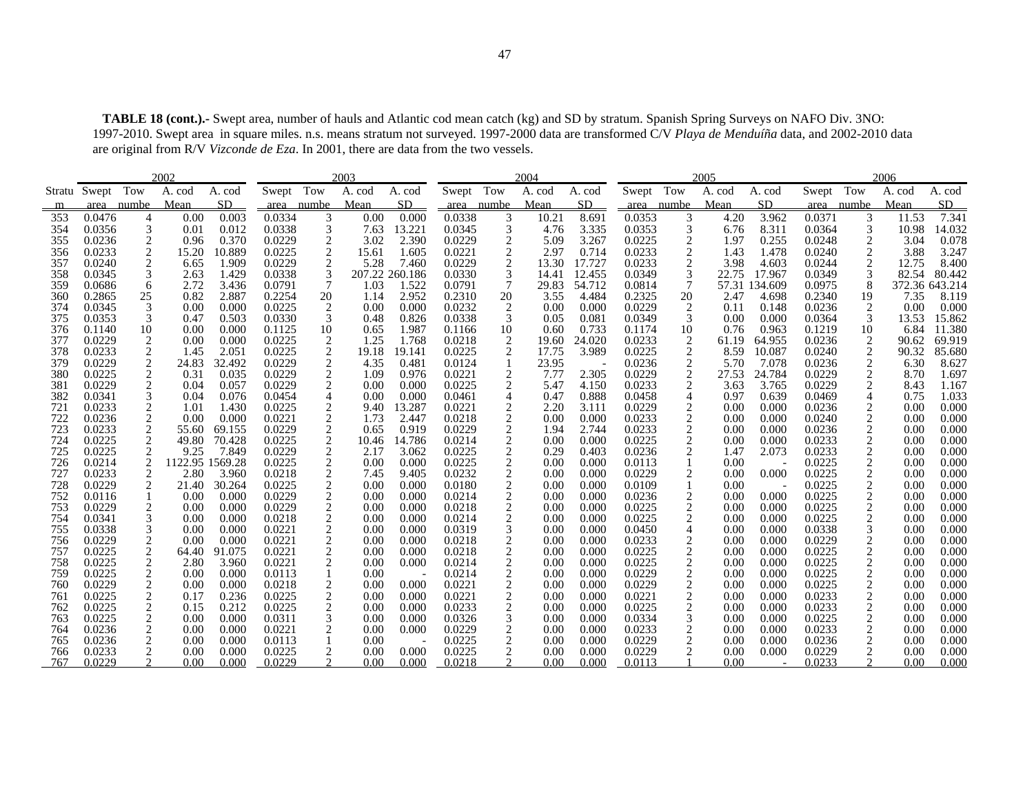**TABLE 18 (cont.).-** Swept area, number of hauls and Atlantic cod mean catch (kg) and SD by stratum. Spanish Spring Surveys on NAFO Div. 3NO: 1997-2010. Swept area in square miles. n.s. means stratum not surveyed. 1997-2000 data are transformed C/V *Playa de Menduíña* data, and 2002-2010 data are original from R/V *Vizconde de Eza*. In 2001, there are data from the two vessels.

| | 2002 | | | | 2003 | | | | 2004 | | | | 2005 | | | | 2006 | | | |
|---|---|---|---|---|---|---|---|---|---|---|---|---|---|---|---|---|---|---|---|---|
| Stratum | Swept area | Tow number | A. cod Mean | A. cod SD | Swept area | Tow number | A. cod Mean | A. cod SD | Swept area | Tow number | A. cod Mean | A. cod SD | Swept area | Tow number | A. cod Mean | A. cod SD | Swept area | Tow number | A. cod Mean | A. cod SD |
| 353 | 0.0476 | 4 | 0.00 | 0.003 | 0.0334 | 3 | 0.00 | 0.000 | 0.0338 | 3 | 10.21 | 8.691 | 0.0353 | 3 | 4.20 | 3.962 | 0.0371 | 3 | 11.53 | 7.341 |
| 354 | 0.0356 | 3 | 0.01 | 0.012 | 0.0338 | 3 | 7.63 | 13.221 | 0.0345 | 3 | 4.76 | 3.335 | 0.0353 | 3 | 6.76 | 8.311 | 0.0364 | 3 | 10.98 | 14.032 |
| 355 | 0.0236 | 2 | 0.96 | 0.370 | 0.0229 | 2 | 3.02 | 2.390 | 0.0229 | 2 | 5.09 | 3.267 | 0.0225 | 2 | 1.97 | 0.255 | 0.0248 | 2 | 3.04 | 0.078 |
| 356 | 0.0233 | 2 | 15.20 | 10.889 | 0.0225 | 2 | 15.61 | 1.605 | 0.0221 | 2 | 2.97 | 0.714 | 0.0233 | 2 | 1.43 | 1.478 | 0.0240 | 2 | 3.88 | 3.247 |
| 357 | 0.0240 | 2 | 6.65 | 1.909 | 0.0229 | 2 | 5.28 | 7.460 | 0.0229 | 2 | 13.30 | 17.727 | 0.0233 | 2 | 3.98 | 4.603 | 0.0244 | 2 | 12.75 | 8.400 |
| 358 | 0.0345 | 3 | 2.63 | 1.429 | 0.0338 | 3 | 207.22 | 260.186 | 0.0330 | 3 | 14.41 | 12.455 | 0.0349 | 3 | 22.75 | 17.967 | 0.0349 | 3 | 82.54 | 80.442 |
| 359 | 0.0686 | 6 | 2.72 | 3.436 | 0.0791 | 7 | 1.03 | 1.522 | 0.0791 | 7 | 29.83 | 54.712 | 0.0814 | 7 | 57.31 | 134.609 | 0.0975 | 8 | 372.36 | 643.214 |
| 360 | 0.2865 | 25 | 0.82 | 2.887 | 0.2254 | 20 | 1.14 | 2.952 | 0.2310 | 20 | 3.55 | 4.484 | 0.2325 | 20 | 2.47 | 4.698 | 0.2340 | 19 | 7.35 | 8.119 |
| 374 | 0.0345 | 3 | 0.00 | 0.000 | 0.0225 | 2 | 0.00 | 0.000 | 0.0232 | 2 | 0.00 | 0.000 | 0.0229 | 2 | 0.11 | 0.148 | 0.0236 | 2 | 0.00 | 0.000 |
| 375 | 0.0353 | 3 | 0.47 | 0.503 | 0.0330 | 3 | 0.48 | 0.826 | 0.0338 | 3 | 0.05 | 0.081 | 0.0349 | 3 | 0.00 | 0.000 | 0.0364 | 3 | 13.53 | 15.862 |
| 376 | 0.1140 | 10 | 0.00 | 0.000 | 0.1125 | 10 | 0.65 | 1.987 | 0.1166 | 10 | 0.60 | 0.733 | 0.1174 | 10 | 0.76 | 0.963 | 0.1219 | 10 | 6.84 | 11.380 |
| 377 | 0.0229 | 2 | 0.00 | 0.000 | 0.0225 | 2 | 1.25 | 1.768 | 0.0218 | 2 | 19.60 | 24.020 | 0.0233 | 2 | 61.19 | 64.955 | 0.0236 | 2 | 90.62 | 69.919 |
| 378 | 0.0233 | 2 | 1.45 | 2.051 | 0.0225 | 2 | 19.18 | 19.141 | 0.0225 | 2 | 17.75 | 3.989 | 0.0225 | 2 | 8.59 | 10.087 | 0.0240 | 2 | 90.32 | 85.680 |
| 379 | 0.0229 | 2 | 24.83 | 32.492 | 0.0229 | 2 | 4.35 | 0.481 | 0.0124 | 1 | 23.95 | - | 0.0236 | 2 | 5.70 | 7.078 | 0.0236 | 2 | 6.30 | 8.627 |
| 380 | 0.0225 | 2 | 0.31 | 0.035 | 0.0229 | 2 | 1.09 | 0.976 | 0.0221 | 2 | 7.77 | 2.305 | 0.0229 | 2 | 27.53 | 24.784 | 0.0229 | 2 | 8.70 | 1.697 |
| 381 | 0.0229 | 2 | 0.04 | 0.057 | 0.0229 | 2 | 0.00 | 0.000 | 0.0225 | 2 | 5.47 | 4.150 | 0.0233 | 2 | 3.63 | 3.765 | 0.0229 | 2 | 8.43 | 1.167 |
| 382 | 0.0341 | 3 | 0.04 | 0.076 | 0.0454 | 4 | 0.00 | 0.000 | 0.0461 | 4 | 0.47 | 0.888 | 0.0458 | 4 | 0.97 | 0.639 | 0.0469 | 4 | 0.75 | 1.033 |
| 721 | 0.0233 | 2 | 1.01 | 1.430 | 0.0225 | 2 | 9.40 | 13.287 | 0.0221 | 2 | 2.20 | 3.111 | 0.0229 | 2 | 0.00 | 0.000 | 0.0236 | 2 | 0.00 | 0.000 |
| 722 | 0.0236 | 2 | 0.00 | 0.000 | 0.0221 | 2 | 1.73 | 2.447 | 0.0218 | 2 | 0.00 | 0.000 | 0.0233 | 2 | 0.00 | 0.000 | 0.0240 | 2 | 0.00 | 0.000 |
| 723 | 0.0233 | 2 | 55.60 | 69.155 | 0.0229 | 2 | 0.65 | 0.919 | 0.0229 | 2 | 1.94 | 2.744 | 0.0233 | 2 | 0.00 | 0.000 | 0.0236 | 2 | 0.00 | 0.000 |
| 724 | 0.0225 | 2 | 49.80 | 70.428 | 0.0225 | 2 | 10.46 | 14.786 | 0.0214 | 2 | 0.00 | 0.000 | 0.0225 | 2 | 0.00 | 0.000 | 0.0233 | 2 | 0.00 | 0.000 |
| 725 | 0.0225 | 2 | 9.25 | 7.849 | 0.0229 | 2 | 2.17 | 3.062 | 0.0225 | 2 | 0.29 | 0.403 | 0.0236 | 2 | 1.47 | 2.073 | 0.0233 | 2 | 0.00 | 0.000 |
| 726 | 0.0214 | 2 | 1122.95 | 1569.28 | 0.0225 | 2 | 0.00 | 0.000 | 0.0225 | 2 | 0.00 | 0.000 | 0.0113 | 1 | 0.00 | - | 0.0225 | 2 | 0.00 | 0.000 |
| 727 | 0.0233 | 2 | 2.80 | 3.960 | 0.0218 | 2 | 7.45 | 9.405 | 0.0232 | 2 | 0.00 | 0.000 | 0.0229 | 2 | 0.00 | 0.000 | 0.0225 | 2 | 0.00 | 0.000 |
| 728 | 0.0229 | 2 | 21.40 | 30.264 | 0.0225 | 2 | 0.00 | 0.000 | 0.0180 | 2 | 0.00 | 0.000 | 0.0109 | 1 | 0.00 | - | 0.0225 | 2 | 0.00 | 0.000 |
| 752 | 0.0116 | 1 | 0.00 | 0.000 | 0.0229 | 2 | 0.00 | 0.000 | 0.0214 | 2 | 0.00 | 0.000 | 0.0236 | 2 | 0.00 | 0.000 | 0.0225 | 2 | 0.00 | 0.000 |
| 753 | 0.0229 | 2 | 0.00 | 0.000 | 0.0229 | 2 | 0.00 | 0.000 | 0.0218 | 2 | 0.00 | 0.000 | 0.0225 | 2 | 0.00 | 0.000 | 0.0225 | 2 | 0.00 | 0.000 |
| 754 | 0.0341 | 3 | 0.00 | 0.000 | 0.0218 | 2 | 0.00 | 0.000 | 0.0214 | 2 | 0.00 | 0.000 | 0.0225 | 2 | 0.00 | 0.000 | 0.0225 | 2 | 0.00 | 0.000 |
| 755 | 0.0338 | 3 | 0.00 | 0.000 | 0.0221 | 2 | 0.00 | 0.000 | 0.0319 | 3 | 0.00 | 0.000 | 0.0450 | 4 | 0.00 | 0.000 | 0.0338 | 3 | 0.00 | 0.000 |
| 756 | 0.0229 | 2 | 0.00 | 0.000 | 0.0221 | 2 | 0.00 | 0.000 | 0.0218 | 2 | 0.00 | 0.000 | 0.0233 | 2 | 0.00 | 0.000 | 0.0229 | 2 | 0.00 | 0.000 |
| 757 | 0.0225 | 2 | 64.40 | 91.075 | 0.0221 | 2 | 0.00 | 0.000 | 0.0218 | 2 | 0.00 | 0.000 | 0.0225 | 2 | 0.00 | 0.000 | 0.0225 | 2 | 0.00 | 0.000 |
| 758 | 0.0225 | 2 | 2.80 | 3.960 | 0.0221 | 2 | 0.00 | 0.000 | 0.0214 | 2 | 0.00 | 0.000 | 0.0225 | 2 | 0.00 | 0.000 | 0.0225 | 2 | 0.00 | 0.000 |
| 759 | 0.0225 | 2 | 0.00 | 0.000 | 0.0113 | 1 | 0.00 | - | 0.0214 | 2 | 0.00 | 0.000 | 0.0229 | 2 | 0.00 | 0.000 | 0.0225 | 2 | 0.00 | 0.000 |
| 760 | 0.0229 | 2 | 0.00 | 0.000 | 0.0218 | 2 | 0.00 | 0.000 | 0.0221 | 2 | 0.00 | 0.000 | 0.0229 | 2 | 0.00 | 0.000 | 0.0225 | 2 | 0.00 | 0.000 |
| 761 | 0.0225 | 2 | 0.17 | 0.236 | 0.0225 | 2 | 0.00 | 0.000 | 0.0221 | 2 | 0.00 | 0.000 | 0.0221 | 2 | 0.00 | 0.000 | 0.0233 | 2 | 0.00 | 0.000 |
| 762 | 0.0225 | 2 | 0.15 | 0.212 | 0.0225 | 2 | 0.00 | 0.000 | 0.0233 | 2 | 0.00 | 0.000 | 0.0225 | 2 | 0.00 | 0.000 | 0.0233 | 2 | 0.00 | 0.000 |
| 763 | 0.0225 | 2 | 0.00 | 0.000 | 0.0311 | 3 | 0.00 | 0.000 | 0.0326 | 3 | 0.00 | 0.000 | 0.0334 | 3 | 0.00 | 0.000 | 0.0225 | 2 | 0.00 | 0.000 |
| 764 | 0.0236 | 2 | 0.00 | 0.000 | 0.0221 | 2 | 0.00 | 0.000 | 0.0229 | 2 | 0.00 | 0.000 | 0.0233 | 2 | 0.00 | 0.000 | 0.0233 | 2 | 0.00 | 0.000 |
| 765 | 0.0236 | 2 | 0.00 | 0.000 | 0.0113 | 1 | 0.00 | - | 0.0225 | 2 | 0.00 | 0.000 | 0.0229 | 2 | 0.00 | 0.000 | 0.0236 | 2 | 0.00 | 0.000 |
| 766 | 0.0233 | 2 | 0.00 | 0.000 | 0.0225 | 2 | 0.00 | 0.000 | 0.0225 | 2 | 0.00 | 0.000 | 0.0229 | 2 | 0.00 | 0.000 | 0.0229 | 2 | 0.00 | 0.000 |
| 767 | 0.0229 | 2 | 0.00 | 0.000 | 0.0229 | 2 | 0.00 | 0.000 | 0.0218 | 2 | 0.00 | 0.000 | 0.0113 | 1 | 0.00 | - | 0.0233 | 2 | 0.00 | 0.000 |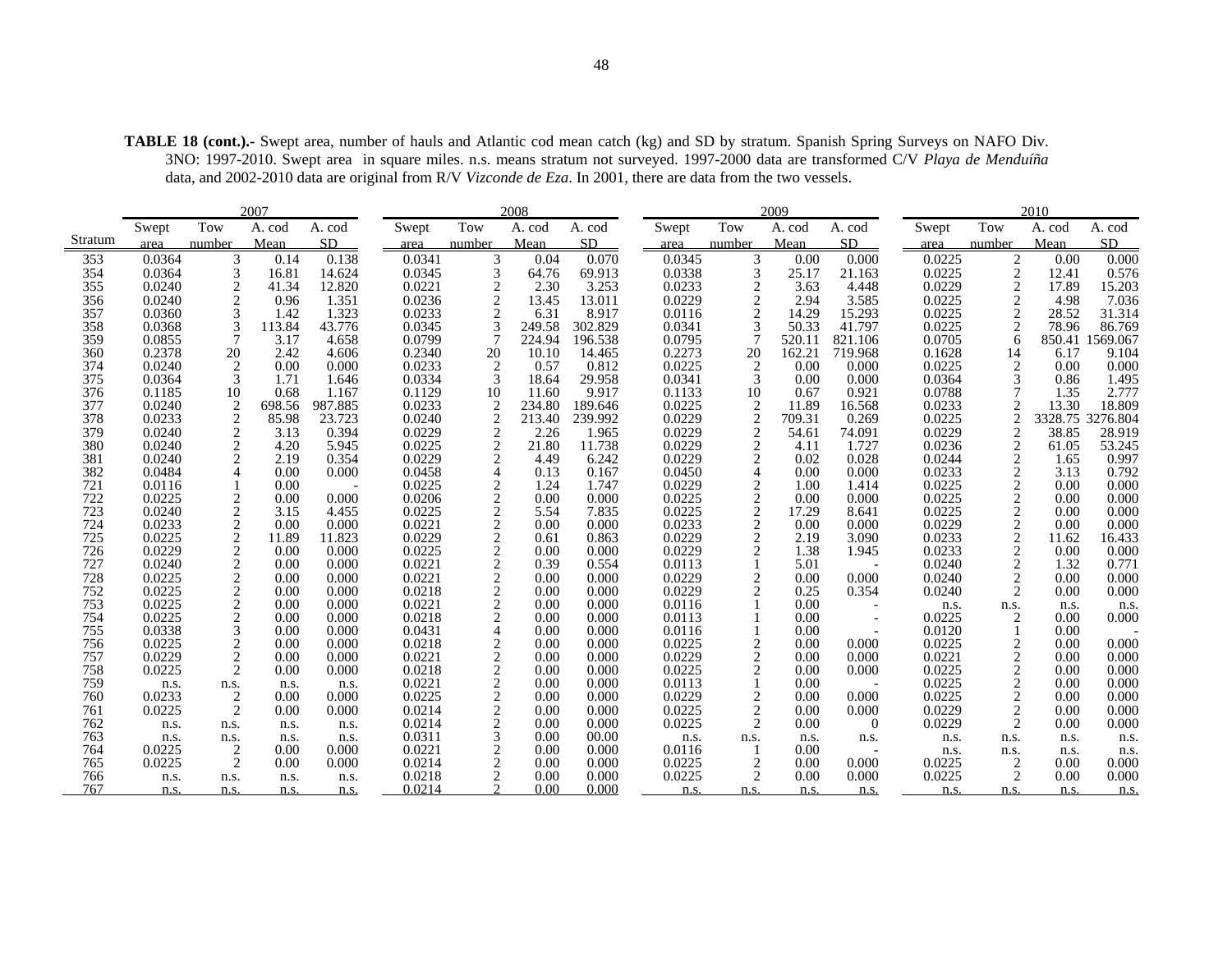**TABLE 18 (cont.).-** Swept area, number of hauls and Atlantic cod mean catch (kg) and SD by stratum. Spanish Spring Surveys on NAFO Div. 3NO: 1997-2010. Swept area in square miles. n.s. means stratum not surveyed. 1997-2000 data are transformed C/V *Playa de Menduíña* data, and 2002-2010 data are original from R/V *Vizconde de Eza*. In 2001, there are data from the two vessels.

| | 2007 | | | | 2008 | | | | 2009 | | | | 2010 | | | |
|---|---|---|---|---|---|---|---|---|---|---|---|---|---|---|---|---|
| Stratum | Swept area | Tow number | A. cod Mean | A. cod SD | Swept area | Tow number | A. cod Mean | A. cod SD | Swept area | Tow number | A. cod Mean | A. cod SD | Swept area | Tow number | A. cod Mean | A. cod SD |
| 353 | 0.0364 | 3 | 0.14 | 0.138 | 0.0341 | 3 | 0.04 | 0.070 | 0.0345 | 3 | 0.00 | 0.000 | 0.0225 | 2 | 0.00 | 0.000 |
| 354 | 0.0364 | 3 | 16.81 | 14.624 | 0.0345 | 3 | 64.76 | 69.913 | 0.0338 | 3 | 25.17 | 21.163 | 0.0225 | 2 | 12.41 | 0.576 |
| 355 | 0.0240 | 2 | 41.34 | 12.820 | 0.0221 | 2 | 2.30 | 3.253 | 0.0233 | 2 | 3.63 | 4.448 | 0.0229 | 2 | 17.89 | 15.203 |
| 356 | 0.0240 | 2 | 0.96 | 1.351 | 0.0236 | 2 | 13.45 | 13.011 | 0.0229 | 2 | 2.94 | 3.585 | 0.0225 | 2 | 4.98 | 7.036 |
| 357 | 0.0360 | 3 | 1.42 | 1.323 | 0.0233 | 2 | 6.31 | 8.917 | 0.0116 | 2 | 14.29 | 15.293 | 0.0225 | 2 | 28.52 | 31.314 |
| 358 | 0.0368 | 3 | 113.84 | 43.776 | 0.0345 | 3 | 249.58 | 302.829 | 0.0341 | 3 | 50.33 | 41.797 | 0.0225 | 2 | 78.96 | 86.769 |
| 359 | 0.0855 | 7 | 3.17 | 4.658 | 0.0799 | 7 | 224.94 | 196.538 | 0.0795 | 7 | 520.11 | 821.106 | 0.0705 | 6 | 850.41 | 1569.067 |
| 360 | 0.2378 | 20 | 2.42 | 4.606 | 0.2340 | 20 | 10.10 | 14.465 | 0.2273 | 20 | 162.21 | 719.968 | 0.1628 | 14 | 6.17 | 9.104 |
| 374 | 0.0240 | 2 | 0.00 | 0.000 | 0.0233 | 2 | 0.57 | 0.812 | 0.0225 | 2 | 0.00 | 0.000 | 0.0225 | 2 | 0.00 | 0.000 |
| 375 | 0.0364 | 3 | 1.71 | 1.646 | 0.0334 | 3 | 18.64 | 29.958 | 0.0341 | 3 | 0.00 | 0.000 | 0.0364 | 3 | 0.86 | 1.495 |
| 376 | 0.1185 | 10 | 0.68 | 1.167 | 0.1129 | 10 | 11.60 | 9.917 | 0.1133 | 10 | 0.67 | 0.921 | 0.0788 | 7 | 1.35 | 2.777 |
| 377 | 0.0240 | 2 | 698.56 | 987.885 | 0.0233 | 2 | 234.80 | 189.646 | 0.0225 | 2 | 11.89 | 16.568 | 0.0233 | 2 | 13.30 | 18.809 |
| 378 | 0.0233 | 2 | 85.98 | 23.723 | 0.0240 | 2 | 213.40 | 239.992 | 0.0229 | 2 | 709.31 | 0.269 | 0.0225 | 2 | 3328.75 | 3276.804 |
| 379 | 0.0240 | 2 | 3.13 | 0.394 | 0.0229 | 2 | 2.26 | 1.965 | 0.0229 | 2 | 54.61 | 74.091 | 0.0229 | 2 | 38.85 | 28.919 |
| 380 | 0.0240 | 2 | 4.20 | 5.945 | 0.0225 | 2 | 21.80 | 11.738 | 0.0229 | 2 | 4.11 | 1.727 | 0.0236 | 2 | 61.05 | 53.245 |
| 381 | 0.0240 | 2 | 2.19 | 0.354 | 0.0229 | 2 | 4.49 | 6.242 | 0.0229 | 2 | 0.02 | 0.028 | 0.0244 | 2 | 1.65 | 0.997 |
| 382 | 0.0484 | 4 | 0.00 | 0.000 | 0.0458 | 4 | 0.13 | 0.167 | 0.0450 | 4 | 0.00 | 0.000 | 0.0233 | 2 | 3.13 | 0.792 |
| 721 | 0.0116 | 1 | 0.00 | - | 0.0225 | 2 | 1.24 | 1.747 | 0.0229 | 2 | 1.00 | 1.414 | 0.0225 | 2 | 0.00 | 0.000 |
| 722 | 0.0225 | 2 | 0.00 | 0.000 | 0.0206 | 2 | 0.00 | 0.000 | 0.0225 | 2 | 0.00 | 0.000 | 0.0225 | 2 | 0.00 | 0.000 |
| 723 | 0.0240 | 2 | 3.15 | 4.455 | 0.0225 | 2 | 5.54 | 7.835 | 0.0225 | 2 | 17.29 | 8.641 | 0.0225 | 2 | 0.00 | 0.000 |
| 724 | 0.0233 | 2 | 0.00 | 0.000 | 0.0221 | 2 | 0.00 | 0.000 | 0.0233 | 2 | 0.00 | 0.000 | 0.0229 | 2 | 0.00 | 0.000 |
| 725 | 0.0225 | 2 | 11.89 | 11.823 | 0.0229 | 2 | 0.61 | 0.863 | 0.0229 | 2 | 2.19 | 3.090 | 0.0233 | 2 | 11.62 | 16.433 |
| 726 | 0.0229 | 2 | 0.00 | 0.000 | 0.0225 | 2 | 0.00 | 0.000 | 0.0229 | 2 | 1.38 | 1.945 | 0.0233 | 2 | 0.00 | 0.000 |
| 727 | 0.0240 | 2 | 0.00 | 0.000 | 0.0221 | 2 | 0.39 | 0.554 | 0.0113 | 1 | 5.01 | - | 0.0240 | 2 | 1.32 | 0.771 |
| 728 | 0.0225 | 2 | 0.00 | 0.000 | 0.0221 | 2 | 0.00 | 0.000 | 0.0229 | 2 | 0.00 | 0.000 | 0.0240 | 2 | 0.00 | 0.000 |
| 752 | 0.0225 | 2 | 0.00 | 0.000 | 0.0218 | 2 | 0.00 | 0.000 | 0.0229 | 2 | 0.25 | 0.354 | 0.0240 | 2 | 0.00 | 0.000 |
| 753 | 0.0225 | 2 | 0.00 | 0.000 | 0.0221 | 2 | 0.00 | 0.000 | 0.0116 | 1 | 0.00 | - | n.s. | n.s. | n.s. | n.s. |
| 754 | 0.0225 | 2 | 0.00 | 0.000 | 0.0218 | 2 | 0.00 | 0.000 | 0.0113 | 1 | 0.00 | - | 0.0225 | 2 | 0.00 | 0.000 |
| 755 | 0.0338 | 3 | 0.00 | 0.000 | 0.0431 | 4 | 0.00 | 0.000 | 0.0116 | 1 | 0.00 | - | 0.0120 | 1 | 0.00 | - |
| 756 | 0.0225 | 2 | 0.00 | 0.000 | 0.0218 | 2 | 0.00 | 0.000 | 0.0225 | 2 | 0.00 | 0.000 | 0.0225 | 2 | 0.00 | 0.000 |
| 757 | 0.0229 | 2 | 0.00 | 0.000 | 0.0221 | 2 | 0.00 | 0.000 | 0.0229 | 2 | 0.00 | 0.000 | 0.0221 | 2 | 0.00 | 0.000 |
| 758 | 0.0225 | 2 | 0.00 | 0.000 | 0.0218 | 2 | 0.00 | 0.000 | 0.0225 | 2 | 0.00 | 0.000 | 0.0225 | 2 | 0.00 | 0.000 |
| 759 | n.s. | n.s. | n.s. | n.s. | 0.0221 | 2 | 0.00 | 0.000 | 0.0113 | 1 | 0.00 | - | 0.0225 | 2 | 0.00 | 0.000 |
| 760 | 0.0233 | 2 | 0.00 | 0.000 | 0.0225 | 2 | 0.00 | 0.000 | 0.0229 | 2 | 0.00 | 0.000 | 0.0225 | 2 | 0.00 | 0.000 |
| 761 | 0.0225 | 2 | 0.00 | 0.000 | 0.0214 | 2 | 0.00 | 0.000 | 0.0225 | 2 | 0.00 | 0.000 | 0.0229 | 2 | 0.00 | 0.000 |
| 762 | n.s. | n.s. | n.s. | n.s. | 0.0214 | 2 | 0.00 | 0.000 | 0.0225 | 2 | 0.00 | 0 | 0.0229 | 2 | 0.00 | 0.000 |
| 763 | n.s. | n.s. | n.s. | n.s. | 0.0311 | 3 | 0.00 | 00.00 | n.s. | n.s. | n.s. | n.s. | n.s. | n.s. | n.s. | n.s. |
| 764 | 0.0225 | 2 | 0.00 | 0.000 | 0.0221 | 2 | 0.00 | 0.000 | 0.0116 | 1 | 0.00 | - | n.s. | n.s. | n.s. | n.s. |
| 765 | 0.0225 | 2 | 0.00 | 0.000 | 0.0214 | 2 | 0.00 | 0.000 | 0.0225 | 2 | 0.00 | 0.000 | 0.0225 | 2 | 0.00 | 0.000 |
| 766 | n.s. | n.s. | n.s. | n.s. | 0.0218 | 2 | 0.00 | 0.000 | 0.0225 | 2 | 0.00 | 0.000 | 0.0225 | 2 | 0.00 | 0.000 |
| 767 | n.s. | n.s. | n.s. | n.s. | 0.0214 | 2 | 0.00 | 0.000 | n.s. | n.s. | n.s. | n.s. | n.s. | n.s. | n.s. | n.s. |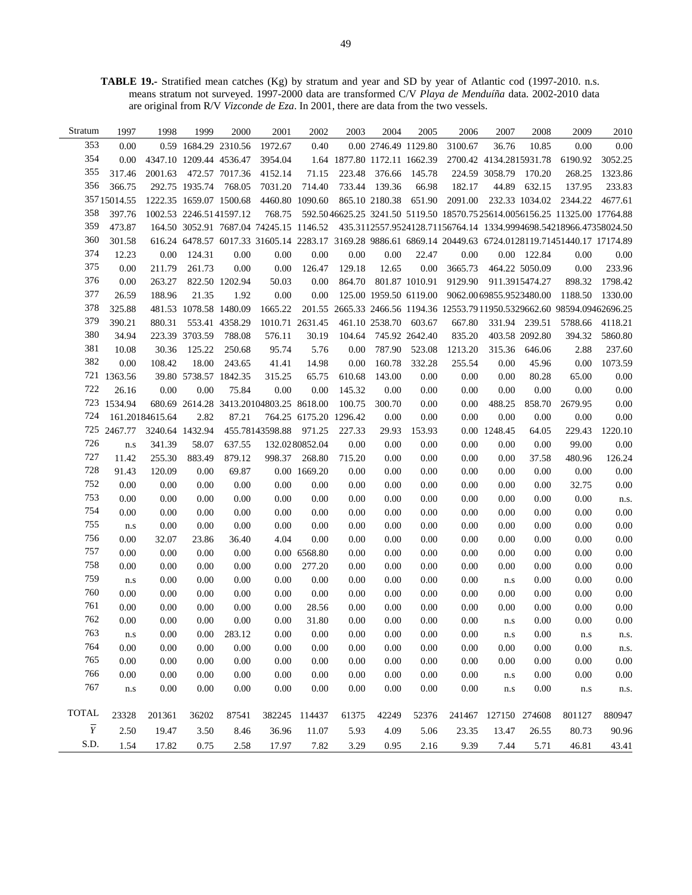**TABLE 19.-** Stratified mean catches (Kg) by stratum and year and SD by year of Atlantic cod (1997-2010. n.s. means stratum not surveyed. 1997-2000 data are transformed C/V *Playa de Menduíña* data. 2002-2010 data are original from R/V *Vizconde de Eza*. In 2001, there are data from the two vessels.

| Stratum | 1997 | 1998 | 1999 | 2000 | 2001 | 2002 | 2003 | 2004 | 2005 | 2006 | 2007 | 2008 | 2009 | 2010 |
|---|---|---|---|---|---|---|---|---|---|---|---|---|---|---|
| 353 | 0.00 | 0.59 | 1684.29 | 2310.56 | 1972.67 | 0.40 | 0.00 | 2746.49 | 1129.80 | 3100.67 | 36.76 | 10.85 | 0.00 | 0.00 |
| 354 | 0.00 | 4347.10 | 1209.44 | 4536.47 | 3954.04 | 1.64 | 1877.80 | 1172.11 | 1662.39 | 2700.42 | 4134.28 | 15931.78 | 6190.92 | 3052.25 |
| 355 | 317.46 | 2001.63 | 472.57 | 7017.36 | 4152.14 | 71.15 | 223.48 | 376.66 | 145.78 | 224.59 | 3058.79 | 170.20 | 268.25 | 1323.86 |
| 356 | 366.75 | 292.75 | 1935.74 | 768.05 | 7031.20 | 714.40 | 733.44 | 139.36 | 66.98 | 182.17 | 44.89 | 632.15 | 137.95 | 233.83 |
| 357 | 15014.55 | 1222.35 | 1659.07 | 1500.68 | 4460.80 | 1090.60 | 865.10 | 2180.38 | 651.90 | 2091.00 | 232.33 | 1034.02 | 2344.22 | 4677.61 |
| 358 | 397.76 | 1002.53 | 2246.51 | 41597.12 | 768.75 | 592.50 | 46625.25 | 3241.50 | 5119.50 | 18570.75 | 25614.00 | 56156.25 | 11325.00 | 17764.88 |
| 359 | 473.87 | 164.50 | 3052.91 | 7687.04 | 74245.15 | 1146.52 | 435.31 | 12557.95 | 24128.71 | 156764.14 | 1334.99 | 94698.54 | 218966.47 | 358024.50 |
| 360 | 301.58 | 616.24 | 6478.57 | 6017.33 | 31605.14 | 2283.17 | 3169.28 | 9886.61 | 6869.14 | 20449.63 | 6724.01 | 28119.71 | 451440.17 | 17174.89 |
| 374 | 12.23 | 0.00 | 124.31 | 0.00 | 0.00 | 0.00 | 0.00 | 0.00 | 22.47 | 0.00 | 0.00 | 122.84 | 0.00 | 0.00 |
| 375 | 0.00 | 211.79 | 261.73 | 0.00 | 0.00 | 126.47 | 129.18 | 12.65 | 0.00 | 3665.73 | 464.22 | 5050.09 | 0.00 | 233.96 |
| 376 | 0.00 | 263.27 | 822.50 | 1202.94 | 50.03 | 0.00 | 864.70 | 801.87 | 1010.91 | 9129.90 | 911.39 | 15474.27 | 898.32 | 1798.42 |
| 377 | 26.59 | 188.96 | 21.35 | 1.92 | 0.00 | 0.00 | 125.00 | 1959.50 | 6119.00 | 9062.00 | 69855.95 | 23480.00 | 1188.50 | 1330.00 |
| 378 | 325.88 | 481.53 | 1078.58 | 1480.09 | 1665.22 | 201.55 | 2665.33 | 2466.56 | 1194.36 | 12553.79 | 11950.53 | 29662.60 | 98594.09 | 462696.25 |
| 379 | 390.21 | 880.31 | 553.41 | 4358.29 | 1010.71 | 2631.45 | 461.10 | 2538.70 | 603.67 | 667.80 | 331.94 | 239.51 | 5788.66 | 4118.21 |
| 380 | 34.94 | 223.39 | 3703.59 | 788.08 | 576.11 | 30.19 | 104.64 | 745.92 | 2642.40 | 835.20 | 403.58 | 2092.80 | 394.32 | 5860.80 |
| 381 | 10.08 | 30.36 | 125.22 | 250.68 | 95.74 | 5.76 | 0.00 | 787.90 | 523.08 | 1213.20 | 315.36 | 646.06 | 2.88 | 237.60 |
| 382 | 0.00 | 108.42 | 18.00 | 243.65 | 41.41 | 14.98 | 0.00 | 160.78 | 332.28 | 255.54 | 0.00 | 45.96 | 0.00 | 1073.59 |
| 721 | 1363.56 | 39.80 | 5738.57 | 1842.35 | 315.25 | 65.75 | 610.68 | 143.00 | 0.00 | 0.00 | 0.00 | 80.28 | 65.00 | 0.00 |
| 722 | 26.16 | 0.00 | 0.00 | 75.84 | 0.00 | 0.00 | 145.32 | 0.00 | 0.00 | 0.00 | 0.00 | 0.00 | 0.00 | 0.00 |
| 723 | 1534.94 | 680.69 | 2614.28 | 3413.20 | 104803.25 | 8618.00 | 100.75 | 300.70 | 0.00 | 0.00 | 488.25 | 858.70 | 2679.95 | 0.00 |
| 724 | 161.20 | 184615.64 | 2.82 | 87.21 | 764.25 | 6175.20 | 1296.42 | 0.00 | 0.00 | 0.00 | 0.00 | 0.00 | 0.00 | 0.00 |
| 725 | 2467.77 | 3240.64 | 1432.94 | 455.78 | 143598.88 | 971.25 | 227.33 | 29.93 | 153.93 | 0.00 | 1248.45 | 64.05 | 229.43 | 1220.10 |
| 726 | n.s | 341.39 | 58.07 | 637.55 | 132.02 | 80852.04 | 0.00 | 0.00 | 0.00 | 0.00 | 0.00 | 0.00 | 99.00 | 0.00 |
| 727 | 11.42 | 255.30 | 883.49 | 879.12 | 998.37 | 268.80 | 715.20 | 0.00 | 0.00 | 0.00 | 0.00 | 37.58 | 480.96 | 126.24 |
| 728 | 91.43 | 120.09 | 0.00 | 69.87 | 0.00 | 1669.20 | 0.00 | 0.00 | 0.00 | 0.00 | 0.00 | 0.00 | 0.00 | 0.00 |
| 752 | 0.00 | 0.00 | 0.00 | 0.00 | 0.00 | 0.00 | 0.00 | 0.00 | 0.00 | 0.00 | 0.00 | 0.00 | 32.75 | 0.00 |
| 753 | 0.00 | 0.00 | 0.00 | 0.00 | 0.00 | 0.00 | 0.00 | 0.00 | 0.00 | 0.00 | 0.00 | 0.00 | 0.00 | n.s. |
| 754 | 0.00 | 0.00 | 0.00 | 0.00 | 0.00 | 0.00 | 0.00 | 0.00 | 0.00 | 0.00 | 0.00 | 0.00 | 0.00 | 0.00 |
| 755 | n.s | 0.00 | 0.00 | 0.00 | 0.00 | 0.00 | 0.00 | 0.00 | 0.00 | 0.00 | 0.00 | 0.00 | 0.00 | 0.00 |
| 756 | 0.00 | 32.07 | 23.86 | 36.40 | 4.04 | 0.00 | 0.00 | 0.00 | 0.00 | 0.00 | 0.00 | 0.00 | 0.00 | 0.00 |
| 757 | 0.00 | 0.00 | 0.00 | 0.00 | 0.00 | 6568.80 | 0.00 | 0.00 | 0.00 | 0.00 | 0.00 | 0.00 | 0.00 | 0.00 |
| 758 | 0.00 | 0.00 | 0.00 | 0.00 | 0.00 | 277.20 | 0.00 | 0.00 | 0.00 | 0.00 | 0.00 | 0.00 | 0.00 | 0.00 |
| 759 | n.s | 0.00 | 0.00 | 0.00 | 0.00 | 0.00 | 0.00 | 0.00 | 0.00 | 0.00 | n.s | 0.00 | 0.00 | 0.00 |
| 760 | 0.00 | 0.00 | 0.00 | 0.00 | 0.00 | 0.00 | 0.00 | 0.00 | 0.00 | 0.00 | 0.00 | 0.00 | 0.00 | 0.00 |
| 761 | 0.00 | 0.00 | 0.00 | 0.00 | 0.00 | 28.56 | 0.00 | 0.00 | 0.00 | 0.00 | 0.00 | 0.00 | 0.00 | 0.00 |
| 762 | 0.00 | 0.00 | 0.00 | 0.00 | 0.00 | 31.80 | 0.00 | 0.00 | 0.00 | 0.00 | n.s | 0.00 | 0.00 | 0.00 |
| 763 | n.s | 0.00 | 0.00 | 283.12 | 0.00 | 0.00 | 0.00 | 0.00 | 0.00 | 0.00 | n.s | 0.00 | n.s | n.s. |
| 764 | 0.00 | 0.00 | 0.00 | 0.00 | 0.00 | 0.00 | 0.00 | 0.00 | 0.00 | 0.00 | 0.00 | 0.00 | 0.00 | n.s. |
| 765 | 0.00 | 0.00 | 0.00 | 0.00 | 0.00 | 0.00 | 0.00 | 0.00 | 0.00 | 0.00 | 0.00 | 0.00 | 0.00 | 0.00 |
| 766 | 0.00 | 0.00 | 0.00 | 0.00 | 0.00 | 0.00 | 0.00 | 0.00 | 0.00 | 0.00 | n.s | 0.00 | 0.00 | 0.00 |
| 767 | n.s | 0.00 | 0.00 | 0.00 | 0.00 | 0.00 | 0.00 | 0.00 | 0.00 | 0.00 | n.s | 0.00 | n.s | n.s. |
| TOTAL | 23328 | 201361 | 36202 | 87541 | 382245 | 114437 | 61375 | 42249 | 52376 | 241467 | 127150 | 274608 | 801127 | 880947 |
| $\overline{Y}$ | 2.50 | 19.47 | 3.50 | 8.46 | 36.96 | 11.07 | 5.93 | 4.09 | 5.06 | 23.35 | 13.47 | 26.55 | 80.73 | 90.96 |
| S.D. | 1.54 | 17.82 | 0.75 | 2.58 | 17.97 | 7.82 | 3.29 | 0.95 | 2.16 | 9.39 | 7.44 | 5.71 | 46.81 | 43.41 |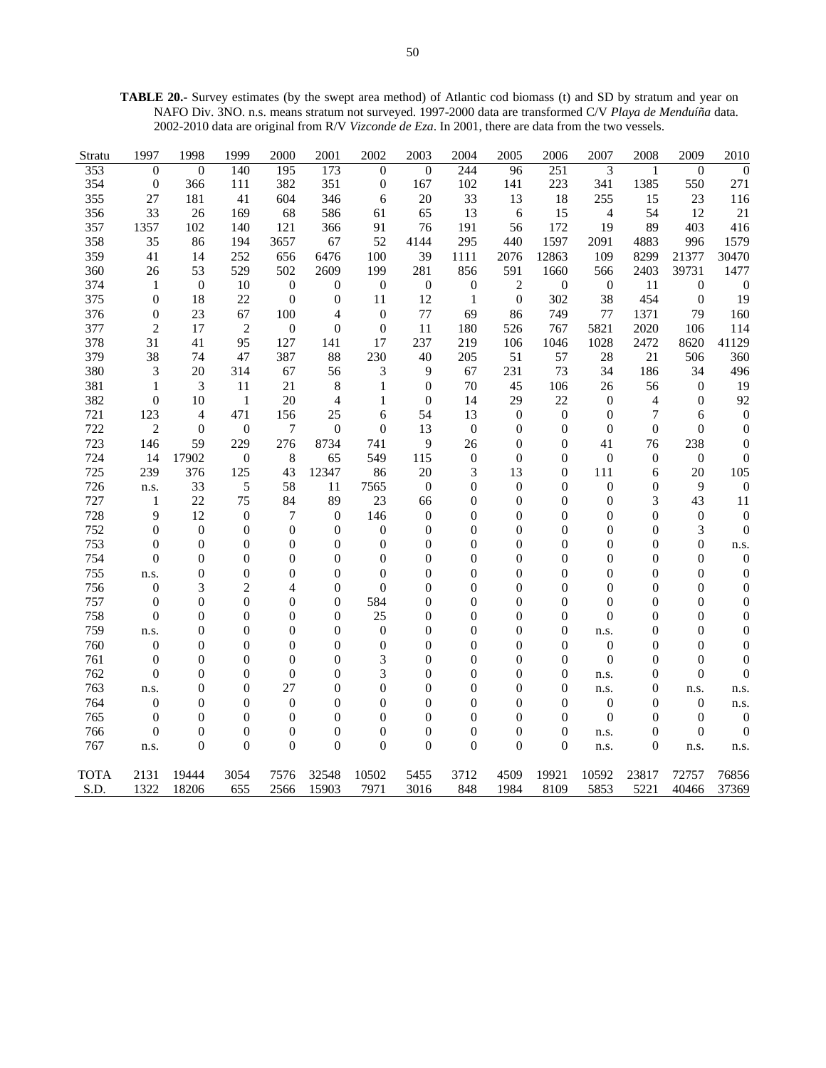**TABLE 20.-** Survey estimates (by the swept area method) of Atlantic cod biomass (t) and SD by stratum and year on NAFO Div. 3NO. n.s. means stratum not surveyed. 1997-2000 data are transformed C/V *Playa de Menduíña* data. 2002-2010 data are original from R/V *Vizconde de Eza*. In 2001, there are data from the two vessels.

| Stratu | 1997 | 1998 | 1999 | 2000 | 2001 | 2002 | 2003 | 2004 | 2005 | 2006 | 2007 | 2008 | 2009 | 2010 |
|---|---|---|---|---|---|---|---|---|---|---|---|---|---|---|
| 353 | 0 | 0 | 140 | 195 | 173 | 0 | 0 | 244 | 96 | 251 | 3 | 1 | 0 | 0 |
| 354 | 0 | 366 | 111 | 382 | 351 | 0 | 167 | 102 | 141 | 223 | 341 | 1385 | 550 | 271 |
| 355 | 27 | 181 | 41 | 604 | 346 | 6 | 20 | 33 | 13 | 18 | 255 | 15 | 23 | 116 |
| 356 | 33 | 26 | 169 | 68 | 586 | 61 | 65 | 13 | 6 | 15 | 4 | 54 | 12 | 21 |
| 357 | 1357 | 102 | 140 | 121 | 366 | 91 | 76 | 191 | 56 | 172 | 19 | 89 | 403 | 416 |
| 358 | 35 | 86 | 194 | 3657 | 67 | 52 | 4144 | 295 | 440 | 1597 | 2091 | 4883 | 996 | 1579 |
| 359 | 41 | 14 | 252 | 656 | 6476 | 100 | 39 | 1111 | 2076 | 12863 | 109 | 8299 | 21377 | 30470 |
| 360 | 26 | 53 | 529 | 502 | 2609 | 199 | 281 | 856 | 591 | 1660 | 566 | 2403 | 39731 | 1477 |
| 374 | 1 | 0 | 10 | 0 | 0 | 0 | 0 | 0 | 2 | 0 | 0 | 11 | 0 | 0 |
| 375 | 0 | 18 | 22 | 0 | 0 | 11 | 12 | 1 | 0 | 302 | 38 | 454 | 0 | 19 |
| 376 | 0 | 23 | 67 | 100 | 4 | 0 | 77 | 69 | 86 | 749 | 77 | 1371 | 79 | 160 |
| 377 | 2 | 17 | 2 | 0 | 0 | 0 | 11 | 180 | 526 | 767 | 5821 | 2020 | 106 | 114 |
| 378 | 31 | 41 | 95 | 127 | 141 | 17 | 237 | 219 | 106 | 1046 | 1028 | 2472 | 8620 | 41129 |
| 379 | 38 | 74 | 47 | 387 | 88 | 230 | 40 | 205 | 51 | 57 | 28 | 21 | 506 | 360 |
| 380 | 3 | 20 | 314 | 67 | 56 | 3 | 9 | 67 | 231 | 73 | 34 | 186 | 34 | 496 |
| 381 | 1 | 3 | 11 | 21 | 8 | 1 | 0 | 70 | 45 | 106 | 26 | 56 | 0 | 19 |
| 382 | 0 | 10 | 1 | 20 | 4 | 1 | 0 | 14 | 29 | 22 | 0 | 4 | 0 | 92 |
| 721 | 123 | 4 | 471 | 156 | 25 | 6 | 54 | 13 | 0 | 0 | 0 | 7 | 6 | 0 |
| 722 | 2 | 0 | 0 | 7 | 0 | 0 | 13 | 0 | 0 | 0 | 0 | 0 | 0 | 0 |
| 723 | 146 | 59 | 229 | 276 | 8734 | 741 | 9 | 26 | 0 | 0 | 41 | 76 | 238 | 0 |
| 724 | 14 | 17902 | 0 | 8 | 65 | 549 | 115 | 0 | 0 | 0 | 0 | 0 | 0 | 0 |
| 725 | 239 | 376 | 125 | 43 | 12347 | 86 | 20 | 3 | 13 | 0 | 111 | 6 | 20 | 105 |
| 726 | n.s. | 33 | 5 | 58 | 11 | 7565 | 0 | 0 | 0 | 0 | 0 | 0 | 9 | 0 |
| 727 | 1 | 22 | 75 | 84 | 89 | 23 | 66 | 0 | 0 | 0 | 0 | 3 | 43 | 11 |
| 728 | 9 | 12 | 0 | 7 | 0 | 146 | 0 | 0 | 0 | 0 | 0 | 0 | 0 | 0 |
| 752 | 0 | 0 | 0 | 0 | 0 | 0 | 0 | 0 | 0 | 0 | 0 | 0 | 3 | 0 |
| 753 | 0 | 0 | 0 | 0 | 0 | 0 | 0 | 0 | 0 | 0 | 0 | 0 | 0 | n.s. |
| 754 | 0 | 0 | 0 | 0 | 0 | 0 | 0 | 0 | 0 | 0 | 0 | 0 | 0 | 0 |
| 755 | n.s. | 0 | 0 | 0 | 0 | 0 | 0 | 0 | 0 | 0 | 0 | 0 | 0 | 0 |
| 756 | 0 | 3 | 2 | 4 | 0 | 0 | 0 | 0 | 0 | 0 | 0 | 0 | 0 | 0 |
| 757 | 0 | 0 | 0 | 0 | 0 | 584 | 0 | 0 | 0 | 0 | 0 | 0 | 0 | 0 |
| 758 | 0 | 0 | 0 | 0 | 0 | 25 | 0 | 0 | 0 | 0 | 0 | 0 | 0 | 0 |
| 759 | n.s. | 0 | 0 | 0 | 0 | 0 | 0 | 0 | 0 | 0 | n.s. | 0 | 0 | 0 |
| 760 | 0 | 0 | 0 | 0 | 0 | 0 | 0 | 0 | 0 | 0 | 0 | 0 | 0 | 0 |
| 761 | 0 | 0 | 0 | 0 | 0 | 3 | 0 | 0 | 0 | 0 | 0 | 0 | 0 | 0 |
| 762 | 0 | 0 | 0 | 0 | 0 | 3 | 0 | 0 | 0 | 0 | n.s. | 0 | 0 | 0 |
| 763 | n.s. | 0 | 0 | 27 | 0 | 0 | 0 | 0 | 0 | 0 | n.s. | 0 | n.s. | n.s. |
| 764 | 0 | 0 | 0 | 0 | 0 | 0 | 0 | 0 | 0 | 0 | 0 | 0 | 0 | n.s. |
| 765 | 0 | 0 | 0 | 0 | 0 | 0 | 0 | 0 | 0 | 0 | 0 | 0 | 0 | 0 |
| 766 | 0 | 0 | 0 | 0 | 0 | 0 | 0 | 0 | 0 | 0 | n.s. | 0 | 0 | 0 |
| 767 | n.s. | 0 | 0 | 0 | 0 | 0 | 0 | 0 | 0 | 0 | n.s. | 0 | n.s. | n.s. |
| TOTA | 2131 | 19444 | 3054 | 7576 | 32548 | 10502 | 5455 | 3712 | 4509 | 19921 | 10592 | 23817 | 72757 | 76856 |
| S.D. | 1322 | 18206 | 655 | 2566 | 15903 | 7971 | 3016 | 848 | 1984 | 8109 | 5853 | 5221 | 40466 | 37369 |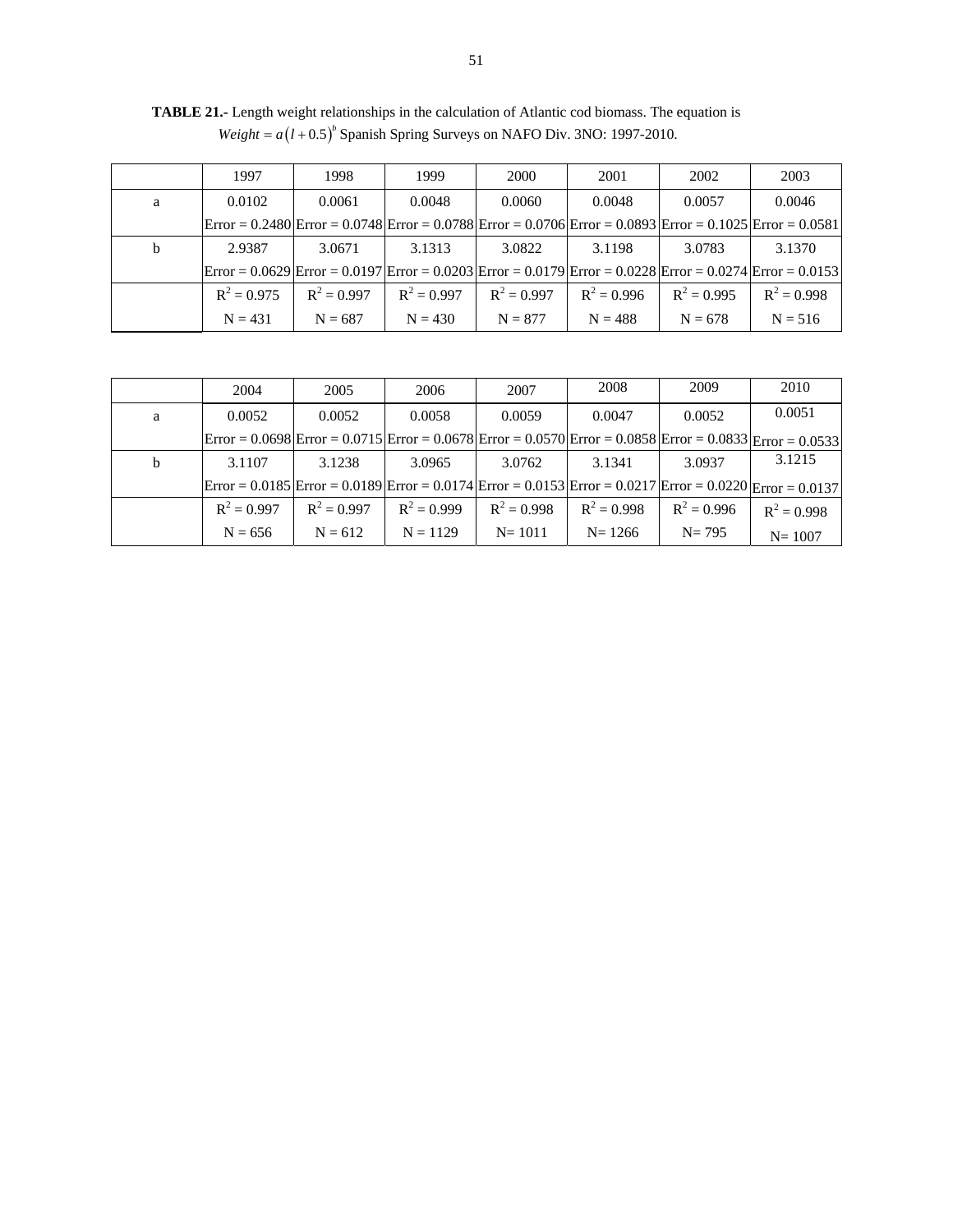**TABLE 21.-** Length weight relationships in the calculation of Atlantic cod biomass. The equation is $Weight = a\left(l + 0.5\right)^{b}$ Spanish Spring Surveys on NAFO Div. 3NO: 1997-2010.

| | 1997 | 1998 | 1999 | 2000 | 2001 | 2002 | 2003 |
|---|---|---|---|---|---|---|---|
| a | 0.0102 | 0.0061 | 0.0048 | 0.0060 | 0.0048 | 0.0057 | 0.0046 |
| | Error = 0.2480 | Error = 0.0748 | Error = 0.0788 | Error = 0.0706 | Error = 0.0893 | Error = 0.1025 | Error = 0.0581 |
| b | 2.9387 | 3.0671 | 3.1313 | 3.0822 | 3.1198 | 3.0783 | 3.1370 |
| | Error = 0.0629 | Error = 0.0197 | Error = 0.0203 | Error = 0.0179 | Error = 0.0228 | Error = 0.0274 | Error = 0.0153 |
| | $R^2$ = 0.975 | $R^2$ = 0.997 | $R^2$ = 0.997 | $R^2$ = 0.997 | $R^2$ = 0.996 | $R^2$ = 0.995 | $R^2$ = 0.998 |
| | N = 431 | N = 687 | N = 430 | N = 877 | N = 488 | N = 678 | N = 516 |

| | 2004 | 2005 | 2006 | 2007 | 2008 | 2009 | 2010 |
|---|---|---|---|---|---|---|---|
| a | 0.0052 | 0.0052 | 0.0058 | 0.0059 | 0.0047 | 0.0052 | 0.0051 |
| | Error = 0.0698 | Error = 0.0715 | Error = 0.0678 | Error = 0.0570 | Error = 0.0858 | Error = 0.0833 | Error = 0.0533 |
| b | 3.1107 | 3.1238 | 3.0965 | 3.0762 | 3.1341 | 3.0937 | 3.1215 |
| | Error = 0.0185 | Error = 0.0189 | Error = 0.0174 | Error = 0.0153 | Error = 0.0217 | Error = 0.0220 | Error = 0.0137 |
| | $R^2$ = 0.997 | $R^2$ = 0.997 | $R^2$ = 0.999 | $R^2$ = 0.998 | $R^2$ = 0.998 | $R^2$ = 0.996 | $R^2$ = 0.998 |
| | N = 656 | N = 612 | N = 1129 | N= 1011 | N= 1266 | N= 795 | N= 1007 |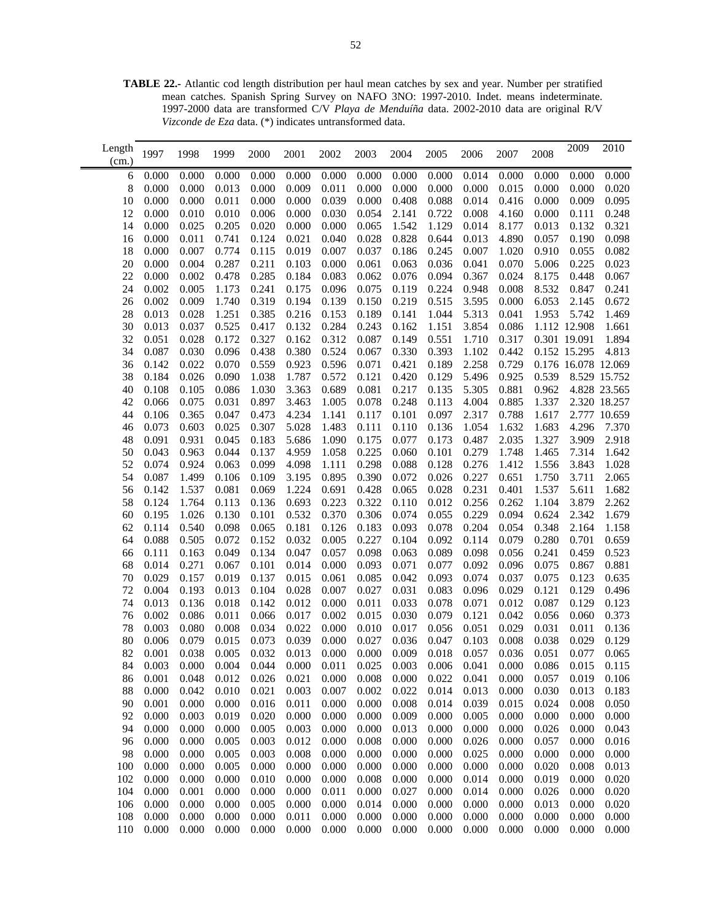**TABLE 22.-** Atlantic cod length distribution per haul mean catches by sex and year. Number per stratified mean catches. Spanish Spring Survey on NAFO 3NO: 1997-2010. Indet. means indeterminate. 1997-2000 data are transformed C/V *Playa de Menduíña* data. 2002-2010 data are original R/V *Vizconde de Eza* data. (*) indicates untransformed data.

| Length (cm.) | 1997 | 1998 | 1999 | 2000 | 2001 | 2002 | 2003 | 2004 | 2005 | 2006 | 2007 | 2008 | 2009 | 2010 |
|---|---|---|---|---|---|---|---|---|---|---|---|---|---|---|
| 6 | 0.000 | 0.000 | 0.000 | 0.000 | 0.000 | 0.000 | 0.000 | 0.000 | 0.000 | 0.014 | 0.000 | 0.000 | 0.000 | 0.000 |
| 8 | 0.000 | 0.000 | 0.013 | 0.000 | 0.009 | 0.011 | 0.000 | 0.000 | 0.000 | 0.000 | 0.015 | 0.000 | 0.000 | 0.020 |
| 10 | 0.000 | 0.000 | 0.011 | 0.000 | 0.000 | 0.039 | 0.000 | 0.408 | 0.088 | 0.014 | 0.416 | 0.000 | 0.009 | 0.095 |
| 12 | 0.000 | 0.010 | 0.010 | 0.006 | 0.000 | 0.030 | 0.054 | 2.141 | 0.722 | 0.008 | 4.160 | 0.000 | 0.111 | 0.248 |
| 14 | 0.000 | 0.025 | 0.205 | 0.020 | 0.000 | 0.000 | 0.065 | 1.542 | 1.129 | 0.014 | 8.177 | 0.013 | 0.132 | 0.321 |
| 16 | 0.000 | 0.011 | 0.741 | 0.124 | 0.021 | 0.040 | 0.028 | 0.828 | 0.644 | 0.013 | 4.890 | 0.057 | 0.190 | 0.098 |
| 18 | 0.000 | 0.007 | 0.774 | 0.115 | 0.019 | 0.007 | 0.037 | 0.186 | 0.245 | 0.007 | 1.020 | 0.910 | 0.055 | 0.082 |
| 20 | 0.000 | 0.004 | 0.287 | 0.211 | 0.103 | 0.000 | 0.061 | 0.063 | 0.036 | 0.041 | 0.070 | 5.006 | 0.225 | 0.023 |
| 22 | 0.000 | 0.002 | 0.478 | 0.285 | 0.184 | 0.083 | 0.062 | 0.076 | 0.094 | 0.367 | 0.024 | 8.175 | 0.448 | 0.067 |
| 24 | 0.002 | 0.005 | 1.173 | 0.241 | 0.175 | 0.096 | 0.075 | 0.119 | 0.224 | 0.948 | 0.008 | 8.532 | 0.847 | 0.241 |
| 26 | 0.002 | 0.009 | 1.740 | 0.319 | 0.194 | 0.139 | 0.150 | 0.219 | 0.515 | 3.595 | 0.000 | 6.053 | 2.145 | 0.672 |
| 28 | 0.013 | 0.028 | 1.251 | 0.385 | 0.216 | 0.153 | 0.189 | 0.141 | 1.044 | 5.313 | 0.041 | 1.953 | 5.742 | 1.469 |
| 30 | 0.013 | 0.037 | 0.525 | 0.417 | 0.132 | 0.284 | 0.243 | 0.162 | 1.151 | 3.854 | 0.086 | 1.112 | 12.908 | 1.661 |
| 32 | 0.051 | 0.028 | 0.172 | 0.327 | 0.162 | 0.312 | 0.087 | 0.149 | 0.551 | 1.710 | 0.317 | 0.301 | 19.091 | 1.894 |
| 34 | 0.087 | 0.030 | 0.096 | 0.438 | 0.380 | 0.524 | 0.067 | 0.330 | 0.393 | 1.102 | 0.442 | 0.152 | 15.295 | 4.813 |
| 36 | 0.142 | 0.022 | 0.070 | 0.559 | 0.923 | 0.596 | 0.071 | 0.421 | 0.189 | 2.258 | 0.729 | 0.176 | 16.078 | 12.069 |
| 38 | 0.184 | 0.026 | 0.090 | 1.038 | 1.787 | 0.572 | 0.121 | 0.420 | 0.129 | 5.496 | 0.925 | 0.539 | 8.529 | 15.752 |
| 40 | 0.108 | 0.105 | 0.086 | 1.030 | 3.363 | 0.689 | 0.081 | 0.217 | 0.135 | 5.305 | 0.881 | 0.962 | 4.828 | 23.565 |
| 42 | 0.066 | 0.075 | 0.031 | 0.897 | 3.463 | 1.005 | 0.078 | 0.248 | 0.113 | 4.004 | 0.885 | 1.337 | 2.320 | 18.257 |
| 44 | 0.106 | 0.365 | 0.047 | 0.473 | 4.234 | 1.141 | 0.117 | 0.101 | 0.097 | 2.317 | 0.788 | 1.617 | 2.777 | 10.659 |
| 46 | 0.073 | 0.603 | 0.025 | 0.307 | 5.028 | 1.483 | 0.111 | 0.110 | 0.136 | 1.054 | 1.632 | 1.683 | 4.296 | 7.370 |
| 48 | 0.091 | 0.931 | 0.045 | 0.183 | 5.686 | 1.090 | 0.175 | 0.077 | 0.173 | 0.487 | 2.035 | 1.327 | 3.909 | 2.918 |
| 50 | 0.043 | 0.963 | 0.044 | 0.137 | 4.959 | 1.058 | 0.225 | 0.060 | 0.101 | 0.279 | 1.748 | 1.465 | 7.314 | 1.642 |
| 52 | 0.074 | 0.924 | 0.063 | 0.099 | 4.098 | 1.111 | 0.298 | 0.088 | 0.128 | 0.276 | 1.412 | 1.556 | 3.843 | 1.028 |
| 54 | 0.087 | 1.499 | 0.106 | 0.109 | 3.195 | 0.895 | 0.390 | 0.072 | 0.026 | 0.227 | 0.651 | 1.750 | 3.711 | 2.065 |
| 56 | 0.142 | 1.537 | 0.081 | 0.069 | 1.224 | 0.691 | 0.428 | 0.065 | 0.028 | 0.231 | 0.401 | 1.537 | 5.611 | 1.682 |
| 58 | 0.124 | 1.764 | 0.113 | 0.136 | 0.693 | 0.223 | 0.322 | 0.110 | 0.012 | 0.256 | 0.262 | 1.104 | 3.879 | 2.262 |
| 60 | 0.195 | 1.026 | 0.130 | 0.101 | 0.532 | 0.370 | 0.306 | 0.074 | 0.055 | 0.229 | 0.094 | 0.624 | 2.342 | 1.679 |
| 62 | 0.114 | 0.540 | 0.098 | 0.065 | 0.181 | 0.126 | 0.183 | 0.093 | 0.078 | 0.204 | 0.054 | 0.348 | 2.164 | 1.158 |
| 64 | 0.088 | 0.505 | 0.072 | 0.152 | 0.032 | 0.005 | 0.227 | 0.104 | 0.092 | 0.114 | 0.079 | 0.280 | 0.701 | 0.659 |
| 66 | 0.111 | 0.163 | 0.049 | 0.134 | 0.047 | 0.057 | 0.098 | 0.063 | 0.089 | 0.098 | 0.056 | 0.241 | 0.459 | 0.523 |
| 68 | 0.014 | 0.271 | 0.067 | 0.101 | 0.014 | 0.000 | 0.093 | 0.071 | 0.077 | 0.092 | 0.096 | 0.075 | 0.867 | 0.881 |
| 70 | 0.029 | 0.157 | 0.019 | 0.137 | 0.015 | 0.061 | 0.085 | 0.042 | 0.093 | 0.074 | 0.037 | 0.075 | 0.123 | 0.635 |
| 72 | 0.004 | 0.193 | 0.013 | 0.104 | 0.028 | 0.007 | 0.027 | 0.031 | 0.083 | 0.096 | 0.029 | 0.121 | 0.129 | 0.496 |
| 74 | 0.013 | 0.136 | 0.018 | 0.142 | 0.012 | 0.000 | 0.011 | 0.033 | 0.078 | 0.071 | 0.012 | 0.087 | 0.129 | 0.123 |
| 76 | 0.002 | 0.086 | 0.011 | 0.066 | 0.017 | 0.002 | 0.015 | 0.030 | 0.079 | 0.121 | 0.042 | 0.056 | 0.060 | 0.373 |
| 78 | 0.003 | 0.080 | 0.008 | 0.034 | 0.022 | 0.000 | 0.010 | 0.017 | 0.056 | 0.051 | 0.029 | 0.031 | 0.011 | 0.136 |
| 80 | 0.006 | 0.079 | 0.015 | 0.073 | 0.039 | 0.000 | 0.027 | 0.036 | 0.047 | 0.103 | 0.008 | 0.038 | 0.029 | 0.129 |
| 82 | 0.001 | 0.038 | 0.005 | 0.032 | 0.013 | 0.000 | 0.000 | 0.009 | 0.018 | 0.057 | 0.036 | 0.051 | 0.077 | 0.065 |
| 84 | 0.003 | 0.000 | 0.004 | 0.044 | 0.000 | 0.011 | 0.025 | 0.003 | 0.006 | 0.041 | 0.000 | 0.086 | 0.015 | 0.115 |
| 86 | 0.001 | 0.048 | 0.012 | 0.026 | 0.021 | 0.000 | 0.008 | 0.000 | 0.022 | 0.041 | 0.000 | 0.057 | 0.019 | 0.106 |
| 88 | 0.000 | 0.042 | 0.010 | 0.021 | 0.003 | 0.007 | 0.002 | 0.022 | 0.014 | 0.013 | 0.000 | 0.030 | 0.013 | 0.183 |
| 90 | 0.001 | 0.000 | 0.000 | 0.016 | 0.011 | 0.000 | 0.000 | 0.008 | 0.014 | 0.039 | 0.015 | 0.024 | 0.008 | 0.050 |
| 92 | 0.000 | 0.003 | 0.019 | 0.020 | 0.000 | 0.000 | 0.000 | 0.009 | 0.000 | 0.005 | 0.000 | 0.000 | 0.000 | 0.000 |
| 94 | 0.000 | 0.000 | 0.000 | 0.005 | 0.003 | 0.000 | 0.000 | 0.013 | 0.000 | 0.000 | 0.000 | 0.026 | 0.000 | 0.043 |
| 96 | 0.000 | 0.000 | 0.005 | 0.003 | 0.012 | 0.000 | 0.008 | 0.000 | 0.000 | 0.026 | 0.000 | 0.057 | 0.000 | 0.016 |
| 98 | 0.000 | 0.000 | 0.005 | 0.003 | 0.008 | 0.000 | 0.000 | 0.000 | 0.000 | 0.025 | 0.000 | 0.000 | 0.000 | 0.000 |
| 100 | 0.000 | 0.000 | 0.005 | 0.000 | 0.000 | 0.000 | 0.000 | 0.000 | 0.000 | 0.000 | 0.000 | 0.020 | 0.008 | 0.013 |
| 102 | 0.000 | 0.000 | 0.000 | 0.010 | 0.000 | 0.000 | 0.008 | 0.000 | 0.000 | 0.014 | 0.000 | 0.019 | 0.000 | 0.020 |
| 104 | 0.000 | 0.001 | 0.000 | 0.000 | 0.000 | 0.011 | 0.000 | 0.027 | 0.000 | 0.014 | 0.000 | 0.026 | 0.000 | 0.020 |
| 106 | 0.000 | 0.000 | 0.000 | 0.005 | 0.000 | 0.000 | 0.014 | 0.000 | 0.000 | 0.000 | 0.000 | 0.013 | 0.000 | 0.020 |
| 108 | 0.000 | 0.000 | 0.000 | 0.000 | 0.011 | 0.000 | 0.000 | 0.000 | 0.000 | 0.000 | 0.000 | 0.000 | 0.000 | 0.000 |
| 110 | 0.000 | 0.000 | 0.000 | 0.000 | 0.000 | 0.000 | 0.000 | 0.000 | 0.000 | 0.000 | 0.000 | 0.000 | 0.000 | 0.000 |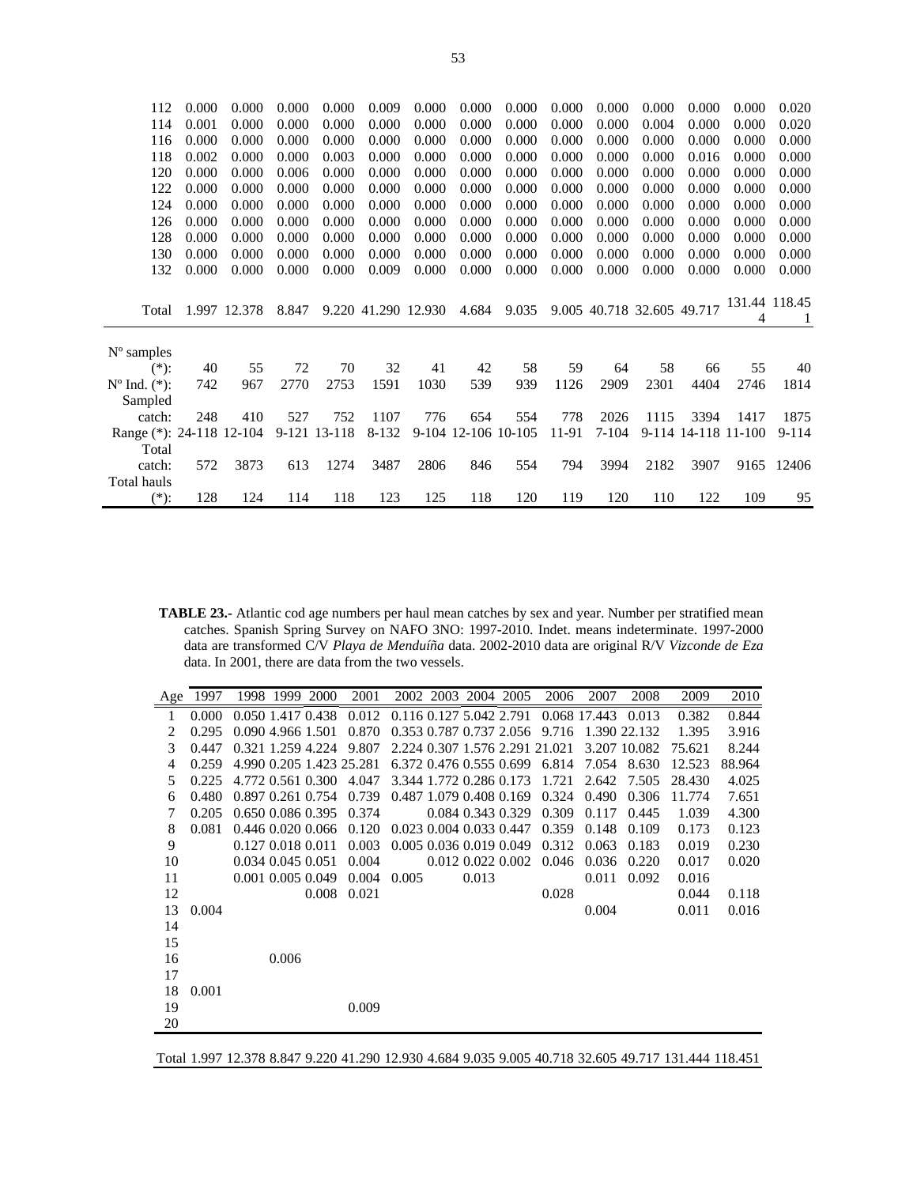| 112 | 0.000 | 0.000 | 0.000 | 0.000 | 0.009 | 0.000 | 0.000 | 0.000 | 0.000 | 0.000 | 0.000 | 0.000 | 0.000 | 0.020 |
|---|---|---|---|---|---|---|---|---|---|---|---|---|---|---|
| 114 | 0.001 | 0.000 | 0.000 | 0.000 | 0.000 | 0.000 | 0.000 | 0.000 | 0.000 | 0.000 | 0.004 | 0.000 | 0.000 | 0.020 |
| 116 | 0.000 | 0.000 | 0.000 | 0.000 | 0.000 | 0.000 | 0.000 | 0.000 | 0.000 | 0.000 | 0.000 | 0.000 | 0.000 | 0.000 |
| 118 | 0.002 | 0.000 | 0.000 | 0.003 | 0.000 | 0.000 | 0.000 | 0.000 | 0.000 | 0.000 | 0.000 | 0.016 | 0.000 | 0.000 |
| 120 | 0.000 | 0.000 | 0.006 | 0.000 | 0.000 | 0.000 | 0.000 | 0.000 | 0.000 | 0.000 | 0.000 | 0.000 | 0.000 | 0.000 |
| 122 | 0.000 | 0.000 | 0.000 | 0.000 | 0.000 | 0.000 | 0.000 | 0.000 | 0.000 | 0.000 | 0.000 | 0.000 | 0.000 | 0.000 |
| 124 | 0.000 | 0.000 | 0.000 | 0.000 | 0.000 | 0.000 | 0.000 | 0.000 | 0.000 | 0.000 | 0.000 | 0.000 | 0.000 | 0.000 |
| 126 | 0.000 | 0.000 | 0.000 | 0.000 | 0.000 | 0.000 | 0.000 | 0.000 | 0.000 | 0.000 | 0.000 | 0.000 | 0.000 | 0.000 |
| 128 | 0.000 | 0.000 | 0.000 | 0.000 | 0.000 | 0.000 | 0.000 | 0.000 | 0.000 | 0.000 | 0.000 | 0.000 | 0.000 | 0.000 |
| 130 | 0.000 | 0.000 | 0.000 | 0.000 | 0.000 | 0.000 | 0.000 | 0.000 | 0.000 | 0.000 | 0.000 | 0.000 | 0.000 | 0.000 |
| 132 | 0.000 | 0.000 | 0.000 | 0.000 | 0.009 | 0.000 | 0.000 | 0.000 | 0.000 | 0.000 | 0.000 | 0.000 | 0.000 | 0.000 |
| Total | 1.997 | 12.378 | 8.847 | 9.220 | 41.290 | 12.930 | 4.684 | 9.035 | 9.005 | 40.718 | 32.605 | 49.717 | 131.444 | 118.451 |
| Nº samples (*): | 40 | 55 | 72 | 70 | 32 | 41 | 42 | 58 | 59 | 64 | 58 | 66 | 55 | 40 |
| Nº Ind. (*): | 742 | 967 | 2770 | 2753 | 1591 | 1030 | 539 | 939 | 1126 | 2909 | 2301 | 4404 | 2746 | 1814 |
| Sampled catch: | 248 | 410 | 527 | 752 | 1107 | 776 | 654 | 554 | 778 | 2026 | 1115 | 3394 | 1417 | 1875 |
| Range (*): | 24-118 | 12-104 | 9-121 | 13-118 | 8-132 | 9-104 | 12-106 | 10-105 | 11-91 | 7-104 | 9-114 | 14-118 | 11-100 | 9-114 |
| Total catch: | 572 | 3873 | 613 | 1274 | 3487 | 2806 | 846 | 554 | 794 | 3994 | 2182 | 3907 | 9165 | 12406 |
| Total hauls (*): | 128 | 124 | 114 | 118 | 123 | 125 | 118 | 120 | 119 | 120 | 110 | 122 | 109 | 95 |

**TABLE 23.-** Atlantic cod age numbers per haul mean catches by sex and year. Number per stratified mean catches. Spanish Spring Survey on NAFO 3NO: 1997-2010. Indet. means indeterminate. 1997-2000 data are transformed C/V *Playa de Menduíña* data. 2002-2010 data are original R/V *Vizconde de Eza* data. In 2001, there are data from the two vessels.

| Age | 1997 | 1998 | 1999 | 2000 | 2001 | 2002 | 2003 | 2004 | 2005 | 2006 | 2007 | 2008 | 2009 | 2010 |
|---|---|---|---|---|---|---|---|---|---|---|---|---|---|---|
| 1 | 0.000 | 0.050 | 1.417 | 0.438 | 0.012 | 0.116 | 0.127 | 5.042 | 2.791 | 0.068 | 17.443 | 0.013 | 0.382 | 0.844 |
| 2 | 0.295 | 0.090 | 4.966 | 1.501 | 0.870 | 0.353 | 0.787 | 0.737 | 2.056 | 9.716 | 1.390 | 22.132 | 1.395 | 3.916 |
| 3 | 0.447 | 0.321 | 1.259 | 4.224 | 9.807 | 2.224 | 0.307 | 1.576 | 2.291 | 21.021 | 3.207 | 10.082 | 75.621 | 8.244 |
| 4 | 0.259 | 4.990 | 0.205 | 1.423 | 25.281 | 6.372 | 0.476 | 0.555 | 0.699 | 6.814 | 7.054 | 8.630 | 12.523 | 88.964 |
| 5 | 0.225 | 4.772 | 0.561 | 0.300 | 4.047 | 3.344 | 1.772 | 0.286 | 0.173 | 1.721 | 2.642 | 7.505 | 28.430 | 4.025 |
| 6 | 0.480 | 0.897 | 0.261 | 0.754 | 0.739 | 0.487 | 1.079 | 0.408 | 0.169 | 0.324 | 0.490 | 0.306 | 11.774 | 7.651 |
| 7 | 0.205 | 0.650 | 0.086 | 0.395 | 0.374 | | 0.084 | 0.343 | 0.329 | 0.309 | 0.117 | 0.445 | 1.039 | 4.300 |
| 8 | 0.081 | 0.446 | 0.020 | 0.066 | 0.120 | 0.023 | 0.004 | 0.033 | 0.447 | 0.359 | 0.148 | 0.109 | 0.173 | 0.123 |
| 9 | | 0.127 | 0.018 | 0.011 | 0.003 | 0.005 | 0.036 | 0.019 | 0.049 | 0.312 | 0.063 | 0.183 | 0.019 | 0.230 |
| 10 | | 0.034 | 0.045 | 0.051 | 0.004 | | 0.012 | 0.022 | 0.002 | 0.046 | 0.036 | 0.220 | 0.017 | 0.020 |
| 11 | | 0.001 | 0.005 | 0.049 | 0.004 | 0.005 | | 0.013 | | | 0.011 | 0.092 | 0.016 | |
| 12 | | | | 0.008 | 0.021 | | | | | 0.028 | | | 0.044 | 0.118 |
| 13 | 0.004 | | | | | | | | | | 0.004 | | 0.011 | 0.016 |
| 14 | | | | | | | | | | | | | | |
| 15 | | | | | | | | | | | | | | |
| 16 | | | 0.006 | | | | | | | | | | | |
| 17 | | | | | | | | | | | | | | |
| 18 | 0.001 | | | | | | | | | | | | | |
| 19 | | | | | 0.009 | | | | | | | | | |
| 20 | | | | | | | | | | | | | | |
| Total | 1.997 | 12.378 | 8.847 | 9.220 | 41.290 | 12.930 | 4.684 | 9.035 | 9.005 | 40.718 | 32.605 | 49.717 | 131.444 | 118.451 |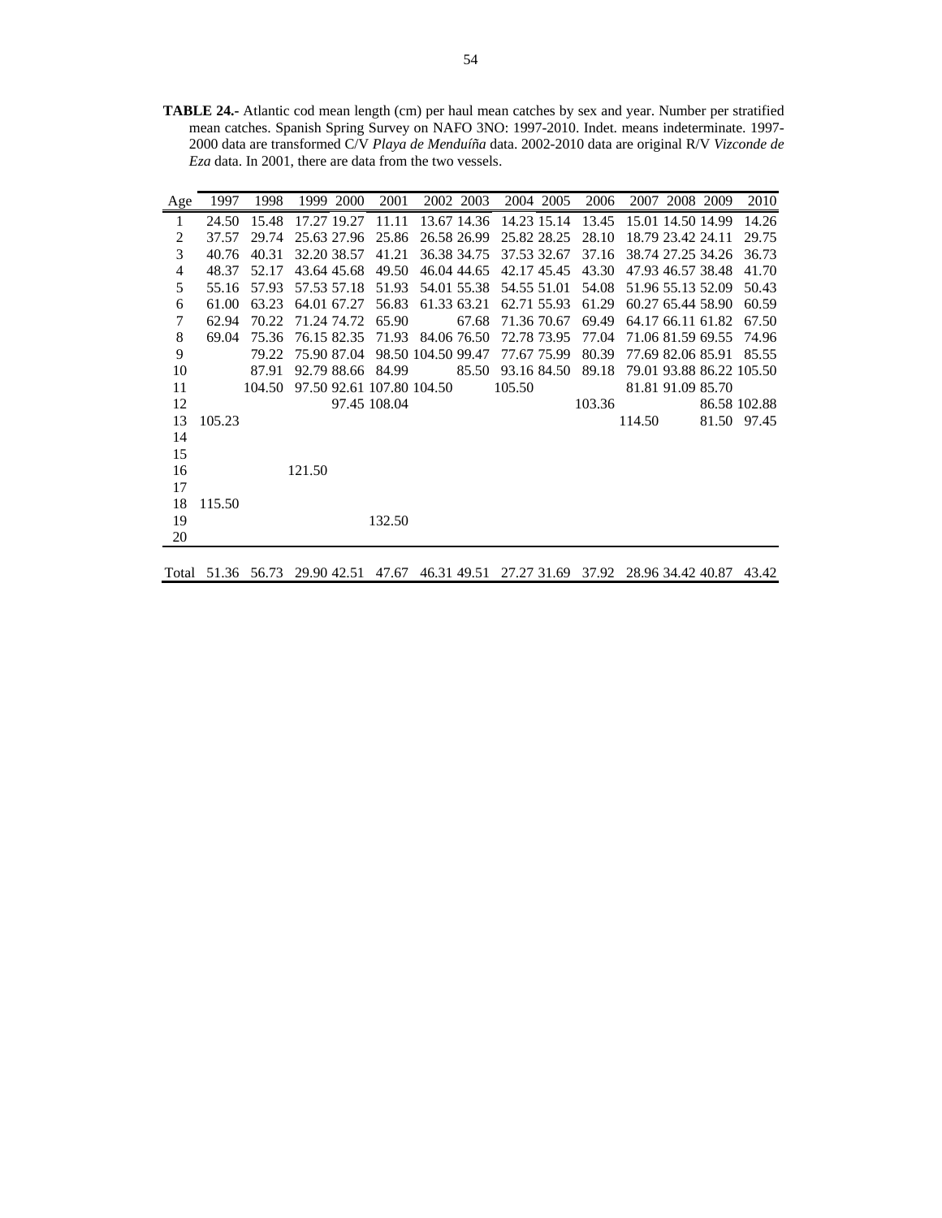**TABLE 24.-** Atlantic cod mean length (cm) per haul mean catches by sex and year. Number per stratified mean catches. Spanish Spring Survey on NAFO 3NO: 1997-2010. Indet. means indeterminate. 1997-2000 data are transformed C/V *Playa de Menduíña* data. 2002-2010 data are original R/V *Vizconde de Eza* data. In 2001, there are data from the two vessels.

| Age | 1997 | 1998 | 1999 | 2000 | 2001 | 2002 | 2003 | 2004 | 2005 | 2006 | 2007 | 2008 | 2009 | 2010 |
|---|---|---|---|---|---|---|---|---|---|---|---|---|---|---|
| 1 | 24.50 | 15.48 | 17.27 | 19.27 | 11.11 | 13.67 | 14.36 | 14.23 | 15.14 | 13.45 | 15.01 | 14.50 | 14.99 | 14.26 |
| 2 | 37.57 | 29.74 | 25.63 | 27.96 | 25.86 | 26.58 | 26.99 | 25.82 | 28.25 | 28.10 | 18.79 | 23.42 | 24.11 | 29.75 |
| 3 | 40.76 | 40.31 | 32.20 | 38.57 | 41.21 | 36.38 | 34.75 | 37.53 | 32.67 | 37.16 | 38.74 | 27.25 | 34.26 | 36.73 |
| 4 | 48.37 | 52.17 | 43.64 | 45.68 | 49.50 | 46.04 | 44.65 | 42.17 | 45.45 | 43.30 | 47.93 | 46.57 | 38.48 | 41.70 |
| 5 | 55.16 | 57.93 | 57.53 | 57.18 | 51.93 | 54.01 | 55.38 | 54.55 | 51.01 | 54.08 | 51.96 | 55.13 | 52.09 | 50.43 |
| 6 | 61.00 | 63.23 | 64.01 | 67.27 | 56.83 | 61.33 | 63.21 | 62.71 | 55.93 | 61.29 | 60.27 | 65.44 | 58.90 | 60.59 |
| 7 | 62.94 | 70.22 | 71.24 | 74.72 | 65.90 | | 67.68 | 71.36 | 70.67 | 69.49 | 64.17 | 66.11 | 61.82 | 67.50 |
| 8 | 69.04 | 75.36 | 76.15 | 82.35 | 71.93 | 84.06 | 76.50 | 72.78 | 73.95 | 77.04 | 71.06 | 81.59 | 69.55 | 74.96 |
| 9 | | 79.22 | 75.90 | 87.04 | 98.50 | 104.50 | 99.47 | 77.67 | 75.99 | 80.39 | 77.69 | 82.06 | 85.91 | 85.55 |
| 10 | | 87.91 | 92.79 | 88.66 | 84.99 | | 85.50 | 93.16 | 84.50 | 89.18 | 79.01 | 93.88 | 86.22 | 105.50 |
| 11 | | 104.50 | 97.50 | 92.61 | 107.80 | 104.50 | | 105.50 | | | 81.81 | 91.09 | 85.70 | |
| 12 | | | | 97.45 | 108.04 | | | | | 103.36 | | | 86.58 | 102.88 |
| 13 | 105.23 | | | | | | | | | | 114.50 | | 81.50 | 97.45 |
| 14 | | | | | | | | | | | | | | |
| 15 | | | | | | | | | | | | | | |
| 16 | | | 121.50 | | | | | | | | | | | |
| 17 | | | | | | | | | | | | | | |
| 18 | 115.50 | | | | | | | | | | | | | |
| 19 | | | | | 132.50 | | | | | | | | | |
| 20 | | | | | | | | | | | | | | |
| Total | 51.36 | 56.73 | 29.90 | 42.51 | 47.67 | 46.31 | 49.51 | 27.27 | 31.69 | 37.92 | 28.96 | 34.42 | 40.87 | 43.42 |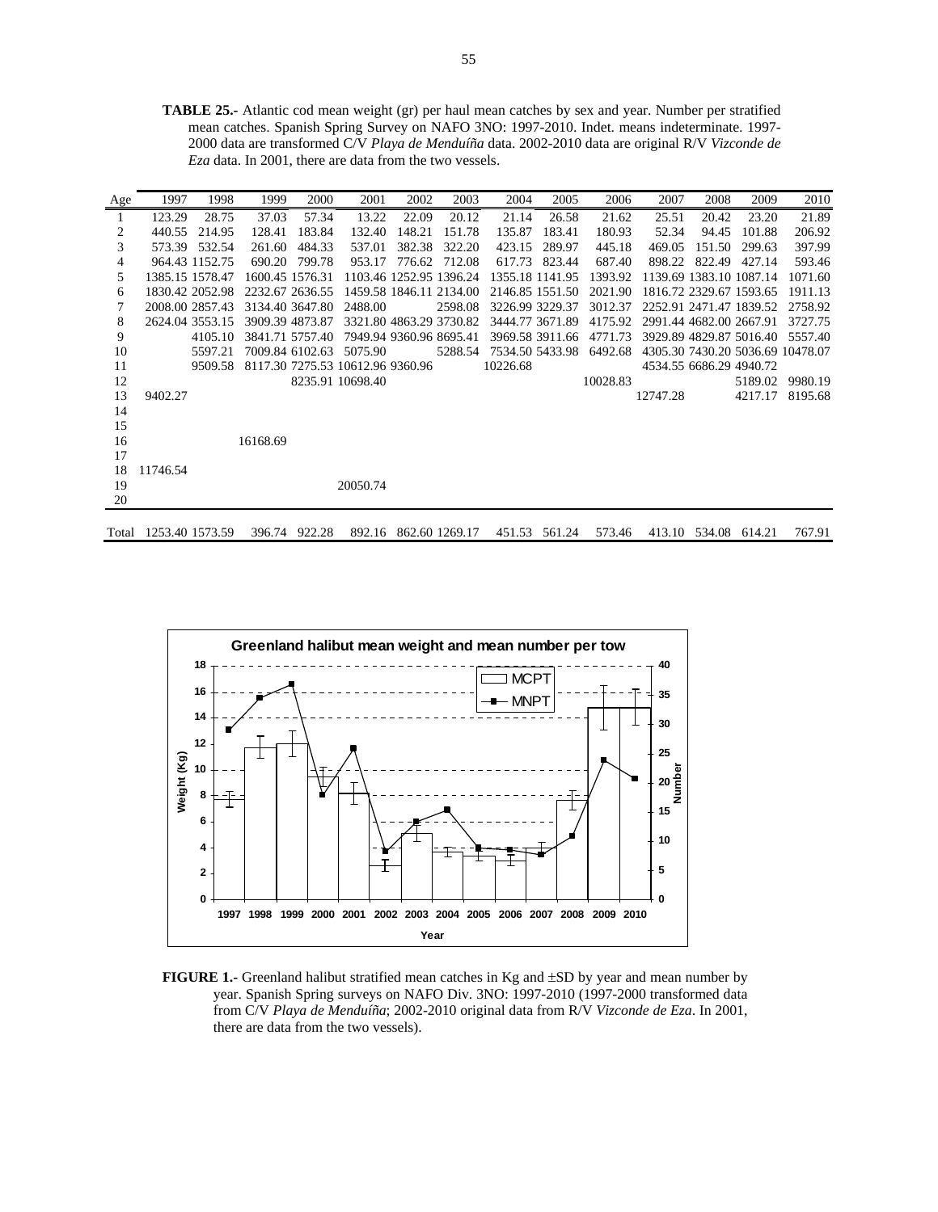**TABLE 25.-** Atlantic cod mean weight (gr) per haul mean catches by sex and year. Number per stratified mean catches. Spanish Spring Survey on NAFO 3NO: 1997-2010. Indet. means indeterminate. 1997-2000 data are transformed C/V *Playa de Menduíña* data. 2002-2010 data are original R/V *Vizconde de Eza* data. In 2001, there are data from the two vessels.

| Age | 1997 | 1998 | 1999 | 2000 | 2001 | 2002 | 2003 | 2004 | 2005 | 2006 | 2007 | 2008 | 2009 | 2010 |
|---|---|---|---|---|---|---|---|---|---|---|---|---|---|---|
| 1 | 123.29 | 28.75 | 37.03 | 57.34 | 13.22 | 22.09 | 20.12 | 21.14 | 26.58 | 21.62 | 25.51 | 20.42 | 23.20 | 21.89 |
| 2 | 440.55 | 214.95 | 128.41 | 183.84 | 132.40 | 148.21 | 151.78 | 135.87 | 183.41 | 180.93 | 52.34 | 94.45 | 101.88 | 206.92 |
| 3 | 573.39 | 532.54 | 261.60 | 484.33 | 537.01 | 382.38 | 322.20 | 423.15 | 289.97 | 445.18 | 469.05 | 151.50 | 299.63 | 397.99 |
| 4 | 964.43 | 1152.75 | 690.20 | 799.78 | 953.17 | 776.62 | 712.08 | 617.73 | 823.44 | 687.40 | 898.22 | 822.49 | 427.14 | 593.46 |
| 5 | 1385.15 | 1578.47 | 1600.45 | 1576.31 | 1103.46 | 1252.95 | 1396.24 | 1355.18 | 1141.95 | 1393.92 | 1139.69 | 1383.10 | 1087.14 | 1071.60 |
| 6 | 1830.42 | 2052.98 | 2232.67 | 2636.55 | 1459.58 | 1846.11 | 2134.00 | 2146.85 | 1551.50 | 2021.90 | 1816.72 | 2329.67 | 1593.65 | 1911.13 |
| 7 | 2008.00 | 2857.43 | 3134.40 | 3647.80 | 2488.00 | | 2598.08 | 3226.99 | 3229.37 | 3012.37 | 2252.91 | 2471.47 | 1839.52 | 2758.92 |
| 8 | 2624.04 | 3553.15 | 3909.39 | 4873.87 | 3321.80 | 4863.29 | 3730.82 | 3444.77 | 3671.89 | 4175.92 | 2991.44 | 4682.00 | 2667.91 | 3727.75 |
| 9 | | 4105.10 | 3841.71 | 5757.40 | 7949.94 | 9360.96 | 8695.41 | 3969.58 | 3911.66 | 4771.73 | 3929.89 | 4829.87 | 5016.40 | 5557.40 |
| 10 | | 5597.21 | 7009.84 | 6102.63 | 5075.90 | | 5288.54 | 7534.50 | 5433.98 | 6492.68 | 4305.30 | 7430.20 | 5036.69 | 10478.07 |
| 11 | | 9509.58 | 8117.30 | 7275.53 | 10612.96 | 9360.96 | | 10226.68 | | | 4534.55 | 6686.29 | 4940.72 | |
| 12 | | | | 8235.91 | 10698.40 | | | | | 10028.83 | | | 5189.02 | 9980.19 |
| 13 | 9402.27 | | | | | | | | | | 12747.28 | | 4217.17 | 8195.68 |
| 14 | | | | | | | | | | | | | | |
| 15 | | | | | | | | | | | | | | |
| 16 | | | 16168.69 | | | | | | | | | | | |
| 17 | | | | | | | | | | | | | | |
| 18 | 11746.54 | | | | | | | | | | | | | |
| 19 | | | | | 20050.74 | | | | | | | | | |
| 20 | | | | | | | | | | | | | | |
| Total | 1253.40 | 1573.59 | 396.74 | 922.28 | 892.16 | 862.60 | 1269.17 | 451.53 | 561.24 | 573.46 | 413.10 | 534.08 | 614.21 | 767.91 |

**FIGURE 1.-** Greenland halibut stratified mean catches in Kg and ±SD by year and mean number by year. Spanish Spring surveys on NAFO Div. 3NO: 1997-2010 (1997-2000 transformed data from C/V *Playa de Menduíña*; 2002-2010 original data from R/V *Vizconde de Eza*. In 2001, there are data from the two vessels).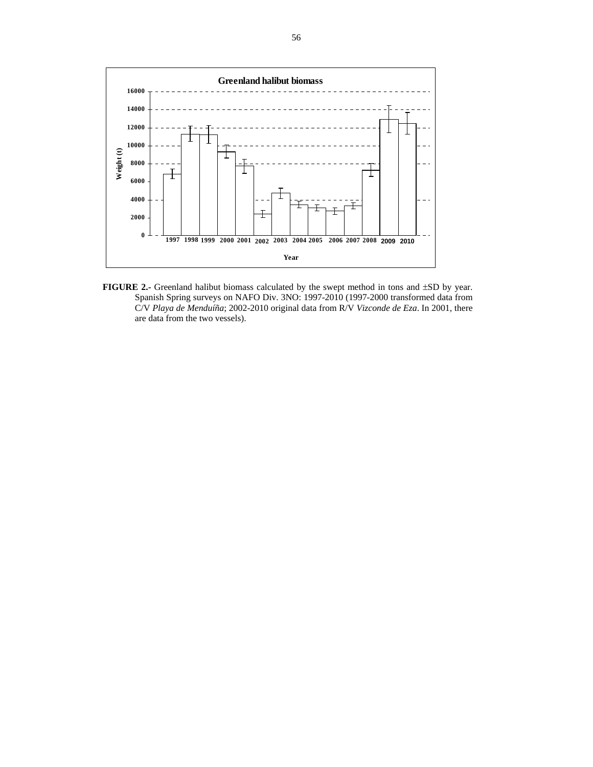**FIGURE 2.-** Greenland halibut biomass calculated by the swept method in tons and ±SD by year. Spanish Spring surveys on NAFO Div. 3NO: 1997-2010 (1997-2000 transformed data from C/V *Playa de Menduíña*; 2002-2010 original data from R/V *Vizconde de Eza*. In 2001, there are data from the two vessels).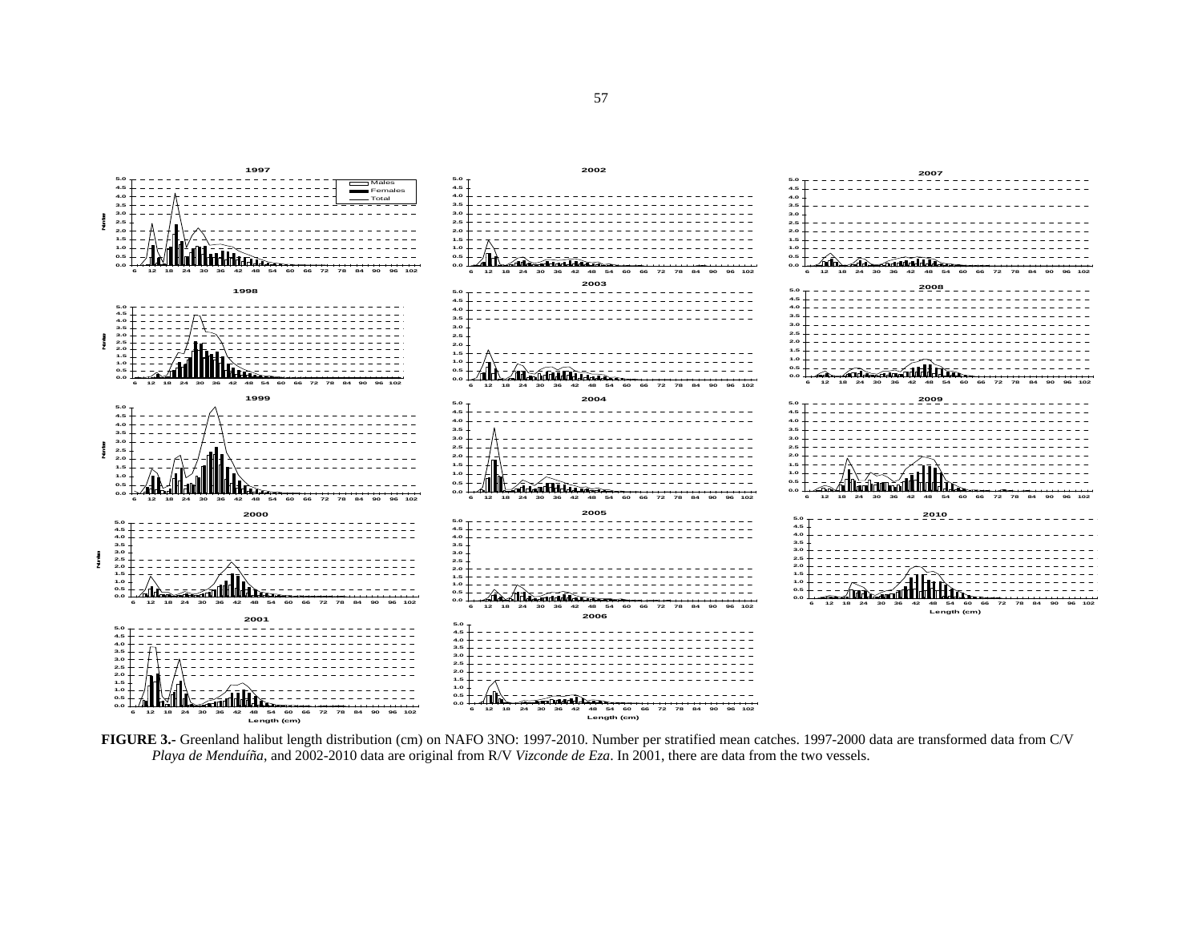**FIGURE 3.-** Greenland halibut length distribution (cm) on NAFO 3NO: 1997-2010. Number per stratified mean catches. 1997-2000 data are transformed data from C/V *Playa de Menduíña*, and 2002-2010 data are original from R/V *Vizconde de Eza*. In 2001, there are data from the two vessels.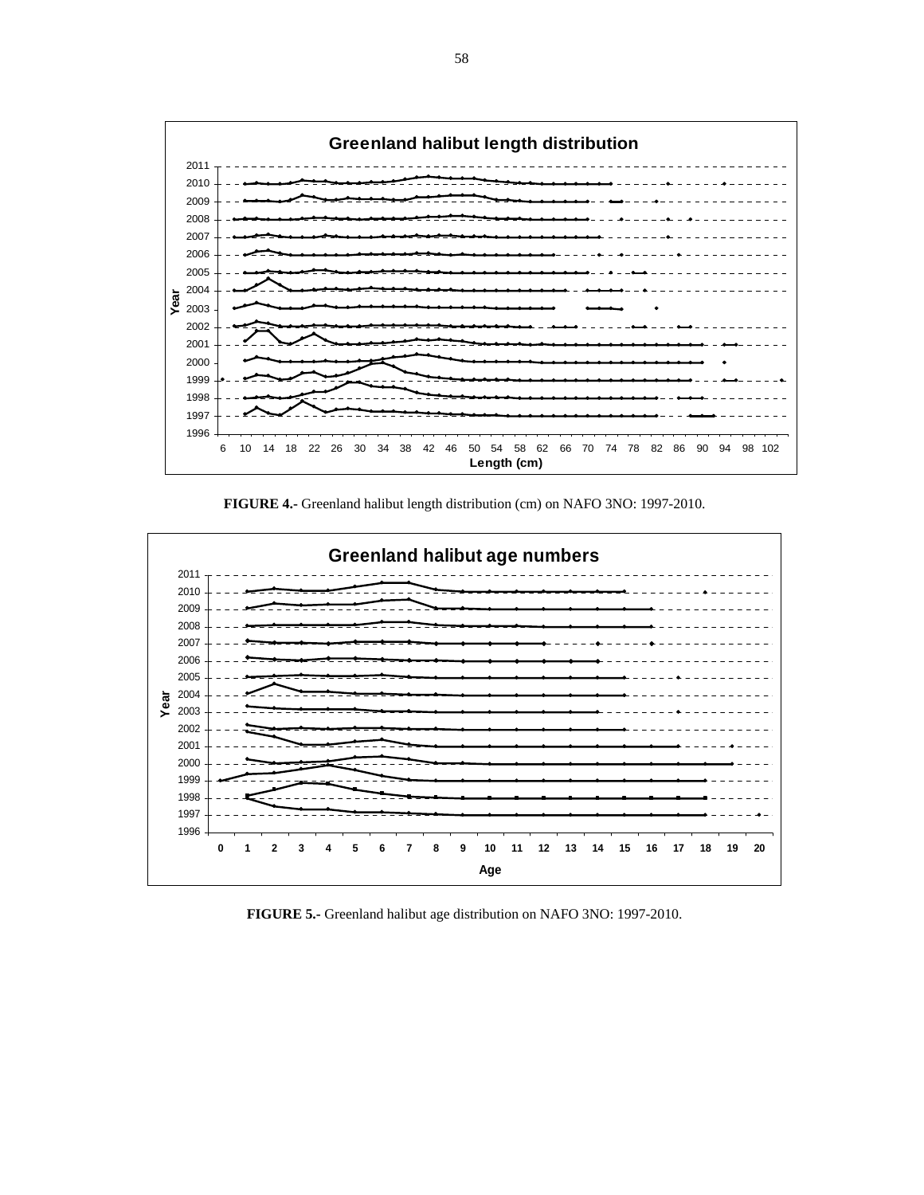**FIGURE 4.-** Greenland halibut length distribution (cm) on NAFO 3NO: 1997-2010.

**FIGURE 5.-** Greenland halibut age distribution on NAFO 3NO: 1997-2010.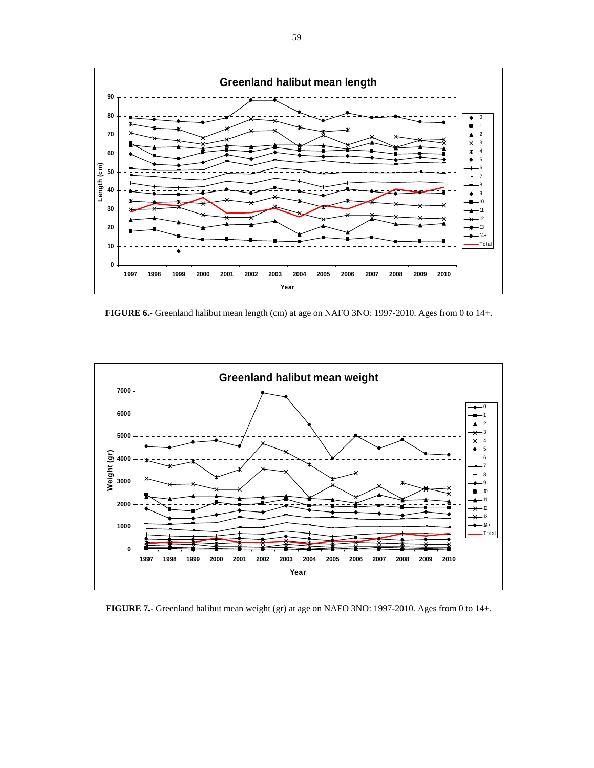**FIGURE 6.-** Greenland halibut mean length (cm) at age on NAFO 3NO: 1997-2010. Ages from 0 to 14+.

**FIGURE 7.-** Greenland halibut mean weight (gr) at age on NAFO 3NO: 1997-2010. Ages from 0 to 14+.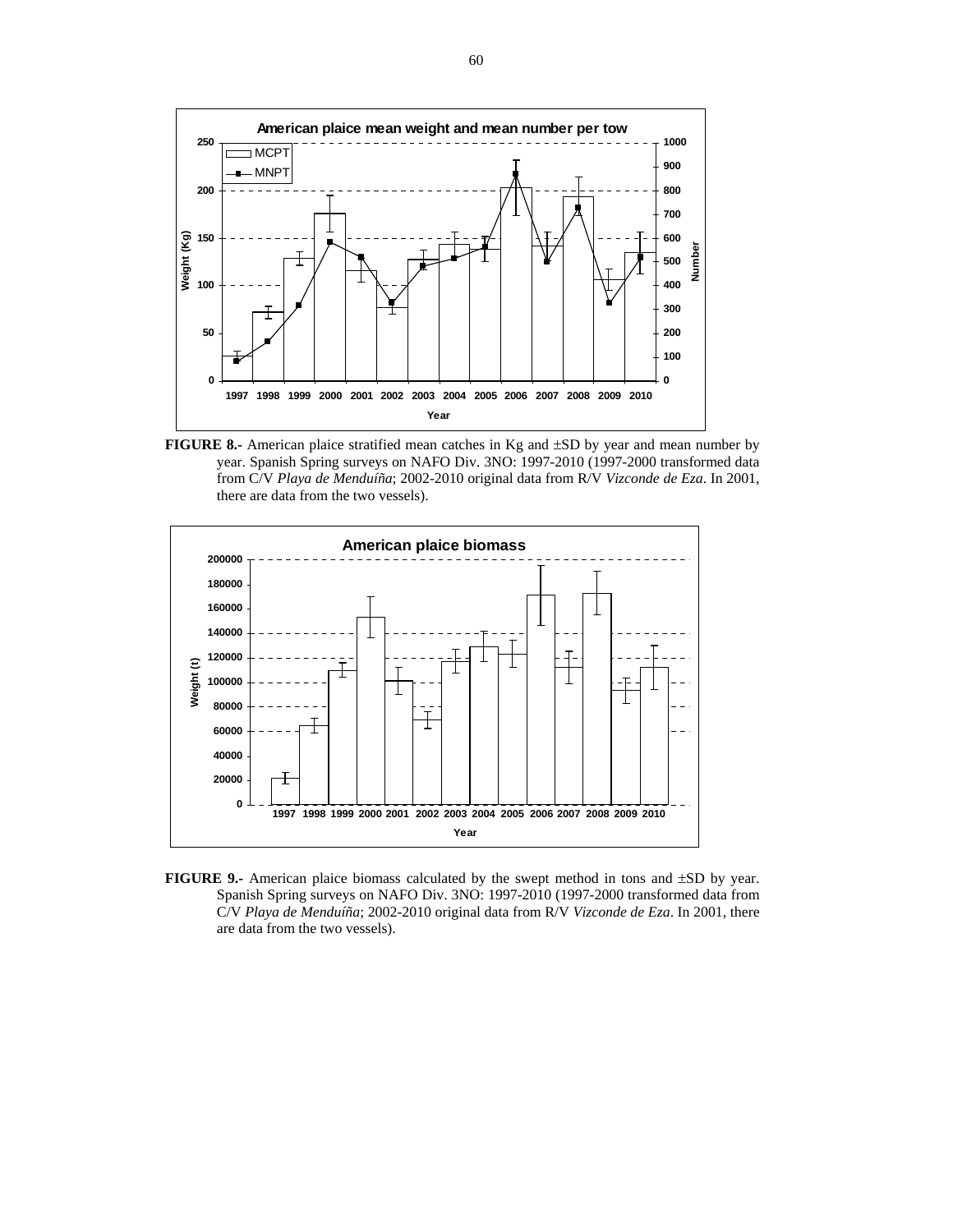**FIGURE 8.-** American plaice stratified mean catches in Kg and ±SD by year and mean number by year. Spanish Spring surveys on NAFO Div. 3NO: 1997-2010 (1997-2000 transformed data from C/V *Playa de Menduíña*; 2002-2010 original data from R/V *Vizconde de Eza*. In 2001, there are data from the two vessels).

**FIGURE 9.-** American plaice biomass calculated by the swept method in tons and ±SD by year. Spanish Spring surveys on NAFO Div. 3NO: 1997-2010 (1997-2000 transformed data from C/V *Playa de Menduíña*; 2002-2010 original data from R/V *Vizconde de Eza*. In 2001, there are data from the two vessels).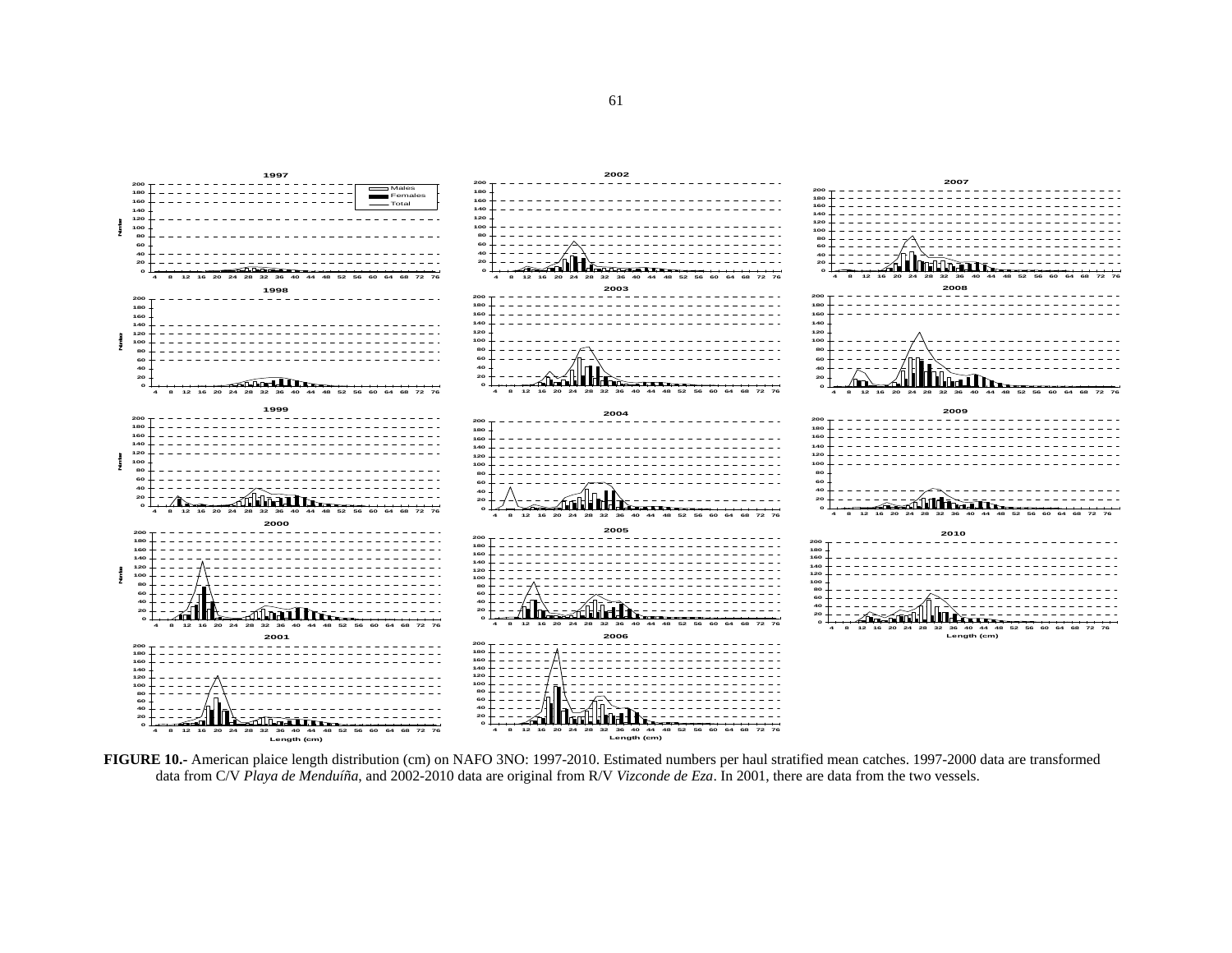**FIGURE 10.-** American plaice length distribution (cm) on NAFO 3NO: 1997-2010. Estimated numbers per haul stratified mean catches. 1997-2000 data are transformed data from C/V *Playa de Menduíña*, and 2002-2010 data are original from R/V *Vizconde de Eza*. In 2001, there are data from the two vessels.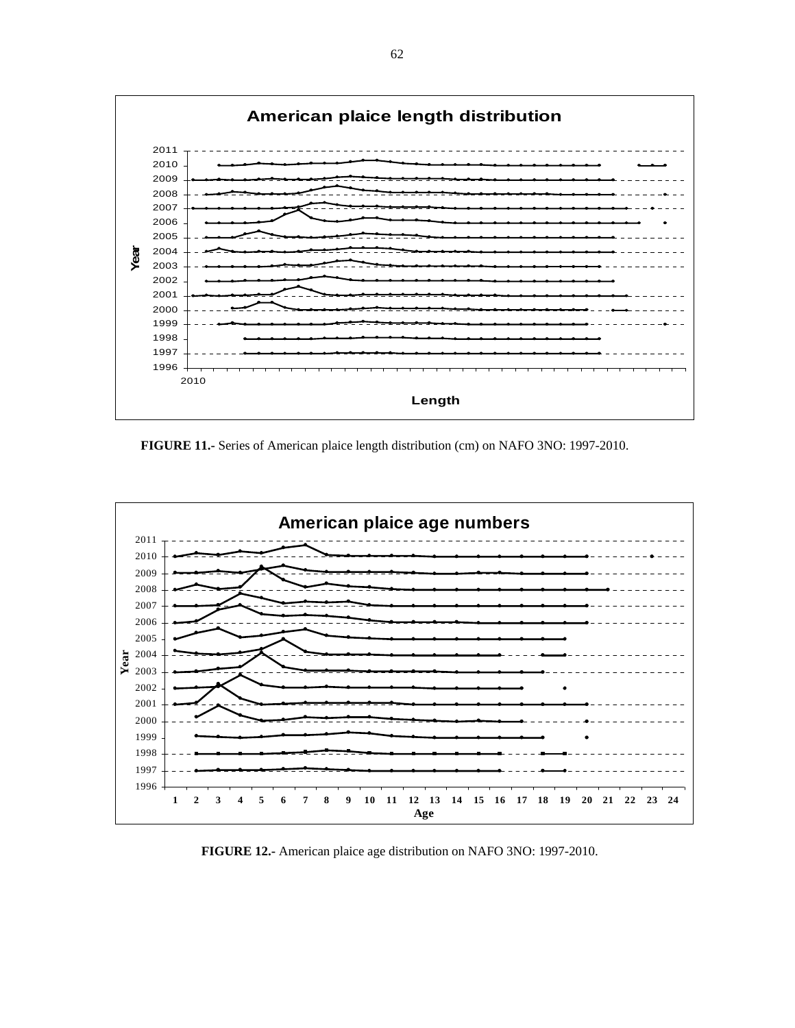**FIGURE 11.-** Series of American plaice length distribution (cm) on NAFO 3NO: 1997-2010.

**FIGURE 12.-** American plaice age distribution on NAFO 3NO: 1997-2010.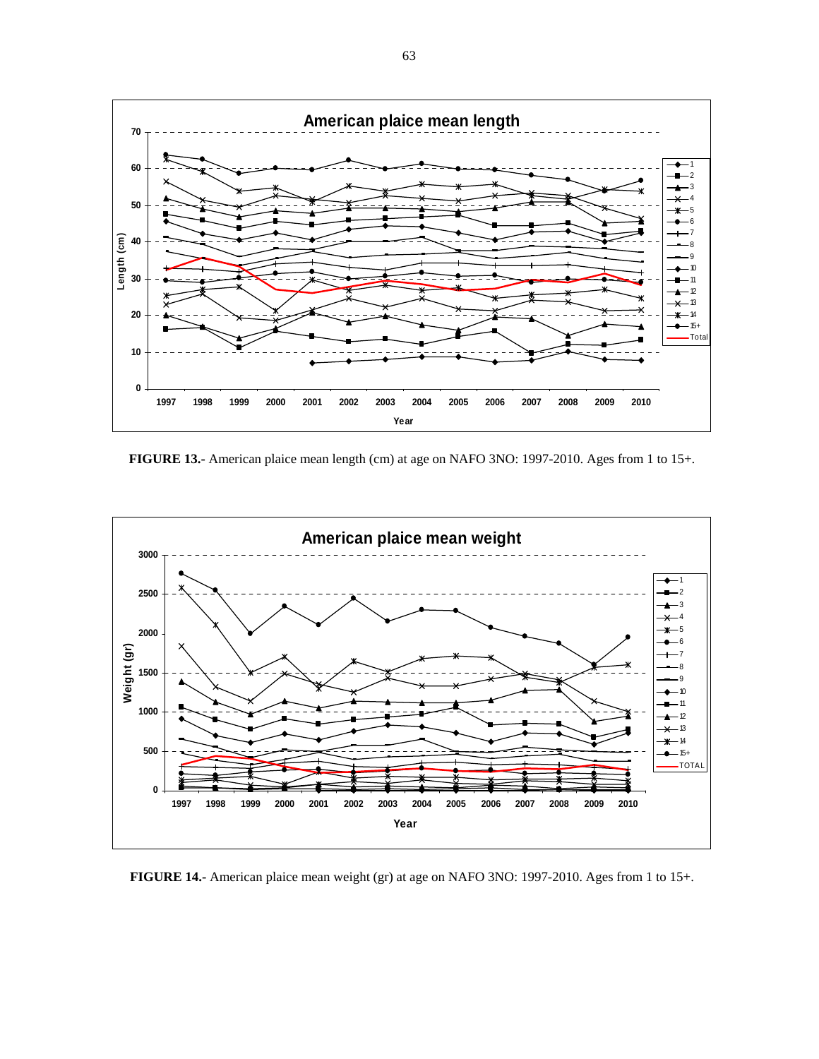**FIGURE 13.-** American plaice mean length (cm) at age on NAFO 3NO: 1997-2010. Ages from 1 to 15+.

**FIGURE 14.-** American plaice mean weight (gr) at age on NAFO 3NO: 1997-2010. Ages from 1 to 15+.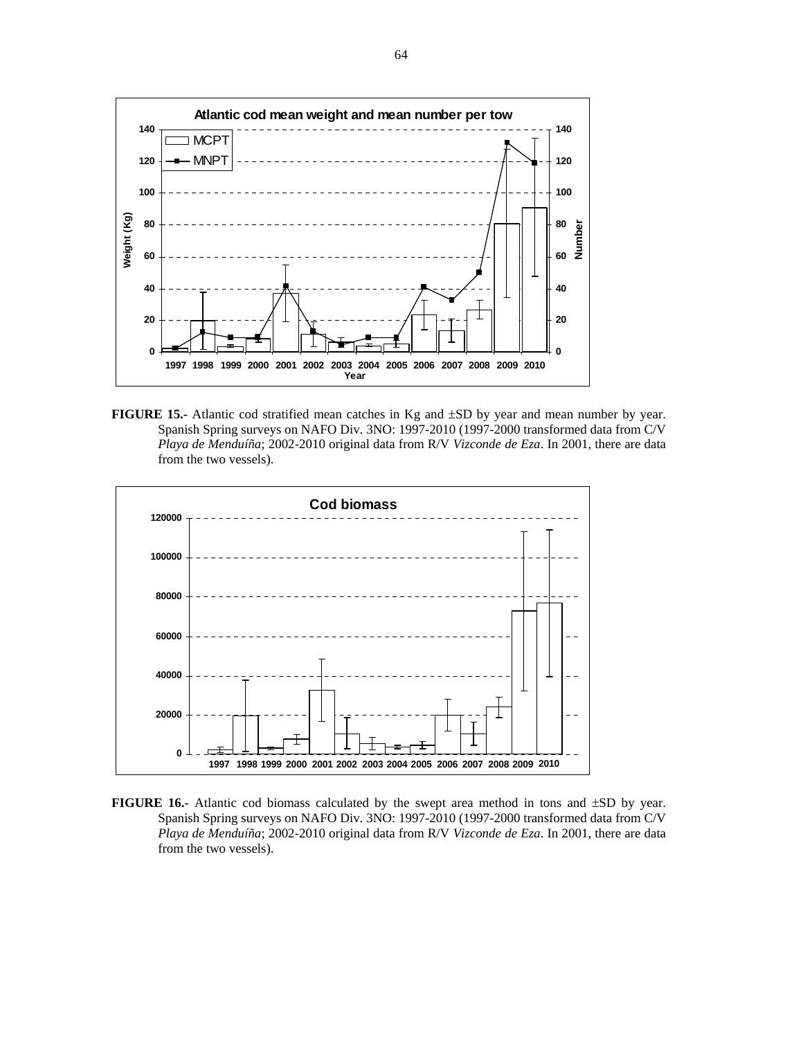**FIGURE 15.-** Atlantic cod stratified mean catches in Kg and ±SD by year and mean number by year. Spanish Spring surveys on NAFO Div. 3NO: 1997-2010 (1997-2000 transformed data from C/V *Playa de Menduíña*; 2002-2010 original data from R/V *Vizconde de Eza*. In 2001, there are data from the two vessels).

**FIGURE 16.-** Atlantic cod biomass calculated by the swept area method in tons and ±SD by year. Spanish Spring surveys on NAFO Div. 3NO: 1997-2010 (1997-2000 transformed data from C/V *Playa de Menduíña*; 2002-2010 original data from R/V *Vizconde de Eza*. In 2001, there are data from the two vessels).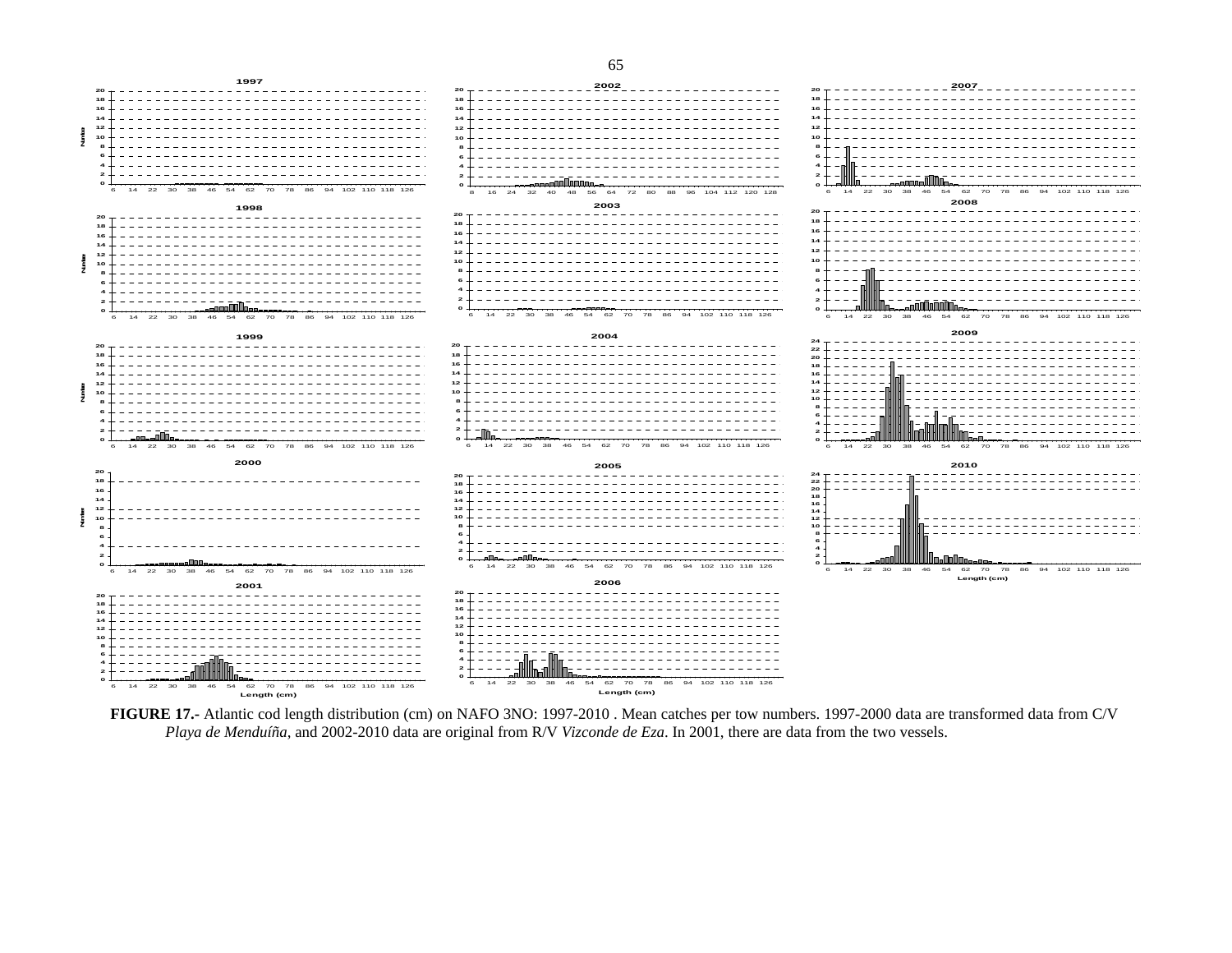**FIGURE 17.-** Atlantic cod length distribution (cm) on NAFO 3NO: 1997-2010 . Mean catches per tow numbers. 1997-2000 data are transformed data from C/V *Playa de Menduíña*, and 2002-2010 data are original from R/V *Vizconde de Eza*. In 2001, there are data from the two vessels.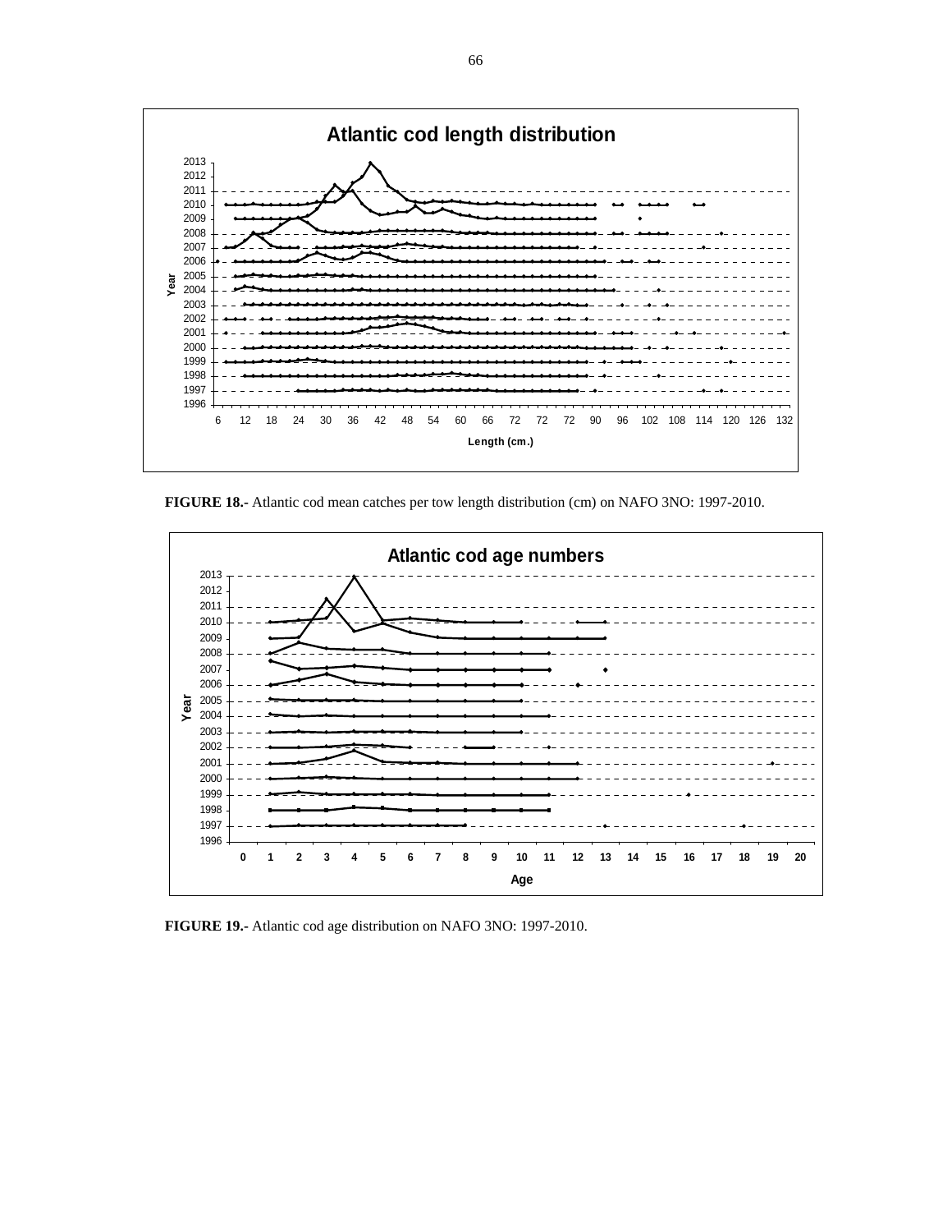**FIGURE 18.-** Atlantic cod mean catches per tow length distribution (cm) on NAFO 3NO: 1997-2010.

**FIGURE 19.-** Atlantic cod age distribution on NAFO 3NO: 1997-2010.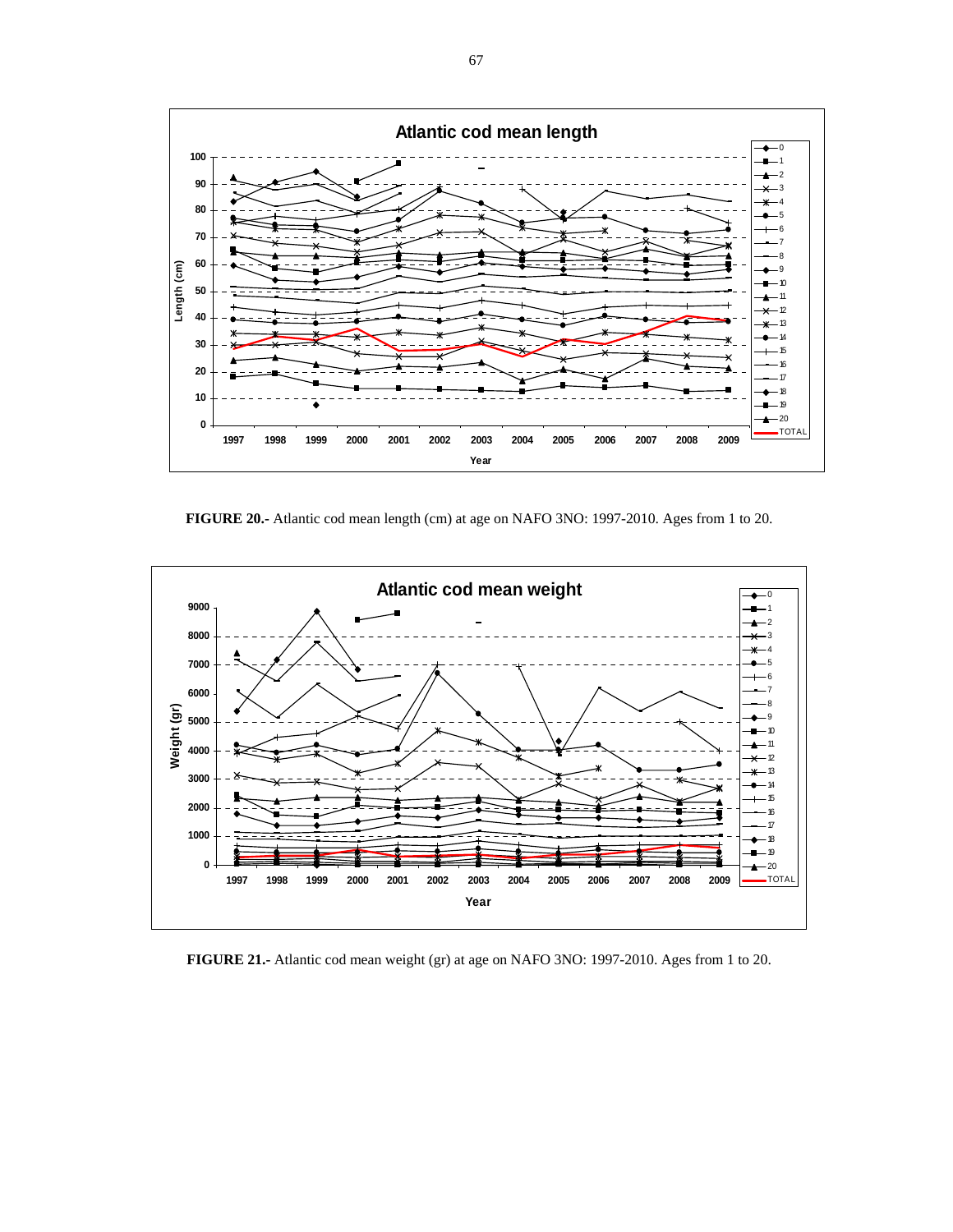Atlantic cod mean length

Length (cm)

100
90
80
70
60
50
40
30
20
10
0

1997 1998 1999 2000 2001 2002 2003 2004 2005 2006 2007 2008 2009

Year

0
1
2
3
4
5
6
7
8
9
10
11
12
13
14
15
16
17
18
19
20
TOTAL

**FIGURE 20.-** Atlantic cod mean length (cm) at age on NAFO 3NO: 1997-2010. Ages from 1 to 20.

Atlantic cod mean weight

Weight (gr)

9000
8000
7000
6000
5000
4000
3000
2000
1000
0

1997 1998 1999 2000 2001 2002 2003 2004 2005 2006 2007 2008 2009

Year

0
1
2
3
4
5
6
7
8
9
10
11
12
13
14
15
16
17
18
19
20
TOTAL

**FIGURE 21.-** Atlantic cod mean weight (gr) at age on NAFO 3NO: 1997-2010. Ages from 1 to 20.